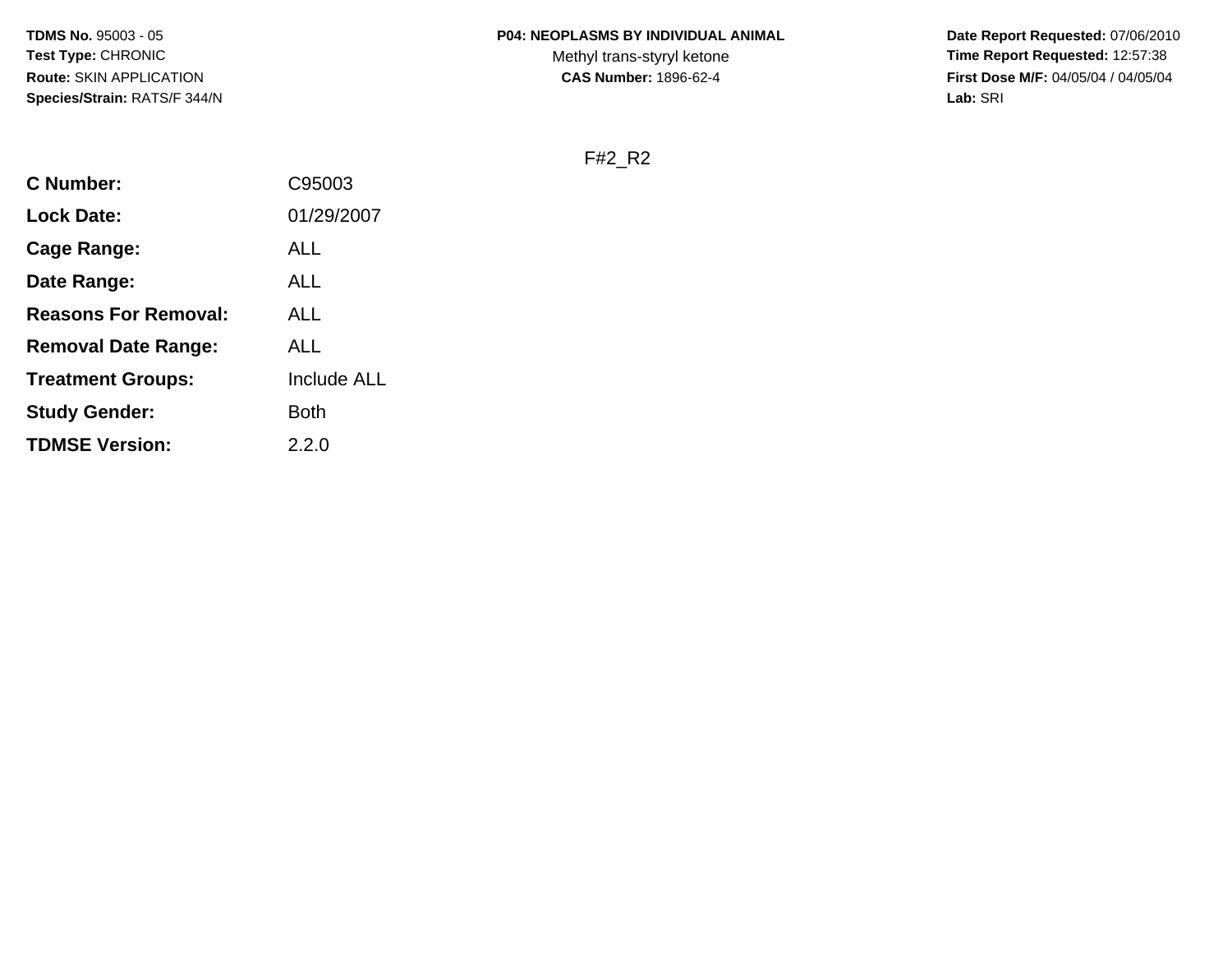**TDMS No.** 95003 - 05
**Test Type:** CHRONIC
**Route:** SKIN APPLICATION
**Species/Strain:** RATS/F 344/N

**P04: NEOPLASMS BY INDIVIDUAL ANIMAL**
Methyl trans-styryl ketone
**CAS Number:** 1896-62-4

**Date Report Requested:** 07/06/2010
**Time Report Requested:** 12:57:38
**First Dose M/F:** 04/05/04 / 04/05/04
**Lab:** SRI

F#2_R2

| | |
|---|---|
| **C Number:** | C95003 |
| **Lock Date:** | 01/29/2007 |
| **Cage Range:** | ALL |
| **Date Range:** | ALL |
| **Reasons For Removal:** | ALL |
| **Removal Date Range:** | ALL |
| **Treatment Groups:** | Include ALL |
| **Study Gender:** | Both |
| **TDMSE Version:** | 2.2.0 |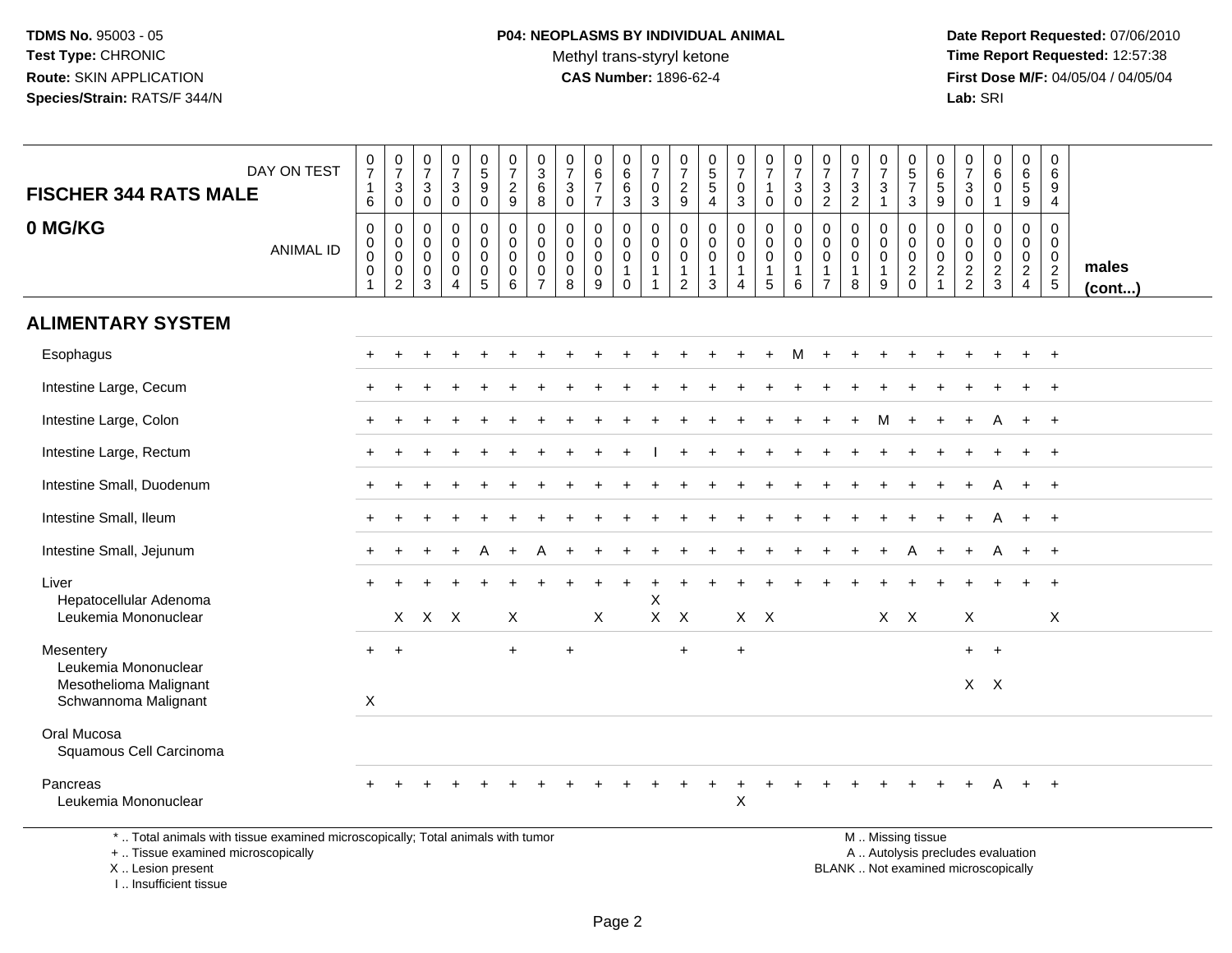**TDMS No.** 95003 - 05
**Test Type:** CHRONIC
**Route:** SKIN APPLICATION
**Species/Strain:** RATS/F 344/N

**P04: NEOPLASMS BY INDIVIDUAL ANIMAL**
Methyl trans-styryl ketone
**CAS Number:** 1896-62-4

**Date Report Requested:** 07/06/2010
**Time Report Requested:** 12:57:38
**First Dose M/F:** 04/05/04 / 04/05/04
**Lab:** SRI

**FISCHER 344 RATS MALE**
**0 MG/KG**

| DAY ON TEST | 0716 | 0730 | 0730 | 0730 | 0590 | 0729 | 0368 | 0730 | 0677 | 0663 | 0703 | 0729 | 0554 | 0703 | 0710 | 0730 | 0732 | 0732 | 0731 | 0573 | 0659 | 0730 | 0601 | 0659 | 0694 | |
|---|---|---|---|---|---|---|---|---|---|---|---|---|---|---|---|---|---|---|---|---|---|---|---|---|---|---|
| **ANIMAL ID** | 0001 | 0002 | 0003 | 0004 | 0005 | 0006 | 0007 | 0008 | 0009 | 0010 | 0011 | 0012 | 0013 | 0014 | 0015 | 0016 | 0017 | 0018 | 0019 | 0020 | 0021 | 0022 | 0023 | 0024 | 0025 | **males (cont...)** |
| **ALIMENTARY SYSTEM** | | | | | | | | | | | | | | | | | | | | | | | | | | |
| Esophagus | + | + | + | + | + | + | + | + | + | + | + | + | + | + | + | M | + | + | + | + | + | + | + | + | + | |
| Intestine Large, Cecum | + | + | + | + | + | + | + | + | + | + | + | + | + | + | + | + | + | + | + | + | + | + | + | + | + | |
| Intestine Large, Colon | + | + | + | + | + | + | + | + | + | + | + | + | + | + | + | + | + | + | M | + | + | + | A | + | + | |
| Intestine Large, Rectum | + | + | + | + | + | + | + | + | + | + | I | + | + | + | + | + | + | + | + | + | + | + | + | + | + | |
| Intestine Small, Duodenum | + | + | + | + | + | + | + | + | + | + | + | + | + | + | + | + | + | + | + | + | + | + | A | + | + | |
| Intestine Small, Ileum | + | + | + | + | + | + | + | + | + | + | + | + | + | + | + | + | + | + | + | + | + | + | A | + | + | |
| Intestine Small, Jejunum | + | + | + | + | A | + | A | + | + | + | + | + | + | + | + | + | + | + | + | A | + | + | A | + | + | |
| Liver | + | + | + | + | + | + | + | + | + | + | + | + | + | + | + | + | + | + | + | + | + | + | + | + | + | |
| Hepatocellular Adenoma | | | | | | | | | | | X | | | | | | | | | | | | | | | |
| Leukemia Mononuclear | | X | X | X | | X | | | X | | X | X | | X | X | | | | X | X | | X | | | X | |
| Mesentery | + | + | | | | + | | + | | | | + | | + | | | | | | | | + | + | | | |
| Leukemia Mononuclear | | | | | | | | | | | | | | | | | | | | | | | | | | |
| Mesothelioma Malignant | | | | | | | | | | | | | | | | | | | | | | X | X | | | |
| Schwannoma Malignant | X | | | | | | | | | | | | | | | | | | | | | | | | | |
| Oral Mucosa | | | | | | | | | | | | | | | | | | | | | | | | | | |
| Squamous Cell Carcinoma | | | | | | | | | | | | | | | | | | | | | | | | | | |
| Pancreas | + | + | + | + | + | + | + | + | + | + | + | + | + | + | + | + | + | + | + | + | + | + | A | + | + | |
| Leukemia Mononuclear | | | | | | | | | | | | | | X | | | | | | | | | | | | |

\* .. Total animals with tissue examined microscopically; Total animals with tumor
\+ .. Tissue examined microscopically
X .. Lesion present
I .. Insufficient tissue

M .. Missing tissue
A .. Autolysis precludes evaluation
BLANK .. Not examined microscopically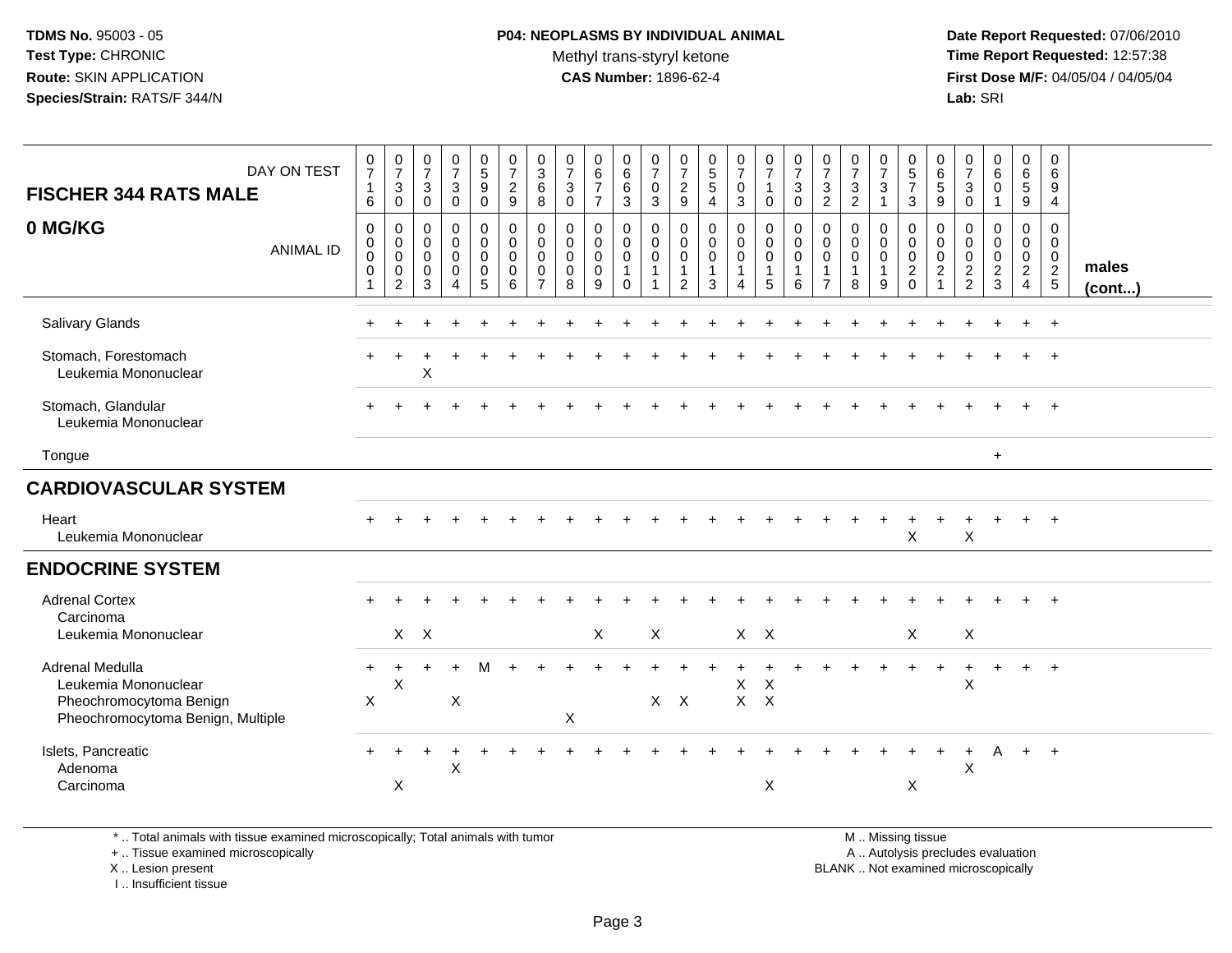**TDMS No.** 95003 - 05
**Test Type:** CHRONIC
**Route:** SKIN APPLICATION
**Species/Strain:** RATS/F 344/N

**P04: NEOPLASMS BY INDIVIDUAL ANIMAL**
Methyl trans-styryl ketone
**CAS Number:** 1896-62-4

**Date Report Requested:** 07/06/2010
**Time Report Requested:** 12:57:38
**First Dose M/F:** 04/05/04 / 04/05/04
**Lab:** SRI

## FISCHER 344 RATS MALE — 0 MG/KG

| DAY ON TEST | 0716 | 0730 | 0730 | 0730 | 0590 | 0729 | 0368 | 0730 | 0677 | 0663 | 0703 | 0729 | 0554 | 0703 | 0710 | 0730 | 0732 | 0732 | 0731 | 0573 | 0659 | 0730 | 0601 | 0659 | 0694 | |
|---|---|---|---|---|---|---|---|---|---|---|---|---|---|---|---|---|---|---|---|---|---|---|---|---|---|---|
| **ANIMAL ID** | 0001 | 0002 | 0003 | 0004 | 0005 | 0006 | 0007 | 0008 | 0009 | 0010 | 0011 | 0012 | 0013 | 0014 | 0015 | 0016 | 0017 | 0018 | 0019 | 0020 | 0021 | 0022 | 0023 | 0024 | 0025 | **males (cont...)** |
| Salivary Glands | + | + | + | + | + | + | + | + | + | + | + | + | + | + | + | + | + | + | + | + | + | + | + | + | + | |
| Stomach, Forestomach | + | + | + | + | + | + | + | + | + | + | + | + | + | + | + | + | + | + | + | + | + | + | + | + | + | |
| Leukemia Mononuclear | | | X | | | | | | | | | | | | | | | | | | | | | | | |
| Stomach, Glandular | + | + | + | + | + | + | + | + | + | + | + | + | + | + | + | + | + | + | + | + | + | + | + | + | + | |
| Leukemia Mononuclear | | | | | | | | | | | | | | | | | | | | | | | | | | |
| Tongue | | | | | | | | | | | | | | | | | | | | | | | + | | | |
| **CARDIOVASCULAR SYSTEM** | | | | | | | | | | | | | | | | | | | | | | | | | | |
| Heart | + | + | + | + | + | + | + | + | + | + | + | + | + | + | + | + | + | + | + | + | + | + | + | + | + | |
| Leukemia Mononuclear | | | | | | | | | | | | | | | | | | | | X | | X | | | | |
| **ENDOCRINE SYSTEM** | | | | | | | | | | | | | | | | | | | | | | | | | | |
| Adrenal Cortex | + | + | + | + | + | + | + | + | + | + | + | + | + | + | + | + | + | + | + | + | + | + | + | + | + | |
| Carcinoma | | | | | | | | | | | | | | | | | | | | | | | | | | |
| Leukemia Mononuclear | | X | X | | | | | | X | | X | | | X | X | | | | | X | | X | | | | |
| Adrenal Medulla | + | + | + | + | M | + | + | + | + | + | + | + | + | + | + | + | + | + | + | + | + | + | + | + | + | |
| Leukemia Mononuclear | | X | | | | | | | | | | | | X | X | | | | | | | X | | | | |
| Pheochromocytoma Benign | X | | | X | | | | | | | X | X | | X | X | | | | | | | | | | | |
| Pheochromocytoma Benign, Multiple | | | | | | | | X | | | | | | | | | | | | | | | | | | |
| Islets, Pancreatic | + | + | + | + | + | + | + | + | + | + | + | + | + | + | + | + | + | + | + | + | + | + | A | + | + | |
| Adenoma | | | | X | | | | | | | | | | | | | | | | | | X | | | | |
| Carcinoma | | X | | | | | | | | | | | | | X | | | | | X | | | | | | |

\* .. Total animals with tissue examined microscopically; Total animals with tumor
\+ .. Tissue examined microscopically
X .. Lesion present
I .. Insufficient tissue

M .. Missing tissue
A .. Autolysis precludes evaluation
BLANK .. Not examined microscopically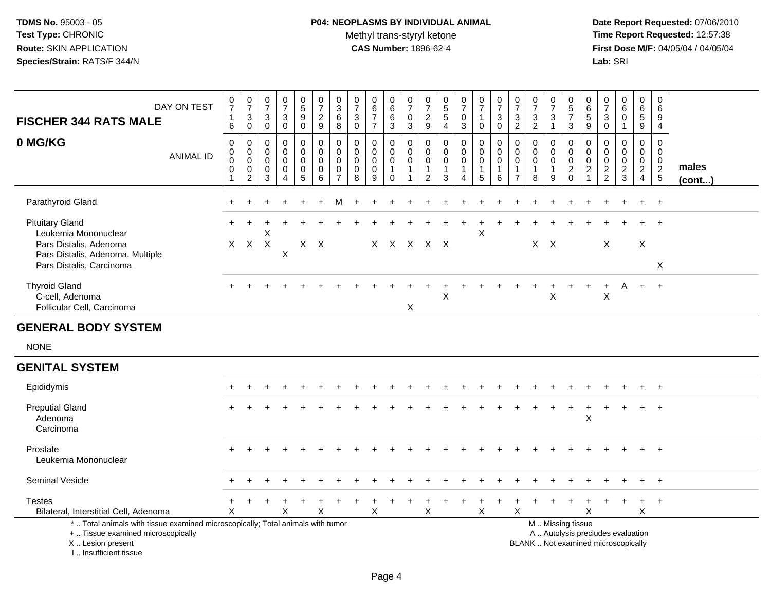**TDMS No.** 95003 - 05
**Test Type:** CHRONIC
**Route:** SKIN APPLICATION
**Species/Strain:** RATS/F 344/N

**P04: NEOPLASMS BY INDIVIDUAL ANIMAL**
Methyl trans-styryl ketone
**CAS Number:** 1896-62-4

**Date Report Requested:** 07/06/2010
**Time Report Requested:** 12:57:38
**First Dose M/F:** 04/05/04 / 04/05/04
**Lab:** SRI

| FISCHER 344 RATS MALE — DAY ON TEST | 0716 | 0730 | 0730 | 0730 | 0590 | 0729 | 0368 | 0730 | 0677 | 0663 | 0703 | 0729 | 0554 | 0703 | 0710 | 0730 | 0732 | 0732 | 0731 | 0573 | 0659 | 0730 | 0601 | 0659 | 0694 | |
|---|---|---|---|---|---|---|---|---|---|---|---|---|---|---|---|---|---|---|---|---|---|---|---|---|---|---|
| **0 MG/KG** — ANIMAL ID | 0001 | 0002 | 0003 | 0004 | 0005 | 0006 | 0007 | 0008 | 0009 | 0010 | 0011 | 0012 | 0013 | 0014 | 0015 | 0016 | 0017 | 0018 | 0019 | 0020 | 0021 | 0022 | 0023 | 0024 | 0025 | **males (cont...)** |
| Parathyroid Gland | + | + | + | + | + | + | M | + | + | + | + | + | + | + | + | + | + | + | + | + | + | + | + | + | + | |
| Pituitary Gland | + | + | + | + | + | + | + | + | + | + | + | + | + | + | + | + | + | + | + | + | + | + | + | + | + | |
| Leukemia Mononuclear | | | X | | | | | | | | | | | | X | | | | | | | | | | | |
| Pars Distalis, Adenoma | X | X | X | | X | X | | | X | X | X | X | X | | | | | X | X | | | X | | X | | |
| Pars Distalis, Adenoma, Multiple | | | | X | | | | | | | | | | | | | | | | | | | | | | |
| Pars Distalis, Carcinoma | | | | | | | | | | | | | | | | | | | | | | | | | X | |
| Thyroid Gland | + | + | + | + | + | + | + | + | + | + | + | + | + | + | + | + | + | + | + | + | + | + | A | + | + | |
| C-cell, Adenoma | | | | | | | | | | | | | X | | | | | | X | | | X | | | | |
| Follicular Cell, Carcinoma | | | | | | | | | | | X | | | | | | | | | | | | | | | |

## GENERAL BODY SYSTEM

NONE

## GENITAL SYSTEM

| | 0001 | 0002 | 0003 | 0004 | 0005 | 0006 | 0007 | 0008 | 0009 | 0010 | 0011 | 0012 | 0013 | 0014 | 0015 | 0016 | 0017 | 0018 | 0019 | 0020 | 0021 | 0022 | 0023 | 0024 | 0025 |
|---|---|---|---|---|---|---|---|---|---|---|---|---|---|---|---|---|---|---|---|---|---|---|---|---|---|
| Epididymis | + | + | + | + | + | + | + | + | + | + | + | + | + | + | + | + | + | + | + | + | + | + | + | + | + |
| Preputial Gland | + | + | + | + | + | + | + | + | + | + | + | + | + | + | + | + | + | + | + | + | + | + | + | + | + |
| Adenoma | | | | | | | | | | | | | | | | | | | | | X | | | | |
| Carcinoma | | | | | | | | | | | | | | | | | | | | | | | | | |
| Prostate | + | + | + | + | + | + | + | + | + | + | + | + | + | + | + | + | + | + | + | + | + | + | + | + | + |
| Leukemia Mononuclear | | | | | | | | | | | | | | | | | | | | | | | | | |
| Seminal Vesicle | + | + | + | + | + | + | + | + | + | + | + | + | + | + | + | + | + | + | + | + | + | + | + | + | + |
| Testes | + | + | + | + | + | + | + | + | + | + | + | + | + | + | + | + | + | + | + | + | + | + | + | + | + |
| Bilateral, Interstitial Cell, Adenoma | X | | | X | | X | | | X | | | X | | | X | | X | | | | X | | | X | |

\* .. Total animals with tissue examined microscopically; Total animals with tumor
\+ .. Tissue examined microscopically
X .. Lesion present
I .. Insufficient tissue

M .. Missing tissue
A .. Autolysis precludes evaluation
BLANK .. Not examined microscopically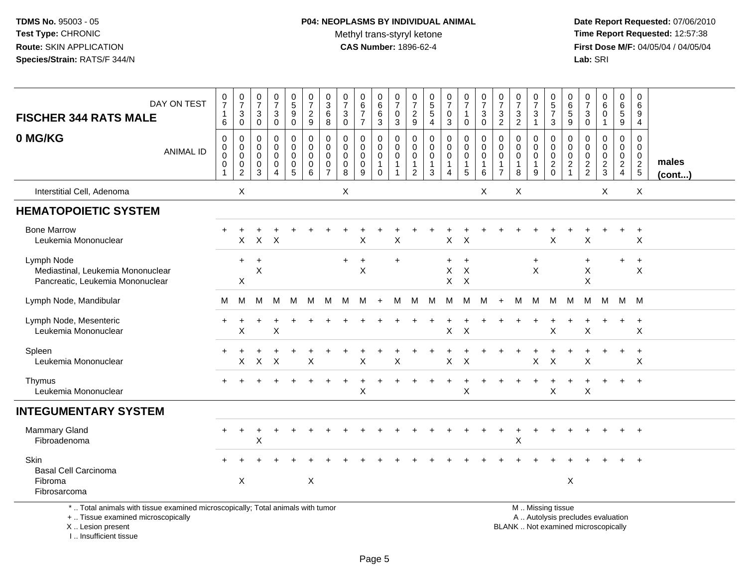**TDMS No.** 95003 - 05
**Test Type:** CHRONIC
**Route:** SKIN APPLICATION
**Species/Strain:** RATS/F 344/N

**P04: NEOPLASMS BY INDIVIDUAL ANIMAL**
Methyl trans-styryl ketone
**CAS Number:** 1896-62-4

**Date Report Requested:** 07/06/2010
**Time Report Requested:** 12:57:38
**First Dose M/F:** 04/05/04 / 04/05/04
**Lab:** SRI

| FISCHER 344 RATS MALE — DAY ON TEST | 716 | 730 | 730 | 730 | 590 | 729 | 368 | 730 | 677 | 663 | 703 | 729 | 554 | 703 | 710 | 730 | 732 | 732 | 731 | 573 | 659 | 730 | 601 | 659 | 694 | |
|---|---|---|---|---|---|---|---|---|---|---|---|---|---|---|---|---|---|---|---|---|---|---|---|---|---|---|
| **0 MG/KG** — ANIMAL ID | 0001 | 0002 | 0003 | 0004 | 0005 | 0006 | 0007 | 0008 | 0009 | 0010 | 0011 | 0012 | 0013 | 0014 | 0015 | 0016 | 0017 | 0018 | 0019 | 0020 | 0021 | 0022 | 0023 | 0024 | 0025 | **males (cont...)** |
| Interstitial Cell, Adenoma | | X | | | | | | X | | | | | | | | X | | X | | | | | X | | X | |
| **HEMATOPOIETIC SYSTEM** | | | | | | | | | | | | | | | | | | | | | | | | | | |
| Bone Marrow | + | + | + | + | + | + | + | + | + | + | + | + | + | + | + | + | + | + | + | + | + | + | + | + | + | |
| Leukemia Mononuclear | | X | X | X | | | | | X | | X | | | X | X | | | | | X | | X | | | X | |
| Lymph Node | | + | + | | | | | + | + | | + | | | + | + | | | | + | | | + | | + | + | |
| Mediastinal, Leukemia Mononuclear | | | X | | | | | | X | | | | | X | X | | | | X | | | X | | | X | |
| Pancreatic, Leukemia Mononuclear | | X | | | | | | | | | | | | X | X | | | | | | | X | | | | |
| Lymph Node, Mandibular | M | M | M | M | M | M | M | M | M | + | M | M | M | M | M | M | + | M | M | M | M | M | M | M | M | |
| Lymph Node, Mesenteric | + | + | + | + | + | + | + | + | + | + | + | + | + | + | + | + | + | + | + | + | + | + | + | + | + | |
| Leukemia Mononuclear | | X | | X | | | | | | | | | | X | X | | | | | X | | X | | | X | |
| Spleen | + | + | + | + | + | + | + | + | + | + | + | + | + | + | + | + | + | + | + | + | + | + | + | + | + | |
| Leukemia Mononuclear | | X | X | X | | X | | | X | | X | | | X | X | | | | X | X | | X | | | X | |
| Thymus | + | + | + | + | + | + | + | + | + | + | + | + | + | + | + | + | + | + | + | + | + | + | + | + | + | |
| Leukemia Mononuclear | | | | | | | | | X | | | | | | X | | | | | X | | X | | | | |
| **INTEGUMENTARY SYSTEM** | | | | | | | | | | | | | | | | | | | | | | | | | | |
| Mammary Gland | + | + | + | + | + | + | + | + | + | + | + | + | + | + | + | + | + | + | + | + | + | + | + | + | + | |
| Fibroadenoma | | | X | | | | | | | | | | | | | | | X | | | | | | | | |
| Skin | + | + | + | + | + | + | + | + | + | + | + | + | + | + | + | + | + | + | + | + | + | + | + | + | + | |
| Basal Cell Carcinoma | | | | | | | | | | | | | | | | | | | | | | | | | | |
| Fibroma | | X | | | | X | | | | | | | | | | | | | | | X | | | | | |
| Fibrosarcoma | | | | | | | | | | | | | | | | | | | | | | | | | | |

\* .. Total animals with tissue examined microscopically; Total animals with tumor
\+ .. Tissue examined microscopically
X .. Lesion present
I .. Insufficient tissue

M .. Missing tissue
A .. Autolysis precludes evaluation
BLANK .. Not examined microscopically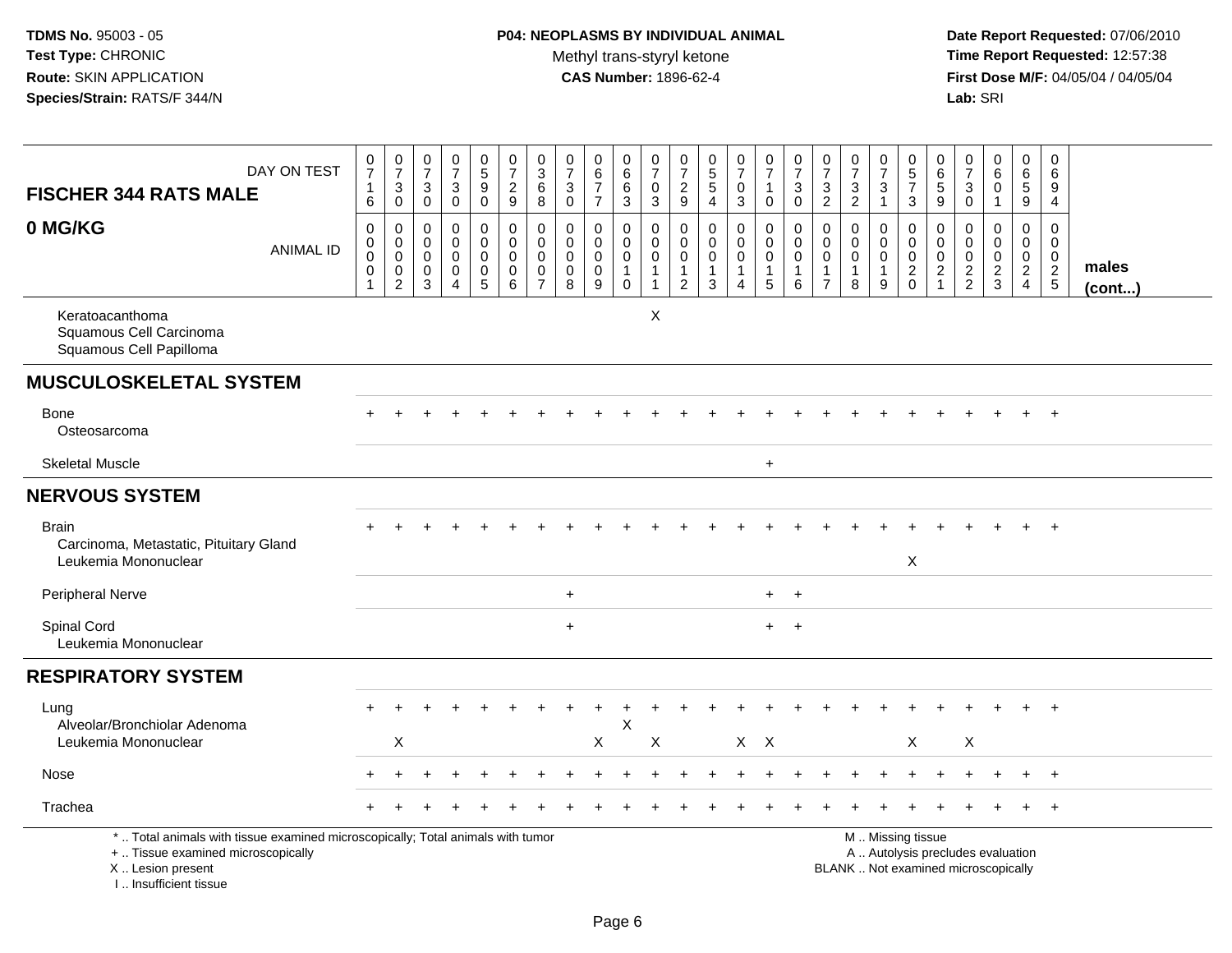**TDMS No.** 95003 - 05
**Test Type:** CHRONIC
**Route:** SKIN APPLICATION
**Species/Strain:** RATS/F 344/N

**P04: NEOPLASMS BY INDIVIDUAL ANIMAL**
Methyl trans-styryl ketone
**CAS Number:** 1896-62-4

**Date Report Requested:** 07/06/2010
**Time Report Requested:** 12:57:38
**First Dose M/F:** 04/05/04 / 04/05/04
**Lab:** SRI

## FISCHER 344 RATS MALE
## 0 MG/KG

| DAY ON TEST | 0716 | 0730 | 0730 | 0730 | 0590 | 0729 | 0368 | 0730 | 0677 | 0663 | 0703 | 0729 | 0554 | 0703 | 0710 | 0730 | 0732 | 0732 | 0731 | 0573 | 0659 | 0730 | 0601 | 0659 | 0694 | |
|---|---|---|---|---|---|---|---|---|---|---|---|---|---|---|---|---|---|---|---|---|---|---|---|---|---|---|
| **ANIMAL ID** | 0001 | 0002 | 0003 | 0004 | 0005 | 0006 | 0007 | 0008 | 0009 | 0010 | 0011 | 0012 | 0013 | 0014 | 0015 | 0016 | 0017 | 0018 | 0019 | 0020 | 0021 | 0022 | 0023 | 0024 | 0025 | **males (cont...)** |
| Keratoacanthoma | | | | | | | | | | | X | | | | | | | | | | | | | | | |
| Squamous Cell Carcinoma | | | | | | | | | | | | | | | | | | | | | | | | | | |
| Squamous Cell Papilloma | | | | | | | | | | | | | | | | | | | | | | | | | | |
| **MUSCULOSKELETAL SYSTEM** | | | | | | | | | | | | | | | | | | | | | | | | | | |
| Bone | + | + | + | + | + | + | + | + | + | + | + | + | + | + | + | + | + | + | + | + | + | + | + | + | + | |
| Osteosarcoma | | | | | | | | | | | | | | | | | | | | | | | | | | |
| Skeletal Muscle | | | | | | | | | | | | | | | + | | | | | | | | | | | |
| **NERVOUS SYSTEM** | | | | | | | | | | | | | | | | | | | | | | | | | | |
| Brain | + | + | + | + | + | + | + | + | + | + | + | + | + | + | + | + | + | + | + | + | + | + | + | + | + | |
| Carcinoma, Metastatic, Pituitary Gland | | | | | | | | | | | | | | | | | | | | | | | | | | |
| Leukemia Mononuclear | | | | | | | | | | | | | | | | | | | | X | | | | | | |
| Peripheral Nerve | | | | | | | | + | | | | | | | + | + | | | | | | | | | | |
| Spinal Cord | | | | | | | | + | | | | | | | + | + | | | | | | | | | | |
| Leukemia Mononuclear | | | | | | | | | | | | | | | | | | | | | | | | | | |
| **RESPIRATORY SYSTEM** | | | | | | | | | | | | | | | | | | | | | | | | | | |
| Lung | + | + | + | + | + | + | + | + | + | + | + | + | + | + | + | + | + | + | + | + | + | + | + | + | + | |
| Alveolar/Bronchiolar Adenoma | | | | | | | | | | X | | | | | | | | | | | | | | | | |
| Leukemia Mononuclear | | X | | | | | | | X | | X | | | X | X | | | | | X | | X | | | | |
| Nose | + | + | + | + | + | + | + | + | + | + | + | + | + | + | + | + | + | + | + | + | + | + | + | + | + | |
| Trachea | + | + | + | + | + | + | + | + | + | + | + | + | + | + | + | + | + | + | + | + | + | + | + | + | + | |

\* .. Total animals with tissue examined microscopically; Total animals with tumor
\+ .. Tissue examined microscopically
X .. Lesion present
I .. Insufficient tissue

M .. Missing tissue
A .. Autolysis precludes evaluation
BLANK .. Not examined microscopically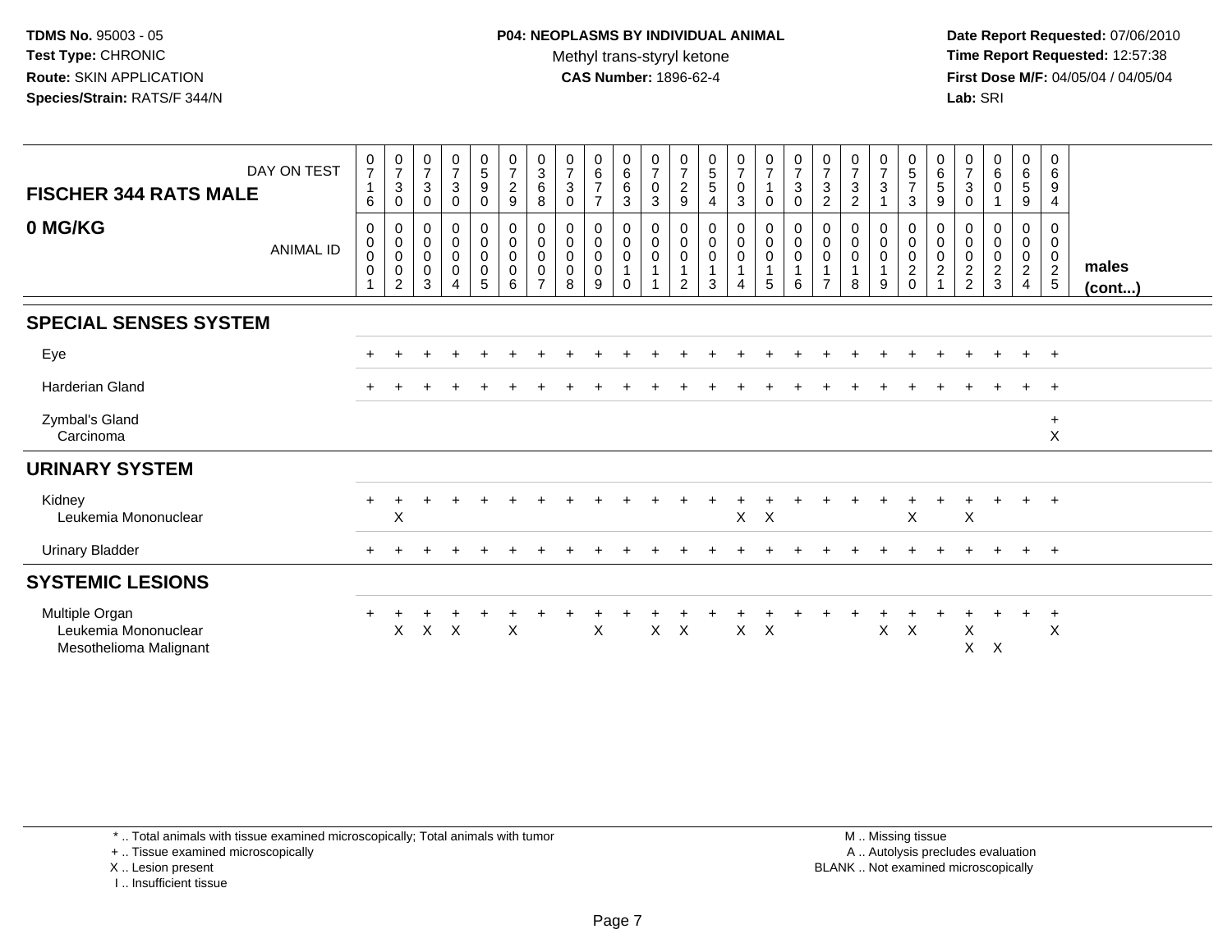**TDMS No.** 95003 - 05
**Test Type:** CHRONIC
**Route:** SKIN APPLICATION
**Species/Strain:** RATS/F 344/N

**P04: NEOPLASMS BY INDIVIDUAL ANIMAL**
Methyl trans-styryl ketone
**CAS Number:** 1896-62-4

**Date Report Requested:** 07/06/2010
**Time Report Requested:** 12:57:38
**First Dose M/F:** 04/05/04 / 04/05/04
**Lab:** SRI

| FISCHER 344 RATS MALE — DAY ON TEST | 0716 | 0730 | 0730 | 0730 | 0590 | 0729 | 0368 | 0730 | 0677 | 0663 | 0703 | 0729 | 0554 | 0703 | 0710 | 0730 | 0732 | 0732 | 0731 | 0573 | 0659 | 0730 | 0601 | 0659 | 0694 | |
|---|---|---|---|---|---|---|---|---|---|---|---|---|---|---|---|---|---|---|---|---|---|---|---|---|---|---|
| **0 MG/KG** — ANIMAL ID | 00001 | 00002 | 00003 | 00004 | 00005 | 00006 | 00007 | 00008 | 00009 | 00010 | 00011 | 00012 | 00013 | 00014 | 00015 | 00016 | 00017 | 00018 | 00019 | 00020 | 00021 | 00022 | 00023 | 00024 | 00025 | **males (cont...)** |
| **SPECIAL SENSES SYSTEM** | | | | | | | | | | | | | | | | | | | | | | | | | | |
| Eye | + | + | + | + | + | + | + | + | + | + | + | + | + | + | + | + | + | + | + | + | + | + | + | + | + | |
| Harderian Gland | + | + | + | + | + | + | + | + | + | + | + | + | + | + | + | + | + | + | + | + | + | + | + | + | + | |
| Zymbal's Gland | | | | | | | | | | | | | | | | | | | | | | | | | + | |
| Carcinoma | | | | | | | | | | | | | | | | | | | | | | | | | X | |
| **URINARY SYSTEM** | | | | | | | | | | | | | | | | | | | | | | | | | | |
| Kidney | + | + | + | + | + | + | + | + | + | + | + | + | + | + | + | + | + | + | + | + | + | + | + | + | + | |
| Leukemia Mononuclear | | X | | | | | | | | | | | | X | X | | | | | X | | X | | | | |
| Urinary Bladder | + | + | + | + | + | + | + | + | + | + | + | + | + | + | + | + | + | + | + | + | + | + | + | + | + | |
| **SYSTEMIC LESIONS** | | | | | | | | | | | | | | | | | | | | | | | | | | |
| Multiple Organ | + | + | + | + | + | + | + | + | + | + | + | + | + | + | + | + | + | + | + | + | + | + | + | + | + | |
| Leukemia Mononuclear | | X | X | X | | X | | | X | | X | X | | X | X | | | | X | X | | X | | | X | |
| Mesothelioma Malignant | | | | | | | | | | | | | | | | | | | | | | X | X | | | |

\* .. Total animals with tissue examined microscopically; Total animals with tumor
\+ .. Tissue examined microscopically
X .. Lesion present
I .. Insufficient tissue

M .. Missing tissue
A .. Autolysis precludes evaluation
BLANK .. Not examined microscopically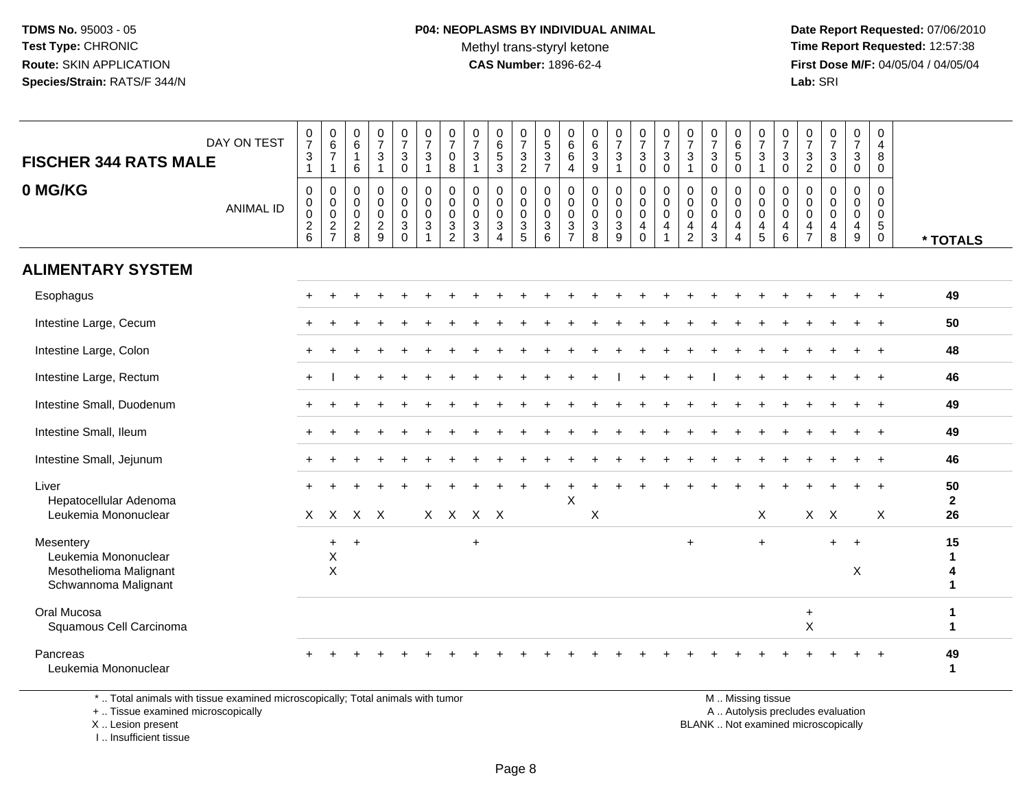**TDMS No.** 95003 - 05
**Test Type:** CHRONIC
**Route:** SKIN APPLICATION
**Species/Strain:** RATS/F 344/N

**P04: NEOPLASMS BY INDIVIDUAL ANIMAL**
Methyl trans-styryl ketone
**CAS Number:** 1896-62-4

**Date Report Requested:** 07/06/2010
**Time Report Requested:** 12:57:38
**First Dose M/F:** 04/05/04 / 04/05/04
**Lab:** SRI

## FISCHER 344 RATS MALE
## 0 MG/KG

| DAY ON TEST | 0731 | 0671 | 0616 | 0731 | 0730 | 0731 | 0708 | 0731 | 0653 | 0732 | 0537 | 0664 | 0639 | 0731 | 0730 | 0730 | 0731 | 0730 | 0650 | 0731 | 0730 | 0732 | 0730 | 0730 | 0480 | |
|---|---|---|---|---|---|---|---|---|---|---|---|---|---|---|---|---|---|---|---|---|---|---|---|---|---|---|
| **ANIMAL ID** | 0026 | 0027 | 0028 | 0029 | 0030 | 0031 | 0032 | 0033 | 0034 | 0035 | 0036 | 0037 | 0038 | 0039 | 0040 | 0041 | 0042 | 0043 | 0044 | 0045 | 0046 | 0047 | 0048 | 0049 | 0050 | *** TOTALS** |
| **ALIMENTARY SYSTEM** | | | | | | | | | | | | | | | | | | | | | | | | | | |
| Esophagus | + | + | + | + | + | + | + | + | + | + | + | + | + | + | + | + | + | + | + | + | + | + | + | + | + | 49 |
| Intestine Large, Cecum | + | + | + | + | + | + | + | + | + | + | + | + | + | + | + | + | + | + | + | + | + | + | + | + | + | 50 |
| Intestine Large, Colon | + | + | + | + | + | + | + | + | + | + | + | + | + | + | + | + | + | + | + | + | + | + | + | + | + | 48 |
| Intestine Large, Rectum | + | I | + | + | + | + | + | + | + | + | + | + | + | I | + | + | + | I | + | + | + | + | + | + | + | 46 |
| Intestine Small, Duodenum | + | + | + | + | + | + | + | + | + | + | + | + | + | + | + | + | + | + | + | + | + | + | + | + | + | 49 |
| Intestine Small, Ileum | + | + | + | + | + | + | + | + | + | + | + | + | + | + | + | + | + | + | + | + | + | + | + | + | + | 49 |
| Intestine Small, Jejunum | + | + | + | + | + | + | + | + | + | + | + | + | + | + | + | + | + | + | + | + | + | + | + | + | + | 46 |
| Liver | + | + | + | + | + | + | + | + | + | + | + | + | + | + | + | + | + | + | + | + | + | + | + | + | + | 50 |
| Hepatocellular Adenoma | | | | | | | | | | | | X | | | | | | | | | | | | | | 2 |
| Leukemia Mononuclear | X | X | X | X | | X | X | X | X | | | | X | | | | | | | X | | X | X | | X | 26 |
| Mesentery | | + | + | | | | | + | | | | | | | | | + | | | + | | | + | + | | 15 |
| Leukemia Mononuclear | | X | | | | | | | | | | | | | | | | | | | | | | | | 1 |
| Mesothelioma Malignant | | X | | | | | | | | | | | | | | | | | | | | | | X | | 4 |
| Schwannoma Malignant | | | | | | | | | | | | | | | | | | | | | | | | | | 1 |
| Oral Mucosa | | | | | | | | | | | | | | | | | | | | | | + | | | | 1 |
| Squamous Cell Carcinoma | | | | | | | | | | | | | | | | | | | | | | X | | | | 1 |
| Pancreas | + | + | + | + | + | + | + | + | + | + | + | + | + | + | + | + | + | + | + | + | + | + | + | + | + | 49 |
| Leukemia Mononuclear | | | | | | | | | | | | | | | | | | | | | | | | | | 1 |

* .. Total animals with tissue examined microscopically; Total animals with tumor
+ .. Tissue examined microscopically
X .. Lesion present
I .. Insufficient tissue

M .. Missing tissue
A .. Autolysis precludes evaluation
BLANK .. Not examined microscopically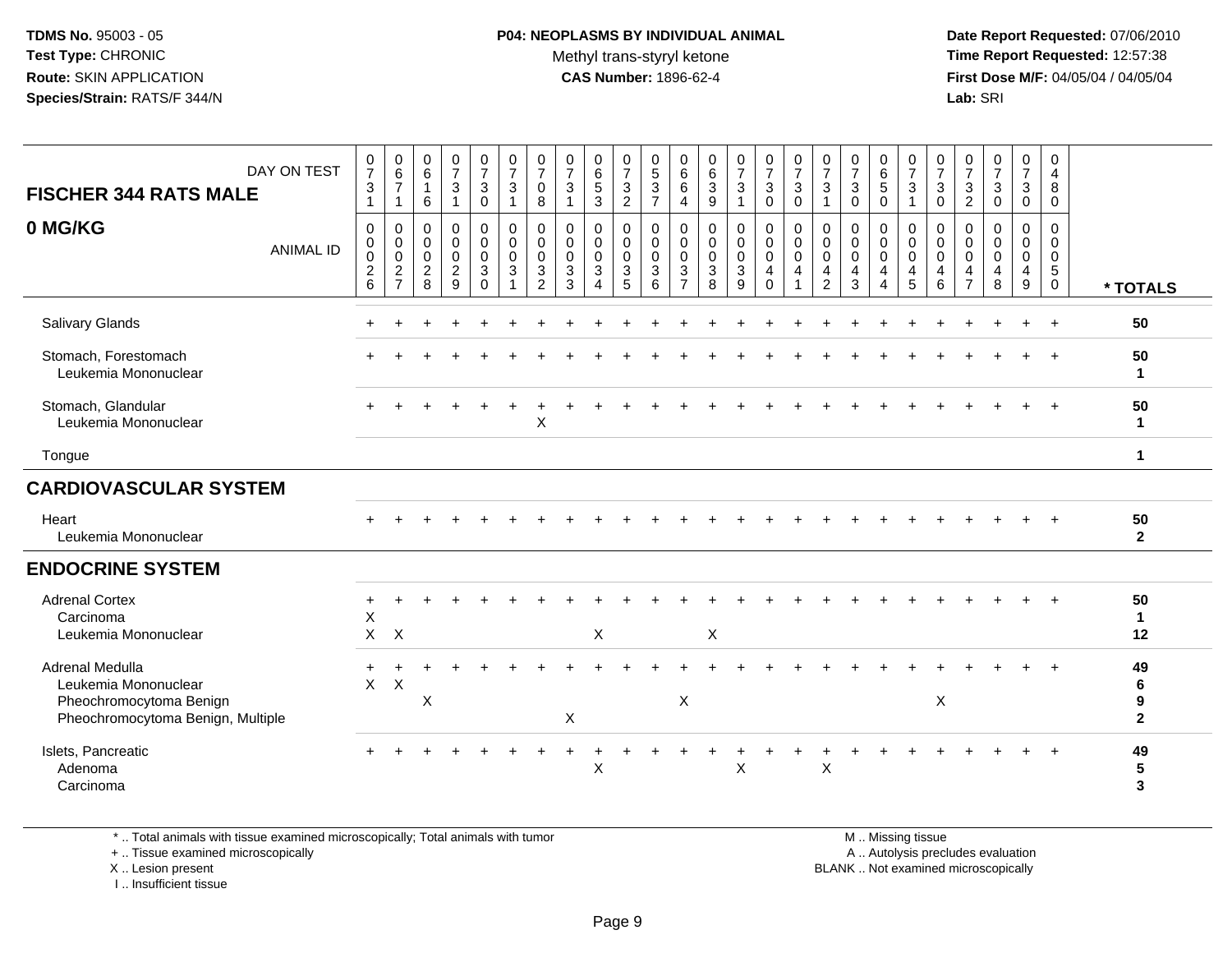**TDMS No.** 95003 - 05
**Test Type:** CHRONIC
**Route:** SKIN APPLICATION
**Species/Strain:** RATS/F 344/N

**P04: NEOPLASMS BY INDIVIDUAL ANIMAL**
Methyl trans-styryl ketone
**CAS Number:** 1896-62-4

**Date Report Requested:** 07/06/2010
**Time Report Requested:** 12:57:38
**First Dose M/F:** 04/05/04 / 04/05/04
**Lab:** SRI

| FISCHER 344 RATS MALE — DAY ON TEST | 0731 | 0671 | 0616 | 0731 | 0730 | 0731 | 0708 | 0731 | 0653 | 0732 | 0537 | 0664 | 0639 | 0731 | 0730 | 0730 | 0731 | 0730 | 0650 | 0731 | 0730 | 0732 | 0730 | 0730 | 0480 | |
|---|---|---|---|---|---|---|---|---|---|---|---|---|---|---|---|---|---|---|---|---|---|---|---|---|---|---|
| **0 MG/KG** — ANIMAL ID | 0026 | 0027 | 0028 | 0029 | 0030 | 0031 | 0032 | 0033 | 0034 | 0035 | 0036 | 0037 | 0038 | 0039 | 0040 | 0041 | 0042 | 0043 | 0044 | 0045 | 0046 | 0047 | 0048 | 0049 | 0050 | * TOTALS |
| Salivary Glands | + | + | + | + | + | + | + | + | + | + | + | + | + | + | + | + | + | + | + | + | + | + | + | + | + | 50 |
| Stomach, Forestomach | + | + | + | + | + | + | + | + | + | + | + | + | + | + | + | + | + | + | + | + | + | + | + | + | + | 50 |
| Leukemia Mononuclear | | | | | | | | | | | | | | | | | | | | | | | | | | 1 |
| Stomach, Glandular | + | + | + | + | + | + | + | + | + | + | + | + | + | + | + | + | + | + | + | + | + | + | + | + | + | 50 |
| Leukemia Mononuclear | | | | | | | X | | | | | | | | | | | | | | | | | | | 1 |
| Tongue | | | | | | | | | | | | | | | | | | | | | | | | | | 1 |
| **CARDIOVASCULAR SYSTEM** | | | | | | | | | | | | | | | | | | | | | | | | | | |
| Heart | + | + | + | + | + | + | + | + | + | + | + | + | + | + | + | + | + | + | + | + | + | + | + | + | + | 50 |
| Leukemia Mononuclear | | | | | | | | | | | | | | | | | | | | | | | | | | 2 |
| **ENDOCRINE SYSTEM** | | | | | | | | | | | | | | | | | | | | | | | | | | |
| Adrenal Cortex | + | + | + | + | + | + | + | + | + | + | + | + | + | + | + | + | + | + | + | + | + | + | + | + | + | 50 |
| Carcinoma | X | | | | | | | | | | | | | | | | | | | | | | | | | 1 |
| Leukemia Mononuclear | X | X | | | | | | | X | | | | X | | | | | | | | | | | | | 12 |
| Adrenal Medulla | + | + | + | + | + | + | + | + | + | + | + | + | + | + | + | + | + | + | + | + | + | + | + | + | + | 49 |
| Leukemia Mononuclear | X | X | | | | | | | | | | | | | | | | | | | | | | | | 6 |
| Pheochromocytoma Benign | | | X | | | | | | | | | X | | | | | | | | | X | | | | | 9 |
| Pheochromocytoma Benign, Multiple | | | | | | | | X | | | | | | | | | | | | | | | | | | 2 |
| Islets, Pancreatic | + | + | + | + | + | + | + | + | + | + | + | + | + | + | + | + | + | + | + | + | + | + | + | + | + | 49 |
| Adenoma | | | | | | | | | X | | | | | X | | | X | | | | | | | | | 5 |
| Carcinoma | | | | | | | | | | | | | | | | | | | | | | | | | | 3 |

\* .. Total animals with tissue examined microscopically; Total animals with tumor
\+ .. Tissue examined microscopically
X .. Lesion present
I .. Insufficient tissue

M .. Missing tissue
A .. Autolysis precludes evaluation
BLANK .. Not examined microscopically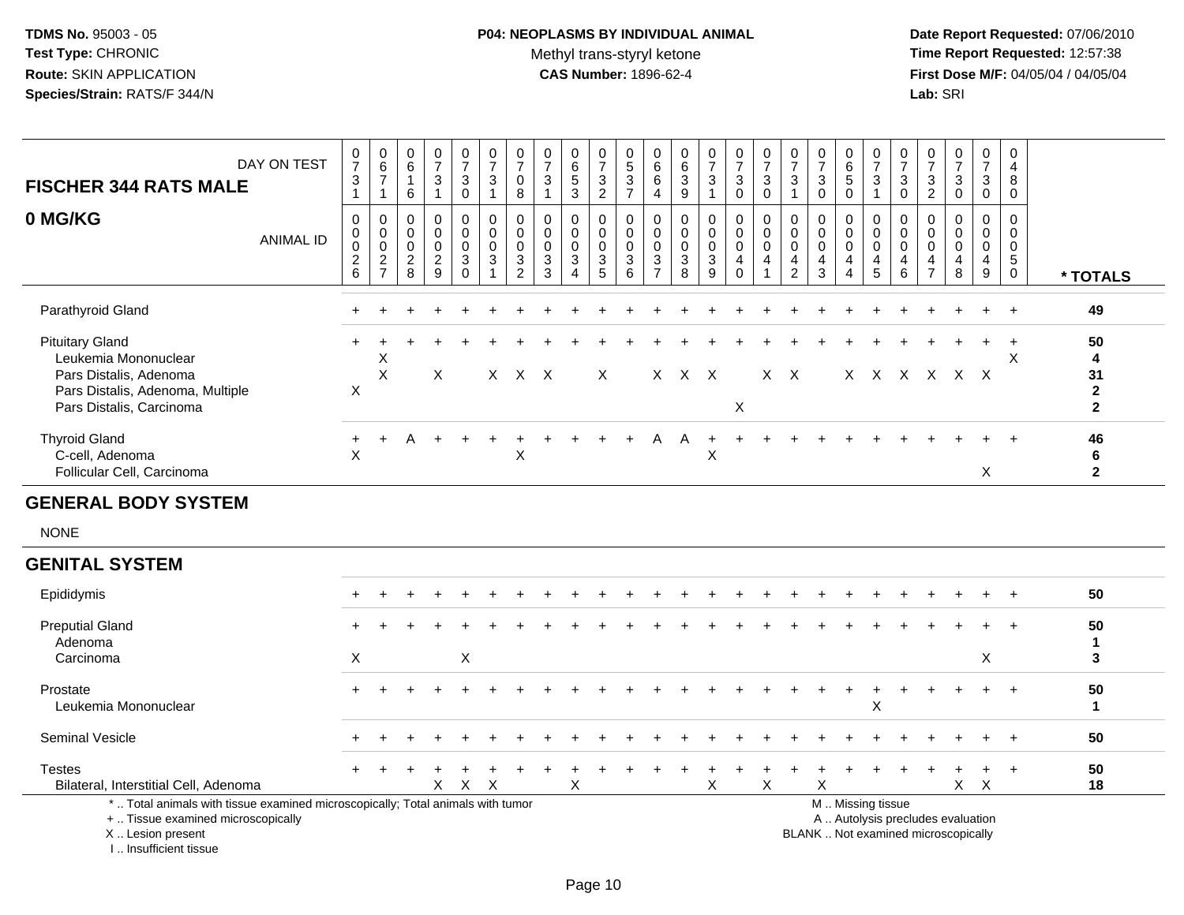# P04: NEOPLASMS BY INDIVIDUAL ANIMAL

Methyl trans-styryl ketone

**CAS Number:** 1896-62-4

| FISCHER 344 RATS MALE — DAY ON TEST | 0731 | 0671 | 0616 | 0731 | 0730 | 0731 | 0708 | 0731 | 0653 | 0732 | 0537 | 0664 | 0639 | 0731 | 0730 | 0730 | 0731 | 0730 | 0650 | 0731 | 0730 | 0732 | 0730 | 0730 | 0480 | |
|---|---|---|---|---|---|---|---|---|---|---|---|---|---|---|---|---|---|---|---|---|---|---|---|---|---|---|
| **0 MG/KG** — ANIMAL ID | 0026 | 0027 | 0028 | 0029 | 0030 | 0031 | 0032 | 0033 | 0034 | 0035 | 0036 | 0037 | 0038 | 0039 | 0040 | 0041 | 0042 | 0043 | 0044 | 0045 | 0046 | 0047 | 0048 | 0049 | 0050 | *** TOTALS** |
| Parathyroid Gland | + | + | + | + | + | + | + | + | + | + | + | + | + | + | + | + | + | + | + | + | + | + | + | + | + | **49** |
| Pituitary Gland | + | + | + | + | + | + | + | + | + | + | + | + | + | + | + | + | + | + | + | + | + | + | + | + | + | **50** |
| Leukemia Mononuclear | | X | | | | | | | | | | | | | | | | | | | | | | | X | **4** |
| Pars Distalis, Adenoma | | X | | X | | X | X | X | | X | | X | X | X | | X | X | | X | X | X | X | X | X | | **31** |
| Pars Distalis, Adenoma, Multiple | X | | | | | | | | | | | | | | | | | | | | | | | | | **2** |
| Pars Distalis, Carcinoma | | | | | | | | | | | | | | | X | | | | | | | | | | | **2** |
| Thyroid Gland | + | + | A | + | + | + | + | + | + | + | + | A | A | + | + | + | + | + | + | + | + | + | + | + | + | **46** |
| C-cell, Adenoma | X | | | | | | X | | | | | | | X | | | | | | | | | | | | **6** |
| Follicular Cell, Carcinoma | | | | | | | | | | | | | | | | | | | | | | | | X | | **2** |

## GENERAL BODY SYSTEM

NONE

## GENITAL SYSTEM

| | 0026 | 0027 | 0028 | 0029 | 0030 | 0031 | 0032 | 0033 | 0034 | 0035 | 0036 | 0037 | 0038 | 0039 | 0040 | 0041 | 0042 | 0043 | 0044 | 0045 | 0046 | 0047 | 0048 | 0049 | 0050 | *** TOTALS** |
|---|---|---|---|---|---|---|---|---|---|---|---|---|---|---|---|---|---|---|---|---|---|---|---|---|---|---|
| Epididymis | + | + | + | + | + | + | + | + | + | + | + | + | + | + | + | + | + | + | + | + | + | + | + | + | + | **50** |
| Preputial Gland | + | + | + | + | + | + | + | + | + | + | + | + | + | + | + | + | + | + | + | + | + | + | + | + | + | **50** |
| Adenoma | | | | | | | | | | | | | | | | | | | | | | | | | | **1** |
| Carcinoma | X | | | | X | | | | | | | | | | | | | | | | | | | X | | **3** |
| Prostate | + | + | + | + | + | + | + | + | + | + | + | + | + | + | + | + | + | + | + | + | + | + | + | + | + | **50** |
| Leukemia Mononuclear | | | | | | | | | | | | | | | | | | | | X | | | | | | **1** |
| Seminal Vesicle | + | + | + | + | + | + | + | + | + | + | + | + | + | + | + | + | + | + | + | + | + | + | + | + | + | **50** |
| Testes | + | + | + | + | + | + | + | + | + | + | + | + | + | + | + | + | + | + | + | + | + | + | + | + | + | **50** |
| Bilateral, Interstitial Cell, Adenoma | | | | X | X | X | | | X | | | | | X | | X | | X | | | | | X | X | | **18** |

\* .. Total animals with tissue examined microscopically; Total animals with tumor
\+ .. Tissue examined microscopically
X .. Lesion present
I .. Insufficient tissue

M .. Missing tissue
A .. Autolysis precludes evaluation
BLANK .. Not examined microscopically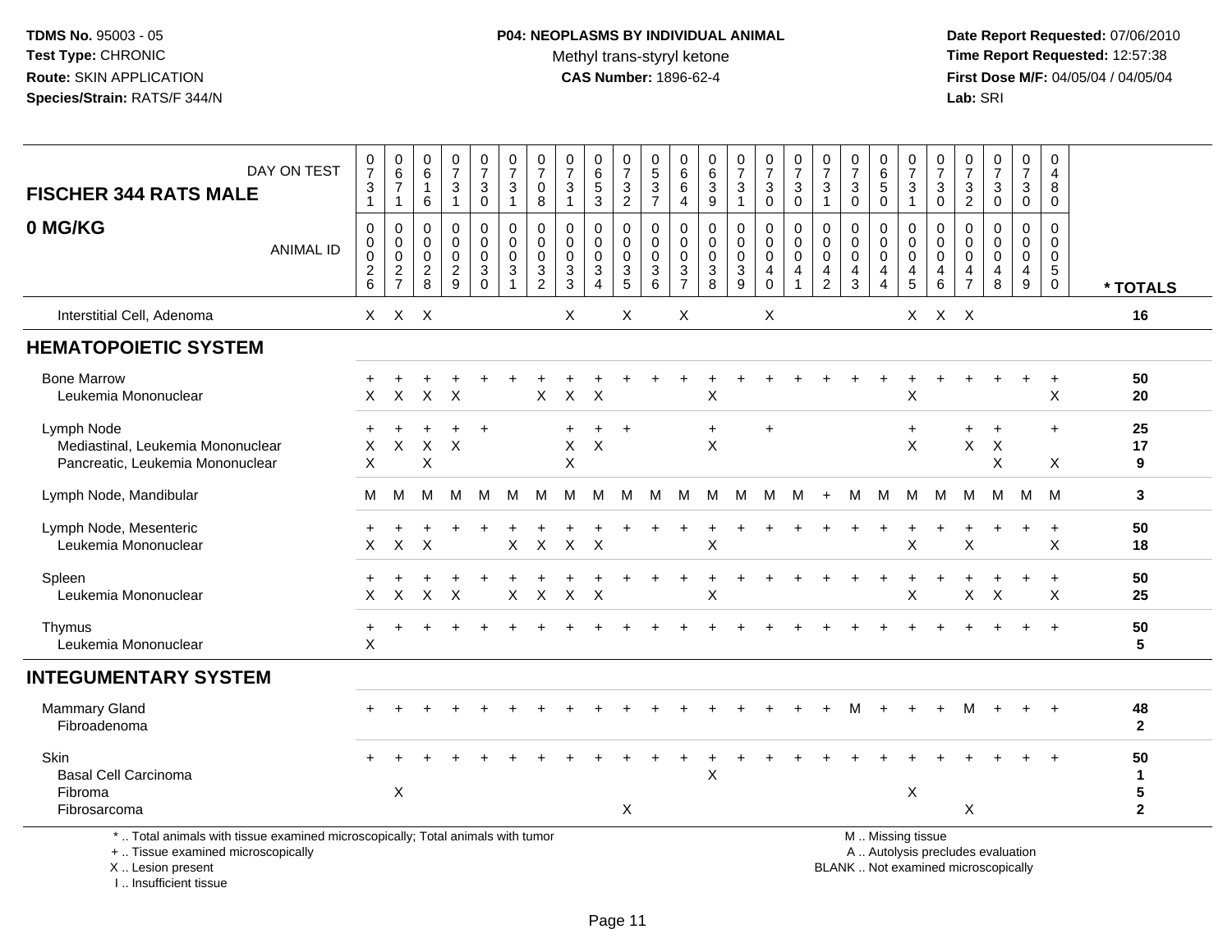TDMS No. 95003 - 05
Test Type: CHRONIC
Route: SKIN APPLICATION
Species/Strain: RATS/F 344/N

**P04: NEOPLASMS BY INDIVIDUAL ANIMAL**
Methyl trans-styryl ketone
**CAS Number:** 1896-62-4

Date Report Requested: 07/06/2010
Time Report Requested: 12:57:38
First Dose M/F: 04/05/04 / 04/05/04
Lab: SRI

**FISCHER 344 RATS MALE**
**0 MG/KG**

| DAY ON TEST | 0731 | 0671 | 0616 | 0731 | 0730 | 0731 | 0708 | 0731 | 0653 | 0732 | 0537 | 0664 | 0639 | 0731 | 0730 | 0730 | 0731 | 0730 | 0650 | 0731 | 0730 | 0732 | 0730 | 0730 | 0480 | |
|---|---|---|---|---|---|---|---|---|---|---|---|---|---|---|---|---|---|---|---|---|---|---|---|---|---|---|
| ANIMAL ID | 00026 | 00027 | 00028 | 00029 | 00030 | 00031 | 00032 | 00033 | 00034 | 00035 | 00036 | 00037 | 00038 | 00039 | 00040 | 00041 | 00042 | 00043 | 00044 | 00045 | 00046 | 00047 | 00048 | 00049 | 00050 | * TOTALS |
| Interstitial Cell, Adenoma | X | X | X | | | | | X | | X | | X | | | X | | | | | X | X | X | | | | 16 |
| **HEMATOPOIETIC SYSTEM** | | | | | | | | | | | | | | | | | | | | | | | | | | |
| Bone Marrow | + | + | + | + | + | + | + | + | + | + | + | + | + | + | + | + | + | + | + | + | + | + | + | + | + | 50 |
| Leukemia Mononuclear | X | X | X | X | | | X | X | X | | | | X | | | | | | | X | | | | | X | 20 |
| Lymph Node | + | + | + | + | + | | | + | + | + | | | + | | + | | | | | + | | + | + | | + | 25 |
| Mediastinal, Leukemia Mononuclear | X | X | X | X | | | | X | X | | | | X | | | | | | | X | | X | X | | | 17 |
| Pancreatic, Leukemia Mononuclear | X | | X | | | | | X | | | | | | | | | | | | | | | X | | X | 9 |
| Lymph Node, Mandibular | M | M | M | M | M | M | M | M | M | M | M | M | M | M | M | M | + | M | M | M | M | M | M | M | M | 3 |
| Lymph Node, Mesenteric | + | + | + | + | + | + | + | + | + | + | + | + | + | + | + | + | + | + | + | + | + | + | + | + | + | 50 |
| Leukemia Mononuclear | X | X | X | | | X | X | X | X | | | | X | | | | | | | X | | X | | | X | 18 |
| Spleen | + | + | + | + | + | + | + | + | + | + | + | + | + | + | + | + | + | + | + | + | + | + | + | + | + | 50 |
| Leukemia Mononuclear | X | X | X | X | | X | X | X | X | | | | X | | | | | | | X | | X | X | | X | 25 |
| Thymus | + | + | + | + | + | + | + | + | + | + | + | + | + | + | + | + | + | + | + | + | + | + | + | + | + | 50 |
| Leukemia Mononuclear | X | | | | | | | | | | | | | | | | | | | | | | | | | 5 |
| **INTEGUMENTARY SYSTEM** | | | | | | | | | | | | | | | | | | | | | | | | | | |
| Mammary Gland | + | + | + | + | + | + | + | + | + | + | + | + | + | + | + | + | + | M | + | + | + | M | + | + | + | 48 |
| Fibroadenoma | | | | | | | | | | | | | | | | | | | | | | | | | | 2 |
| Skin | + | + | + | + | + | + | + | + | + | + | + | + | + | + | + | + | + | + | + | + | + | + | + | + | + | 50 |
| Basal Cell Carcinoma | | | | | | | | | | | | | X | | | | | | | | | | | | | 1 |
| Fibroma | | X | | | | | | | | | | | | | | | | | | X | | | | | | 5 |
| Fibrosarcoma | | | | | | | | | | X | | | | | | | | | | | | X | | | | 2 |

\* .. Total animals with tissue examined microscopically; Total animals with tumor
\+ .. Tissue examined microscopically
X .. Lesion present
I .. Insufficient tissue

M .. Missing tissue
A .. Autolysis precludes evaluation
BLANK .. Not examined microscopically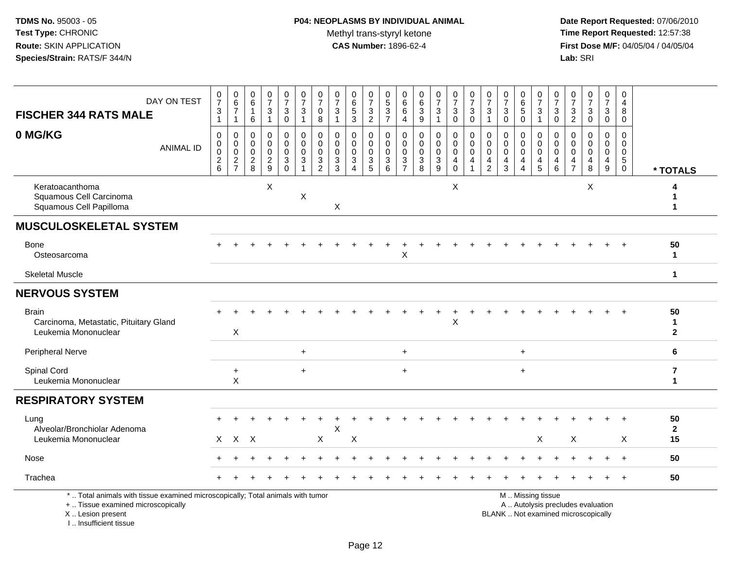TDMS No. 95003 - 05
Test Type: CHRONIC
Route: SKIN APPLICATION
Species/Strain: RATS/F 344/N

**P04: NEOPLASMS BY INDIVIDUAL ANIMAL**
Methyl trans-styryl ketone
**CAS Number:** 1896-62-4

Date Report Requested: 07/06/2010
Time Report Requested: 12:57:38
First Dose M/F: 04/05/04 / 04/05/04
Lab: SRI

## FISCHER 344 RATS MALE — 0 MG/KG

| DAY ON TEST | 0731 | 0671 | 0616 | 0731 | 0730 | 0731 | 0708 | 0731 | 0653 | 0732 | 0537 | 0664 | 0639 | 0731 | 0730 | 0730 | 0731 | 0730 | 0650 | 0731 | 0730 | 0732 | 0730 | 0730 | 0480 | |
|---|---|---|---|---|---|---|---|---|---|---|---|---|---|---|---|---|---|---|---|---|---|---|---|---|---|---|
| **ANIMAL ID** | 0026 | 0027 | 0028 | 0029 | 0030 | 0031 | 0032 | 0033 | 0034 | 0035 | 0036 | 0037 | 0038 | 0039 | 0040 | 0041 | 0042 | 0043 | 0044 | 0045 | 0046 | 0047 | 0048 | 0049 | 0050 | *** TOTALS** |
| Keratoacanthoma | | | | X | | | | | | | | | | | X | | | | | | | | X | | | 4 |
| Squamous Cell Carcinoma | | | | | | X | | | | | | | | | | | | | | | | | | | | 1 |
| Squamous Cell Papilloma | | | | | | | | X | | | | | | | | | | | | | | | | | | 1 |
| **MUSCULOSKELETAL SYSTEM** | | | | | | | | | | | | | | | | | | | | | | | | | | |
| Bone | + | + | + | + | + | + | + | + | + | + | + | + | + | + | + | + | + | + | + | + | + | + | + | + | + | 50 |
| Osteosarcoma | | | | | | | | | | | | X | | | | | | | | | | | | | | 1 |
| Skeletal Muscle | | | | | | | | | | | | | | | | | | | | | | | | | | 1 |
| **NERVOUS SYSTEM** | | | | | | | | | | | | | | | | | | | | | | | | | | |
| Brain | + | + | + | + | + | + | + | + | + | + | + | + | + | + | + | + | + | + | + | + | + | + | + | + | + | 50 |
| Carcinoma, Metastatic, Pituitary Gland | | | | | | | | | | | | | | | X | | | | | | | | | | | 1 |
| Leukemia Mononuclear | | X | | | | | | | | | | | | | | | | | | | | | | | | 2 |
| Peripheral Nerve | | | | | | + | | | | | | + | | | | | | | + | | | | | | | 6 |
| Spinal Cord | | + | | | | + | | | | | | + | | | | | | | + | | | | | | | 7 |
| Leukemia Mononuclear | | X | | | | | | | | | | | | | | | | | | | | | | | | 1 |
| **RESPIRATORY SYSTEM** | | | | | | | | | | | | | | | | | | | | | | | | | | |
| Lung | + | + | + | + | + | + | + | + | + | + | + | + | + | + | + | + | + | + | + | + | + | + | + | + | + | 50 |
| Alveolar/Bronchiolar Adenoma | | | | | | | | X | | | | | | | | | | | | | | | | | | 2 |
| Leukemia Mononuclear | X | X | X | | | | X | | X | | | | | | | | | | | X | | X | | | X | 15 |
| Nose | + | + | + | + | + | + | + | + | + | + | + | + | + | + | + | + | + | + | + | + | + | + | + | + | + | 50 |
| Trachea | + | + | + | + | + | + | + | + | + | + | + | + | + | + | + | + | + | + | + | + | + | + | + | + | + | 50 |

\* .. Total animals with tissue examined microscopically; Total animals with tumor
\+ .. Tissue examined microscopically
X .. Lesion present
I .. Insufficient tissue

M .. Missing tissue
A .. Autolysis precludes evaluation
BLANK .. Not examined microscopically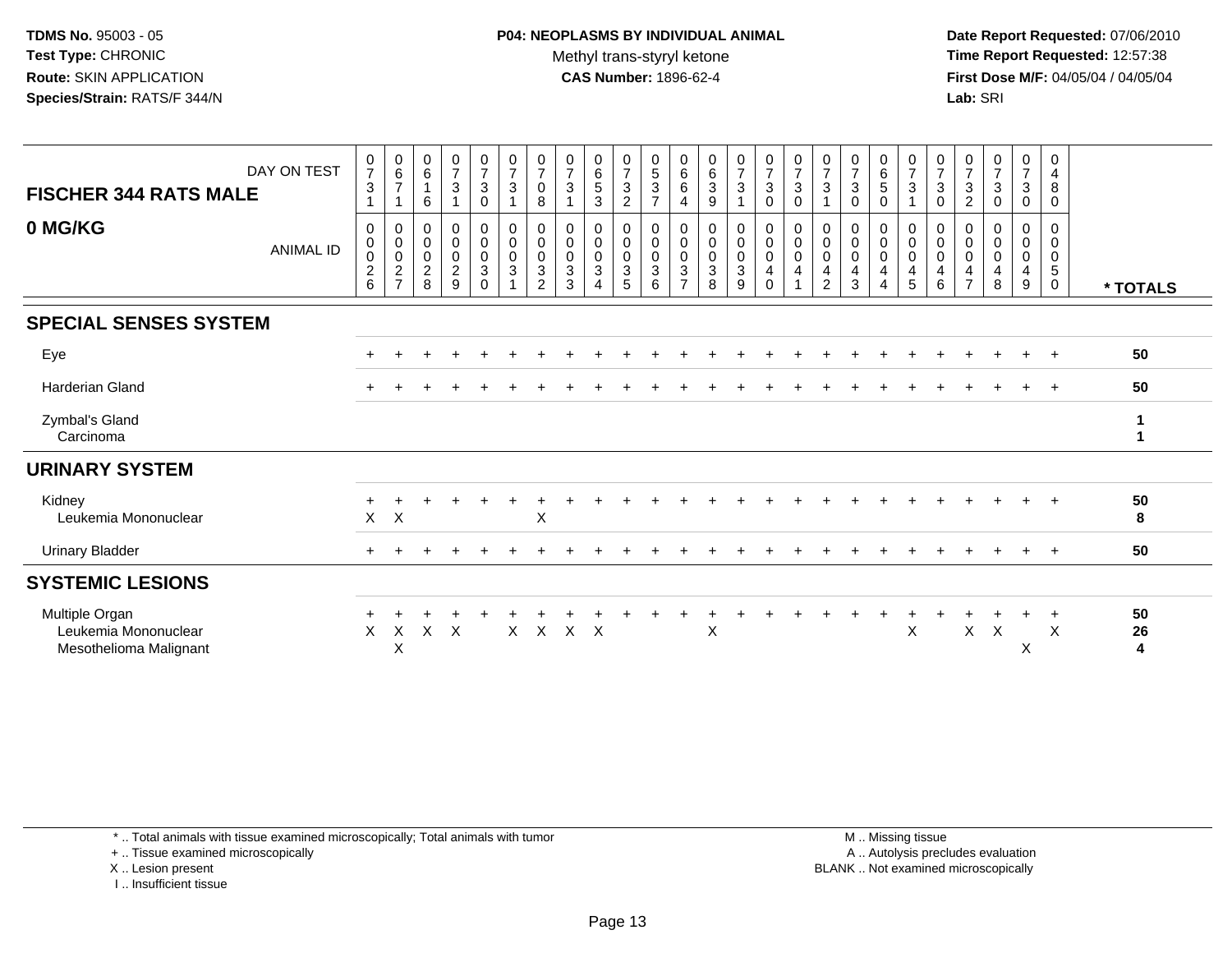**TDMS No.** 95003 - 05
**Test Type:** CHRONIC
**Route:** SKIN APPLICATION
**Species/Strain:** RATS/F 344/N

**P04: NEOPLASMS BY INDIVIDUAL ANIMAL**
Methyl trans-styryl ketone
**CAS Number:** 1896-62-4

**Date Report Requested:** 07/06/2010
**Time Report Requested:** 12:57:38
**First Dose M/F:** 04/05/04 / 04/05/04
**Lab:** SRI

| FISCHER 344 RATS MALE 0 MG/KG | 0731 | 0671 | 0616 | 0731 | 0730 | 0731 | 0708 | 0731 | 0653 | 0732 | 0537 | 0664 | 0639 | 0731 | 0730 | 0730 | 0731 | 0730 | 0650 | 0731 | 0730 | 0732 | 0730 | 0730 | 0480 | |
|---|---|---|---|---|---|---|---|---|---|---|---|---|---|---|---|---|---|---|---|---|---|---|---|---|---|---|
| ANIMAL ID | 00026 | 00027 | 00028 | 00029 | 00030 | 00031 | 00032 | 00033 | 00034 | 00035 | 00036 | 00037 | 00038 | 00039 | 00040 | 00041 | 00042 | 00043 | 00044 | 00045 | 00046 | 00047 | 00048 | 00049 | 00050 | * TOTALS |
| **SPECIAL SENSES SYSTEM** | | | | | | | | | | | | | | | | | | | | | | | | | | |
| Eye | + | + | + | + | + | + | + | + | + | + | + | + | + | + | + | + | + | + | + | + | + | + | + | + | + | 50 |
| Harderian Gland | + | + | + | + | + | + | + | + | + | + | + | + | + | + | + | + | + | + | + | + | + | + | + | + | + | 50 |
| Zymbal's Gland | | | | | | | | | | | | | | | | | | | | | | | | | | 1 |
| Carcinoma | | | | | | | | | | | | | | | | | | | | | | | | | | 1 |
| **URINARY SYSTEM** | | | | | | | | | | | | | | | | | | | | | | | | | | |
| Kidney | + | + | + | + | + | + | + | + | + | + | + | + | + | + | + | + | + | + | + | + | + | + | + | + | + | 50 |
| Leukemia Mononuclear | X | X | | | | | X | | | | | | | | | | | | | | | | | | | 8 |
| Urinary Bladder | + | + | + | + | + | + | + | + | + | + | + | + | + | + | + | + | + | + | + | + | + | + | + | + | + | 50 |
| **SYSTEMIC LESIONS** | | | | | | | | | | | | | | | | | | | | | | | | | | |
| Multiple Organ | + | + | + | + | + | + | + | + | + | + | + | + | + | + | + | + | + | + | + | + | + | + | + | + | + | 50 |
| Leukemia Mononuclear | X | X | X | X | | X | X | X | X | | | | X | | | | | | | X | | X | X | | X | 26 |
| Mesothelioma Malignant | | X | | | | | | | | | | | | | | | | | | | | | | X | | 4 |

\* .. Total animals with tissue examined microscopically; Total animals with tumor
\+ .. Tissue examined microscopically
X .. Lesion present
I .. Insufficient tissue

M .. Missing tissue
A .. Autolysis precludes evaluation
BLANK .. Not examined microscopically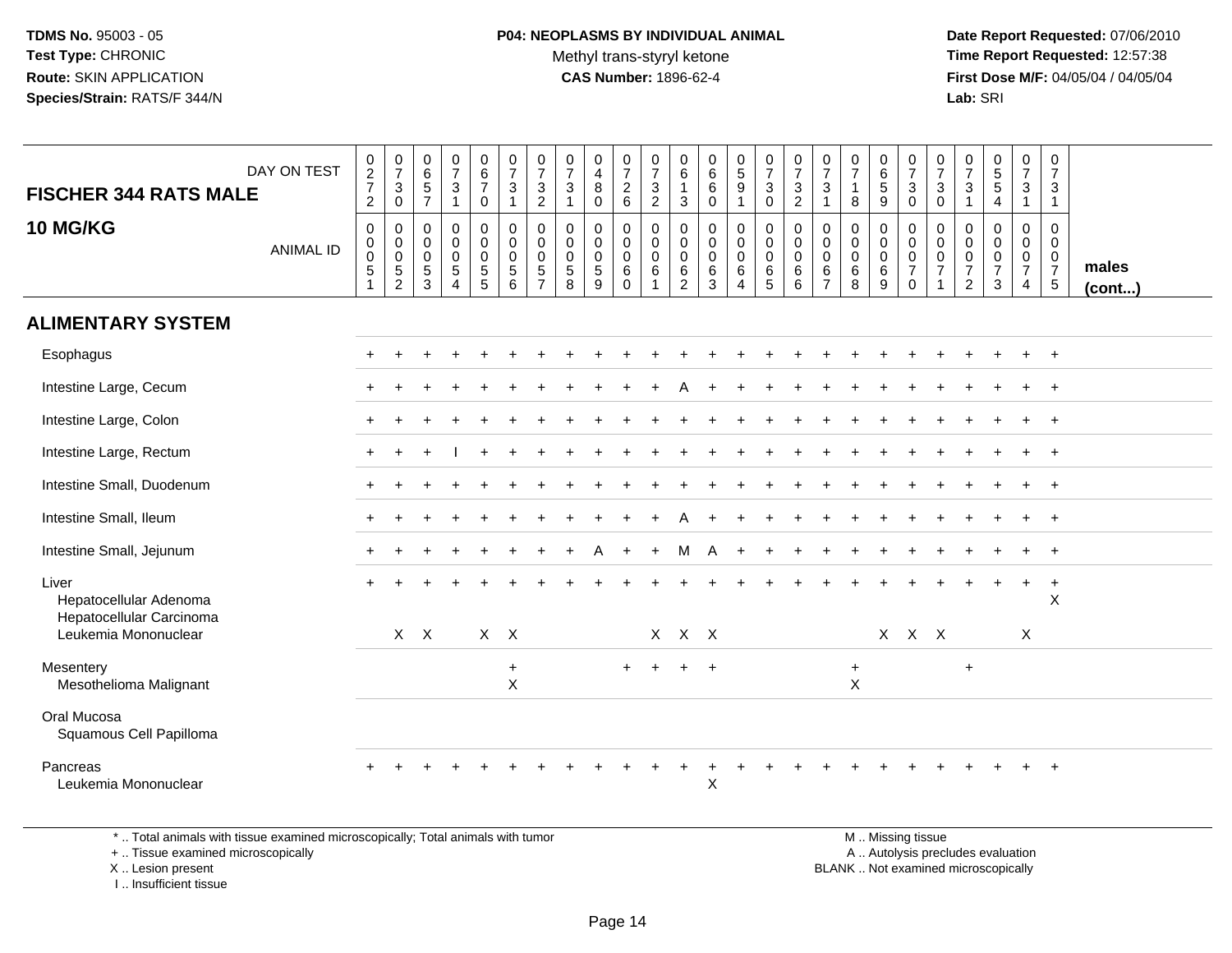**TDMS No.** 95003 - 05
**Test Type:** CHRONIC
**Route:** SKIN APPLICATION
**Species/Strain:** RATS/F 344/N

**P04: NEOPLASMS BY INDIVIDUAL ANIMAL**
Methyl trans-styryl ketone
**CAS Number:** 1896-62-4

**Date Report Requested:** 07/06/2010
**Time Report Requested:** 12:57:38
**First Dose M/F:** 04/05/04 / 04/05/04
**Lab:** SRI

| FISCHER 344 RATS MALE — 10 MG/KG | | | | | | | | | | | | | | | | | | | | | | | | | | |
|---|---|---|---|---|---|---|---|---|---|---|---|---|---|---|---|---|---|---|---|---|---|---|---|---|---|---|
| DAY ON TEST | 0272 | 0730 | 0657 | 0731 | 0670 | 0731 | 0732 | 0731 | 0480 | 0726 | 0732 | 0613 | 0660 | 0591 | 0730 | 0732 | 0731 | 0718 | 0659 | 0730 | 0730 | 0731 | 0554 | 0731 | 0731 | |
| ANIMAL ID | 00051 | 00052 | 00053 | 00054 | 00055 | 00056 | 00057 | 00058 | 00059 | 00060 | 00061 | 00062 | 00063 | 00064 | 00065 | 00066 | 00067 | 00068 | 00069 | 00070 | 00071 | 00072 | 00073 | 00074 | 00075 | males (cont...) |
| **ALIMENTARY SYSTEM** | | | | | | | | | | | | | | | | | | | | | | | | | | |
| Esophagus | + | + | + | + | + | + | + | + | + | + | + | + | + | + | + | + | + | + | + | + | + | + | + | + | + | |
| Intestine Large, Cecum | + | + | + | + | + | + | + | + | + | + | + | A | + | + | + | + | + | + | + | + | + | + | + | + | + | |
| Intestine Large, Colon | + | + | + | + | + | + | + | + | + | + | + | + | + | + | + | + | + | + | + | + | + | + | + | + | + | |
| Intestine Large, Rectum | + | + | + | I | + | + | + | + | + | + | + | + | + | + | + | + | + | + | + | + | + | + | + | + | + | |
| Intestine Small, Duodenum | + | + | + | + | + | + | + | + | + | + | + | + | + | + | + | + | + | + | + | + | + | + | + | + | + | |
| Intestine Small, Ileum | + | + | + | + | + | + | + | + | + | + | + | A | + | + | + | + | + | + | + | + | + | + | + | + | + | |
| Intestine Small, Jejunum | + | + | + | + | + | + | + | + | A | + | + | M | A | + | + | + | + | + | + | + | + | + | + | + | + | |
| Liver | + | + | + | + | + | + | + | + | + | + | + | + | + | + | + | + | + | + | + | + | + | + | + | + | + | |
| Hepatocellular Adenoma | | | | | | | | | | | | | | | | | | | | | | | | | X | |
| Hepatocellular Carcinoma | | | | | | | | | | | | | | | | | | | | | | | | | | |
| Leukemia Mononuclear | | X | X | | X | X | | | | | X | X | X | | | | | | X | X | X | | | X | | |
| Mesentery | | | | | | + | | | | + | + | + | + | | | | | + | | | | + | | | | |
| Mesothelioma Malignant | | | | | | X | | | | | | | | | | | | X | | | | | | | | |
| Oral Mucosa | | | | | | | | | | | | | | | | | | | | | | | | | | |
| Squamous Cell Papilloma | | | | | | | | | | | | | | | | | | | | | | | | | | |
| Pancreas | + | + | + | + | + | + | + | + | + | + | + | + | + | + | + | + | + | + | + | + | + | + | + | + | + | |
| Leukemia Mononuclear | | | | | | | | | | | | | X | | | | | | | | | | | | | |

* .. Total animals with tissue examined microscopically; Total animals with tumor
+ .. Tissue examined microscopically
X .. Lesion present
I .. Insufficient tissue

M .. Missing tissue
A .. Autolysis precludes evaluation
BLANK .. Not examined microscopically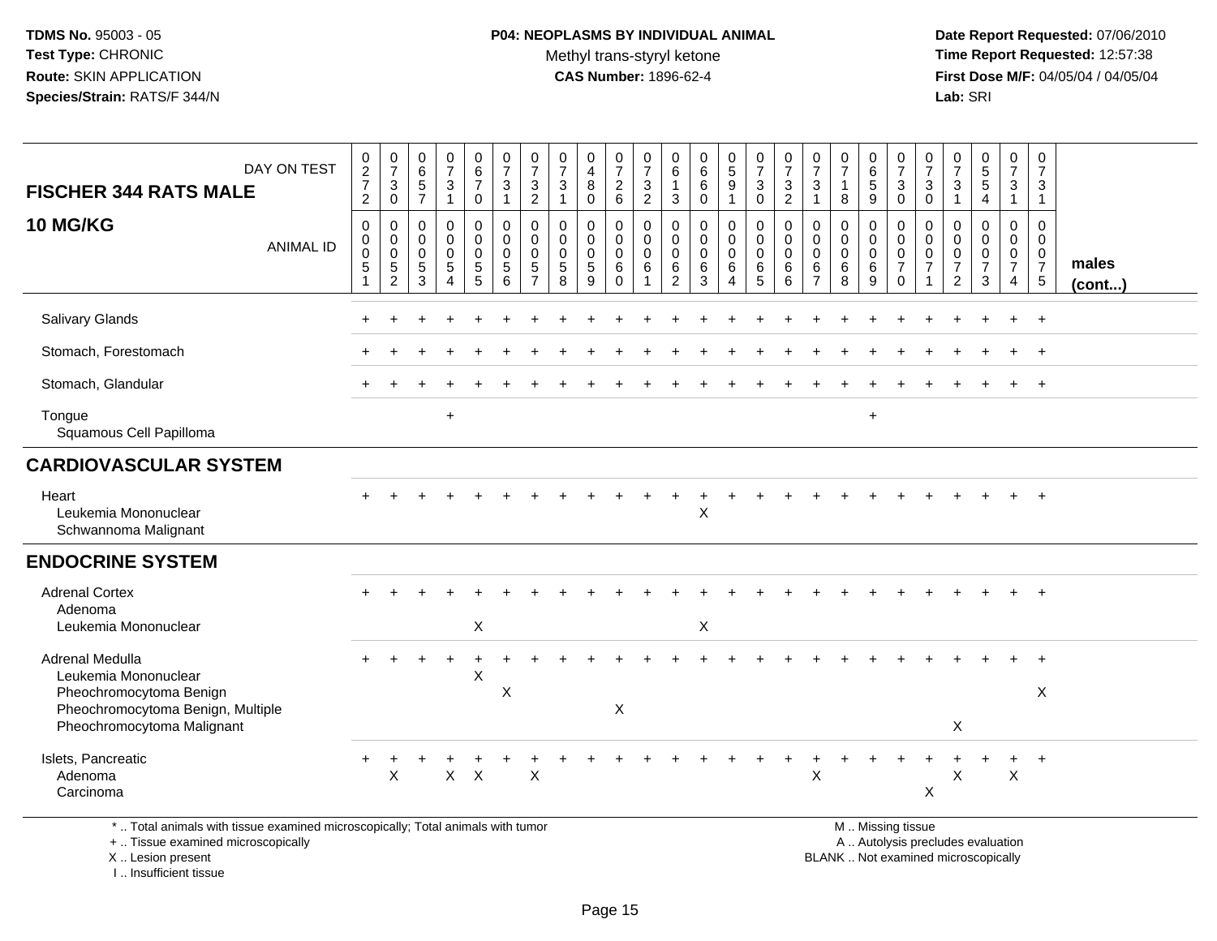TDMS No. 95003 - 05
Test Type: CHRONIC
Route: SKIN APPLICATION
Species/Strain: RATS/F 344/N

**P04: NEOPLASMS BY INDIVIDUAL ANIMAL**
Methyl trans-styryl ketone
**CAS Number:** 1896-62-4

Date Report Requested: 07/06/2010
Time Report Requested: 12:57:38
First Dose M/F: 04/05/04 / 04/05/04
Lab: SRI

| FISCHER 344 RATS MALE — 10 MG/KG | | | | | | | | | | | | | | | | | | | | | | | | | | |
|---|---|---|---|---|---|---|---|---|---|---|---|---|---|---|---|---|---|---|---|---|---|---|---|---|---|---|
| DAY ON TEST | 0272 | 0730 | 0657 | 0731 | 0670 | 0731 | 0732 | 0731 | 0480 | 0726 | 0732 | 0613 | 0660 | 0591 | 0730 | 0732 | 0731 | 0718 | 0659 | 0730 | 0730 | 0731 | 0554 | 0731 | 0731 | |
| ANIMAL ID | 0051 | 0052 | 0053 | 0054 | 0055 | 0056 | 0057 | 0058 | 0059 | 0060 | 0061 | 0062 | 0063 | 0064 | 0065 | 0066 | 0067 | 0068 | 0069 | 0070 | 0071 | 0072 | 0073 | 0074 | 0075 | males (cont...) |
| Salivary Glands | + | + | + | + | + | + | + | + | + | + | + | + | + | + | + | + | + | + | + | + | + | + | + | + | + | |
| Stomach, Forestomach | + | + | + | + | + | + | + | + | + | + | + | + | + | + | + | + | + | + | + | + | + | + | + | + | + | |
| Stomach, Glandular | + | + | + | + | + | + | + | + | + | + | + | + | + | + | + | + | + | + | + | + | + | + | + | + | + | |
| Tongue | | | | + | | | | | | | | | | | | | | | + | | | | | | | |
| Squamous Cell Papilloma | | | | | | | | | | | | | | | | | | | | | | | | | | |
| **CARDIOVASCULAR SYSTEM** | | | | | | | | | | | | | | | | | | | | | | | | | | |
| Heart | + | + | + | + | + | + | + | + | + | + | + | + | + | + | + | + | + | + | + | + | + | + | + | + | + | |
| Leukemia Mononuclear | | | | | | | | | | | | | X | | | | | | | | | | | | | |
| Schwannoma Malignant | | | | | | | | | | | | | | | | | | | | | | | | | | |
| **ENDOCRINE SYSTEM** | | | | | | | | | | | | | | | | | | | | | | | | | | |
| Adrenal Cortex | + | + | + | + | + | + | + | + | + | + | + | + | + | + | + | + | + | + | + | + | + | + | + | + | + | |
| Adenoma | | | | | | | | | | | | | | | | | | | | | | | | | | |
| Leukemia Mononuclear | | | | | X | | | | | | | | X | | | | | | | | | | | | | |
| Adrenal Medulla | + | + | + | + | + | + | + | + | + | + | + | + | + | + | + | + | + | + | + | + | + | + | + | + | + | |
| Leukemia Mononuclear | | | | | X | | | | | | | | | | | | | | | | | | | | | |
| Pheochromocytoma Benign | | | | | | X | | | | | | | | | | | | | | | | | | | X | |
| Pheochromocytoma Benign, Multiple | | | | | | | | | | X | | | | | | | | | | | | | | | | |
| Pheochromocytoma Malignant | | | | | | | | | | | | | | | | | | | | | | X | | | | |
| Islets, Pancreatic | + | + | + | + | + | + | + | + | + | + | + | + | + | + | + | + | + | + | + | + | + | + | + | + | + | |
| Adenoma | | X | | X | X | | X | | | | | | | | | | X | | | | | X | | X | | |
| Carcinoma | | | | | | | | | | | | | | | | | | | | | X | | | | | |

\* .. Total animals with tissue examined microscopically; Total animals with tumor
+ .. Tissue examined microscopically
X .. Lesion present
I .. Insufficient tissue

M .. Missing tissue
A .. Autolysis precludes evaluation
BLANK .. Not examined microscopically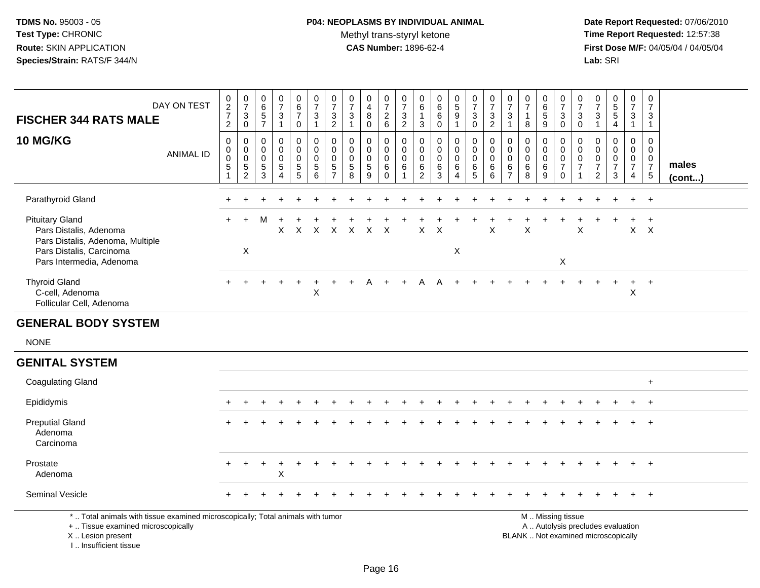**TDMS No.** 95003 - 05
**Test Type:** CHRONIC
**Route:** SKIN APPLICATION
**Species/Strain:** RATS/F 344/N

**P04: NEOPLASMS BY INDIVIDUAL ANIMAL**
Methyl trans-styryl ketone
**CAS Number:** 1896-62-4

**Date Report Requested:** 07/06/2010
**Time Report Requested:** 12:57:38
**First Dose M/F:** 04/05/04 / 04/05/04
**Lab:** SRI

## FISCHER 344 RATS MALE 10 MG/KG

| DAY ON TEST | 0272 | 0730 | 0657 | 0731 | 0670 | 0731 | 0732 | 0731 | 0480 | 0726 | 0732 | 0613 | 0660 | 0591 | 0730 | 0732 | 0731 | 0718 | 0659 | 0730 | 0730 | 0731 | 0554 | 0731 | 0731 | |
|---|---|---|---|---|---|---|---|---|---|---|---|---|---|---|---|---|---|---|---|---|---|---|---|---|---|---|
| ANIMAL ID | 00051 | 00052 | 00053 | 00054 | 00055 | 00056 | 00057 | 00058 | 00059 | 00060 | 00061 | 00062 | 00063 | 00064 | 00065 | 00066 | 00067 | 00068 | 00069 | 00070 | 00071 | 00072 | 00073 | 00074 | 00075 | males (cont...) |
| Parathyroid Gland | + | + | + | + | + | + | + | + | + | + | + | + | + | + | + | + | + | + | + | + | + | + | + | + | + | |
| Pituitary Gland | + | + | M | + | + | + | + | + | + | + | + | + | + | + | + | + | + | + | + | + | + | + | + | + | + | |
| Pars Distalis, Adenoma | | | | X | X | X | X | X | X | X | | X | X | | | X | | X | | | X | | | X | X | |
| Pars Distalis, Adenoma, Multiple | | | | | | | | | | | | | | | | | | | | | | | | | | |
| Pars Distalis, Carcinoma | | X | | | | | | | | | | | | X | | | | | | | | | | | | |
| Pars Intermedia, Adenoma | | | | | | | | | | | | | | | | | | | | X | | | | | | |
| Thyroid Gland | + | + | + | + | + | + | + | + | A | + | + | A | A | + | + | + | + | + | + | + | + | + | + | + | + | |
| C-cell, Adenoma | | | | | | X | | | | | | | | | | | | | | | | | | X | | |
| Follicular Cell, Adenoma | | | | | | | | | | | | | | | | | | | | | | | | | | |

## GENERAL BODY SYSTEM

NONE

## GENITAL SYSTEM

| | 00051 | 00052 | 00053 | 00054 | 00055 | 00056 | 00057 | 00058 | 00059 | 00060 | 00061 | 00062 | 00063 | 00064 | 00065 | 00066 | 00067 | 00068 | 00069 | 00070 | 00071 | 00072 | 00073 | 00074 | 00075 |
|---|---|---|---|---|---|---|---|---|---|---|---|---|---|---|---|---|---|---|---|---|---|---|---|---|---|
| Coagulating Gland | | | | | | | | | | | | | | | | | | | | | | | | | + |
| Epididymis | + | + | + | + | + | + | + | + | + | + | + | + | + | + | + | + | + | + | + | + | + | + | + | + | + |
| Preputial Gland | + | + | + | + | + | + | + | + | + | + | + | + | + | + | + | + | + | + | + | + | + | + | + | + | + |
| Adenoma | | | | | | | | | | | | | | | | | | | | | | | | | |
| Carcinoma | | | | | | | | | | | | | | | | | | | | | | | | | |
| Prostate | + | + | + | + | + | + | + | + | + | + | + | + | + | + | + | + | + | + | + | + | + | + | + | + | + |
| Adenoma | | | | X | | | | | | | | | | | | | | | | | | | | | |
| Seminal Vesicle | + | + | + | + | + | + | + | + | + | + | + | + | + | + | + | + | + | + | + | + | + | + | + | + | + |

* .. Total animals with tissue examined microscopically; Total animals with tumor
+ .. Tissue examined microscopically
X .. Lesion present
I .. Insufficient tissue

M .. Missing tissue
A .. Autolysis precludes evaluation
BLANK .. Not examined microscopically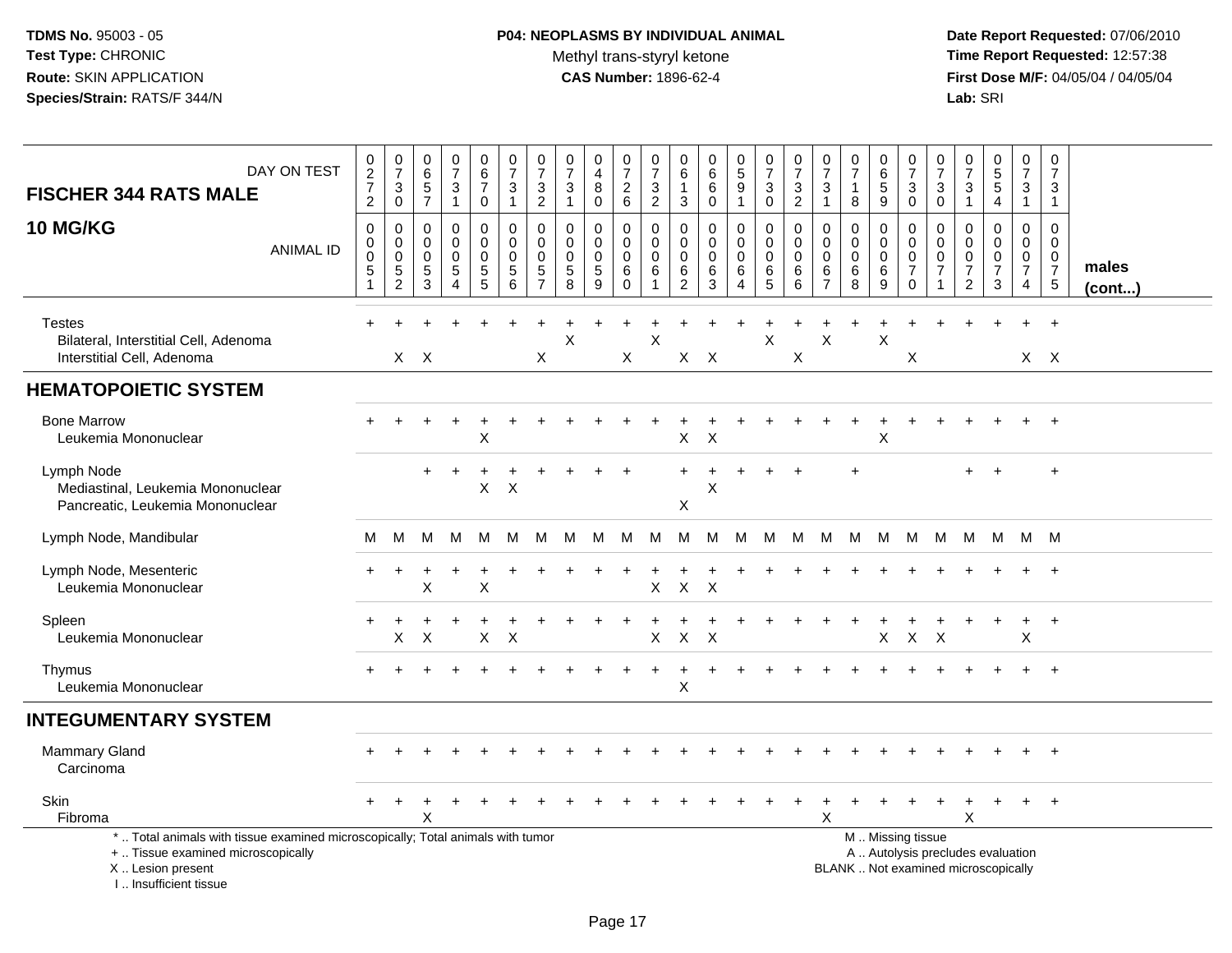**TDMS No.** 95003 - 05
**Test Type:** CHRONIC
**Route:** SKIN APPLICATION
**Species/Strain:** RATS/F 344/N

**P04: NEOPLASMS BY INDIVIDUAL ANIMAL**
Methyl trans-styryl ketone
**CAS Number:** 1896-62-4

**Date Report Requested:** 07/06/2010
**Time Report Requested:** 12:57:38
**First Dose M/F:** 04/05/04 / 04/05/04
**Lab:** SRI

| FISCHER 344 RATS MALE — DAY ON TEST | 0272 | 0730 | 0657 | 0731 | 0670 | 0731 | 0732 | 0731 | 0480 | 0726 | 0732 | 0613 | 0660 | 0591 | 0730 | 0732 | 0731 | 0718 | 0659 | 0730 | 0730 | 0731 | 0554 | 0731 | 0731 | |
|---|---|---|---|---|---|---|---|---|---|---|---|---|---|---|---|---|---|---|---|---|---|---|---|---|---|---|
| **10 MG/KG** — ANIMAL ID | 0051 | 0052 | 0053 | 0054 | 0055 | 0056 | 0057 | 0058 | 0059 | 0060 | 0061 | 0062 | 0063 | 0064 | 0065 | 0066 | 0067 | 0068 | 0069 | 0070 | 0071 | 0072 | 0073 | 0074 | 0075 | **males (cont...)** |
| Testes | + | + | + | + | + | + | + | + | + | + | + | + | + | + | + | + | + | + | + | + | + | + | + | + | + | |
| Bilateral, Interstitial Cell, Adenoma | | | | | | | | X | | | X | | | | X | | X | | X | | | | | | | |
| Interstitial Cell, Adenoma | | X | X | | | | X | | | X | | X | X | | | X | | | | X | | | | X | X | |
| **HEMATOPOIETIC SYSTEM** | | | | | | | | | | | | | | | | | | | | | | | | | | |
| Bone Marrow | + | + | + | + | + | + | + | + | + | + | + | + | + | + | + | + | + | + | + | + | + | + | + | + | + | |
| Leukemia Mononuclear | | | | | X | | | | | | | X | X | | | | | | X | | | | | | | |
| Lymph Node | | | + | + | + | + | + | + | + | + | | + | + | + | + | + | | + | | | | + | + | | + | |
| Mediastinal, Leukemia Mononuclear | | | | | X | X | | | | | | | X | | | | | | | | | | | | | |
| Pancreatic, Leukemia Mononuclear | | | | | | | | | | | | X | | | | | | | | | | | | | | |
| Lymph Node, Mandibular | M | M | M | M | M | M | M | M | M | M | M | M | M | M | M | M | M | M | M | M | M | M | M | M | M | |
| Lymph Node, Mesenteric | + | + | + | + | + | + | + | + | + | + | + | + | + | + | + | + | + | + | + | + | + | + | + | + | + | |
| Leukemia Mononuclear | | | X | | X | | | | | | X | X | X | | | | | | | | | | | | | |
| Spleen | + | + | + | + | + | + | + | + | + | + | + | + | + | + | + | + | + | + | + | + | + | + | + | + | + | |
| Leukemia Mononuclear | | X | X | | X | X | | | | | X | X | X | | | | | | X | X | X | | | X | | |
| Thymus | + | + | + | + | + | + | + | + | + | + | + | + | + | + | + | + | + | + | + | + | + | + | + | + | + | |
| Leukemia Mononuclear | | | | | | | | | | | | X | | | | | | | | | | | | | | |
| **INTEGUMENTARY SYSTEM** | | | | | | | | | | | | | | | | | | | | | | | | | | |
| Mammary Gland | + | + | + | + | + | + | + | + | + | + | + | + | + | + | + | + | + | + | + | + | + | + | + | + | + | |
| Carcinoma | | | | | | | | | | | | | | | | | | | | | | | | | | |
| Skin | + | + | + | + | + | + | + | + | + | + | + | + | + | + | + | + | + | + | + | + | + | + | + | + | + | |
| Fibroma | | | X | | | | | | | | | | | | | | X | | | | | X | | | | |

\* .. Total animals with tissue examined microscopically; Total animals with tumor
\+ .. Tissue examined microscopically
X .. Lesion present
I .. Insufficient tissue

M .. Missing tissue
A .. Autolysis precludes evaluation
BLANK .. Not examined microscopically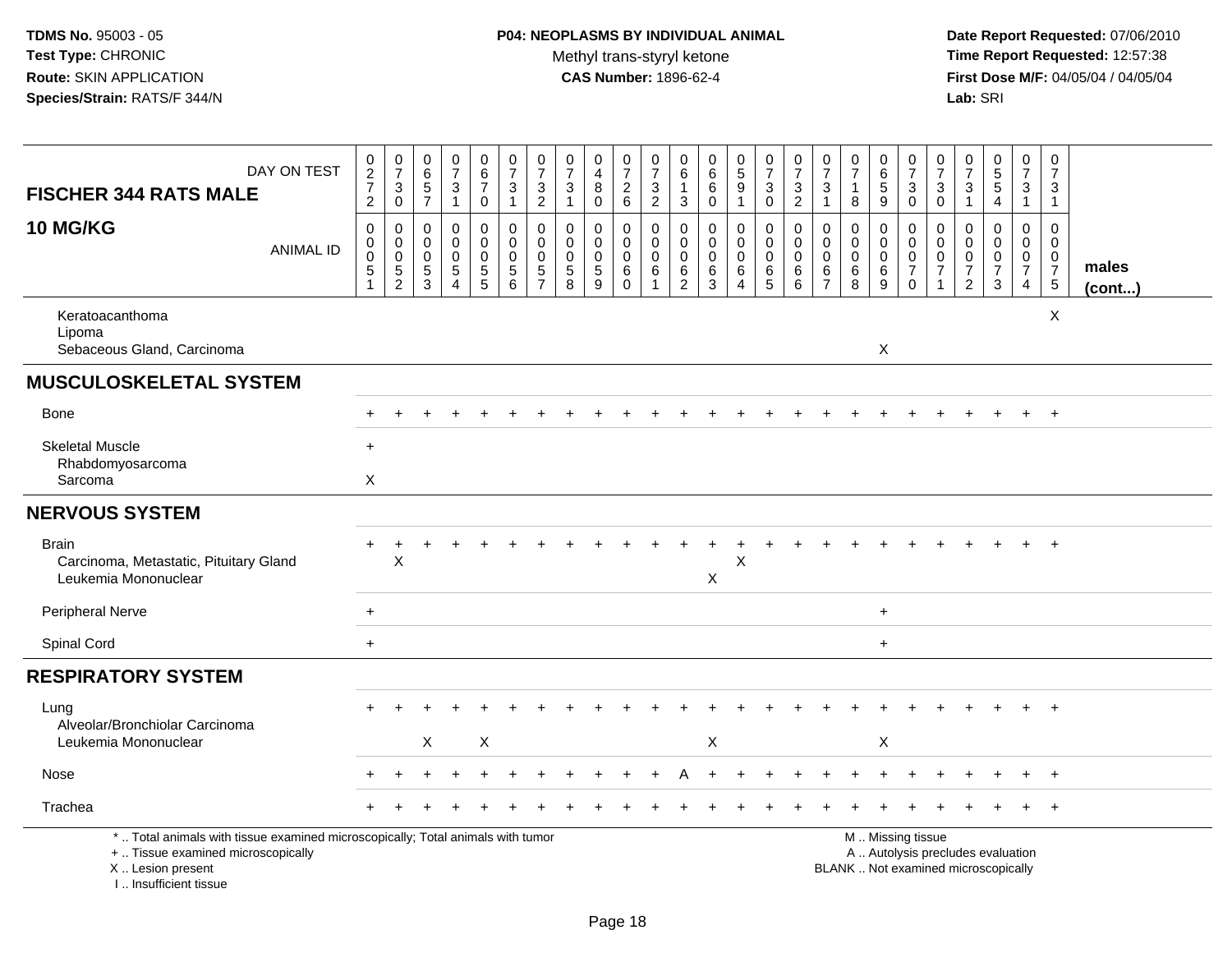TDMS No. 95003 - 05
Test Type: CHRONIC
Route: SKIN APPLICATION
Species/Strain: RATS/F 344/N

**P04: NEOPLASMS BY INDIVIDUAL ANIMAL**
Methyl trans-styryl ketone
**CAS Number:** 1896-62-4

Date Report Requested: 07/06/2010
Time Report Requested: 12:57:38
First Dose M/F: 04/05/04 / 04/05/04
Lab: SRI

| FISCHER 344 RATS MALE — DAY ON TEST | 0272 | 0730 | 0657 | 0731 | 0670 | 0731 | 0732 | 0731 | 0480 | 0726 | 0732 | 0613 | 0660 | 0591 | 0730 | 0732 | 0731 | 0718 | 0659 | 0730 | 0730 | 0731 | 0554 | 0731 | 0731 | |
|---|---|---|---|---|---|---|---|---|---|---|---|---|---|---|---|---|---|---|---|---|---|---|---|---|---|---|
| **10 MG/KG** — ANIMAL ID | 00051 | 00052 | 00053 | 00054 | 00055 | 00056 | 00057 | 00058 | 00059 | 00060 | 00061 | 00062 | 00063 | 00064 | 00065 | 00066 | 00067 | 00068 | 00069 | 00070 | 00071 | 00072 | 00073 | 00074 | 00075 | **males (cont...)** |
| Keratoacanthoma | | | | | | | | | | | | | | | | | | | | | | | | | X | |
| Lipoma | | | | | | | | | | | | | | | | | | | | | | | | | | |
| Sebaceous Gland, Carcinoma | | | | | | | | | | | | | | | | | | | X | | | | | | | |
| **MUSCULOSKELETAL SYSTEM** | | | | | | | | | | | | | | | | | | | | | | | | | | |
| Bone | + | + | + | + | + | + | + | + | + | + | + | + | + | + | + | + | + | + | + | + | + | + | + | + | + | |
| Skeletal Muscle | + | | | | | | | | | | | | | | | | | | | | | | | | | |
| Rhabdomyosarcoma | | | | | | | | | | | | | | | | | | | | | | | | | | |
| Sarcoma | X | | | | | | | | | | | | | | | | | | | | | | | | | |
| **NERVOUS SYSTEM** | | | | | | | | | | | | | | | | | | | | | | | | | | |
| Brain | + | + | + | + | + | + | + | + | + | + | + | + | + | + | + | + | + | + | + | + | + | + | + | + | + | |
| Carcinoma, Metastatic, Pituitary Gland | | X | | | | | | | | | | | | X | | | | | | | | | | | | |
| Leukemia Mononuclear | | | | | | | | | | | | | X | | | | | | | | | | | | | |
| Peripheral Nerve | + | | | | | | | | | | | | | | | | | | + | | | | | | | |
| Spinal Cord | + | | | | | | | | | | | | | | | | | | + | | | | | | | |
| **RESPIRATORY SYSTEM** | | | | | | | | | | | | | | | | | | | | | | | | | | |
| Lung | + | + | + | + | + | + | + | + | + | + | + | + | + | + | + | + | + | + | + | + | + | + | + | + | + | |
| Alveolar/Bronchiolar Carcinoma | | | | | | | | | | | | | | | | | | | | | | | | | | |
| Leukemia Mononuclear | | | X | | X | | | | | | | | X | | | | | | X | | | | | | | |
| Nose | + | + | + | + | + | + | + | + | + | + | + | A | + | + | + | + | + | + | + | + | + | + | + | + | + | |
| Trachea | + | + | + | + | + | + | + | + | + | + | + | + | + | + | + | + | + | + | + | + | + | + | + | + | + | |

\* .. Total animals with tissue examined microscopically; Total animals with tumor
\+ .. Tissue examined microscopically
X .. Lesion present
I .. Insufficient tissue

M .. Missing tissue
A .. Autolysis precludes evaluation
BLANK .. Not examined microscopically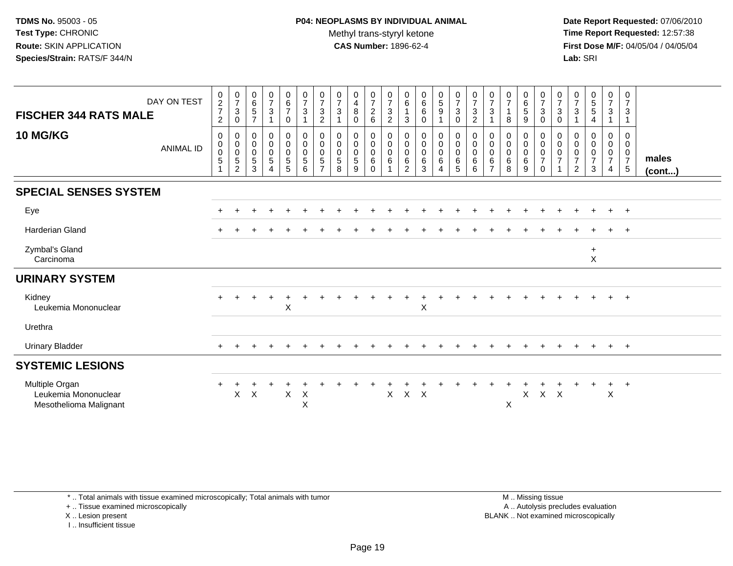**TDMS No.** 95003 - 05
**Test Type:** CHRONIC
**Route:** SKIN APPLICATION
**Species/Strain:** RATS/F 344/N

**P04: NEOPLASMS BY INDIVIDUAL ANIMAL**
Methyl trans-styryl ketone
**CAS Number:** 1896-62-4

**Date Report Requested:** 07/06/2010
**Time Report Requested:** 12:57:38
**First Dose M/F:** 04/05/04 / 04/05/04
**Lab:** SRI

| FISCHER 344 RATS MALE — DAY ON TEST | 0272 | 0730 | 0657 | 0731 | 0670 | 0731 | 0732 | 0731 | 0480 | 0726 | 0732 | 0613 | 0660 | 0591 | 0730 | 0732 | 0731 | 0718 | 0659 | 0730 | 0730 | 0731 | 0554 | 0731 | 0731 | |
|---|---|---|---|---|---|---|---|---|---|---|---|---|---|---|---|---|---|---|---|---|---|---|---|---|---|---|
| **10 MG/KG** — ANIMAL ID | 0051 | 0052 | 0053 | 0054 | 0055 | 0056 | 0057 | 0058 | 0059 | 0060 | 0061 | 0062 | 0063 | 0064 | 0065 | 0066 | 0067 | 0068 | 0069 | 0070 | 0071 | 0072 | 0073 | 0074 | 0075 | **males (cont...)** |
| **SPECIAL SENSES SYSTEM** | | | | | | | | | | | | | | | | | | | | | | | | | | |
| Eye | + | + | + | + | + | + | + | + | + | + | + | + | + | + | + | + | + | + | + | + | + | + | + | + | + | |
| Harderian Gland | + | + | + | + | + | + | + | + | + | + | + | + | + | + | + | + | + | + | + | + | + | + | + | + | + | |
| Zymbal's Gland | | | | | | | | | | | | | | | | | | | | | | | + | | | |
| Carcinoma | | | | | | | | | | | | | | | | | | | | | | | X | | | |
| **URINARY SYSTEM** | | | | | | | | | | | | | | | | | | | | | | | | | | |
| Kidney | + | + | + | + | + | + | + | + | + | + | + | + | + | + | + | + | + | + | + | + | + | + | + | + | + | |
| Leukemia Mononuclear | | | | | X | | | | | | | | X | | | | | | | | | | | | | |
| Urethra | | | | | | | | | | | | | | | | | | | | | | | | | | |
| Urinary Bladder | + | + | + | + | + | + | + | + | + | + | + | + | + | + | + | + | + | + | + | + | + | + | + | + | + | |
| **SYSTEMIC LESIONS** | | | | | | | | | | | | | | | | | | | | | | | | | | |
| Multiple Organ | + | + | + | + | + | + | + | + | + | + | + | + | + | + | + | + | + | + | + | + | + | + | + | + | + | |
| Leukemia Mononuclear | | X | X | | X | X | | | | | X | X | X | | | | | | X | X | X | | | X | | |
| Mesothelioma Malignant | | | | | | X | | | | | | | | | | | | X | | | | | | | | |

\* .. Total animals with tissue examined microscopically; Total animals with tumor
\+ .. Tissue examined microscopically
X .. Lesion present
I .. Insufficient tissue

M .. Missing tissue
A .. Autolysis precludes evaluation
BLANK .. Not examined microscopically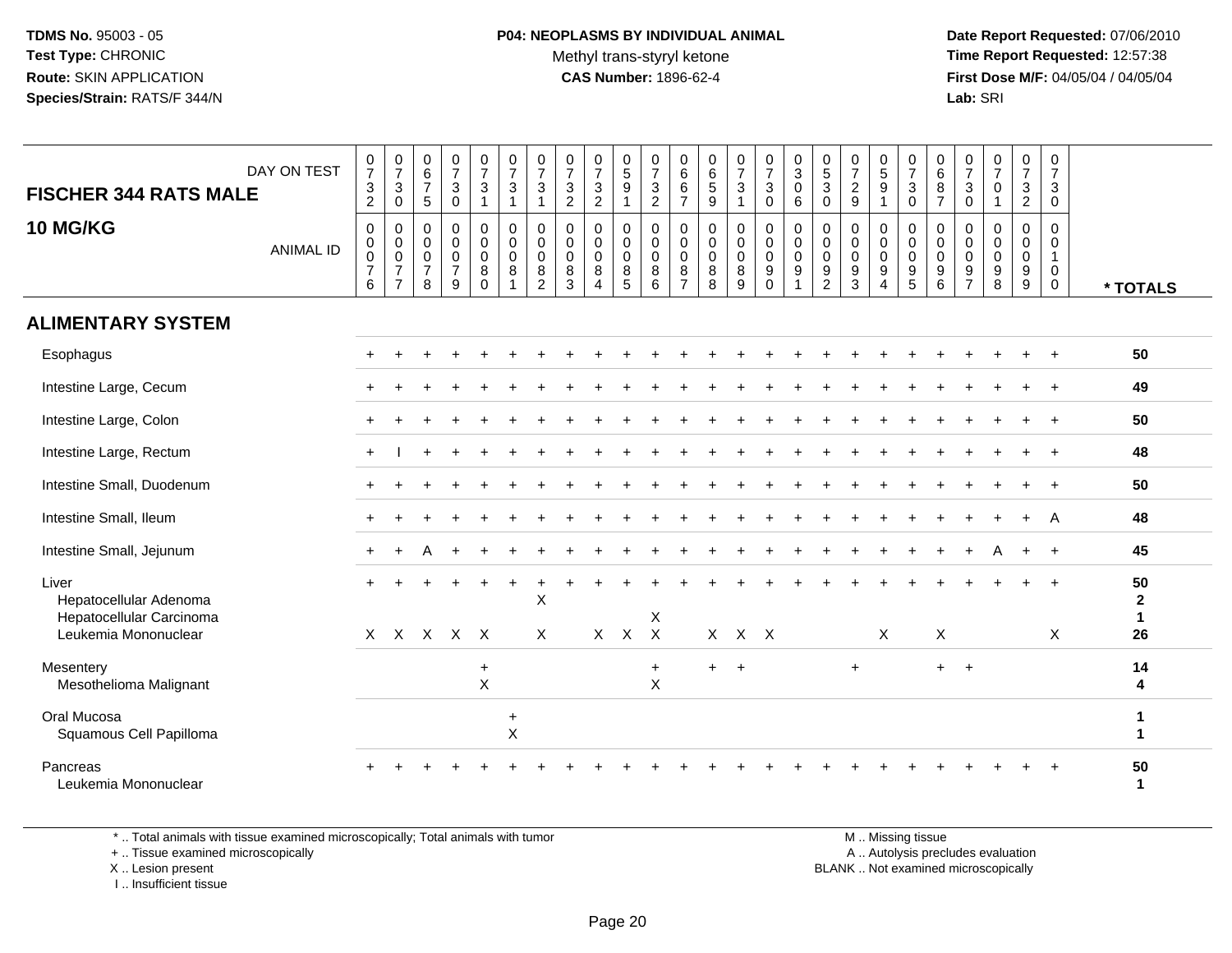**TDMS No.** 95003 - 05
**Test Type:** CHRONIC
**Route:** SKIN APPLICATION
**Species/Strain:** RATS/F 344/N

**P04: NEOPLASMS BY INDIVIDUAL ANIMAL**
Methyl trans-styryl ketone
**CAS Number:** 1896-62-4

**Date Report Requested:** 07/06/2010
**Time Report Requested:** 12:57:38
**First Dose M/F:** 04/05/04 / 04/05/04
**Lab:** SRI

| FISCHER 344 RATS MALE 10 MG/KG — DAY ON TEST | 0732 | 0730 | 0675 | 0730 | 0731 | 0731 | 0731 | 0732 | 0732 | 0591 | 0732 | 0667 | 0659 | 0731 | 0730 | 0306 | 0530 | 0729 | 0591 | 0730 | 0687 | 0730 | 0701 | 0732 | 0730 | |
|---|---|---|---|---|---|---|---|---|---|---|---|---|---|---|---|---|---|---|---|---|---|---|---|---|---|---|
| ANIMAL ID | 0000076 | 0000077 | 0000078 | 0000079 | 0000080 | 0000081 | 0000082 | 0000083 | 0000084 | 0000085 | 0000086 | 0000087 | 0000088 | 0000089 | 0000090 | 0000091 | 0000092 | 0000093 | 0000094 | 0000095 | 0000096 | 0000097 | 0000098 | 0000099 | 0000100 | * TOTALS |
| **ALIMENTARY SYSTEM** | | | | | | | | | | | | | | | | | | | | | | | | | | |
| Esophagus | + | + | + | + | + | + | + | + | + | + | + | + | + | + | + | + | + | + | + | + | + | + | + | + | + | 50 |
| Intestine Large, Cecum | + | + | + | + | + | + | + | + | + | + | + | + | + | + | + | + | + | + | + | + | + | + | + | + | + | 49 |
| Intestine Large, Colon | + | + | + | + | + | + | + | + | + | + | + | + | + | + | + | + | + | + | + | + | + | + | + | + | + | 50 |
| Intestine Large, Rectum | + | I | + | + | + | + | + | + | + | + | + | + | + | + | + | + | + | + | + | + | + | + | + | + | + | 48 |
| Intestine Small, Duodenum | + | + | + | + | + | + | + | + | + | + | + | + | + | + | + | + | + | + | + | + | + | + | + | + | + | 50 |
| Intestine Small, Ileum | + | + | + | + | + | + | + | + | + | + | + | + | + | + | + | + | + | + | + | + | + | + | + | + | A | 48 |
| Intestine Small, Jejunum | + | + | A | + | + | + | + | + | + | + | + | + | + | + | + | + | + | + | + | + | + | + | A | + | + | 45 |
| Liver | + | + | + | + | + | + | + | + | + | + | + | + | + | + | + | + | + | + | + | + | + | + | + | + | + | 50 |
| Hepatocellular Adenoma | | | | | | | X | | | | | | | | | | | | | | | | | | | 2 |
| Hepatocellular Carcinoma | | | | | | | | | | | X | | | | | | | | | | | | | | | 1 |
| Leukemia Mononuclear | X | X | X | X | X | | X | | X | X | X | | X | X | X | | | | X | | X | | | | X | 26 |
| Mesentery | | | | | + | | | | | | + | | + | + | | | | + | | | + | + | | | | 14 |
| Mesothelioma Malignant | | | | | X | | | | | | X | | | | | | | | | | | | | | | 4 |
| Oral Mucosa | | | | | | + | | | | | | | | | | | | | | | | | | | | 1 |
| Squamous Cell Papilloma | | | | | | X | | | | | | | | | | | | | | | | | | | | 1 |
| Pancreas | + | + | + | + | + | + | + | + | + | + | + | + | + | + | + | + | + | + | + | + | + | + | + | + | + | 50 |
| Leukemia Mononuclear | | | | | | | | | | | | | | | | | | | | | | | | | | 1 |

\* .. Total animals with tissue examined microscopically; Total animals with tumor
\+ .. Tissue examined microscopically
X .. Lesion present
I .. Insufficient tissue

M .. Missing tissue
A .. Autolysis precludes evaluation
BLANK .. Not examined microscopically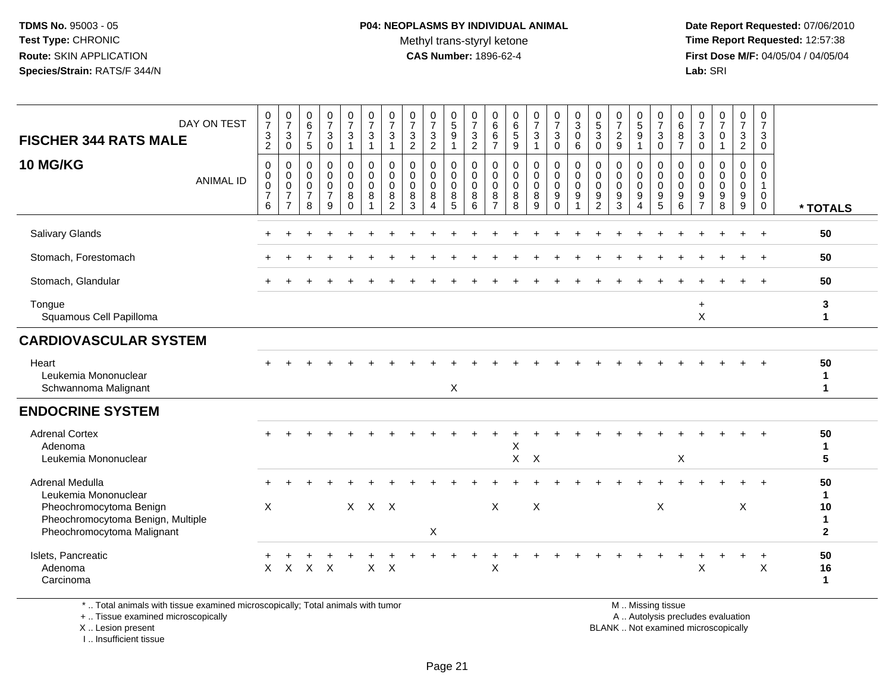TDMS No. 95003 - 05
Test Type: CHRONIC
Route: SKIN APPLICATION
Species/Strain: RATS/F 344/N

**P04: NEOPLASMS BY INDIVIDUAL ANIMAL**
Methyl trans-styryl ketone
**CAS Number:** 1896-62-4

Date Report Requested: 07/06/2010
Time Report Requested: 12:57:38
First Dose M/F: 04/05/04 / 04/05/04
Lab: SRI

**FISCHER 344 RATS MALE**
**10 MG/KG**

| DAY ON TEST | 0732 | 0730 | 0675 | 0730 | 0731 | 0731 | 0731 | 0732 | 0732 | 0591 | 0732 | 0667 | 0659 | 0731 | 0730 | 0306 | 0530 | 0729 | 0591 | 0730 | 0687 | 0730 | 0701 | 0732 | 0730 | |
|---|---|---|---|---|---|---|---|---|---|---|---|---|---|---|---|---|---|---|---|---|---|---|---|---|---|---|
| **ANIMAL ID** | 0076 | 0077 | 0078 | 0079 | 0080 | 0081 | 0082 | 0083 | 0084 | 0085 | 0086 | 0087 | 0088 | 0089 | 0090 | 0091 | 0092 | 0093 | 0094 | 0095 | 0096 | 0097 | 0098 | 0099 | 0100 | **\* TOTALS** |
| Salivary Glands | + | + | + | + | + | + | + | + | + | + | + | + | + | + | + | + | + | + | + | + | + | + | + | + | + | **50** |
| Stomach, Forestomach | + | + | + | + | + | + | + | + | + | + | + | + | + | + | + | + | + | + | + | + | + | + | + | + | + | **50** |
| Stomach, Glandular | + | + | + | + | + | + | + | + | + | + | + | + | + | + | + | + | + | + | + | + | + | + | + | + | + | **50** |
| Tongue | | | | | | | | | | | | | | | | | | | | | | + | | | | **3** |
| Squamous Cell Papilloma | | | | | | | | | | | | | | | | | | | | | | X | | | | **1** |
| **CARDIOVASCULAR SYSTEM** | | | | | | | | | | | | | | | | | | | | | | | | | | |
| Heart | + | + | + | + | + | + | + | + | + | + | + | + | + | + | + | + | + | + | + | + | + | + | + | + | + | **50** |
| Leukemia Mononuclear | | | | | | | | | | | | | | | | | | | | | | | | | | **1** |
| Schwannoma Malignant | | | | | | | | | | X | | | | | | | | | | | | | | | | **1** |
| **ENDOCRINE SYSTEM** | | | | | | | | | | | | | | | | | | | | | | | | | | |
| Adrenal Cortex | + | + | + | + | + | + | + | + | + | + | + | + | + | + | + | + | + | + | + | + | + | + | + | + | + | **50** |
| Adenoma | | | | | | | | | | | | | X | | | | | | | | | | | | | **1** |
| Leukemia Mononuclear | | | | | | | | | | | | | X | X | | | | | | | X | | | | | **5** |
| Adrenal Medulla | + | + | + | + | + | + | + | + | + | + | + | + | + | + | + | + | + | + | + | + | + | + | + | + | + | **50** |
| Leukemia Mononuclear | | | | | | | | | | | | | | | | | | | | | | | | | | **1** |
| Pheochromocytoma Benign | X | | | | X | X | X | | | | | X | | X | | | | | | X | | | | X | | **10** |
| Pheochromocytoma Benign, Multiple | | | | | | | | | | | | | | | | | | | | | | | | | | **1** |
| Pheochromocytoma Malignant | | | | | | | | | X | | | | | | | | | | | | | | | | | **2** |
| Islets, Pancreatic | + | + | + | + | + | + | + | + | + | + | + | + | + | + | + | + | + | + | + | + | + | + | + | + | + | **50** |
| Adenoma | X | X | X | X | | X | X | | | | | X | | | | | | | | | | X | | | X | **16** |
| Carcinoma | | | | | | | | | | | | | | | | | | | | | | | | | | **1** |

\* .. Total animals with tissue examined microscopically; Total animals with tumor
\+ .. Tissue examined microscopically
X .. Lesion present
I .. Insufficient tissue

M .. Missing tissue
A .. Autolysis precludes evaluation
BLANK .. Not examined microscopically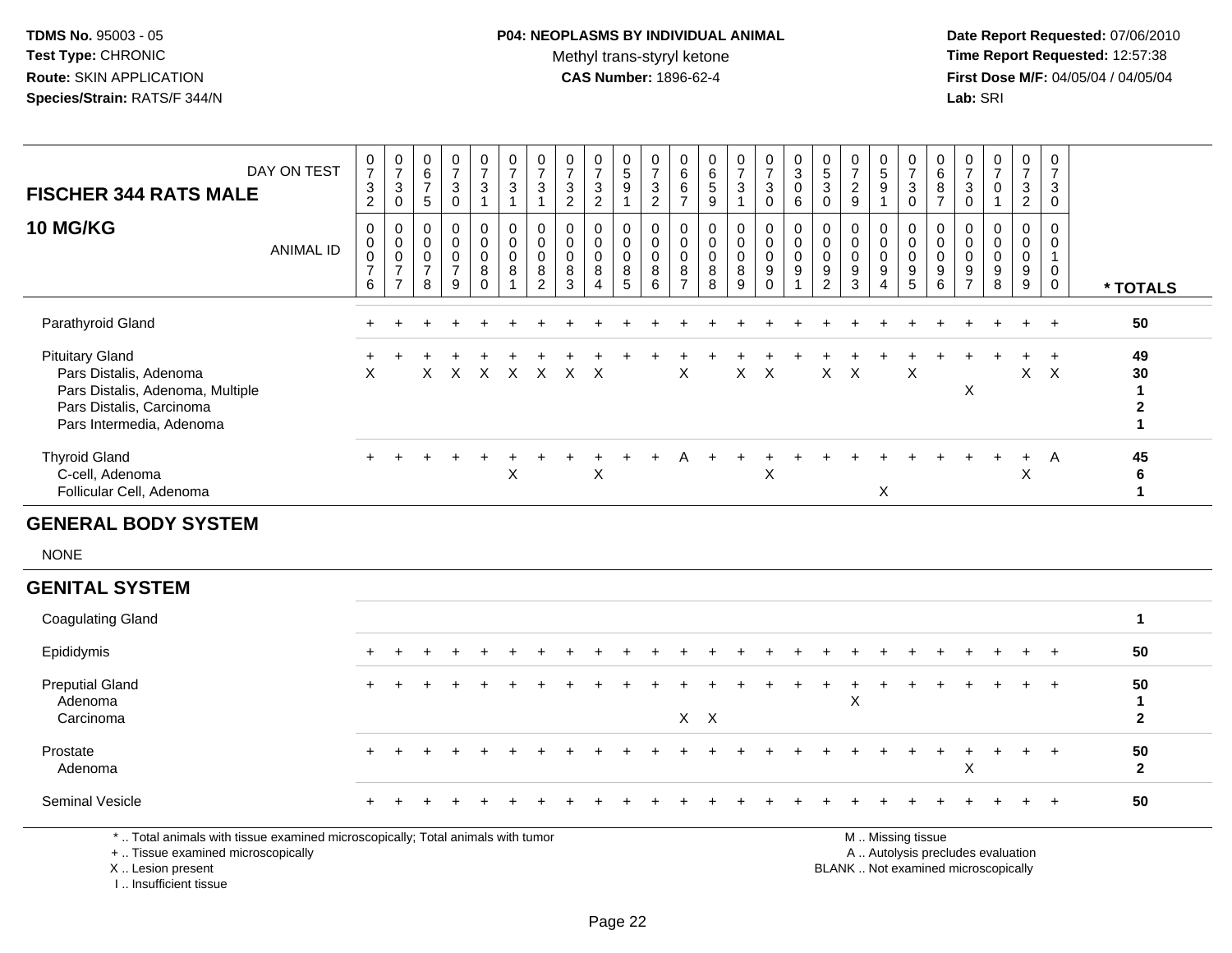**TDMS No.** 95003 - 05
**Test Type:** CHRONIC
**Route:** SKIN APPLICATION
**Species/Strain:** RATS/F 344/N

**P04: NEOPLASMS BY INDIVIDUAL ANIMAL**
Methyl trans-styryl ketone
**CAS Number:** 1896-62-4

**Date Report Requested:** 07/06/2010
**Time Report Requested:** 12:57:38
**First Dose M/F:** 04/05/04 / 04/05/04
**Lab:** SRI

| FISCHER 344 RATS MALE 10 MG/KG | DAY ON TEST | 0732 | 0730 | 0675 | 0730 | 0731 | 0731 | 0731 | 0732 | 0732 | 0591 | 0732 | 0667 | 0659 | 0731 | 0730 | 0306 | 0530 | 0729 | 0591 | 0730 | 0687 | 0730 | 0701 | 0732 | 0730 | |
|---|---|---|---|---|---|---|---|---|---|---|---|---|---|---|---|---|---|---|---|---|---|---|---|---|---|---|---|
| | ANIMAL ID | 00076 | 00077 | 00078 | 00079 | 00080 | 00081 | 00082 | 00083 | 00084 | 00085 | 00086 | 00087 | 00088 | 00089 | 00090 | 00091 | 00092 | 00093 | 00094 | 00095 | 00096 | 00097 | 00098 | 00099 | 00100 | * TOTALS |
| Parathyroid Gland | | + | + | + | + | + | + | + | + | + | + | + | + | + | + | + | + | + | + | + | + | + | + | + | + | + | 50 |
| Pituitary Gland | | + | + | + | + | + | + | + | + | + | + | + | + | + | + | + | + | + | + | + | + | + | + | + | + | + | 49 |
| Pars Distalis, Adenoma | | X | | X | X | X | X | X | X | X | | | X | | X | X | | X | X | | X | | | | X | X | 30 |
| Pars Distalis, Adenoma, Multiple | | | | | | | | | | | | | | | | | | | | | | | X | | | | 1 |
| Pars Distalis, Carcinoma | | | | | | | | | | | | | | | | | | | | | | | | | | | 2 |
| Pars Intermedia, Adenoma | | | | | | | | | | | | | | | | | | | | | | | | | | | 1 |
| Thyroid Gland | | + | + | + | + | + | + | + | + | + | + | + | A | + | + | + | + | + | + | + | + | + | + | + | + | A | 45 |
| C-cell, Adenoma | | | | | | | X | | | X | | | | | | X | | | | | | | | | X | | 6 |
| Follicular Cell, Adenoma | | | | | | | | | | | | | | | | | | | | X | | | | | | | 1 |

## GENERAL BODY SYSTEM

NONE

## GENITAL SYSTEM

| | | 00076 | 00077 | 00078 | 00079 | 00080 | 00081 | 00082 | 00083 | 00084 | 00085 | 00086 | 00087 | 00088 | 00089 | 00090 | 00091 | 00092 | 00093 | 00094 | 00095 | 00096 | 00097 | 00098 | 00099 | 00100 | * TOTALS |
|---|---|---|---|---|---|---|---|---|---|---|---|---|---|---|---|---|---|---|---|---|---|---|---|---|---|---|---|
| Coagulating Gland | | | | | | | | | | | | | | | | | | | | | | | | | | | 1 |
| Epididymis | | + | + | + | + | + | + | + | + | + | + | + | + | + | + | + | + | + | + | + | + | + | + | + | + | + | 50 |
| Preputial Gland | | + | + | + | + | + | + | + | + | + | + | + | + | + | + | + | + | + | + | + | + | + | + | + | + | + | 50 |
| Adenoma | | | | | | | | | | | | | | | | | | | X | | | | | | | | 1 |
| Carcinoma | | | | | | | | | | | | | X | X | | | | | | | | | | | | | 2 |
| Prostate | | + | + | + | + | + | + | + | + | + | + | + | + | + | + | + | + | + | + | + | + | + | + | + | + | + | 50 |
| Adenoma | | | | | | | | | | | | | | | | | | | | | | | X | | | | 2 |
| Seminal Vesicle | | + | + | + | + | + | + | + | + | + | + | + | + | + | + | + | + | + | + | + | + | + | + | + | + | + | 50 |

\* .. Total animals with tissue examined microscopically; Total animals with tumor
\+ .. Tissue examined microscopically
X .. Lesion present
I .. Insufficient tissue

M .. Missing tissue
A .. Autolysis precludes evaluation
BLANK .. Not examined microscopically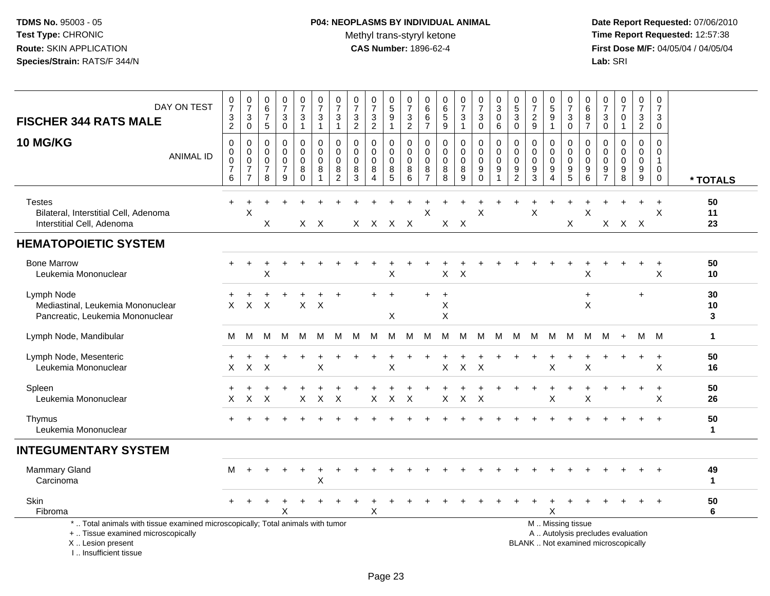**TDMS No.** 95003 - 05
**Test Type:** CHRONIC
**Route:** SKIN APPLICATION
**Species/Strain:** RATS/F 344/N

**P04: NEOPLASMS BY INDIVIDUAL ANIMAL**
Methyl trans-styryl ketone
**CAS Number:** 1896-62-4

**Date Report Requested:** 07/06/2010
**Time Report Requested:** 12:57:38
**First Dose M/F:** 04/05/04 / 04/05/04
**Lab:** SRI

| FISCHER 344 RATS MALE 10 MG/KG | | | | | | | | | | | | | | | | | | | | | | | | | | |
|---|---|---|---|---|---|---|---|---|---|---|---|---|---|---|---|---|---|---|---|---|---|---|---|---|---|---|
| DAY ON TEST | 0732 | 0730 | 0675 | 0730 | 0731 | 0731 | 0731 | 0732 | 0732 | 0591 | 0732 | 0667 | 0659 | 0731 | 0730 | 0306 | 0530 | 0729 | 0591 | 0730 | 0687 | 0730 | 0701 | 0732 | 0730 | |
| ANIMAL ID | 0076 | 0077 | 0078 | 0079 | 0080 | 0081 | 0082 | 0083 | 0084 | 0085 | 0086 | 0087 | 0088 | 0089 | 0090 | 0091 | 0092 | 0093 | 0094 | 0095 | 0096 | 0097 | 0098 | 0099 | 0100 | * TOTALS |
| Testes | + | + | + | + | + | + | + | + | + | + | + | + | + | + | + | + | + | + | + | + | + | + | + | + | + | 50 |
| Bilateral, Interstitial Cell, Adenoma | | X | | | | | | | | | | X | | | X | | | X | | | X | | | | X | 11 |
| Interstitial Cell, Adenoma | | | X | | X | X | | X | X | X | X | | X | X | | | | | | X | | X | X | X | | 23 |
| **HEMATOPOIETIC SYSTEM** | | | | | | | | | | | | | | | | | | | | | | | | | | |
| Bone Marrow | + | + | + | + | + | + | + | + | + | + | + | + | + | + | + | + | + | + | + | + | + | + | + | + | + | 50 |
| Leukemia Mononuclear | | | X | | | | | | | X | | | X | X | | | | | | | X | | | | X | 10 |
| Lymph Node | + | + | + | + | + | + | + | | + | + | | + | + | | | | | | | | + | | | + | | 30 |
| Mediastinal, Leukemia Mononuclear | X | X | X | | X | X | | | | | | | X | | | | | | | | X | | | | | 10 |
| Pancreatic, Leukemia Mononuclear | | | | | | | | | | X | | | X | | | | | | | | | | | | | 3 |
| Lymph Node, Mandibular | M | M | M | M | M | M | M | M | M | M | M | M | M | M | M | M | M | M | M | M | M | M | + | M | M | 1 |
| Lymph Node, Mesenteric | + | + | + | + | + | + | + | + | + | + | + | + | + | + | + | + | + | + | + | + | + | + | + | + | + | 50 |
| Leukemia Mononuclear | X | X | X | | | X | | | | X | | | X | X | X | | | | X | | X | | | | X | 16 |
| Spleen | + | + | + | + | + | + | + | + | + | + | + | + | + | + | + | + | + | + | + | + | + | + | + | + | + | 50 |
| Leukemia Mononuclear | X | X | X | | X | X | X | | X | X | X | | X | X | X | | | | X | | X | | | | X | 26 |
| Thymus | + | + | + | + | + | + | + | + | + | + | + | + | + | + | + | + | + | + | + | + | + | + | + | + | + | 50 |
| Leukemia Mononuclear | | | | | | | | | | | | | | | | | | | | | | | | | | 1 |
| **INTEGUMENTARY SYSTEM** | | | | | | | | | | | | | | | | | | | | | | | | | | |
| Mammary Gland | M | + | + | + | + | + | + | + | + | + | + | + | + | + | + | + | + | + | + | + | + | + | + | + | + | 49 |
| Carcinoma | | | | | | X | | | | | | | | | | | | | | | | | | | | 1 |
| Skin | + | + | + | + | + | + | + | + | + | + | + | + | + | + | + | + | + | + | + | + | + | + | + | + | + | 50 |
| Fibroma | | | | X | | | | | X | | | | | | | | | | X | | | | | | | 6 |

\* .. Total animals with tissue examined microscopically; Total animals with tumor
\+ .. Tissue examined microscopically
X .. Lesion present
I .. Insufficient tissue

M .. Missing tissue
A .. Autolysis precludes evaluation
BLANK .. Not examined microscopically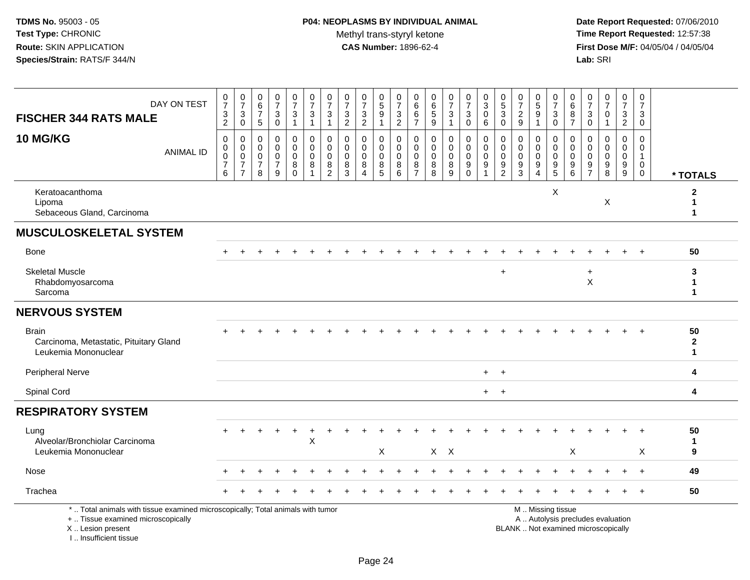**TDMS No.** 95003 - 05
**Test Type:** CHRONIC
**Route:** SKIN APPLICATION
**Species/Strain:** RATS/F 344/N

**P04: NEOPLASMS BY INDIVIDUAL ANIMAL**
Methyl trans-styryl ketone
**CAS Number:** 1896-62-4

**Date Report Requested:** 07/06/2010
**Time Report Requested:** 12:57:38
**First Dose M/F:** 04/05/04 / 04/05/04
**Lab:** SRI

**FISCHER 344 RATS MALE**

**10 MG/KG**

| DAY ON TEST | 0732 | 0730 | 0675 | 0730 | 0731 | 0731 | 0731 | 0732 | 0732 | 0591 | 0732 | 0667 | 0659 | 0731 | 0730 | 0306 | 0530 | 0729 | 0591 | 0730 | 0687 | 0730 | 0701 | 0732 | 0730 | |
|---|---|---|---|---|---|---|---|---|---|---|---|---|---|---|---|---|---|---|---|---|---|---|---|---|---|---|
| **ANIMAL ID** | 00076 | 00077 | 00078 | 00079 | 00080 | 00081 | 00082 | 00083 | 00084 | 00085 | 00086 | 00087 | 00088 | 00089 | 00090 | 00091 | 00092 | 00093 | 00094 | 00095 | 00096 | 00097 | 00098 | 00099 | 00100 | *** TOTALS** |
| Keratoacanthoma | | | | | | | | | | | | | | | | | | | | X | | | | | | **2** |
| Lipoma | | | | | | | | | | | | | | | | | | | | | | | X | | | **1** |
| Sebaceous Gland, Carcinoma | | | | | | | | | | | | | | | | | | | | | | | | | | **1** |
| **MUSCULOSKELETAL SYSTEM** | | | | | | | | | | | | | | | | | | | | | | | | | | |
| Bone | + | + | + | + | + | + | + | + | + | + | + | + | + | + | + | + | + | + | + | + | + | + | + | + | + | **50** |
| Skeletal Muscle | | | | | | | | | | | | | | | | | + | | | | | + | | | | **3** |
| Rhabdomyosarcoma | | | | | | | | | | | | | | | | | | | | | | X | | | | **1** |
| Sarcoma | | | | | | | | | | | | | | | | | | | | | | | | | | **1** |
| **NERVOUS SYSTEM** | | | | | | | | | | | | | | | | | | | | | | | | | | |
| Brain | + | + | + | + | + | + | + | + | + | + | + | + | + | + | + | + | + | + | + | + | + | + | + | + | + | **50** |
| Carcinoma, Metastatic, Pituitary Gland | | | | | | | | | | | | | | | | | | | | | | | | | | **2** |
| Leukemia Mononuclear | | | | | | | | | | | | | | | | | | | | | | | | | | **1** |
| Peripheral Nerve | | | | | | | | | | | | | | | | + | + | | | | | | | | | **4** |
| Spinal Cord | | | | | | | | | | | | | | | | + | + | | | | | | | | | **4** |
| **RESPIRATORY SYSTEM** | | | | | | | | | | | | | | | | | | | | | | | | | | |
| Lung | + | + | + | + | + | + | + | + | + | + | + | + | + | + | + | + | + | + | + | + | + | + | + | + | + | **50** |
| Alveolar/Bronchiolar Carcinoma | | | | | | X | | | | | | | | | | | | | | | | | | | | **1** |
| Leukemia Mononuclear | | | | | | | | | | X | | | X | X | | | | | | | X | | | | X | **9** |
| Nose | + | + | + | + | + | + | + | + | + | + | + | + | + | + | + | + | + | + | + | + | + | + | + | + | + | **49** |
| Trachea | + | + | + | + | + | + | + | + | + | + | + | + | + | + | + | + | + | + | + | + | + | + | + | + | + | **50** |

* .. Total animals with tissue examined microscopically; Total animals with tumor
+ .. Tissue examined microscopically
X .. Lesion present
I .. Insufficient tissue

M .. Missing tissue
A .. Autolysis precludes evaluation
BLANK .. Not examined microscopically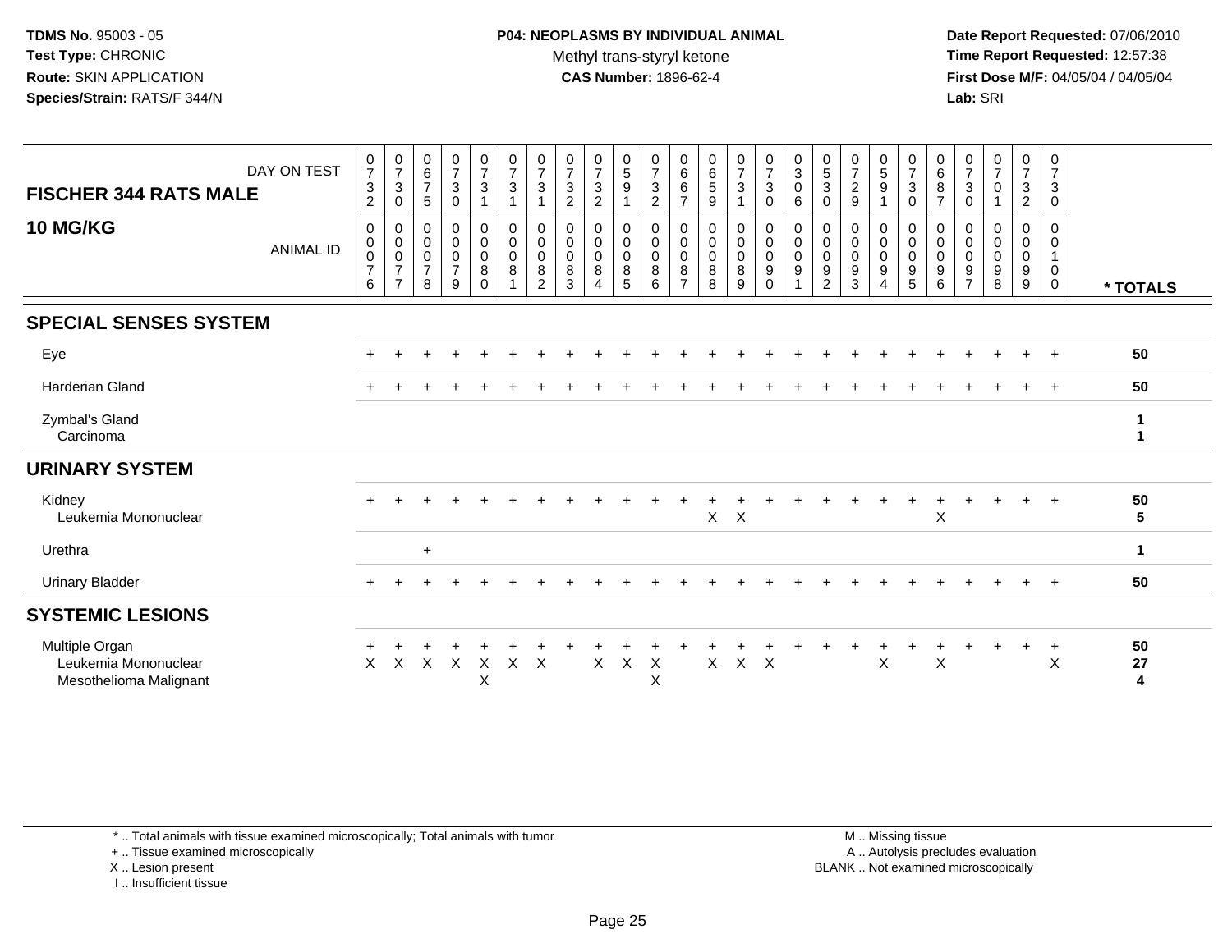**TDMS No.** 95003 - 05
**Test Type:** CHRONIC
**Route:** SKIN APPLICATION
**Species/Strain:** RATS/F 344/N

**P04: NEOPLASMS BY INDIVIDUAL ANIMAL**
Methyl trans-styryl ketone
**CAS Number:** 1896-62-4

**Date Report Requested:** 07/06/2010
**Time Report Requested:** 12:57:38
**First Dose M/F:** 04/05/04 / 04/05/04
**Lab:** SRI

## FISCHER 344 RATS MALE
## 10 MG/KG

| DAY ON TEST | 0732 | 0730 | 0675 | 0730 | 0731 | 0731 | 0731 | 0732 | 0732 | 0591 | 0732 | 0667 | 0659 | 0731 | 0730 | 0306 | 0530 | 0729 | 0591 | 0730 | 0687 | 0730 | 0701 | 0732 | 0730 | |
|---|---|---|---|---|---|---|---|---|---|---|---|---|---|---|---|---|---|---|---|---|---|---|---|---|---|---|
| **ANIMAL ID** | 00076 | 00077 | 00078 | 00079 | 00080 | 00081 | 00082 | 00083 | 00084 | 00085 | 00086 | 00087 | 00088 | 00089 | 00090 | 00091 | 00092 | 00093 | 00094 | 00095 | 00096 | 00097 | 00098 | 00099 | 00100 | *** TOTALS** |
| **SPECIAL SENSES SYSTEM** | | | | | | | | | | | | | | | | | | | | | | | | | | |
| Eye | + | + | + | + | + | + | + | + | + | + | + | + | + | + | + | + | + | + | + | + | + | + | + | + | + | **50** |
| Harderian Gland | + | + | + | + | + | + | + | + | + | + | + | + | + | + | + | + | + | + | + | + | + | + | + | + | + | **50** |
| Zymbal's Gland | | | | | | | | | | | | | | | | | | | | | | | | | | **1** |
| Carcinoma | | | | | | | | | | | | | | | | | | | | | | | | | | **1** |
| **URINARY SYSTEM** | | | | | | | | | | | | | | | | | | | | | | | | | | |
| Kidney | + | + | + | + | + | + | + | + | + | + | + | + | + | + | + | + | + | + | + | + | + | + | + | + | + | **50** |
| Leukemia Mononuclear | | | | | | | | | | | | | X | X | | | | | | | X | | | | | **5** |
| Urethra | | | + | | | | | | | | | | | | | | | | | | | | | | | **1** |
| Urinary Bladder | + | + | + | + | + | + | + | + | + | + | + | + | + | + | + | + | + | + | + | + | + | + | + | + | + | **50** |
| **SYSTEMIC LESIONS** | | | | | | | | | | | | | | | | | | | | | | | | | | |
| Multiple Organ | + | + | + | + | + | + | + | + | + | + | + | + | + | + | + | + | + | + | + | + | + | + | + | + | + | **50** |
| Leukemia Mononuclear | X | X | X | X | X | X | X | | X | X | X | | X | X | X | | | | X | | X | | | | X | **27** |
| Mesothelioma Malignant | | | | | X | | | | | | X | | | | | | | | | | | | | | | **4** |

\* .. Total animals with tissue examined microscopically; Total animals with tumor
\+ .. Tissue examined microscopically
X .. Lesion present
I .. Insufficient tissue

M .. Missing tissue
A .. Autolysis precludes evaluation
BLANK .. Not examined microscopically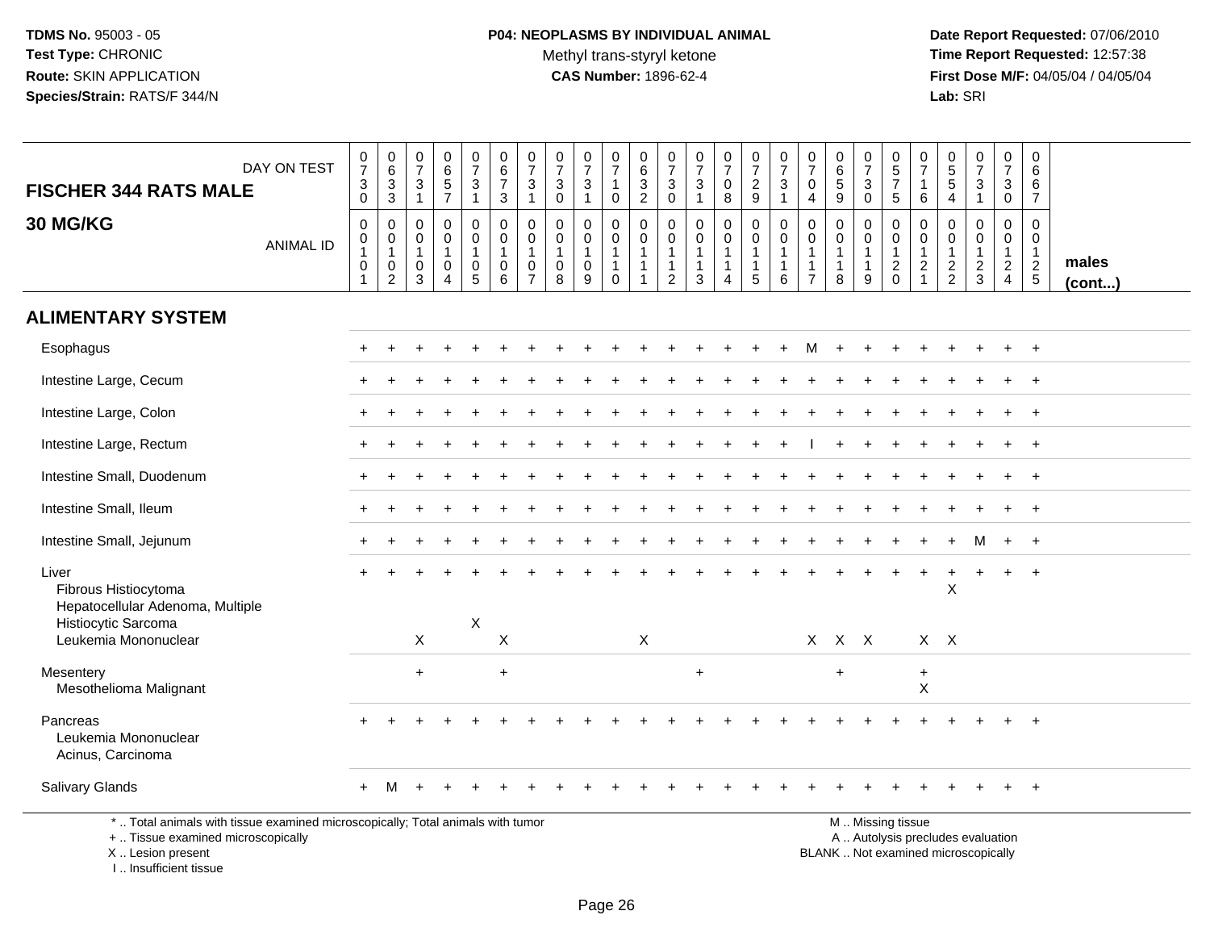| DAY ON TEST<br>**FISCHER 344 RATS MALE**<br>**30 MG/KG**<br>ANIMAL ID | 0730<br>0101 | 0633<br>0102 | 0731<br>0103 | 0657<br>0104 | 0731<br>0105 | 0673<br>0106 | 0731<br>0107 | 0730<br>0108 | 0731<br>0109 | 0710<br>0110 | 0632<br>0111 | 0730<br>0112 | 0731<br>0113 | 0708<br>0114 | 0729<br>0115 | 0731<br>0116 | 0704<br>0117 | 0659<br>0118 | 0730<br>0119 | 0575<br>0120 | 0716<br>0121 | 0554<br>0122 | 0731<br>0123 | 0730<br>0124 | 0667<br>0125 | males (cont...) |
|---|---|---|---|---|---|---|---|---|---|---|---|---|---|---|---|---|---|---|---|---|---|---|---|---|---|---|
| **ALIMENTARY SYSTEM** | | | | | | | | | | | | | | | | | | | | | | | | | | |
| Esophagus | + | + | + | + | + | + | + | + | + | + | + | + | + | + | + | + | M | + | + | + | + | + | + | + | + | |
| Intestine Large, Cecum | + | + | + | + | + | + | + | + | + | + | + | + | + | + | + | + | + | + | + | + | + | + | + | + | + | |
| Intestine Large, Colon | + | + | + | + | + | + | + | + | + | + | + | + | + | + | + | + | + | + | + | + | + | + | + | + | + | |
| Intestine Large, Rectum | + | + | + | + | + | + | + | + | + | + | + | + | + | + | + | + | I | + | + | + | + | + | + | + | + | |
| Intestine Small, Duodenum | + | + | + | + | + | + | + | + | + | + | + | + | + | + | + | + | + | + | + | + | + | + | + | + | + | |
| Intestine Small, Ileum | + | + | + | + | + | + | + | + | + | + | + | + | + | + | + | + | + | + | + | + | + | + | + | + | + | |
| Intestine Small, Jejunum | + | + | + | + | + | + | + | + | + | + | + | + | + | + | + | + | + | + | + | + | + | + | M | + | + | |
| Liver | + | + | + | + | + | + | + | + | + | + | + | + | + | + | + | + | + | + | + | + | + | + | + | + | + | |
| Fibrous Histiocytoma | | | | | | | | | | | | | | | | | | | | | | X | | | | |
| Hepatocellular Adenoma, Multiple | | | | | | | | | | | | | | | | | | | | | | | | | | |
| Histiocytic Sarcoma | | | | | X | | | | | | | | | | | | | | | | | | | | | |
| Leukemia Mononuclear | | | X | | | X | | | | | X | | | | | | X | X | X | | X | X | | | | |
| Mesentery | | | + | | | + | | | | | | | + | | | | | + | | | + | | | | | |
| Mesothelioma Malignant | | | | | | | | | | | | | | | | | | | | | X | | | | | |
| Pancreas | + | + | + | + | + | + | + | + | + | + | + | + | + | + | + | + | + | + | + | + | + | + | + | + | + | |
| Leukemia Mononuclear | | | | | | | | | | | | | | | | | | | | | | | | | | |
| Acinus, Carcinoma | | | | | | | | | | | | | | | | | | | | | | | | | | |
| Salivary Glands | + | M | + | + | + | + | + | + | + | + | + | + | + | + | + | + | + | + | + | + | + | + | + | + | + | |

\* .. Total animals with tissue examined microscopically; Total animals with tumor
+ .. Tissue examined microscopically
X .. Lesion present
I .. Insufficient tissue

M .. Missing tissue
A .. Autolysis precludes evaluation
BLANK .. Not examined microscopically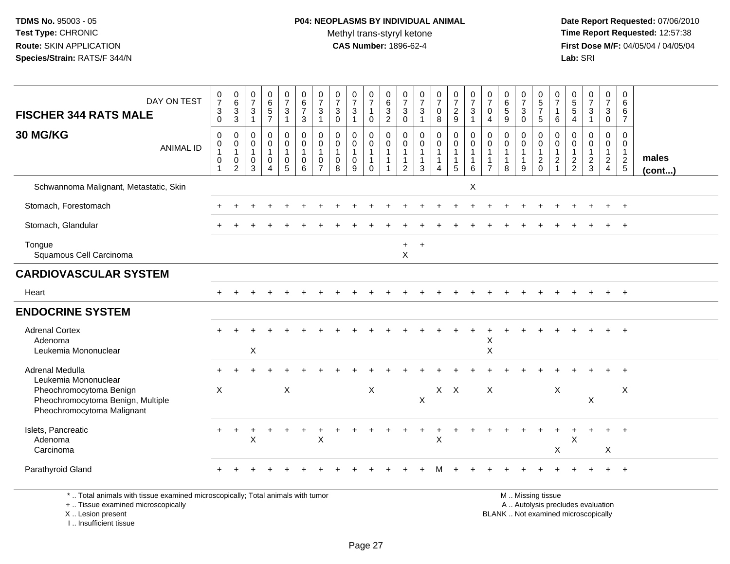**TDMS No.** 95003 - 05
**Test Type:** CHRONIC
**Route:** SKIN APPLICATION
**Species/Strain:** RATS/F 344/N

**P04: NEOPLASMS BY INDIVIDUAL ANIMAL**
Methyl trans-styryl ketone
**CAS Number:** 1896-62-4

**Date Report Requested:** 07/06/2010
**Time Report Requested:** 12:57:38
**First Dose M/F:** 04/05/04 / 04/05/04
**Lab:** SRI

| FISCHER 344 RATS MALE — DAY ON TEST | 0730 | 0633 | 0731 | 0657 | 0731 | 0673 | 0731 | 0730 | 0731 | 0710 | 0632 | 0730 | 0731 | 0708 | 0729 | 0731 | 0704 | 0659 | 0730 | 0575 | 0716 | 0554 | 0731 | 0730 | 0667 | |
|---|---|---|---|---|---|---|---|---|---|---|---|---|---|---|---|---|---|---|---|---|---|---|---|---|---|---|
| **30 MG/KG** — ANIMAL ID | 00101 | 00102 | 00103 | 00104 | 00105 | 00106 | 00107 | 00108 | 00109 | 00110 | 00111 | 00112 | 00113 | 00114 | 00115 | 00116 | 00117 | 00118 | 00119 | 00120 | 00121 | 00122 | 00123 | 00124 | 00125 | **males (cont...)** |
| Schwannoma Malignant, Metastatic, Skin | | | | | | | | | | | | | | | | X | | | | | | | | | | |
| Stomach, Forestomach | + | + | + | + | + | + | + | + | + | + | + | + | + | + | + | + | + | + | + | + | + | + | + | + | + | |
| Stomach, Glandular | + | + | + | + | + | + | + | + | + | + | + | + | + | + | + | + | + | + | + | + | + | + | + | + | + | |
| Tongue | | | | | | | | | | | | + | + | | | | | | | | | | | | | |
| Squamous Cell Carcinoma | | | | | | | | | | | | X | | | | | | | | | | | | | | |
| **CARDIOVASCULAR SYSTEM** | | | | | | | | | | | | | | | | | | | | | | | | | | |
| Heart | + | + | + | + | + | + | + | + | + | + | + | + | + | + | + | + | + | + | + | + | + | + | + | + | + | |
| **ENDOCRINE SYSTEM** | | | | | | | | | | | | | | | | | | | | | | | | | | |
| Adrenal Cortex | + | + | + | + | + | + | + | + | + | + | + | + | + | + | + | + | + | + | + | + | + | + | + | + | + | |
| Adenoma | | | | | | | | | | | | | | | | | X | | | | | | | | | |
| Leukemia Mononuclear | | | X | | | | | | | | | | | | | | X | | | | | | | | | |
| Adrenal Medulla | + | + | + | + | + | + | + | + | + | + | + | + | + | + | + | + | + | + | + | + | + | + | + | + | + | |
| Leukemia Mononuclear | | | | | | | | | | | | | | | | | | | | | | | | | | |
| Pheochromocytoma Benign | X | | | | X | | | | | X | | | | X | X | | X | | | | X | | | | X | |
| Pheochromocytoma Benign, Multiple | | | | | | | | | | | | | X | | | | | | | | | | X | | | |
| Pheochromocytoma Malignant | | | | | | | | | | | | | | | | | | | | | | | | | | |
| Islets, Pancreatic | + | + | + | + | + | + | + | + | + | + | + | + | + | + | + | + | + | + | + | + | + | + | + | + | + | |
| Adenoma | | | X | | | | X | | | | | | | X | | | | | | | | X | | | | |
| Carcinoma | | | | | | | | | | | | | | | | | | | | | X | | | X | | |
| Parathyroid Gland | + | + | + | + | + | + | + | + | + | + | + | + | + | M | + | + | + | + | + | + | + | + | + | + | + | |

\* .. Total animals with tissue examined microscopically; Total animals with tumor
+ .. Tissue examined microscopically
X .. Lesion present
I .. Insufficient tissue

M .. Missing tissue
A .. Autolysis precludes evaluation
BLANK .. Not examined microscopically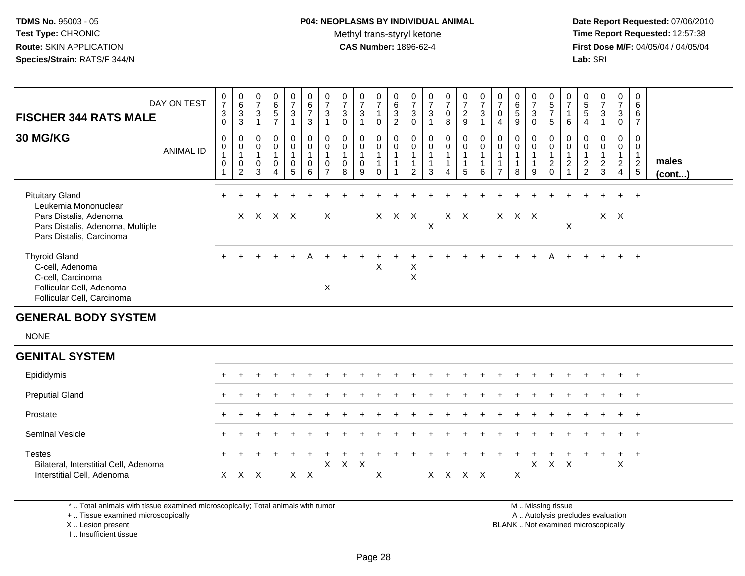**TDMS No.** 95003 - 05
**Test Type:** CHRONIC
**Route:** SKIN APPLICATION
**Species/Strain:** RATS/F 344/N

**P04: NEOPLASMS BY INDIVIDUAL ANIMAL**
Methyl trans-styryl ketone
**CAS Number:** 1896-62-4

**Date Report Requested:** 07/06/2010
**Time Report Requested:** 12:57:38
**First Dose M/F:** 04/05/04 / 04/05/04
**Lab:** SRI

| FISCHER 344 RATS MALE — DAY ON TEST | 0730 | 0633 | 0731 | 0657 | 0731 | 0673 | 0731 | 0730 | 0731 | 0710 | 0632 | 0730 | 0731 | 0708 | 0729 | 0731 | 0704 | 0659 | 0730 | 0575 | 0716 | 0554 | 0731 | 0730 | 0667 | |
|---|---|---|---|---|---|---|---|---|---|---|---|---|---|---|---|---|---|---|---|---|---|---|---|---|---|---|
| **30 MG/KG** — ANIMAL ID | 0010 1 | 0010 2 | 0010 3 | 0010 4 | 0010 5 | 0010 6 | 0010 7 | 0010 8 | 0010 9 | 0011 0 | 0011 1 | 0011 2 | 0011 3 | 0011 4 | 0011 5 | 0011 6 | 0011 7 | 0011 8 | 0011 9 | 0012 0 | 0012 1 | 0012 2 | 0012 3 | 0012 4 | 0012 5 | **males (cont...)** |
| Pituitary Gland | + | + | + | + | + | + | + | + | + | + | + | + | + | + | + | + | + | + | + | + | + | + | + | + | + | |
| Leukemia Mononuclear | | | | | | | | | | | | | | | | | | | | | | | | | | |
| Pars Distalis, Adenoma | | X | X | X | X | | X | | | X | X | X | | X | X | | X | X | X | | | | X | X | | |
| Pars Distalis, Adenoma, Multiple | | | | | | | | | | | | | X | | | | | | | | X | | | | | |
| Pars Distalis, Carcinoma | | | | | | | | | | | | | | | | | | | | | | | | | | |
| Thyroid Gland | + | + | + | + | + | A | + | + | + | + | + | + | + | + | + | + | + | + | + | A | + | + | + | + | + | |
| C-cell, Adenoma | | | | | | | | | | X | | X | | | | | | | | | | | | | | |
| C-cell, Carcinoma | | | | | | | | | | | | X | | | | | | | | | | | | | | |
| Follicular Cell, Adenoma | | | | | | | X | | | | | | | | | | | | | | | | | | | |
| Follicular Cell, Carcinoma | | | | | | | | | | | | | | | | | | | | | | | | | | |

## GENERAL BODY SYSTEM

NONE

## GENITAL SYSTEM

| | 101 | 102 | 103 | 104 | 105 | 106 | 107 | 108 | 109 | 110 | 111 | 112 | 113 | 114 | 115 | 116 | 117 | 118 | 119 | 120 | 121 | 122 | 123 | 124 | 125 |
|---|---|---|---|---|---|---|---|---|---|---|---|---|---|---|---|---|---|---|---|---|---|---|---|---|---|
| Epididymis | + | + | + | + | + | + | + | + | + | + | + | + | + | + | + | + | + | + | + | + | + | + | + | + | + |
| Preputial Gland | + | + | + | + | + | + | + | + | + | + | + | + | + | + | + | + | + | + | + | + | + | + | + | + | + |
| Prostate | + | + | + | + | + | + | + | + | + | + | + | + | + | + | + | + | + | + | + | + | + | + | + | + | + |
| Seminal Vesicle | + | + | + | + | + | + | + | + | + | + | + | + | + | + | + | + | + | + | + | + | + | + | + | + | + |
| Testes | + | + | + | + | + | + | + | + | + | + | + | + | + | + | + | + | + | + | + | + | + | + | + | + | + |
| Bilateral, Interstitial Cell, Adenoma | | | | | | | X | X | X | | | | | | | | | | X | X | X | | | X | |
| Interstitial Cell, Adenoma | X | X | X | | X | X | | | | X | | | X | X | X | X | | X | | | | | | | |

\* .. Total animals with tissue examined microscopically; Total animals with tumor
\+ .. Tissue examined microscopically
X .. Lesion present
I .. Insufficient tissue

M .. Missing tissue
A .. Autolysis precludes evaluation
BLANK .. Not examined microscopically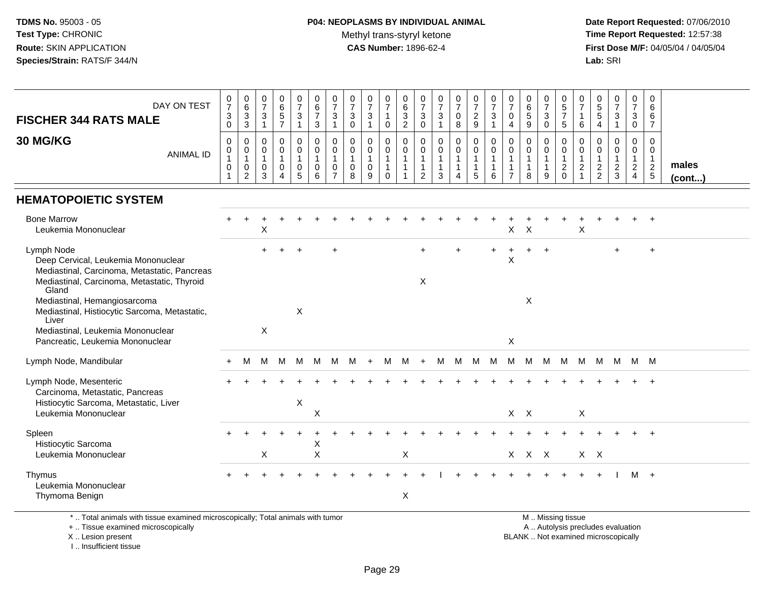**TDMS No.** 95003 - 05
**Test Type:** CHRONIC
**Route:** SKIN APPLICATION
**Species/Strain:** RATS/F 344/N

**P04: NEOPLASMS BY INDIVIDUAL ANIMAL**
Methyl trans-styryl ketone
**CAS Number:** 1896-62-4

**Date Report Requested:** 07/06/2010
**Time Report Requested:** 12:57:38
**First Dose M/F:** 04/05/04 / 04/05/04
**Lab:** SRI

| FISCHER 344 RATS MALE — DAY ON TEST | 0730 | 0633 | 0731 | 0657 | 0731 | 0673 | 0731 | 0730 | 0731 | 0710 | 0632 | 0730 | 0731 | 0708 | 0729 | 0731 | 0704 | 0659 | 0730 | 0575 | 0716 | 0554 | 0731 | 0730 | 0667 | |
|---|---|---|---|---|---|---|---|---|---|---|---|---|---|---|---|---|---|---|---|---|---|---|---|---|---|---|
| **30 MG/KG** — ANIMAL ID | 0101 | 0102 | 0103 | 0104 | 0105 | 0106 | 0107 | 0108 | 0109 | 0110 | 0111 | 0112 | 0113 | 0114 | 0115 | 0116 | 0117 | 0118 | 0119 | 0120 | 0121 | 0122 | 0123 | 0124 | 0125 | **males (cont...)** |
| **HEMATOPOIETIC SYSTEM** | | | | | | | | | | | | | | | | | | | | | | | | | | |
| Bone Marrow | + | + | + | + | + | + | + | + | + | + | + | + | + | + | + | + | + | + | + | + | + | + | + | + | + | |
| Leukemia Mononuclear | | | X | | | | | | | | | | | | | | X | X | | | X | | | | | |
| Lymph Node | | | + | + | + | | + | | | | | + | | + | | + | + | + | + | | | | + | | + | |
| Deep Cervical, Leukemia Mononuclear | | | | | | | | | | | | | | | | | X | | | | | | | | | |
| Mediastinal, Carcinoma, Metastatic, Pancreas | | | | | | | | | | | | | | | | | | | | | | | | | | |
| Mediastinal, Carcinoma, Metastatic, Thyroid Gland | | | | | | | | | | | | X | | | | | | | | | | | | | | |
| Mediastinal, Hemangiosarcoma | | | | | | | | | | | | | | | | | | X | | | | | | | | |
| Mediastinal, Histiocytic Sarcoma, Metastatic, Liver | | | | | X | | | | | | | | | | | | | | | | | | | | | |
| Mediastinal, Leukemia Mononuclear | | | X | | | | | | | | | | | | | | | | | | | | | | | |
| Pancreatic, Leukemia Mononuclear | | | | | | | | | | | | | | | | | X | | | | | | | | | |
| Lymph Node, Mandibular | + | M | M | M | M | M | M | M | + | M | M | + | M | M | M | M | M | M | M | M | M | M | M | M | M | |
| Lymph Node, Mesenteric | + | + | + | + | + | + | + | + | + | + | + | + | + | + | + | + | + | + | + | + | + | + | + | + | + | |
| Carcinoma, Metastatic, Pancreas | | | | | | | | | | | | | | | | | | | | | | | | | | |
| Histiocytic Sarcoma, Metastatic, Liver | | | | | X | | | | | | | | | | | | | | | | | | | | | |
| Leukemia Mononuclear | | | | | | X | | | | | | | | | | | X | X | | | X | | | | | |
| Spleen | + | + | + | + | + | + | + | + | + | + | + | + | + | + | + | + | + | + | + | + | + | + | + | + | + | |
| Histiocytic Sarcoma | | | | | | X | | | | | | | | | | | | | | | | | | | | |
| Leukemia Mononuclear | | | X | | | X | | | | | X | | | | | | X | X | X | | X | X | | | | |
| Thymus | + | + | + | + | + | + | + | + | + | + | + | + | I | + | + | + | + | + | + | + | + | + | I | M | + | |
| Leukemia Mononuclear | | | | | | | | | | | | | | | | | | | | | | | | | | |
| Thymoma Benign | | | | | | | | | | | X | | | | | | | | | | | | | | | |

\* .. Total animals with tissue examined microscopically; Total animals with tumor
\+ .. Tissue examined microscopically
X .. Lesion present
I .. Insufficient tissue

M .. Missing tissue
A .. Autolysis precludes evaluation
BLANK .. Not examined microscopically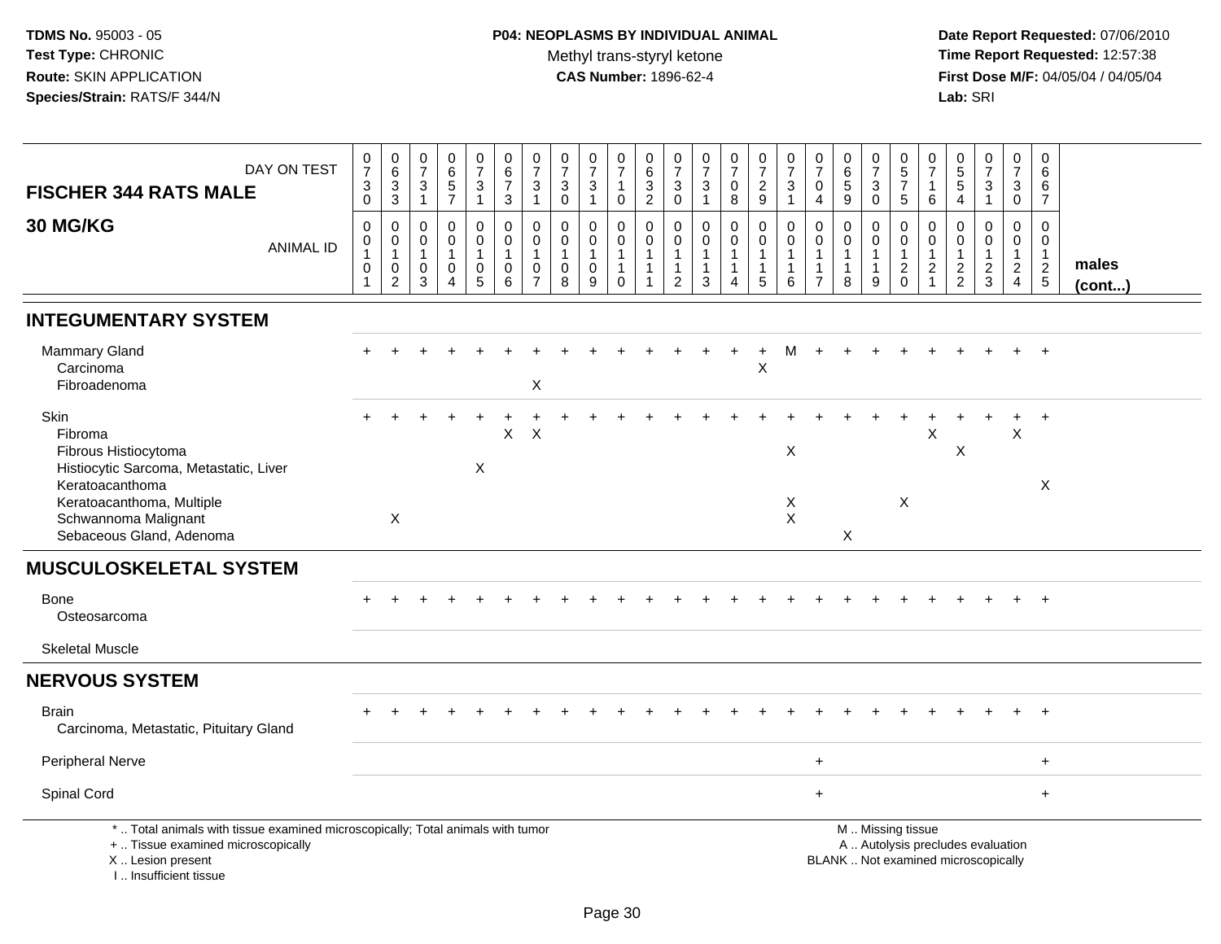**TDMS No.** 95003 - 05
**Test Type:** CHRONIC
**Route:** SKIN APPLICATION
**Species/Strain:** RATS/F 344/N

**P04: NEOPLASMS BY INDIVIDUAL ANIMAL**
Methyl trans-styryl ketone
**CAS Number:** 1896-62-4

**Date Report Requested:** 07/06/2010
**Time Report Requested:** 12:57:38
**First Dose M/F:** 04/05/04 / 04/05/04
**Lab:** SRI

| FISCHER 344 RATS MALE — DAY ON TEST | 0730 | 0633 | 0731 | 0657 | 0731 | 0673 | 0731 | 0730 | 0731 | 0710 | 0632 | 0730 | 0731 | 0708 | 0729 | 0731 | 0704 | 0659 | 0730 | 0575 | 0716 | 0554 | 0731 | 0730 | 0667 | |
|---|---|---|---|---|---|---|---|---|---|---|---|---|---|---|---|---|---|---|---|---|---|---|---|---|---|---|
| **30 MG/KG** — ANIMAL ID | 0010 1 | 0010 2 | 0010 3 | 0010 4 | 0010 5 | 0010 6 | 0010 7 | 0010 8 | 0010 9 | 0011 0 | 0011 1 | 0011 2 | 0011 3 | 0011 4 | 0011 5 | 0011 6 | 0011 7 | 0011 8 | 0011 9 | 0012 0 | 0012 1 | 0012 2 | 0012 3 | 0012 4 | 0012 5 | **males (cont...)** |
| **INTEGUMENTARY SYSTEM** | | | | | | | | | | | | | | | | | | | | | | | | | | |
| Mammary Gland | + | + | + | + | + | + | + | + | + | + | + | + | + | + | + | M | + | + | + | + | + | + | + | + | + | |
| Carcinoma | | | | | | | | | | | | | | | X | | | | | | | | | | | |
| Fibroadenoma | | | | | | | X | | | | | | | | | | | | | | | | | | | |
| Skin | + | + | + | + | + | + | + | + | + | + | + | + | + | + | + | + | + | + | + | + | + | + | + | + | + | |
| Fibroma | | | | | | X | X | | | | | | | | | | | | | | X | | | X | | |
| Fibrous Histiocytoma | | | | | | | | | | | | | | | | X | | | | | | X | | | | |
| Histiocytic Sarcoma, Metastatic, Liver | | | | | X | | | | | | | | | | | | | | | | | | | | | |
| Keratoacanthoma | | | | | | | | | | | | | | | | | | | | | | | | | X | |
| Keratoacanthoma, Multiple | | | | | | | | | | | | | | | | X | | | | X | | | | | | |
| Schwannoma Malignant | | X | | | | | | | | | | | | | | X | | | | | | | | | | |
| Sebaceous Gland, Adenoma | | | | | | | | | | | | | | | | | | X | | | | | | | | |
| **MUSCULOSKELETAL SYSTEM** | | | | | | | | | | | | | | | | | | | | | | | | | | |
| Bone | + | + | + | + | + | + | + | + | + | + | + | + | + | + | + | + | + | + | + | + | + | + | + | + | + | |
| Osteosarcoma | | | | | | | | | | | | | | | | | | | | | | | | | | |
| Skeletal Muscle | | | | | | | | | | | | | | | | | | | | | | | | | | |
| **NERVOUS SYSTEM** | | | | | | | | | | | | | | | | | | | | | | | | | | |
| Brain | + | + | + | + | + | + | + | + | + | + | + | + | + | + | + | + | + | + | + | + | + | + | + | + | + | |
| Carcinoma, Metastatic, Pituitary Gland | | | | | | | | | | | | | | | | | | | | | | | | | | |
| Peripheral Nerve | | | | | | | | | | | | | | | | | + | | | | | | | | + | |
| Spinal Cord | | | | | | | | | | | | | | | | | + | | | | | | | | + | |

\* .. Total animals with tissue examined microscopically; Total animals with tumor
\+ .. Tissue examined microscopically
X .. Lesion present
I .. Insufficient tissue

M .. Missing tissue
A .. Autolysis precludes evaluation
BLANK .. Not examined microscopically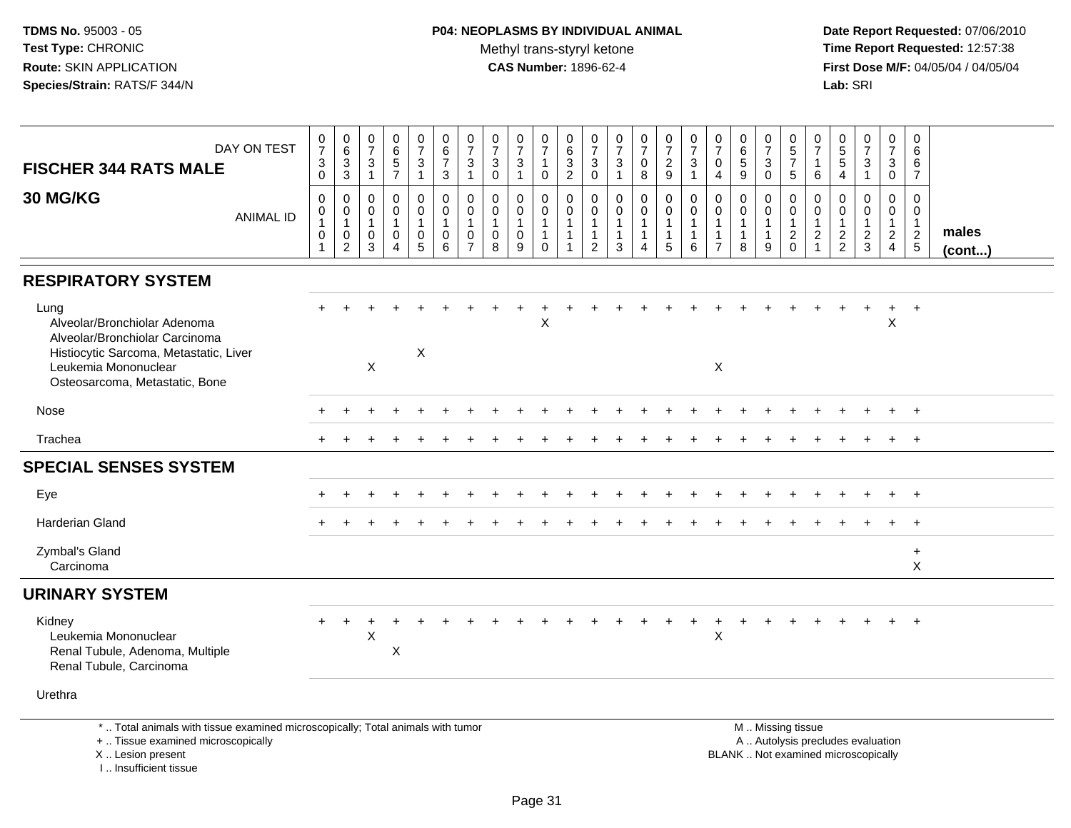**TDMS No.** 95003 - 05
**Test Type:** CHRONIC
**Route:** SKIN APPLICATION
**Species/Strain:** RATS/F 344/N

**P04: NEOPLASMS BY INDIVIDUAL ANIMAL**
Methyl trans-styryl ketone
**CAS Number:** 1896-62-4

**Date Report Requested:** 07/06/2010
**Time Report Requested:** 12:57:38
**First Dose M/F:** 04/05/04 / 04/05/04
**Lab:** SRI

## FISCHER 344 RATS MALE 30 MG/KG

| DAY ON TEST | 0730 | 0633 | 0731 | 0657 | 0731 | 0673 | 0731 | 0730 | 0731 | 0710 | 0632 | 0730 | 0731 | 0708 | 0729 | 0731 | 0704 | 0659 | 0730 | 0575 | 0716 | 0554 | 0731 | 0730 | 0667 | |
|---|---|---|---|---|---|---|---|---|---|---|---|---|---|---|---|---|---|---|---|---|---|---|---|---|---|---|
| **ANIMAL ID** | 0010 1 | 0010 2 | 0010 3 | 0010 4 | 0010 5 | 0010 6 | 0010 7 | 0010 8 | 0010 9 | 0011 0 | 0011 1 | 0011 2 | 0011 3 | 0011 4 | 0011 5 | 0011 6 | 0011 7 | 0011 8 | 0011 9 | 0012 0 | 0012 1 | 0012 2 | 0012 3 | 0012 4 | 0012 5 | **males (cont...)** |
| **RESPIRATORY SYSTEM** | | | | | | | | | | | | | | | | | | | | | | | | | | |
| Lung | + | + | + | + | + | + | + | + | + | + | + | + | + | + | + | + | + | + | + | + | + | + | + | + | + | |
| Alveolar/Bronchiolar Adenoma | | | | | | | | | | X | | | | | | | | | | | | | | X | | |
| Alveolar/Bronchiolar Carcinoma | | | | | | | | | | | | | | | | | | | | | | | | | | |
| Histiocytic Sarcoma, Metastatic, Liver | | | | | X | | | | | | | | | | | | | | | | | | | | | |
| Leukemia Mononuclear | | | X | | | | | | | | | | | | | | X | | | | | | | | | |
| Osteosarcoma, Metastatic, Bone | | | | | | | | | | | | | | | | | | | | | | | | | | |
| Nose | + | + | + | + | + | + | + | + | + | + | + | + | + | + | + | + | + | + | + | + | + | + | + | + | + | |
| Trachea | + | + | + | + | + | + | + | + | + | + | + | + | + | + | + | + | + | + | + | + | + | + | + | + | + | |
| **SPECIAL SENSES SYSTEM** | | | | | | | | | | | | | | | | | | | | | | | | | | |
| Eye | + | + | + | + | + | + | + | + | + | + | + | + | + | + | + | + | + | + | + | + | + | + | + | + | + | |
| Harderian Gland | + | + | + | + | + | + | + | + | + | + | + | + | + | + | + | + | + | + | + | + | + | + | + | + | + | |
| Zymbal's Gland | | | | | | | | | | | | | | | | | | | | | | | | | + | |
| Carcinoma | | | | | | | | | | | | | | | | | | | | | | | | | X | |
| **URINARY SYSTEM** | | | | | | | | | | | | | | | | | | | | | | | | | | |
| Kidney | + | + | + | + | + | + | + | + | + | + | + | + | + | + | + | + | + | + | + | + | + | + | + | + | + | |
| Leukemia Mononuclear | | | X | | | | | | | | | | | | | | X | | | | | | | | | |
| Renal Tubule, Adenoma, Multiple | | | | X | | | | | | | | | | | | | | | | | | | | | | |
| Renal Tubule, Carcinoma | | | | | | | | | | | | | | | | | | | | | | | | | | |
| Urethra | | | | | | | | | | | | | | | | | | | | | | | | | | |

\* .. Total animals with tissue examined microscopically; Total animals with tumor
\+ .. Tissue examined microscopically
X .. Lesion present
I .. Insufficient tissue

M .. Missing tissue
A .. Autolysis precludes evaluation
BLANK .. Not examined microscopically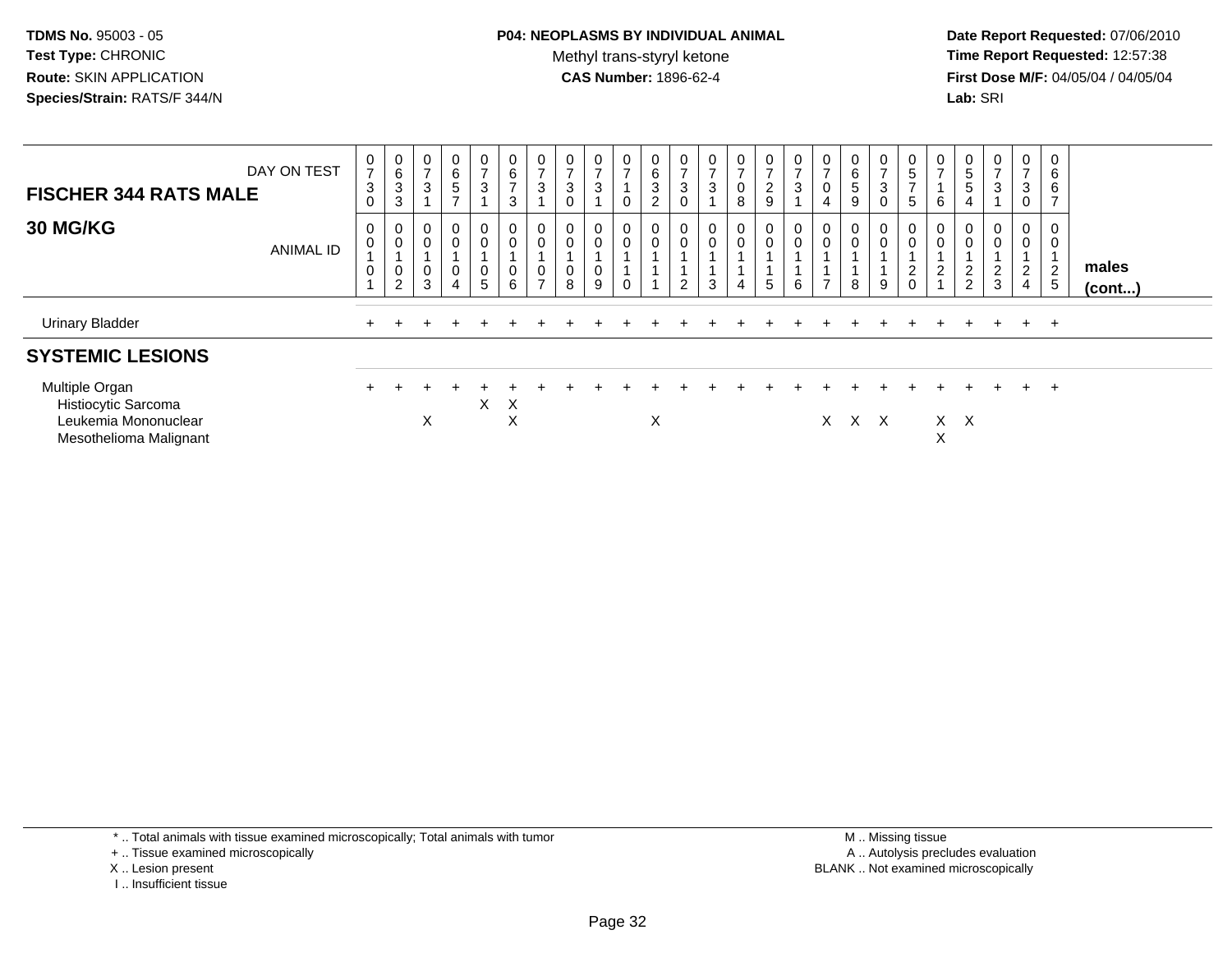**TDMS No.** 95003 - 05
**Test Type:** CHRONIC
**Route:** SKIN APPLICATION
**Species/Strain:** RATS/F 344/N

**P04: NEOPLASMS BY INDIVIDUAL ANIMAL**
Methyl trans-styryl ketone
**CAS Number:** 1896-62-4

**Date Report Requested:** 07/06/2010
**Time Report Requested:** 12:57:38
**First Dose M/F:** 04/05/04 / 04/05/04
**Lab:** SRI

| FISCHER 344 RATS MALE — DAY ON TEST | 0730 | 0633 | 0731 | 0657 | 0731 | 0673 | 0731 | 0730 | 0731 | 0710 | 0632 | 0730 | 0731 | 0708 | 0729 | 0731 | 0704 | 0659 | 0730 | 0575 | 0716 | 0554 | 0731 | 0730 | 0667 | |
|---|---|---|---|---|---|---|---|---|---|---|---|---|---|---|---|---|---|---|---|---|---|---|---|---|---|---|
| **30 MG/KG** — ANIMAL ID | 00101 | 00102 | 00103 | 00104 | 00105 | 00106 | 00107 | 00108 | 00109 | 00110 | 00111 | 00112 | 00113 | 00114 | 00115 | 00116 | 00117 | 00118 | 00119 | 00120 | 00121 | 00122 | 00123 | 00124 | 00125 | **males (cont...)** |
| Urinary Bladder | + | + | + | + | + | + | + | + | + | + | + | + | + | + | + | + | + | + | + | + | + | + | + | + | + | |
| **SYSTEMIC LESIONS** | | | | | | | | | | | | | | | | | | | | | | | | | | |
| Multiple Organ | + | + | + | + | + | + | + | + | + | + | + | + | + | + | + | + | + | + | + | + | + | + | + | + | + | |
| Histiocytic Sarcoma | | | | | X | X | | | | | | | | | | | | | | | | | | | | |
| Leukemia Mononuclear | | | X | | | X | | | | | X | | | | | | X | X | X | | X | X | | | | |
| Mesothelioma Malignant | | | | | | | | | | | | | | | | | | | | | X | | | | | |

\* .. Total animals with tissue examined microscopically; Total animals with tumor
\+ .. Tissue examined microscopically
X .. Lesion present
I .. Insufficient tissue

M .. Missing tissue
A .. Autolysis precludes evaluation
BLANK .. Not examined microscopically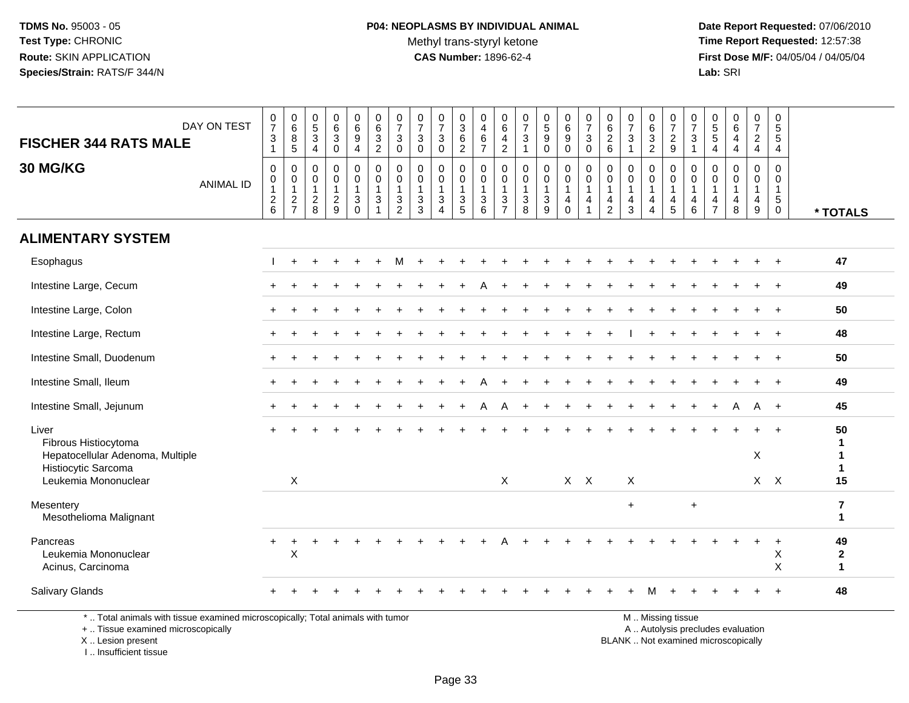**TDMS No.** 95003 - 05
**Test Type:** CHRONIC
**Route:** SKIN APPLICATION
**Species/Strain:** RATS/F 344/N

**P04: NEOPLASMS BY INDIVIDUAL ANIMAL**
Methyl trans-styryl ketone
**CAS Number:** 1896-62-4

**Date Report Requested:** 07/06/2010
**Time Report Requested:** 12:57:38
**First Dose M/F:** 04/05/04 / 04/05/04
**Lab:** SRI

## FISCHER 344 RATS MALE
## 30 MG/KG

| DAY ON TEST | 0731 | 0685 | 0534 | 0630 | 0694 | 0632 | 0730 | 0730 | 0730 | 0362 | 0467 | 0642 | 0731 | 0590 | 0690 | 0730 | 0626 | 0731 | 0632 | 0729 | 0731 | 0554 | 0644 | 0724 | 0554 | |
|---|---|---|---|---|---|---|---|---|---|---|---|---|---|---|---|---|---|---|---|---|---|---|---|---|---|---|
| **ANIMAL ID** | 00126 | 00127 | 00128 | 00129 | 00130 | 00131 | 00132 | 00133 | 00134 | 00135 | 00136 | 00137 | 00138 | 00139 | 00140 | 00141 | 00142 | 00143 | 00144 | 00145 | 00146 | 00147 | 00148 | 00149 | 00150 | *** TOTALS** |
| **ALIMENTARY SYSTEM** | | | | | | | | | | | | | | | | | | | | | | | | | | |
| Esophagus | I | + | + | + | + | + | M | + | + | + | + | + | + | + | + | + | + | + | + | + | + | + | + | + | + | 47 |
| Intestine Large, Cecum | + | + | + | + | + | + | + | + | + | + | A | + | + | + | + | + | + | + | + | + | + | + | + | + | + | 49 |
| Intestine Large, Colon | + | + | + | + | + | + | + | + | + | + | + | + | + | + | + | + | + | + | + | + | + | + | + | + | + | 50 |
| Intestine Large, Rectum | + | + | + | + | + | + | + | + | + | + | + | + | + | + | + | + | + | I | + | + | + | + | + | + | + | 48 |
| Intestine Small, Duodenum | + | + | + | + | + | + | + | + | + | + | + | + | + | + | + | + | + | + | + | + | + | + | + | + | + | 50 |
| Intestine Small, Ileum | + | + | + | + | + | + | + | + | + | + | A | + | + | + | + | + | + | + | + | + | + | + | + | + | + | 49 |
| Intestine Small, Jejunum | + | + | + | + | + | + | + | + | + | + | A | A | + | + | + | + | + | + | + | + | + | + | A | A | + | 45 |
| Liver | + | + | + | + | + | + | + | + | + | + | + | + | + | + | + | + | + | + | + | + | + | + | + | + | + | 50 |
| Fibrous Histiocytoma | | | | | | | | | | | | | | | | | | | | | | | | | | 1 |
| Hepatocellular Adenoma, Multiple | | | | | | | | | | | | | | | | | | | | | | | | X | | 1 |
| Histiocytic Sarcoma | | | | | | | | | | | | | | | | | | | | | | | | | | 1 |
| Leukemia Mononuclear | | X | | | | | | | | | | X | | | X | X | | X | | | | | | X | X | 15 |
| Mesentery | | | | | | | | | | | | | | | | | | + | | | + | | | | | 7 |
| Mesothelioma Malignant | | | | | | | | | | | | | | | | | | | | | | | | | | 1 |
| Pancreas | + | + | + | + | + | + | + | + | + | + | + | A | + | + | + | + | + | + | + | + | + | + | + | + | + | 49 |
| Leukemia Mononuclear | | X | | | | | | | | | | | | | | | | | | | | | | | X | 2 |
| Acinus, Carcinoma | | | | | | | | | | | | | | | | | | | | | | | | | X | 1 |
| Salivary Glands | + | + | + | + | + | + | + | + | + | + | + | + | + | + | + | + | + | + | M | + | + | + | + | + | + | 48 |

\* .. Total animals with tissue examined microscopically; Total animals with tumor
\+ .. Tissue examined microscopically
X .. Lesion present
I .. Insufficient tissue

M .. Missing tissue
A .. Autolysis precludes evaluation
BLANK .. Not examined microscopically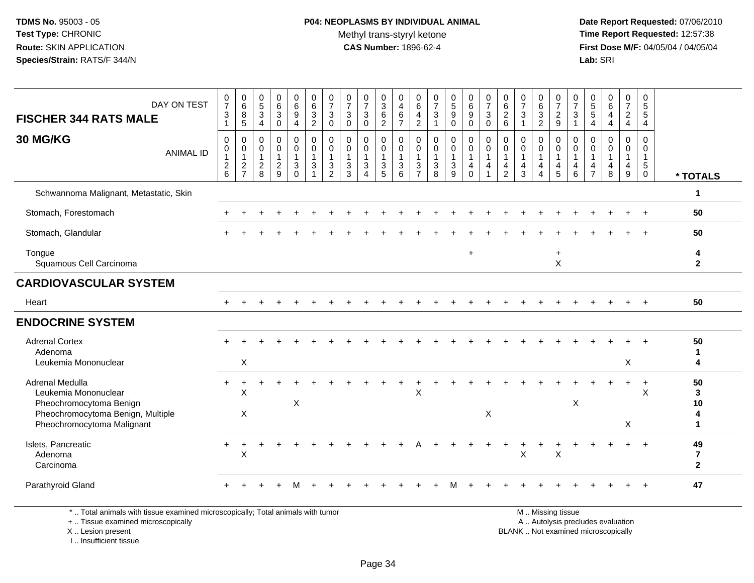TDMS No. 95003 - 05
Test Type: CHRONIC
Route: SKIN APPLICATION
Species/Strain: RATS/F 344/N

**P04: NEOPLASMS BY INDIVIDUAL ANIMAL**
Methyl trans-styryl ketone
**CAS Number:** 1896-62-4

Date Report Requested: 07/06/2010
Time Report Requested: 12:57:38
First Dose M/F: 04/05/04 / 04/05/04
Lab: SRI

| FISCHER 344 RATS MALE — DAY ON TEST | 0731 | 0685 | 0534 | 0630 | 0694 | 0632 | 0730 | 0730 | 0730 | 0362 | 0467 | 0642 | 0731 | 0590 | 0690 | 0730 | 0626 | 0731 | 0632 | 0729 | 0731 | 0554 | 0644 | 0724 | 0554 | |
|---|---|---|---|---|---|---|---|---|---|---|---|---|---|---|---|---|---|---|---|---|---|---|---|---|---|---|
| **30 MG/KG** — ANIMAL ID | 00126 | 00127 | 00128 | 00129 | 00130 | 00131 | 00132 | 00133 | 00134 | 00135 | 00136 | 00137 | 00138 | 00139 | 00140 | 00141 | 00142 | 00143 | 00144 | 00145 | 00146 | 00147 | 00148 | 00149 | 00150 | * TOTALS |
| Schwannoma Malignant, Metastatic, Skin | | | | | | | | | | | | | | | | | | | | | | | | | | 1 |
| Stomach, Forestomach | + | + | + | + | + | + | + | + | + | + | + | + | + | + | + | + | + | + | + | + | + | + | + | + | + | 50 |
| Stomach, Glandular | + | + | + | + | + | + | + | + | + | + | + | + | + | + | + | + | + | + | + | + | + | + | + | + | + | 50 |
| Tongue | | | | | | | | | | | | | | | + | | | | | + | | | | | | 4 |
| Squamous Cell Carcinoma | | | | | | | | | | | | | | | | | | | | X | | | | | | 2 |
| **CARDIOVASCULAR SYSTEM** | | | | | | | | | | | | | | | | | | | | | | | | | | |
| Heart | + | + | + | + | + | + | + | + | + | + | + | + | + | + | + | + | + | + | + | + | + | + | + | + | + | 50 |
| **ENDOCRINE SYSTEM** | | | | | | | | | | | | | | | | | | | | | | | | | | |
| Adrenal Cortex | + | + | + | + | + | + | + | + | + | + | + | + | + | + | + | + | + | + | + | + | + | + | + | + | + | 50 |
| Adenoma | | | | | | | | | | | | | | | | | | | | | | | | | | 1 |
| Leukemia Mononuclear | | X | | | | | | | | | | | | | | | | | | | | | | X | | 4 |
| Adrenal Medulla | + | + | + | + | + | + | + | + | + | + | + | + | + | + | + | + | + | + | + | + | + | + | + | + | + | 50 |
| Leukemia Mononuclear | | X | | | | | | | | | | X | | | | | | | | | | | | | X | 3 |
| Pheochromocytoma Benign | | | | | X | | | | | | | | | | | | | | | | X | | | | | 10 |
| Pheochromocytoma Benign, Multiple | | X | | | | | | | | | | | | | | X | | | | | | | | | | 4 |
| Pheochromocytoma Malignant | | | | | | | | | | | | | | | | | | | | | | | | X | | 1 |
| Islets, Pancreatic | + | + | + | + | + | + | + | + | + | + | + | A | + | + | + | + | + | + | + | + | + | + | + | + | + | 49 |
| Adenoma | | X | | | | | | | | | | | | | | | | X | | X | | | | | | 7 |
| Carcinoma | | | | | | | | | | | | | | | | | | | | | | | | | | 2 |
| Parathyroid Gland | + | + | + | + | M | + | + | + | + | + | + | + | + | M | + | + | + | + | + | + | + | + | + | + | + | 47 |

\* .. Total animals with tissue examined microscopically; Total animals with tumor
+ .. Tissue examined microscopically
X .. Lesion present
I .. Insufficient tissue

M .. Missing tissue
A .. Autolysis precludes evaluation
BLANK .. Not examined microscopically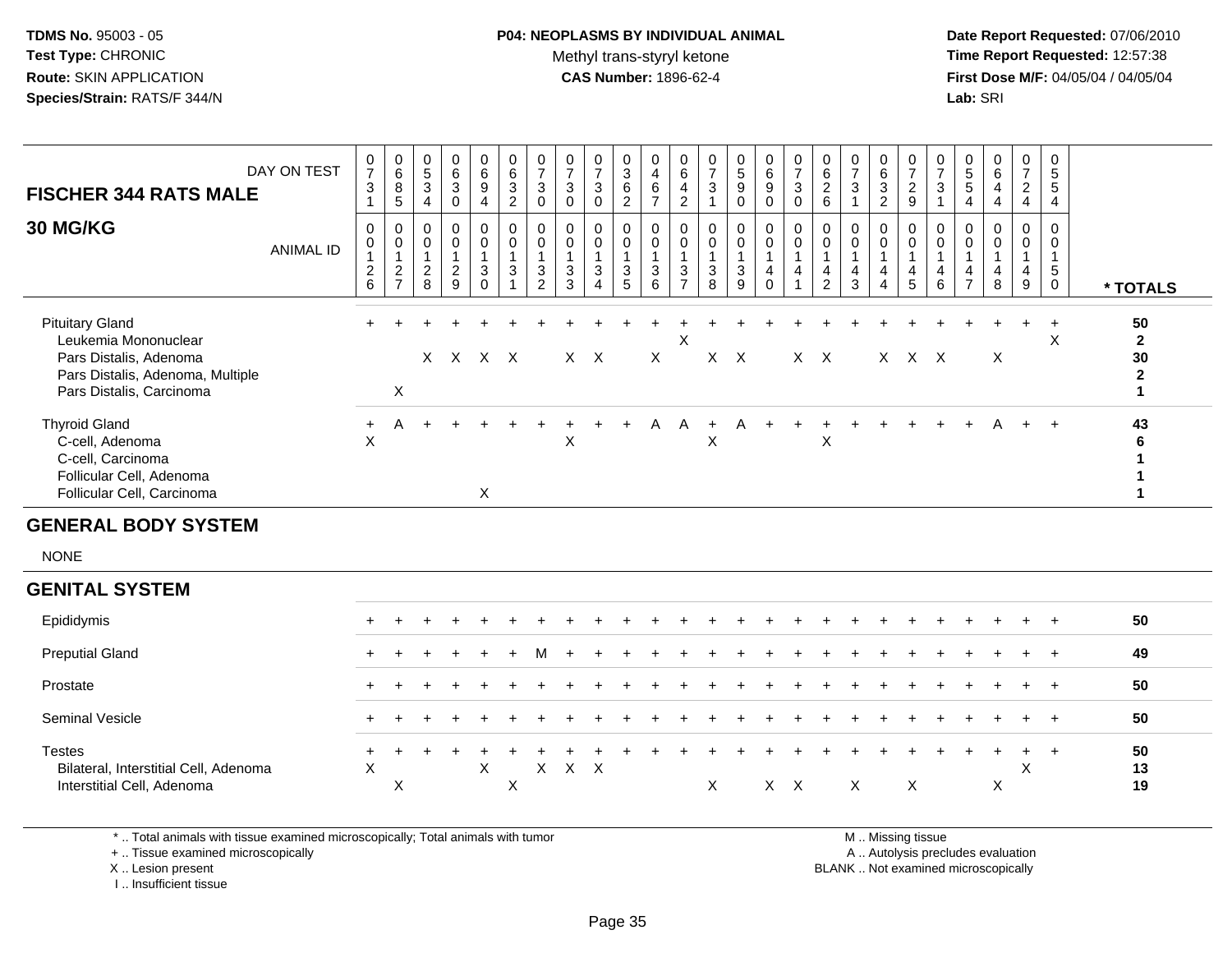**TDMS No.** 95003 - 05
**Test Type:** CHRONIC
**Route:** SKIN APPLICATION
**Species/Strain:** RATS/F 344/N

**P04: NEOPLASMS BY INDIVIDUAL ANIMAL**
Methyl trans-styryl ketone
**CAS Number:** 1896-62-4

**Date Report Requested:** 07/06/2010
**Time Report Requested:** 12:57:38
**First Dose M/F:** 04/05/04 / 04/05/04
**Lab:** SRI

## FISCHER 344 RATS MALE
## 30 MG/KG

| DAY ON TEST | 0731 | 0685 | 0534 | 0630 | 0694 | 0632 | 0730 | 0730 | 0730 | 0362 | 0467 | 0642 | 0731 | 0590 | 0690 | 0730 | 0626 | 0731 | 0632 | 0729 | 0731 | 0554 | 0644 | 0724 | 0554 | |
|---|---|---|---|---|---|---|---|---|---|---|---|---|---|---|---|---|---|---|---|---|---|---|---|---|---|---|
| **ANIMAL ID** | 0012 6 | 0012 7 | 0012 8 | 0012 9 | 0013 0 | 0013 1 | 0013 2 | 0013 3 | 0013 4 | 0013 5 | 0013 6 | 0013 7 | 0013 8 | 0013 9 | 0014 0 | 0014 1 | 0014 2 | 0014 3 | 0014 4 | 0014 5 | 0014 6 | 0014 7 | 0014 8 | 0014 9 | 0015 0 | *** TOTALS** |
| Pituitary Gland | + | + | + | + | + | + | + | + | + | + | + | + | + | + | + | + | + | + | + | + | + | + | + | + | + | **50** |
| Leukemia Mononuclear | | | | | | | | | | | | X | | | | | | | | | | | | | X | **2** |
| Pars Distalis, Adenoma | | | X | X | X | X | | X | X | | X | | X | X | | X | X | | X | X | X | | X | | | **30** |
| Pars Distalis, Adenoma, Multiple | | | | | | | | | | | | | | | | | | | | | | | | | | **2** |
| Pars Distalis, Carcinoma | | X | | | | | | | | | | | | | | | | | | | | | | | | **1** |
| Thyroid Gland | + | A | + | + | + | + | + | + | + | + | A | A | + | A | + | + | + | + | + | + | + | + | A | + | + | **43** |
| C-cell, Adenoma | X | | | | | | | X | | | | | X | | | | X | | | | | | | | | **6** |
| C-cell, Carcinoma | | | | | | | | | | | | | | | | | | | | | | | | | | **1** |
| Follicular Cell, Adenoma | | | | | | | | | | | | | | | | | | | | | | | | | | **1** |
| Follicular Cell, Carcinoma | | | | | X | | | | | | | | | | | | | | | | | | | | | **1** |

## GENERAL BODY SYSTEM

NONE

## GENITAL SYSTEM

| | 0126 | 0127 | 0128 | 0129 | 0130 | 0131 | 0132 | 0133 | 0134 | 0135 | 0136 | 0137 | 0138 | 0139 | 0140 | 0141 | 0142 | 0143 | 0144 | 0145 | 0146 | 0147 | 0148 | 0149 | 0150 | *** TOTALS** |
|---|---|---|---|---|---|---|---|---|---|---|---|---|---|---|---|---|---|---|---|---|---|---|---|---|---|---|
| Epididymis | + | + | + | + | + | + | + | + | + | + | + | + | + | + | + | + | + | + | + | + | + | + | + | + | + | **50** |
| Preputial Gland | + | + | + | + | + | + | M | + | + | + | + | + | + | + | + | + | + | + | + | + | + | + | + | + | + | **49** |
| Prostate | + | + | + | + | + | + | + | + | + | + | + | + | + | + | + | + | + | + | + | + | + | + | + | + | + | **50** |
| Seminal Vesicle | + | + | + | + | + | + | + | + | + | + | + | + | + | + | + | + | + | + | + | + | + | + | + | + | + | **50** |
| Testes | + | + | + | + | + | + | + | + | + | + | + | + | + | + | + | + | + | + | + | + | + | + | + | + | + | **50** |
| Bilateral, Interstitial Cell, Adenoma | X | | | | X | | X | X | X | | | | | | | | | | | | | | | X | | **13** |
| Interstitial Cell, Adenoma | | X | | | | X | | | | | | | X | | X | X | | X | | X | | | X | | | **19** |

\* .. Total animals with tissue examined microscopically; Total animals with tumor
\+ .. Tissue examined microscopically
X .. Lesion present
I .. Insufficient tissue

M .. Missing tissue
A .. Autolysis precludes evaluation
BLANK .. Not examined microscopically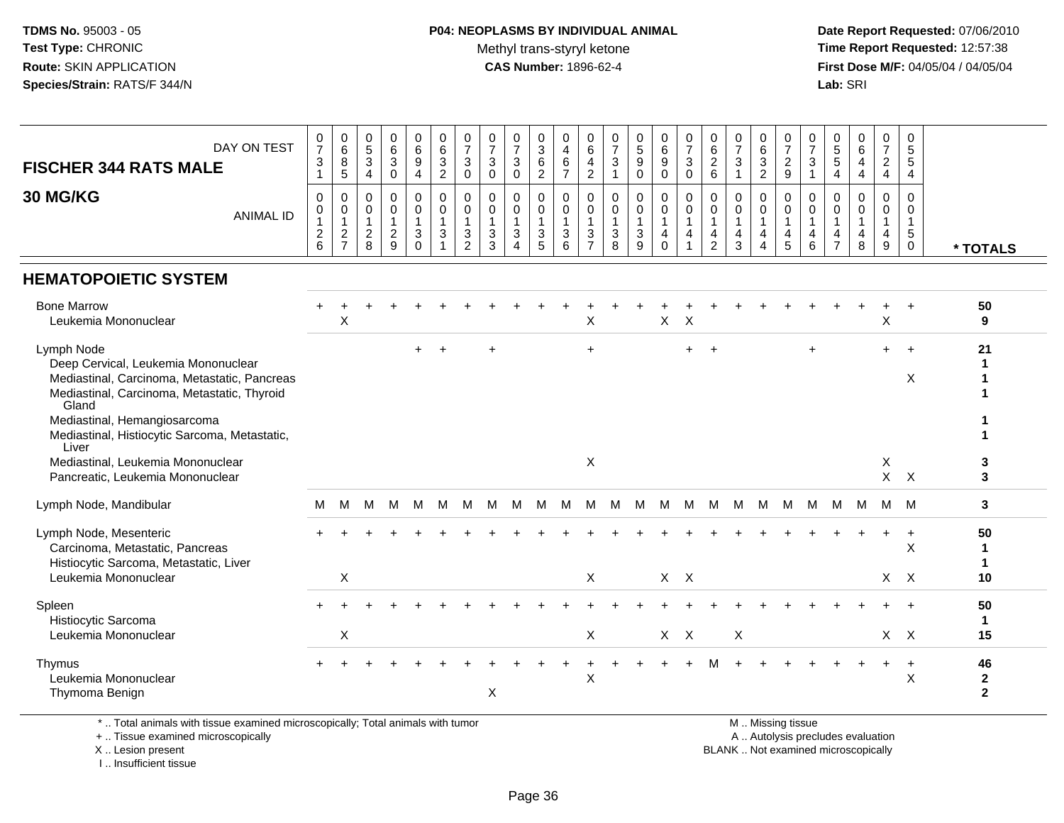TDMS No. 95003 - 05
Test Type: CHRONIC
Route: SKIN APPLICATION
Species/Strain: RATS/F 344/N

**P04: NEOPLASMS BY INDIVIDUAL ANIMAL**
Methyl trans-styryl ketone
**CAS Number:** 1896-62-4

Date Report Requested: 07/06/2010
Time Report Requested: 12:57:38
First Dose M/F: 04/05/04 / 04/05/04
Lab: SRI

## FISCHER 344 RATS MALE
## 30 MG/KG

| DAY ON TEST | 0731 | 0685 | 0534 | 0630 | 0694 | 0632 | 0730 | 0730 | 0730 | 0362 | 0467 | 0642 | 0731 | 0590 | 0690 | 0730 | 0626 | 0731 | 0632 | 0729 | 0731 | 0554 | 0644 | 0724 | 0554 | |
|---|---|---|---|---|---|---|---|---|---|---|---|---|---|---|---|---|---|---|---|---|---|---|---|---|---|---|
| **ANIMAL ID** | 0012 6 | 0012 7 | 0012 8 | 0012 9 | 0013 0 | 0013 1 | 0013 2 | 0013 3 | 0013 4 | 0013 5 | 0013 6 | 0013 7 | 0013 8 | 0013 9 | 0014 0 | 0014 1 | 0014 2 | 0014 3 | 0014 4 | 0014 5 | 0014 6 | 0014 7 | 0014 8 | 0014 9 | 0015 0 | *** TOTALS** |
| **HEMATOPOIETIC SYSTEM** | | | | | | | | | | | | | | | | | | | | | | | | | | |
| Bone Marrow | + | + | + | + | + | + | + | + | + | + | + | + | + | + | + | + | + | + | + | + | + | + | + | + | + | 50 |
| Leukemia Mononuclear | | X | | | | | | | | | | X | | | X | X | | | | | | | | X | | 9 |
| Lymph Node | | | | | + | + | | + | | | | + | | | | + | + | | | | + | | | + | + | 21 |
| Deep Cervical, Leukemia Mononuclear | | | | | | | | | | | | | | | | | | | | | | | | | | 1 |
| Mediastinal, Carcinoma, Metastatic, Pancreas | | | | | | | | | | | | | | | | | | | | | | | | | X | 1 |
| Mediastinal, Carcinoma, Metastatic, Thyroid Gland | | | | | | | | | | | | | | | | | | | | | | | | | | 1 |
| Mediastinal, Hemangiosarcoma | | | | | | | | | | | | | | | | | | | | | | | | | | 1 |
| Mediastinal, Histiocytic Sarcoma, Metastatic, Liver | | | | | | | | | | | | | | | | | | | | | | | | | | 1 |
| Mediastinal, Leukemia Mononuclear | | | | | | | | | | | | X | | | | | | | | | | | | X | | 3 |
| Pancreatic, Leukemia Mononuclear | | | | | | | | | | | | | | | | | | | | | | | | X | X | 3 |
| Lymph Node, Mandibular | M | M | M | M | M | M | M | M | M | M | M | M | M | M | M | M | M | M | M | M | M | M | M | M | M | 3 |
| Lymph Node, Mesenteric | + | + | + | + | + | + | + | + | + | + | + | + | + | + | + | + | + | + | + | + | + | + | + | + | + | 50 |
| Carcinoma, Metastatic, Pancreas | | | | | | | | | | | | | | | | | | | | | | | | | X | 1 |
| Histiocytic Sarcoma, Metastatic, Liver | | | | | | | | | | | | | | | | | | | | | | | | | | 1 |
| Leukemia Mononuclear | | X | | | | | | | | | | X | | | X | X | | | | | | | | X | X | 10 |
| Spleen | + | + | + | + | + | + | + | + | + | + | + | + | + | + | + | + | + | + | + | + | + | + | + | + | + | 50 |
| Histiocytic Sarcoma | | | | | | | | | | | | | | | | | | | | | | | | | | 1 |
| Leukemia Mononuclear | | X | | | | | | | | | | X | | | X | X | | X | | | | | | X | X | 15 |
| Thymus | + | + | + | + | + | + | + | + | + | + | + | + | + | + | + | + | M | + | + | + | + | + | + | + | + | 46 |
| Leukemia Mononuclear | | | | | | | | | | | | X | | | | | | | | | | | | | X | 2 |
| Thymoma Benign | | | | | | | | X | | | | | | | | | | | | | | | | | | 2 |

\* .. Total animals with tissue examined microscopically; Total animals with tumor
\+ .. Tissue examined microscopically
X .. Lesion present
I .. Insufficient tissue

M .. Missing tissue
A .. Autolysis precludes evaluation
BLANK .. Not examined microscopically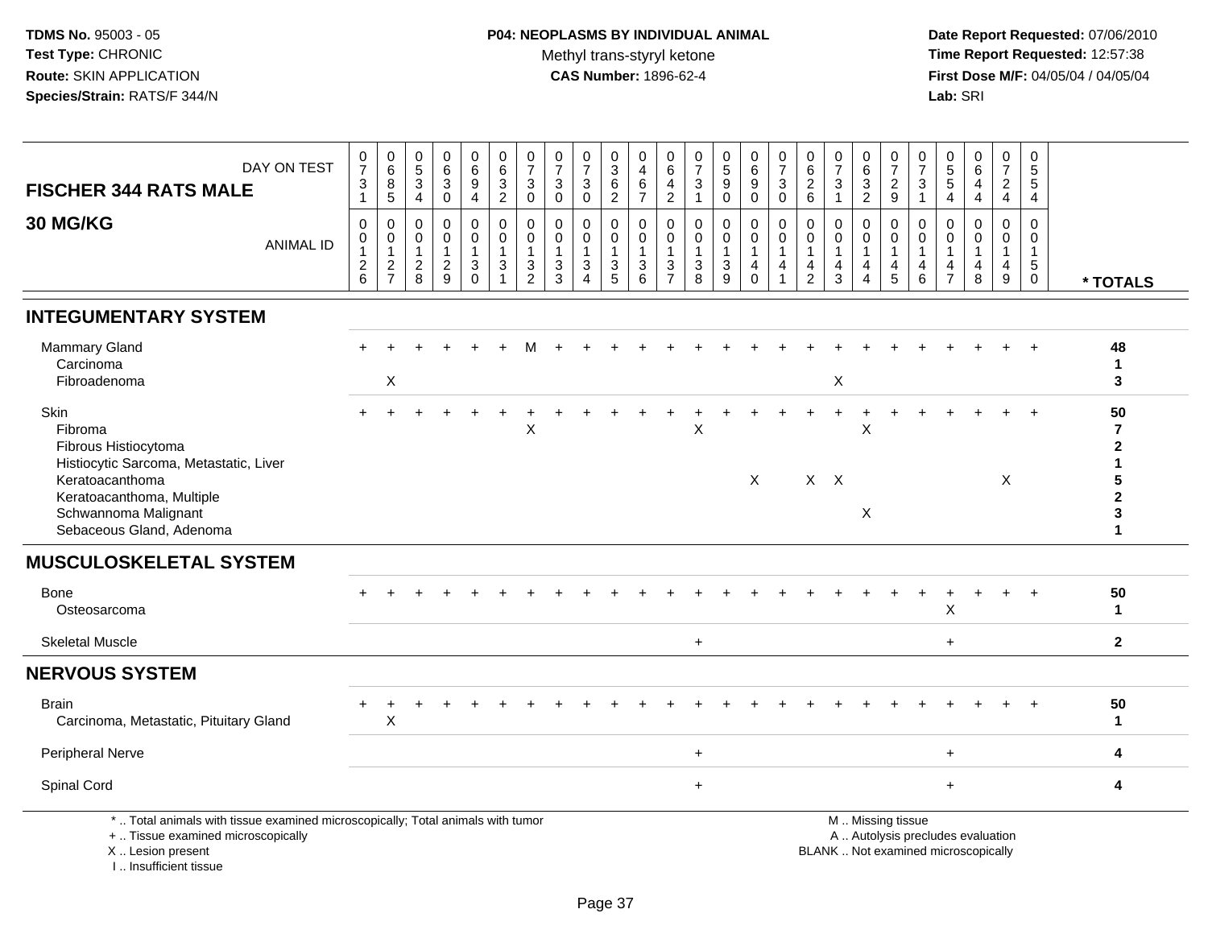**TDMS No.** 95003 - 05
**Test Type:** CHRONIC
**Route:** SKIN APPLICATION
**Species/Strain:** RATS/F 344/N

**P04: NEOPLASMS BY INDIVIDUAL ANIMAL**
Methyl trans-styryl ketone
**CAS Number:** 1896-62-4

**Date Report Requested:** 07/06/2010
**Time Report Requested:** 12:57:38
**First Dose M/F:** 04/05/04 / 04/05/04
**Lab:** SRI

| FISCHER 344 RATS MALE — DAY ON TEST | 0731 | 0685 | 0534 | 0630 | 0694 | 0632 | 0730 | 0730 | 0730 | 0362 | 0467 | 0642 | 0731 | 0590 | 0690 | 0730 | 0626 | 0731 | 0632 | 0729 | 0731 | 0554 | 0644 | 0724 | 0554 | |
|---|---|---|---|---|---|---|---|---|---|---|---|---|---|---|---|---|---|---|---|---|---|---|---|---|---|---|
| **30 MG/KG** — ANIMAL ID | 0126 | 0127 | 0128 | 0129 | 0130 | 0131 | 0132 | 0133 | 0134 | 0135 | 0136 | 0137 | 0138 | 0139 | 0140 | 0141 | 0142 | 0143 | 0144 | 0145 | 0146 | 0147 | 0148 | 0149 | 0150 | * TOTALS |
| **INTEGUMENTARY SYSTEM** | | | | | | | | | | | | | | | | | | | | | | | | | | |
| Mammary Gland | + | + | + | + | + | + | M | + | + | + | + | + | + | + | + | + | + | + | + | + | + | + | + | + | + | 48 |
| Carcinoma | | | | | | | | | | | | | | | | | | | | | | | | | | 1 |
| Fibroadenoma | | X | | | | | | | | | | | | | | | | X | | | | | | | | 3 |
| Skin | + | + | + | + | + | + | + | + | + | + | + | + | + | + | + | + | + | + | + | + | + | + | + | + | + | 50 |
| Fibroma | | | | | | | X | | | | | | X | | | | | | X | | | | | | | 7 |
| Fibrous Histiocytoma | | | | | | | | | | | | | | | | | | | | | | | | | | 2 |
| Histiocytic Sarcoma, Metastatic, Liver | | | | | | | | | | | | | | | | | | | | | | | | | | 1 |
| Keratoacanthoma | | | | | | | | | | | | | | | X | | X | X | | | | | | X | | 5 |
| Keratoacanthoma, Multiple | | | | | | | | | | | | | | | | | | | | | | | | | | 2 |
| Schwannoma Malignant | | | | | | | | | | | | | | | | | | | X | | | | | | | 3 |
| Sebaceous Gland, Adenoma | | | | | | | | | | | | | | | | | | | | | | | | | | 1 |
| **MUSCULOSKELETAL SYSTEM** | | | | | | | | | | | | | | | | | | | | | | | | | | |
| Bone | + | + | + | + | + | + | + | + | + | + | + | + | + | + | + | + | + | + | + | + | + | + | + | + | + | 50 |
| Osteosarcoma | | | | | | | | | | | | | | | | | | | | | | X | | | | 1 |
| Skeletal Muscle | | | | | | | | | | | | | + | | | | | | | | | + | | | | 2 |
| **NERVOUS SYSTEM** | | | | | | | | | | | | | | | | | | | | | | | | | | |
| Brain | + | + | + | + | + | + | + | + | + | + | + | + | + | + | + | + | + | + | + | + | + | + | + | + | + | 50 |
| Carcinoma, Metastatic, Pituitary Gland | | X | | | | | | | | | | | | | | | | | | | | | | | | 1 |
| Peripheral Nerve | | | | | | | | | | | | | + | | | | | | | | | + | | | | 4 |
| Spinal Cord | | | | | | | | | | | | | + | | | | | | | | | + | | | | 4 |

\* .. Total animals with tissue examined microscopically; Total animals with tumor
\+ .. Tissue examined microscopically
X .. Lesion present
I .. Insufficient tissue

M .. Missing tissue
A .. Autolysis precludes evaluation
BLANK .. Not examined microscopically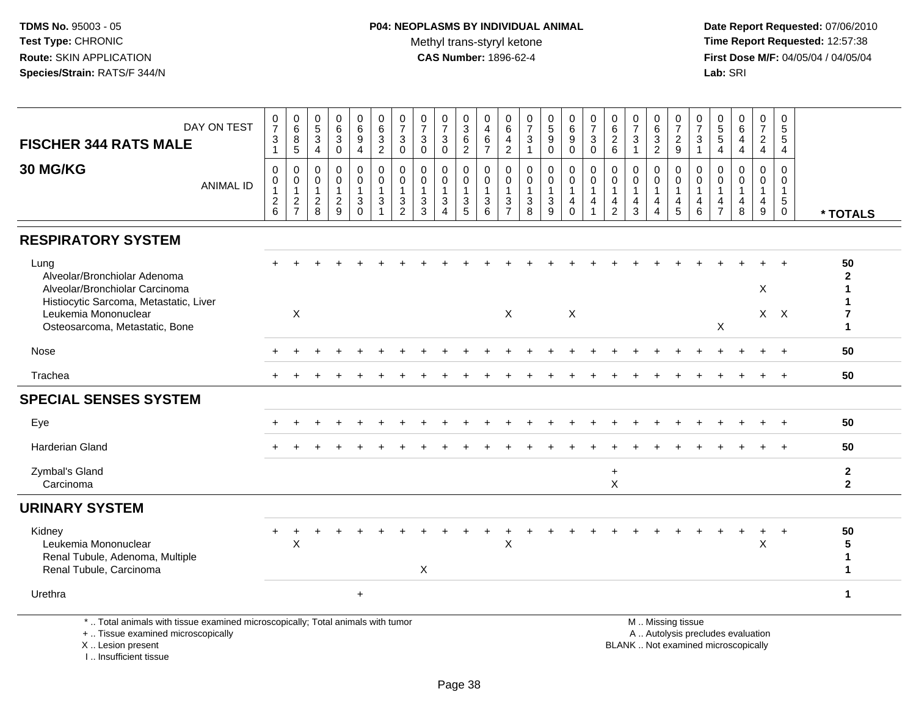TDMS No. 95003 - 05
Test Type: CHRONIC
Route: SKIN APPLICATION
Species/Strain: RATS/F 344/N

**P04: NEOPLASMS BY INDIVIDUAL ANIMAL**
Methyl trans-styryl ketone
**CAS Number:** 1896-62-4

Date Report Requested: 07/06/2010
Time Report Requested: 12:57:38
First Dose M/F: 04/05/04 / 04/05/04
Lab: SRI

## FISCHER 344 RATS MALE
## 30 MG/KG

| DAY ON TEST | 0731 | 0685 | 0534 | 0630 | 0694 | 0632 | 0730 | 0730 | 0730 | 0362 | 0467 | 0642 | 0731 | 0590 | 0690 | 0730 | 0626 | 0731 | 0632 | 0729 | 0731 | 0554 | 0644 | 0724 | 0554 | |
|---|---|---|---|---|---|---|---|---|---|---|---|---|---|---|---|---|---|---|---|---|---|---|---|---|---|---|
| **ANIMAL ID** | 0126 | 0127 | 0128 | 0129 | 0130 | 0131 | 0132 | 0133 | 0134 | 0135 | 0136 | 0137 | 0138 | 0139 | 0140 | 0141 | 0142 | 0143 | 0144 | 0145 | 0146 | 0147 | 0148 | 0149 | 0150 | *** TOTALS** |
| **RESPIRATORY SYSTEM** | | | | | | | | | | | | | | | | | | | | | | | | | | |
| Lung | + | + | + | + | + | + | + | + | + | + | + | + | + | + | + | + | + | + | + | + | + | + | + | + | + | 50 |
| Alveolar/Bronchiolar Adenoma | | | | | | | | | | | | | | | | | | | | | | | | | | 2 |
| Alveolar/Bronchiolar Carcinoma | | | | | | | | | | | | | | | | | | | | | | | | X | | 1 |
| Histiocytic Sarcoma, Metastatic, Liver | | | | | | | | | | | | | | | | | | | | | | | | | | 1 |
| Leukemia Mononuclear | | X | | | | | | | | | | X | | | X | | | | | | | | | X | X | 7 |
| Osteosarcoma, Metastatic, Bone | | | | | | | | | | | | | | | | | | | | | | X | | | | 1 |
| Nose | + | + | + | + | + | + | + | + | + | + | + | + | + | + | + | + | + | + | + | + | + | + | + | + | + | 50 |
| Trachea | + | + | + | + | + | + | + | + | + | + | + | + | + | + | + | + | + | + | + | + | + | + | + | + | + | 50 |
| **SPECIAL SENSES SYSTEM** | | | | | | | | | | | | | | | | | | | | | | | | | | |
| Eye | + | + | + | + | + | + | + | + | + | + | + | + | + | + | + | + | + | + | + | + | + | + | + | + | + | 50 |
| Harderian Gland | + | + | + | + | + | + | + | + | + | + | + | + | + | + | + | + | + | + | + | + | + | + | + | + | + | 50 |
| Zymbal's Gland | | | | | | | | | | | | | | | | | + | | | | | | | | | 2 |
| Carcinoma | | | | | | | | | | | | | | | | | X | | | | | | | | | 2 |
| **URINARY SYSTEM** | | | | | | | | | | | | | | | | | | | | | | | | | | |
| Kidney | + | + | + | + | + | + | + | + | + | + | + | + | + | + | + | + | + | + | + | + | + | + | + | + | + | 50 |
| Leukemia Mononuclear | | X | | | | | | | | | | X | | | | | | | | | | | | X | | 5 |
| Renal Tubule, Adenoma, Multiple | | | | | | | | | | | | | | | | | | | | | | | | | | 1 |
| Renal Tubule, Carcinoma | | | | | | | | X | | | | | | | | | | | | | | | | | | 1 |
| Urethra | | | | | + | | | | | | | | | | | | | | | | | | | | | 1 |

\* .. Total animals with tissue examined microscopically; Total animals with tumor
\+ .. Tissue examined microscopically
X .. Lesion present
I .. Insufficient tissue

M .. Missing tissue
A .. Autolysis precludes evaluation
BLANK .. Not examined microscopically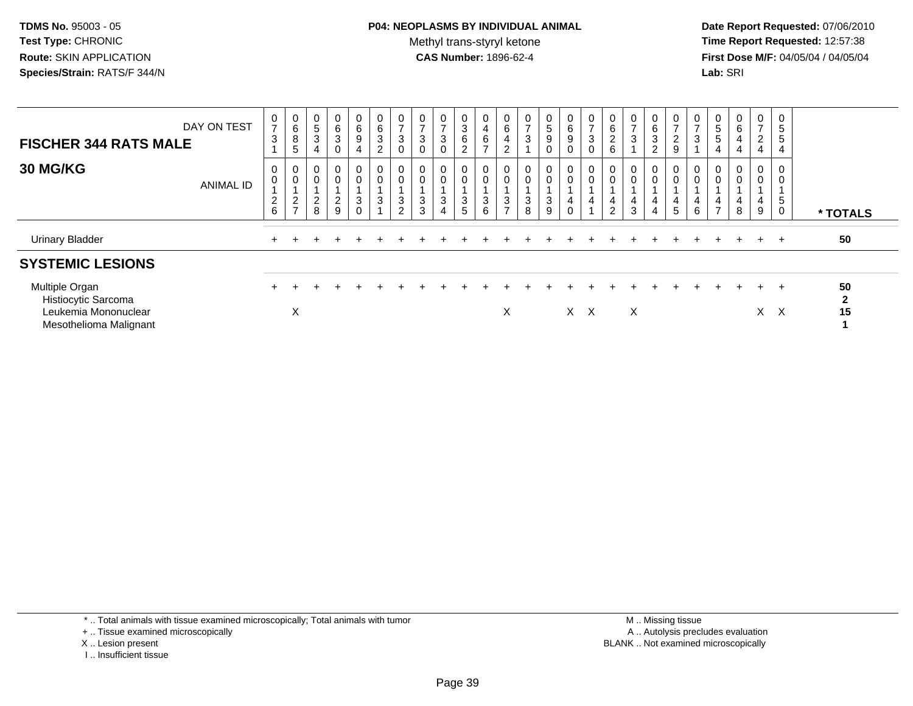**TDMS No.** 95003 - 05
**Test Type:** CHRONIC
**Route:** SKIN APPLICATION
**Species/Strain:** RATS/F 344/N

**P04: NEOPLASMS BY INDIVIDUAL ANIMAL**
Methyl trans-styryl ketone
**CAS Number:** 1896-62-4

**Date Report Requested:** 07/06/2010
**Time Report Requested:** 12:57:38
**First Dose M/F:** 04/05/04 / 04/05/04
**Lab:** SRI

## FISCHER 344 RATS MALE
## 30 MG/KG

| DAY ON TEST | 0731 | 0685 | 0534 | 0630 | 0694 | 0632 | 0730 | 0730 | 0730 | 0362 | 0467 | 0642 | 0731 | 0590 | 0690 | 0730 | 0626 | 0731 | 0632 | 0729 | 0731 | 0554 | 0644 | 0724 | 0554 | |
|---|---|---|---|---|---|---|---|---|---|---|---|---|---|---|---|---|---|---|---|---|---|---|---|---|---|---|
| **ANIMAL ID** | 00126 | 00127 | 00128 | 00129 | 00130 | 00131 | 00132 | 00133 | 00134 | 00135 | 00136 | 00137 | 00138 | 00139 | 00140 | 00141 | 00142 | 00143 | 00144 | 00145 | 00146 | 00147 | 00148 | 00149 | 00150 | *** TOTALS** |
| Urinary Bladder | + | + | + | + | + | + | + | + | + | + | + | + | + | + | + | + | + | + | + | + | + | + | + | + | + | 50 |
| **SYSTEMIC LESIONS** | | | | | | | | | | | | | | | | | | | | | | | | | | |
| Multiple Organ | + | + | + | + | + | + | + | + | + | + | + | + | + | + | + | + | + | + | + | + | + | + | + | + | + | 50 |
| Histiocytic Sarcoma | | | | | | | | | | | | | | | | | | | | | | | | | | 2 |
| Leukemia Mononuclear | | X | | | | | | | | | | X | | | X | X | | X | | | | | | X | X | 15 |
| Mesothelioma Malignant | | | | | | | | | | | | | | | | | | | | | | | | | | 1 |

\* .. Total animals with tissue examined microscopically; Total animals with tumor
\+ .. Tissue examined microscopically
X .. Lesion present
I .. Insufficient tissue

M .. Missing tissue
A .. Autolysis precludes evaluation
BLANK .. Not examined microscopically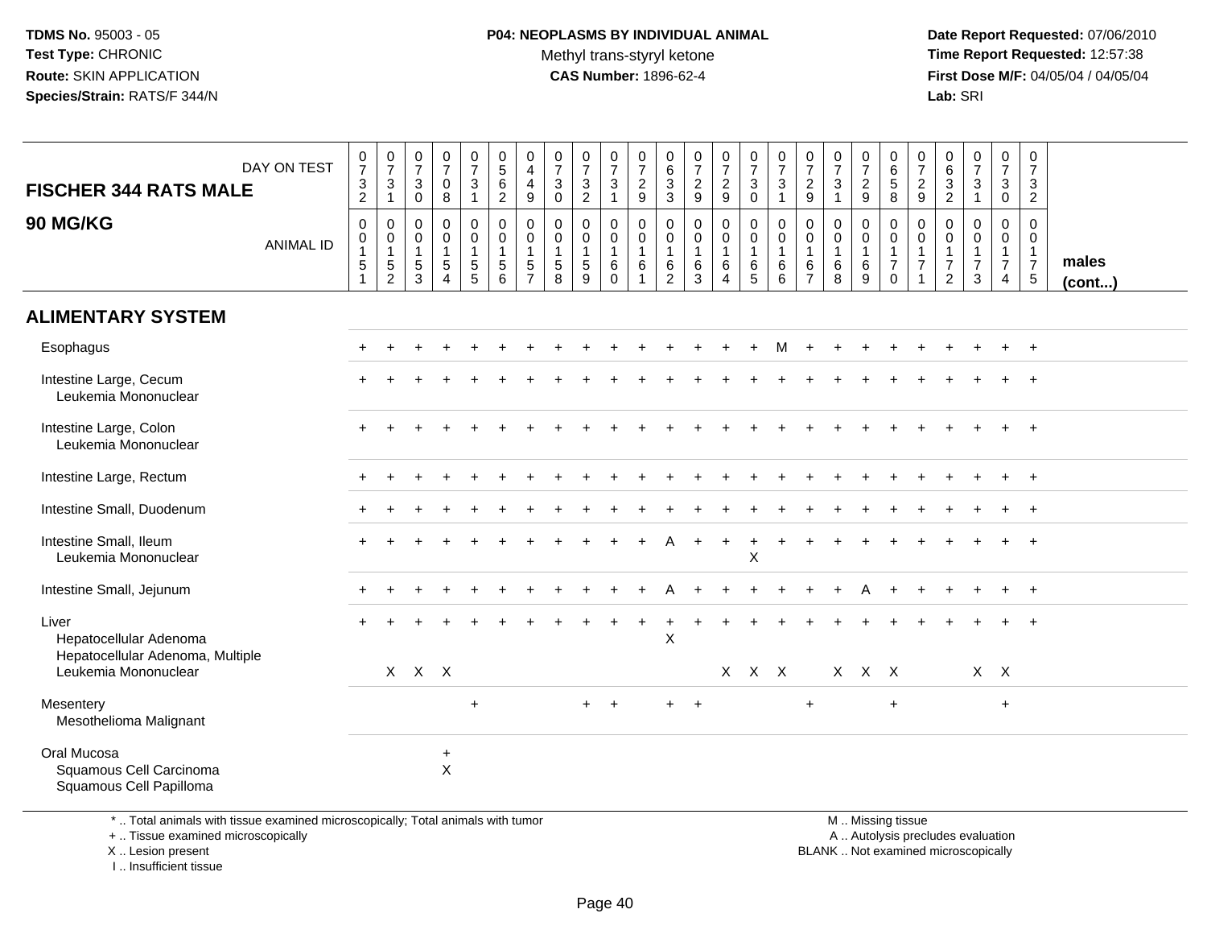**TDMS No.** 95003 - 05
**Test Type:** CHRONIC
**Route:** SKIN APPLICATION
**Species/Strain:** RATS/F 344/N

**P04: NEOPLASMS BY INDIVIDUAL ANIMAL**
Methyl trans-styryl ketone
**CAS Number:** 1896-62-4

**Date Report Requested:** 07/06/2010
**Time Report Requested:** 12:57:38
**First Dose M/F:** 04/05/04 / 04/05/04
**Lab:** SRI

| FISCHER 344 RATS MALE — DAY ON TEST | 0732 | 0731 | 0730 | 0708 | 0731 | 0562 | 0449 | 0730 | 0732 | 0731 | 0729 | 0633 | 0729 | 0729 | 0730 | 0731 | 0729 | 0731 | 0729 | 0658 | 0729 | 0632 | 0731 | 0730 | 0732 | |
|---|---|---|---|---|---|---|---|---|---|---|---|---|---|---|---|---|---|---|---|---|---|---|---|---|---|---|
| **90 MG/KG** — ANIMAL ID | 00151 | 00152 | 00153 | 00154 | 00155 | 00156 | 00157 | 00158 | 00159 | 00160 | 00161 | 00162 | 00163 | 00164 | 00165 | 00166 | 00167 | 00168 | 00169 | 00170 | 00171 | 00172 | 00173 | 00174 | 00175 | **males (cont...)** |
| **ALIMENTARY SYSTEM** | | | | | | | | | | | | | | | | | | | | | | | | | | |
| Esophagus | + | + | + | + | + | + | + | + | + | + | + | + | + | + | + | M | + | + | + | + | + | + | + | + | + | |
| Intestine Large, Cecum | + | + | + | + | + | + | + | + | + | + | + | + | + | + | + | + | + | + | + | + | + | + | + | + | + | |
| Leukemia Mononuclear | | | | | | | | | | | | | | | | | | | | | | | | | | |
| Intestine Large, Colon | + | + | + | + | + | + | + | + | + | + | + | + | + | + | + | + | + | + | + | + | + | + | + | + | + | |
| Leukemia Mononuclear | | | | | | | | | | | | | | | | | | | | | | | | | | |
| Intestine Large, Rectum | + | + | + | + | + | + | + | + | + | + | + | + | + | + | + | + | + | + | + | + | + | + | + | + | + | |
| Intestine Small, Duodenum | + | + | + | + | + | + | + | + | + | + | + | + | + | + | + | + | + | + | + | + | + | + | + | + | + | |
| Intestine Small, Ileum | + | + | + | + | + | + | + | + | + | + | + | A | + | + | + | + | + | + | + | + | + | + | + | + | + | |
| Leukemia Mononuclear | | | | | | | | | | | | | | | X | | | | | | | | | | | |
| Intestine Small, Jejunum | + | + | + | + | + | + | + | + | + | + | + | A | + | + | + | + | + | + | A | + | + | + | + | + | + | |
| Liver | + | + | + | + | + | + | + | + | + | + | + | + | + | + | + | + | + | + | + | + | + | + | + | + | + | |
| Hepatocellular Adenoma | | | | | | | | | | | | X | | | | | | | | | | | | | | |
| Hepatocellular Adenoma, Multiple | | | | | | | | | | | | | | | | | | | | | | | | | | |
| Leukemia Mononuclear | | X | X | X | | | | | | | | | | X | X | X | | X | X | X | | | X | X | | |
| Mesentery | | | | | + | | | | + | + | | + | + | | | | + | | | + | | | | + | | |
| Mesothelioma Malignant | | | | | | | | | | | | | | | | | | | | | | | | | | |
| Oral Mucosa | | | | + | | | | | | | | | | | | | | | | | | | | | | |
| Squamous Cell Carcinoma | | | | X | | | | | | | | | | | | | | | | | | | | | | |
| Squamous Cell Papilloma | | | | | | | | | | | | | | | | | | | | | | | | | | |

\* .. Total animals with tissue examined microscopically; Total animals with tumor
\+ .. Tissue examined microscopically
X .. Lesion present
I .. Insufficient tissue

M .. Missing tissue
A .. Autolysis precludes evaluation
BLANK .. Not examined microscopically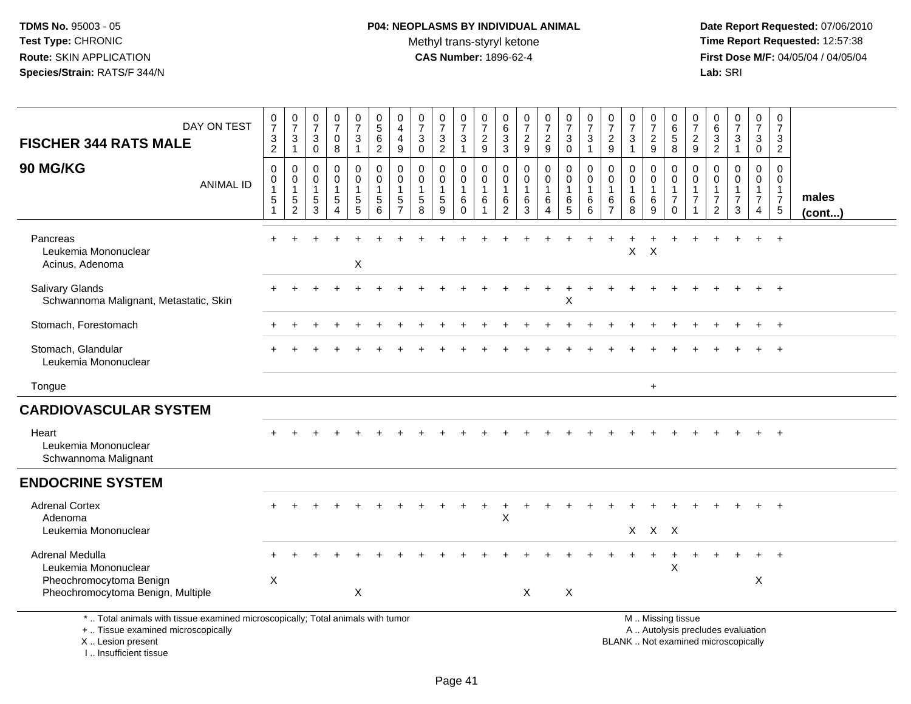**TDMS No.** 95003 - 05
**Test Type:** CHRONIC
**Route:** SKIN APPLICATION
**Species/Strain:** RATS/F 344/N

**P04: NEOPLASMS BY INDIVIDUAL ANIMAL**
Methyl trans-styryl ketone
**CAS Number:** 1896-62-4

**Date Report Requested:** 07/06/2010
**Time Report Requested:** 12:57:38
**First Dose M/F:** 04/05/04 / 04/05/04
**Lab:** SRI

| FISCHER 344 RATS MALE — DAY ON TEST | 0732 | 0731 | 0730 | 0708 | 0731 | 0562 | 0449 | 0730 | 0732 | 0731 | 0729 | 0633 | 0729 | 0729 | 0730 | 0731 | 0729 | 0731 | 0729 | 0658 | 0729 | 0632 | 0731 | 0730 | 0732 | |
|---|---|---|---|---|---|---|---|---|---|---|---|---|---|---|---|---|---|---|---|---|---|---|---|---|---|---|
| **90 MG/KG** — ANIMAL ID | 00151 | 00152 | 00153 | 00154 | 00155 | 00156 | 00157 | 00158 | 00159 | 00160 | 00161 | 00162 | 00163 | 00164 | 00165 | 00166 | 00167 | 00168 | 00169 | 00170 | 00171 | 00172 | 00173 | 00174 | 00175 | **males (cont...)** |
| Pancreas | + | + | + | + | + | + | + | + | + | + | + | + | + | + | + | + | + | + | + | + | + | + | + | + | + | |
| Leukemia Mononuclear | | | | | | | | | | | | | | | | | | X | X | | | | | | | |
| Acinus, Adenoma | | | | | X | | | | | | | | | | | | | | | | | | | | | |
| Salivary Glands | + | + | + | + | + | + | + | + | + | + | + | + | + | + | + | + | + | + | + | + | + | + | + | + | + | |
| Schwannoma Malignant, Metastatic, Skin | | | | | | | | | | | | | | | X | | | | | | | | | | | |
| Stomach, Forestomach | + | + | + | + | + | + | + | + | + | + | + | + | + | + | + | + | + | + | + | + | + | + | + | + | + | |
| Stomach, Glandular | + | + | + | + | + | + | + | + | + | + | + | + | + | + | + | + | + | + | + | + | + | + | + | + | + | |
| Leukemia Mononuclear | | | | | | | | | | | | | | | | | | | | | | | | | | |
| Tongue | | | | | | | | | | | | | | | | | | | + | | | | | | | |
| **CARDIOVASCULAR SYSTEM** | | | | | | | | | | | | | | | | | | | | | | | | | | |
| Heart | + | + | + | + | + | + | + | + | + | + | + | + | + | + | + | + | + | + | + | + | + | + | + | + | + | |
| Leukemia Mononuclear | | | | | | | | | | | | | | | | | | | | | | | | | | |
| Schwannoma Malignant | | | | | | | | | | | | | | | | | | | | | | | | | | |
| **ENDOCRINE SYSTEM** | | | | | | | | | | | | | | | | | | | | | | | | | | |
| Adrenal Cortex | + | + | + | + | + | + | + | + | + | + | + | + | + | + | + | + | + | + | + | + | + | + | + | + | + | |
| Adenoma | | | | | | | | | | | | X | | | | | | | | | | | | | | |
| Leukemia Mononuclear | | | | | | | | | | | | | | | | | | X | X | X | | | | | | |
| Adrenal Medulla | + | + | + | + | + | + | + | + | + | + | + | + | + | + | + | + | + | + | + | + | + | + | + | + | + | |
| Leukemia Mononuclear | | | | | | | | | | | | | | | | | | | | X | | | | | | |
| Pheochromocytoma Benign | X | | | | | | | | | | | | | | | | | | | | | | | X | | |
| Pheochromocytoma Benign, Multiple | | | | | X | | | | | | | | X | | X | | | | | | | | | | | |

\* .. Total animals with tissue examined microscopically; Total animals with tumor
\+ .. Tissue examined microscopically
X .. Lesion present
I .. Insufficient tissue

M .. Missing tissue
A .. Autolysis precludes evaluation
BLANK .. Not examined microscopically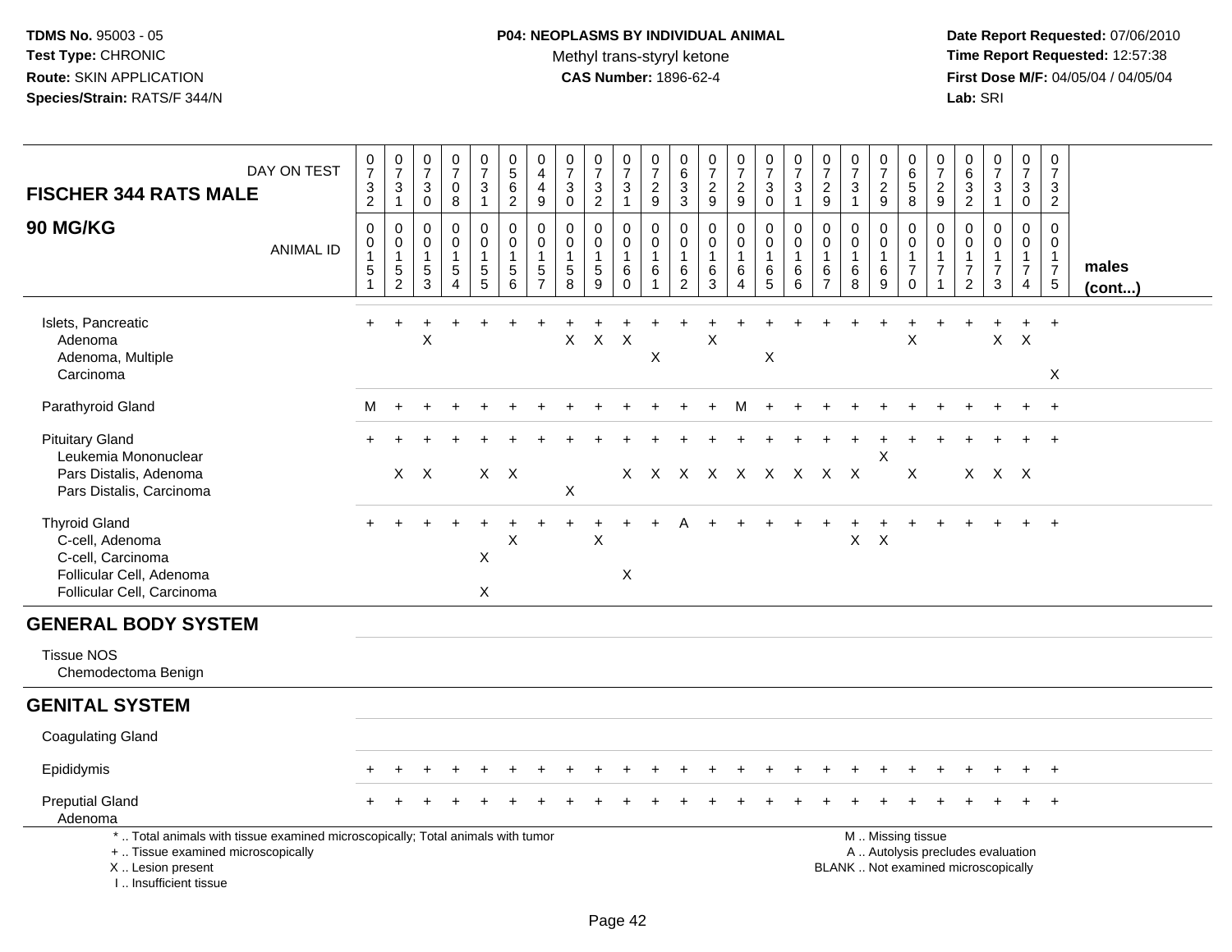TDMS No. 95003 - 05
Test Type: CHRONIC
Route: SKIN APPLICATION
Species/Strain: RATS/F 344/N

**P04: NEOPLASMS BY INDIVIDUAL ANIMAL**
Methyl trans-styryl ketone
**CAS Number:** 1896-62-4

Date Report Requested: 07/06/2010
Time Report Requested: 12:57:38
First Dose M/F: 04/05/04 / 04/05/04
Lab: SRI

| FISCHER 344 RATS MALE — DAY ON TEST | 0732 | 0731 | 0730 | 0708 | 0731 | 0562 | 0449 | 0730 | 0732 | 0731 | 0729 | 0633 | 0729 | 0729 | 0730 | 0731 | 0729 | 0731 | 0729 | 0658 | 0729 | 0632 | 0731 | 0730 | 0732 | |
|---|---|---|---|---|---|---|---|---|---|---|---|---|---|---|---|---|---|---|---|---|---|---|---|---|---|---|
| **90 MG/KG** — ANIMAL ID | 00151 | 00152 | 00153 | 00154 | 00155 | 00156 | 00157 | 00158 | 00159 | 00160 | 00161 | 00162 | 00163 | 00164 | 00165 | 00166 | 00167 | 00168 | 00169 | 00170 | 00171 | 00172 | 00173 | 00174 | 00175 | **males (cont...)** |
| Islets, Pancreatic | + | + | + | + | + | + | + | + | + | + | + | + | + | + | + | + | + | + | + | + | + | + | + | + | + | |
| Adenoma | | | X | | | | | X | X | X | | | X | | | | | | | X | | | X | X | | |
| Adenoma, Multiple | | | | | | | | | | | X | | | | X | | | | | | | | | | | |
| Carcinoma | | | | | | | | | | | | | | | | | | | | | | | | | X | |
| Parathyroid Gland | M | + | + | + | + | + | + | + | + | + | + | + | + | M | + | + | + | + | + | + | + | + | + | + | + | |
| Pituitary Gland | + | + | + | + | + | + | + | + | + | + | + | + | + | + | + | + | + | + | + | + | + | + | + | + | + | |
| Leukemia Mononuclear | | | | | | | | | | | | | | | | | | | X | | | | | | | |
| Pars Distalis, Adenoma | | X | X | | X | X | | | | X | X | X | X | X | X | X | X | X | | X | | X | X | X | | |
| Pars Distalis, Carcinoma | | | | | | | | X | | | | | | | | | | | | | | | | | | |
| Thyroid Gland | + | + | + | + | + | + | + | + | + | + | + | A | + | + | + | + | + | + | + | + | + | + | + | + | + | |
| C-cell, Adenoma | | | | | | X | | | X | | | | | | | | | X | X | | | | | | | |
| C-cell, Carcinoma | | | | | X | | | | | | | | | | | | | | | | | | | | | |
| Follicular Cell, Adenoma | | | | | | | | | | X | | | | | | | | | | | | | | | | |
| Follicular Cell, Carcinoma | | | | | X | | | | | | | | | | | | | | | | | | | | | |
| **GENERAL BODY SYSTEM** | | | | | | | | | | | | | | | | | | | | | | | | | | |
| Tissue NOS | | | | | | | | | | | | | | | | | | | | | | | | | | |
| Chemodectoma Benign | | | | | | | | | | | | | | | | | | | | | | | | | | |
| **GENITAL SYSTEM** | | | | | | | | | | | | | | | | | | | | | | | | | | |
| Coagulating Gland | | | | | | | | | | | | | | | | | | | | | | | | | | |
| Epididymis | + | + | + | + | + | + | + | + | + | + | + | + | + | + | + | + | + | + | + | + | + | + | + | + | + | |
| Preputial Gland | + | + | + | + | + | + | + | + | + | + | + | + | + | + | + | + | + | + | + | + | + | + | + | + | + | |
| Adenoma | | | | | | | | | | | | | | | | | | | | | | | | | | |

\* .. Total animals with tissue examined microscopically; Total animals with tumor
+ .. Tissue examined microscopically
X .. Lesion present
I .. Insufficient tissue

M .. Missing tissue
A .. Autolysis precludes evaluation
BLANK .. Not examined microscopically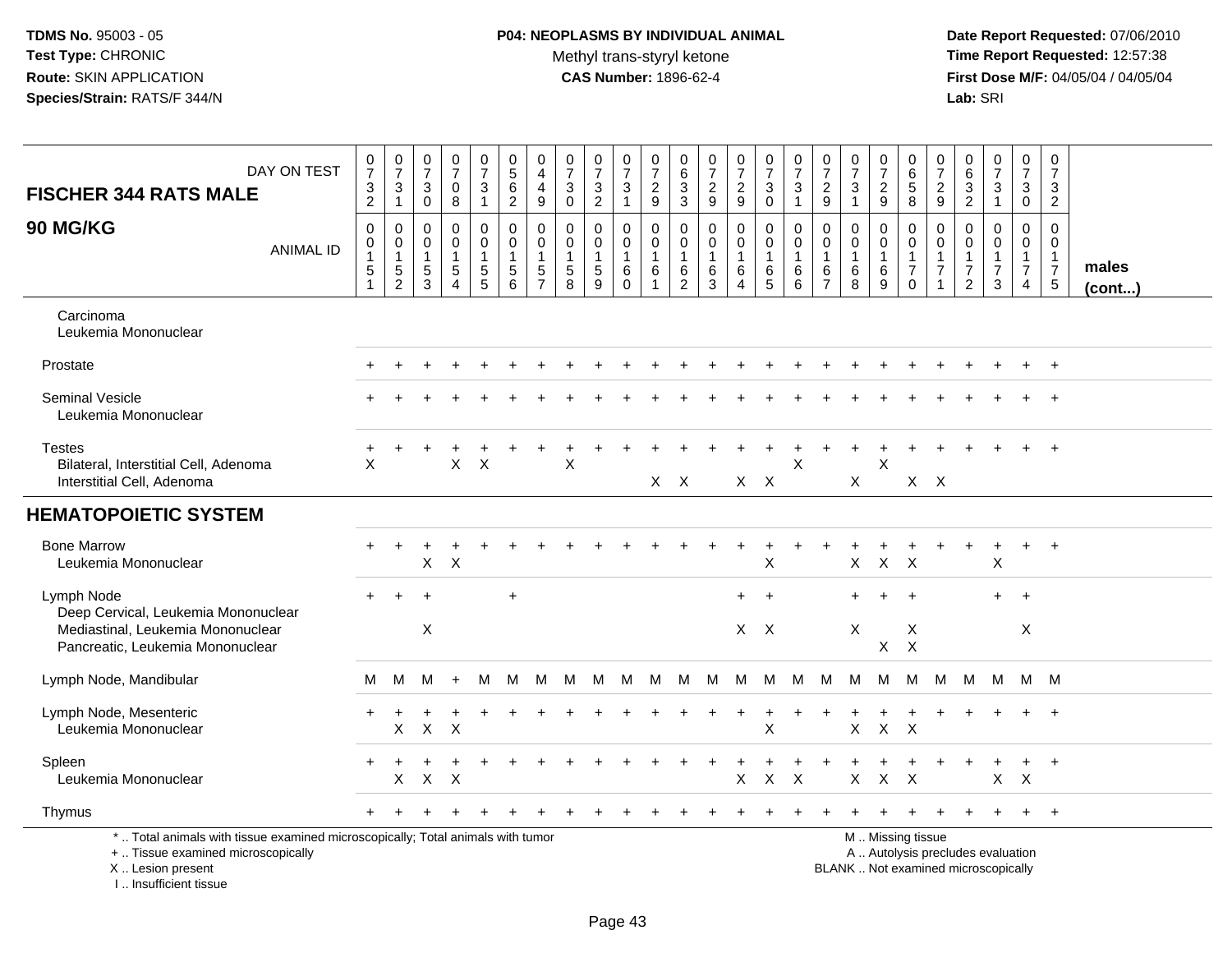**TDMS No.** 95003 - 05
**Test Type:** CHRONIC
**Route:** SKIN APPLICATION
**Species/Strain:** RATS/F 344/N

**P04: NEOPLASMS BY INDIVIDUAL ANIMAL**
Methyl trans-styryl ketone
**CAS Number:** 1896-62-4

**Date Report Requested:** 07/06/2010
**Time Report Requested:** 12:57:38
**First Dose M/F:** 04/05/04 / 04/05/04
**Lab:** SRI

## FISCHER 344 RATS MALE — 90 MG/KG

| DAY ON TEST | 0732 | 0731 | 0730 | 0708 | 0731 | 0562 | 0449 | 0730 | 0732 | 0731 | 0729 | 0633 | 0729 | 0729 | 0730 | 0731 | 0729 | 0731 | 0729 | 0658 | 0729 | 0632 | 0731 | 0730 | 0732 | |
|---|---|---|---|---|---|---|---|---|---|---|---|---|---|---|---|---|---|---|---|---|---|---|---|---|---|---|
| **ANIMAL ID** | 0151 | 0152 | 0153 | 0154 | 0155 | 0156 | 0157 | 0158 | 0159 | 0160 | 0161 | 0162 | 0163 | 0164 | 0165 | 0166 | 0167 | 0168 | 0169 | 0170 | 0171 | 0172 | 0173 | 0174 | 0175 | **males (cont...)** |
| Carcinoma | | | | | | | | | | | | | | | | | | | | | | | | | | |
| Leukemia Mononuclear | | | | | | | | | | | | | | | | | | | | | | | | | | |
| Prostate | + | + | + | + | + | + | + | + | + | + | + | + | + | + | + | + | + | + | + | + | + | + | + | + | + | |
| Seminal Vesicle | + | + | + | + | + | + | + | + | + | + | + | + | + | + | + | + | + | + | + | + | + | + | + | + | + | |
| Leukemia Mononuclear | | | | | | | | | | | | | | | | | | | | | | | | | | |
| Testes | + | + | + | + | + | + | + | + | + | + | + | + | + | + | + | + | + | + | + | + | + | + | + | + | + | |
| Bilateral, Interstitial Cell, Adenoma | X | | | X | X | | | X | | | | | | | | X | | | X | | | | | | | |
| Interstitial Cell, Adenoma | | | | | | | | | | | X | X | | X | X | | | X | | X | X | | | | | |
| **HEMATOPOIETIC SYSTEM** | | | | | | | | | | | | | | | | | | | | | | | | | | |
| Bone Marrow | + | + | + | + | + | + | + | + | + | + | + | + | + | + | + | + | + | + | + | + | + | + | + | + | + | |
| Leukemia Mononuclear | | | X | X | | | | | | | | | | | X | | | X | X | X | | | X | | | |
| Lymph Node | + | + | + | | | + | | | | | | | | + | + | | | + | + | + | | | + | + | | |
| Deep Cervical, Leukemia Mononuclear | | | | | | | | | | | | | | | | | | | | | | | | | | |
| Mediastinal, Leukemia Mononuclear | | | X | | | | | | | | | | | X | X | | | X | | X | | | | X | | |
| Pancreatic, Leukemia Mononuclear | | | | | | | | | | | | | | | | | | | X | X | | | | | | |
| Lymph Node, Mandibular | M | M | M | + | M | M | M | M | M | M | M | M | M | M | M | M | M | M | M | M | M | M | M | M | M | |
| Lymph Node, Mesenteric | + | + | + | + | + | + | + | + | + | + | + | + | + | + | + | + | + | + | + | + | + | + | + | + | + | |
| Leukemia Mononuclear | | X | X | X | | | | | | | | | | | X | | | X | X | X | | | | | | |
| Spleen | + | + | + | + | + | + | + | + | + | + | + | + | + | + | + | + | + | + | + | + | + | + | + | + | + | |
| Leukemia Mononuclear | | X | X | X | | | | | | | | | | X | X | X | | X | X | X | | | X | X | | |
| Thymus | + | + | + | + | + | + | + | + | + | + | + | + | + | + | + | + | + | + | + | + | + | + | + | + | + | |

* .. Total animals with tissue examined microscopically; Total animals with tumor
+ .. Tissue examined microscopically
X .. Lesion present
I .. Insufficient tissue

M .. Missing tissue
A .. Autolysis precludes evaluation
BLANK .. Not examined microscopically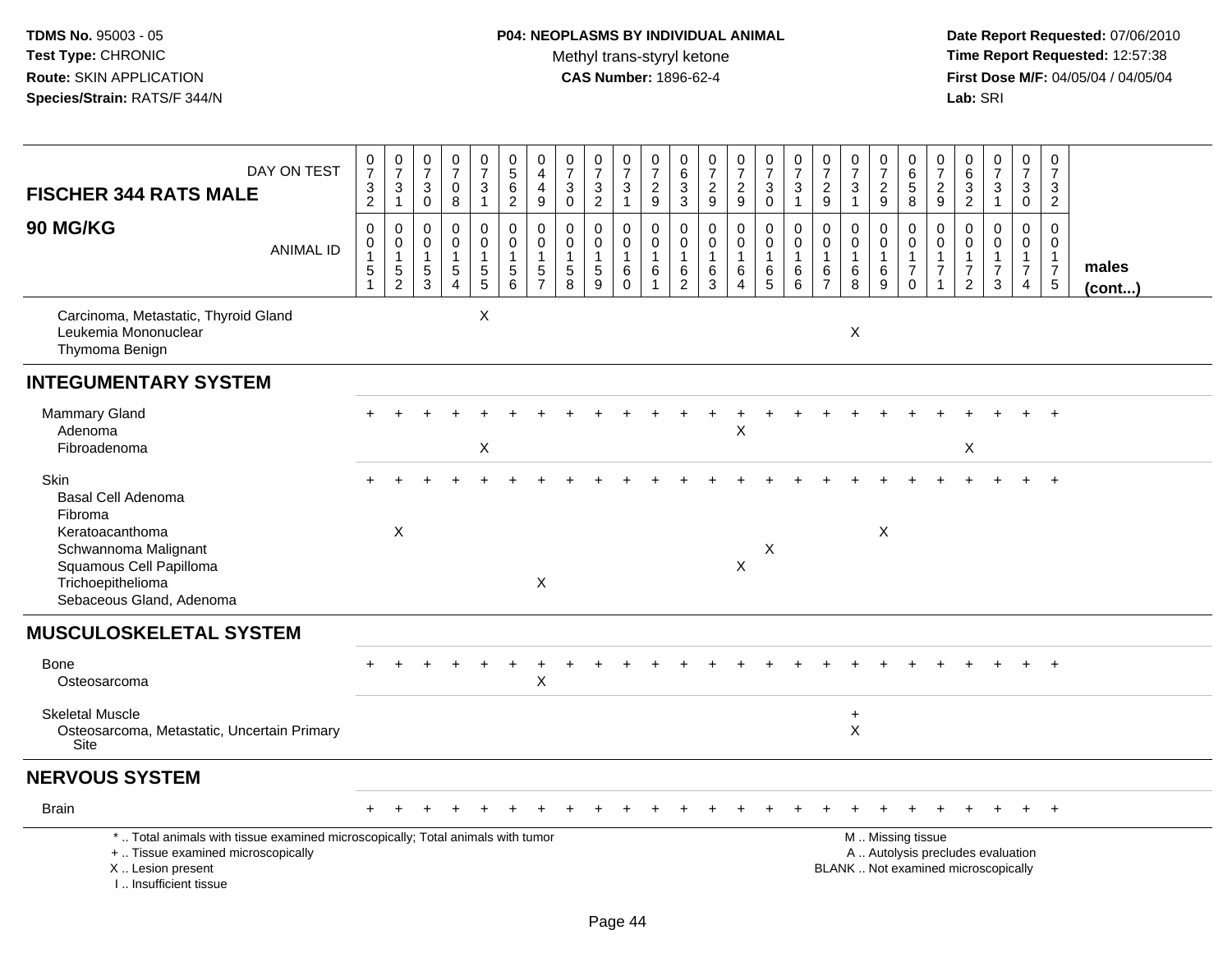**TDMS No.** 95003 - 05
**Test Type:** CHRONIC
**Route:** SKIN APPLICATION
**Species/Strain:** RATS/F 344/N

**P04: NEOPLASMS BY INDIVIDUAL ANIMAL**
Methyl trans-styryl ketone
**CAS Number:** 1896-62-4

**Date Report Requested:** 07/06/2010
**Time Report Requested:** 12:57:38
**First Dose M/F:** 04/05/04 / 04/05/04
**Lab:** SRI

| FISCHER 344 RATS MALE — DAY ON TEST | 0732 | 0731 | 0730 | 0708 | 0731 | 0562 | 0449 | 0730 | 0732 | 0731 | 0729 | 0633 | 0729 | 0729 | 0730 | 0731 | 0729 | 0731 | 0729 | 0658 | 0729 | 0632 | 0731 | 0730 | 0732 | |
|---|---|---|---|---|---|---|---|---|---|---|---|---|---|---|---|---|---|---|---|---|---|---|---|---|---|---|
| **90 MG/KG** — ANIMAL ID | 00151 | 00152 | 00153 | 00154 | 00155 | 00156 | 00157 | 00158 | 00159 | 00160 | 00161 | 00162 | 00163 | 00164 | 00165 | 00166 | 00167 | 00168 | 00169 | 00170 | 00171 | 00172 | 00173 | 00174 | 00175 | **males (cont...)** |
| Carcinoma, Metastatic, Thyroid Gland | | | | | X | | | | | | | | | | | | | | | | | | | | | |
| Leukemia Mononuclear | | | | | | | | | | | | | | | | | | X | | | | | | | | |
| Thymoma Benign | | | | | | | | | | | | | | | | | | | | | | | | | | |
| **INTEGUMENTARY SYSTEM** | | | | | | | | | | | | | | | | | | | | | | | | | | |
| Mammary Gland | + | + | + | + | + | + | + | + | + | + | + | + | + | + | + | + | + | + | + | + | + | + | + | + | + | |
| Adenoma | | | | | | | | | | | | | | X | | | | | | | | | | | | |
| Fibroadenoma | | | | | X | | | | | | | | | | | | | | | | | X | | | | |
| Skin | + | + | + | + | + | + | + | + | + | + | + | + | + | + | + | + | + | + | + | + | + | + | + | + | + | |
| Basal Cell Adenoma | | | | | | | | | | | | | | | | | | | | | | | | | | |
| Fibroma | | | | | | | | | | | | | | | | | | | | | | | | | | |
| Keratoacanthoma | | X | | | | | | | | | | | | | | | | | X | | | | | | | |
| Schwannoma Malignant | | | | | | | | | | | | | | | X | | | | | | | | | | | |
| Squamous Cell Papilloma | | | | | | | | | | | | | | X | | | | | | | | | | | | |
| Trichoepithelioma | | | | | | | X | | | | | | | | | | | | | | | | | | | |
| Sebaceous Gland, Adenoma | | | | | | | | | | | | | | | | | | | | | | | | | | |
| **MUSCULOSKELETAL SYSTEM** | | | | | | | | | | | | | | | | | | | | | | | | | | |
| Bone | + | + | + | + | + | + | + | + | + | + | + | + | + | + | + | + | + | + | + | + | + | + | + | + | + | |
| Osteosarcoma | | | | | | | X | | | | | | | | | | | | | | | | | | | |
| Skeletal Muscle | | | | | | | | | | | | | | | | | | + | | | | | | | | |
| Osteosarcoma, Metastatic, Uncertain Primary Site | | | | | | | | | | | | | | | | | | X | | | | | | | | |
| **NERVOUS SYSTEM** | | | | | | | | | | | | | | | | | | | | | | | | | | |
| Brain | + | + | + | + | + | + | + | + | + | + | + | + | + | + | + | + | + | + | + | + | + | + | + | + | + | |

\* .. Total animals with tissue examined microscopically; Total animals with tumor
\+ .. Tissue examined microscopically
X .. Lesion present
I .. Insufficient tissue

M .. Missing tissue
A .. Autolysis precludes evaluation
BLANK .. Not examined microscopically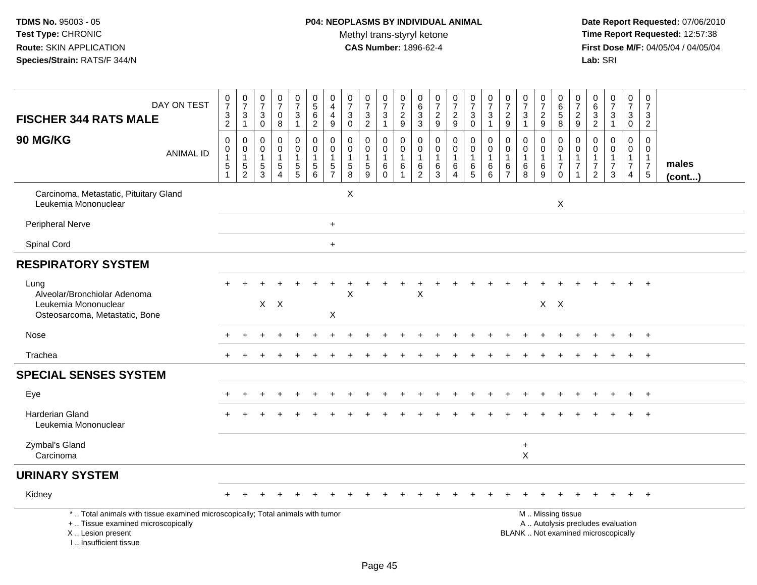**TDMS No.** 95003 - 05
**Test Type:** CHRONIC
**Route:** SKIN APPLICATION
**Species/Strain:** RATS/F 344/N

**P04: NEOPLASMS BY INDIVIDUAL ANIMAL**
Methyl trans-styryl ketone
**CAS Number:** 1896-62-4

**Date Report Requested:** 07/06/2010
**Time Report Requested:** 12:57:38
**First Dose M/F:** 04/05/04 / 04/05/04
**Lab:** SRI

| FISCHER 344 RATS MALE — DAY ON TEST | 0732 | 0731 | 0730 | 0708 | 0731 | 0562 | 0449 | 0730 | 0732 | 0731 | 0729 | 0633 | 0729 | 0729 | 0730 | 0731 | 0729 | 0731 | 0729 | 0658 | 0729 | 0632 | 0731 | 0730 | 0732 | |
|---|---|---|---|---|---|---|---|---|---|---|---|---|---|---|---|---|---|---|---|---|---|---|---|---|---|---|
| **90 MG/KG** — ANIMAL ID | 0015 1 | 0015 2 | 0015 3 | 0015 4 | 0015 5 | 0015 6 | 0015 7 | 0015 8 | 0015 9 | 0016 0 | 0016 1 | 0016 2 | 0016 3 | 0016 4 | 0016 5 | 0016 6 | 0016 7 | 0016 8 | 0016 9 | 0017 0 | 0017 1 | 0017 2 | 0017 3 | 0017 4 | 0017 5 | **males (cont...)** |
| Carcinoma, Metastatic, Pituitary Gland | | | | | | | | X | | | | | | | | | | | | | | | | | | |
| Leukemia Mononuclear | | | | | | | | | | | | | | | | | | | | X | | | | | | |
| Peripheral Nerve | | | | | | | + | | | | | | | | | | | | | | | | | | | |
| Spinal Cord | | | | | | | + | | | | | | | | | | | | | | | | | | | |
| **RESPIRATORY SYSTEM** | | | | | | | | | | | | | | | | | | | | | | | | | | |
| Lung | + | + | + | + | + | + | + | + | + | + | + | + | + | + | + | + | + | + | + | + | + | + | + | + | + | |
| Alveolar/Bronchiolar Adenoma | | | | | | | | X | | | | X | | | | | | | | | | | | | | |
| Leukemia Mononuclear | | | X | X | | | | | | | | | | | | | | | X | X | | | | | | |
| Osteosarcoma, Metastatic, Bone | | | | | | | X | | | | | | | | | | | | | | | | | | | |
| Nose | + | + | + | + | + | + | + | + | + | + | + | + | + | + | + | + | + | + | + | + | + | + | + | + | + | |
| Trachea | + | + | + | + | + | + | + | + | + | + | + | + | + | + | + | + | + | + | + | + | + | + | + | + | + | |
| **SPECIAL SENSES SYSTEM** | | | | | | | | | | | | | | | | | | | | | | | | | | |
| Eye | + | + | + | + | + | + | + | + | + | + | + | + | + | + | + | + | + | + | + | + | + | + | + | + | + | |
| Harderian Gland | + | + | + | + | + | + | + | + | + | + | + | + | + | + | + | + | + | + | + | + | + | + | + | + | + | |
| Leukemia Mononuclear | | | | | | | | | | | | | | | | | | | | | | | | | | |
| Zymbal's Gland | | | | | | | | | | | | | | | | | | + | | | | | | | | |
| Carcinoma | | | | | | | | | | | | | | | | | | X | | | | | | | | |
| **URINARY SYSTEM** | | | | | | | | | | | | | | | | | | | | | | | | | | |
| Kidney | + | + | + | + | + | + | + | + | + | + | + | + | + | + | + | + | + | + | + | + | + | + | + | + | + | |

\* .. Total animals with tissue examined microscopically; Total animals with tumor
\+ .. Tissue examined microscopically
X .. Lesion present
I .. Insufficient tissue

M .. Missing tissue
A .. Autolysis precludes evaluation
BLANK .. Not examined microscopically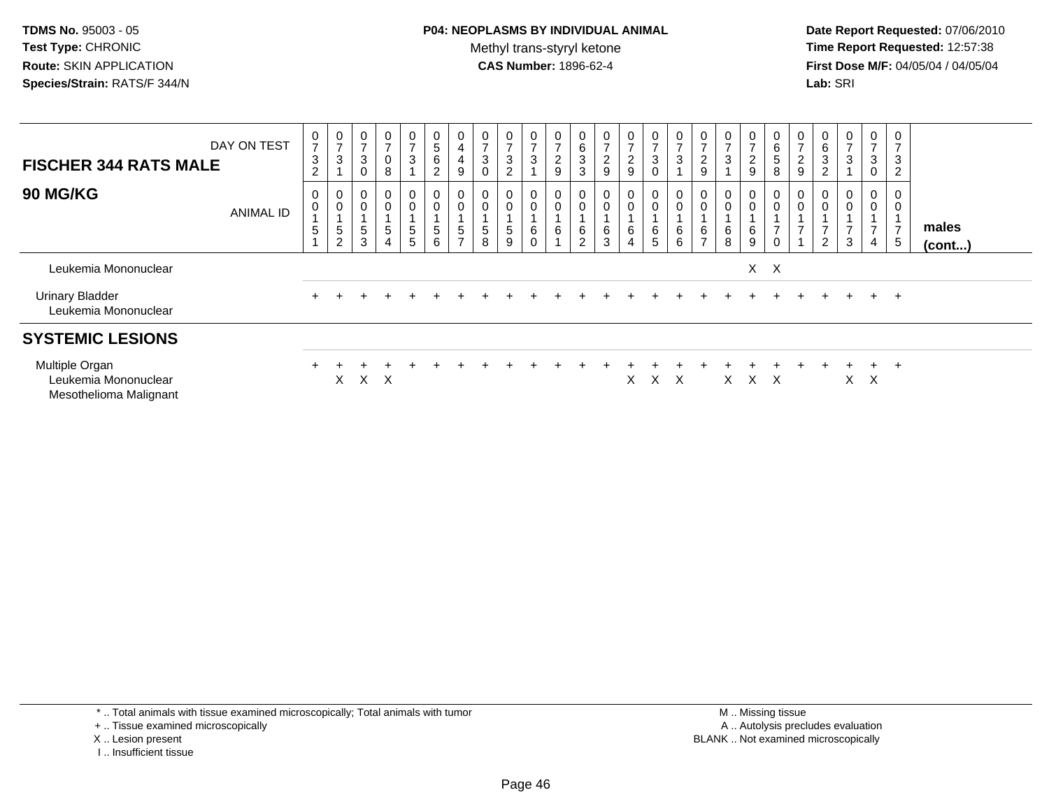**TDMS No.** 95003 - 05
**Test Type:** CHRONIC
**Route:** SKIN APPLICATION
**Species/Strain:** RATS/F 344/N

**P04: NEOPLASMS BY INDIVIDUAL ANIMAL**
Methyl trans-styryl ketone
**CAS Number:** 1896-62-4

**Date Report Requested:** 07/06/2010
**Time Report Requested:** 12:57:38
**First Dose M/F:** 04/05/04 / 04/05/04
**Lab:** SRI

## FISCHER 344 RATS MALE — 90 MG/KG

| DAY ON TEST | 0732 | 0731 | 0730 | 0708 | 0731 | 0562 | 0449 | 0730 | 0732 | 0731 | 0729 | 0633 | 0729 | 0729 | 0730 | 0731 | 0729 | 0731 | 0729 | 0658 | 0729 | 0632 | 0731 | 0730 | 0732 | |
|---|---|---|---|---|---|---|---|---|---|---|---|---|---|---|---|---|---|---|---|---|---|---|---|---|---|---|
| **ANIMAL ID** | 0151 | 0152 | 0153 | 0154 | 0155 | 0156 | 0157 | 0158 | 0159 | 0160 | 0161 | 0162 | 0163 | 0164 | 0165 | 0166 | 0167 | 0168 | 0169 | 0170 | 0171 | 0172 | 0173 | 0174 | 0175 | **males (cont...)** |
| Leukemia Mononuclear | | | | | | | | | | | | | | | | | | | X | X | | | | | | |
| Urinary Bladder | + | + | + | + | + | + | + | + | + | + | + | + | + | + | + | + | + | + | + | + | + | + | + | + | + | |
| Leukemia Mononuclear | | | | | | | | | | | | | | | | | | | | | | | | | | |
| **SYSTEMIC LESIONS** | | | | | | | | | | | | | | | | | | | | | | | | | | |
| Multiple Organ | + | + | + | + | + | + | + | + | + | + | + | + | + | + | + | + | + | + | + | + | + | + | + | + | + | |
| Leukemia Mononuclear | | X | X | X | | | | | | | | | | X | X | X | | X | X | X | | | X | X | | |
| Mesothelioma Malignant | | | | | | | | | | | | | | | | | | | | | | | | | | |

\* .. Total animals with tissue examined microscopically; Total animals with tumor
\+ .. Tissue examined microscopically
X .. Lesion present
I .. Insufficient tissue

M .. Missing tissue
A .. Autolysis precludes evaluation
BLANK .. Not examined microscopically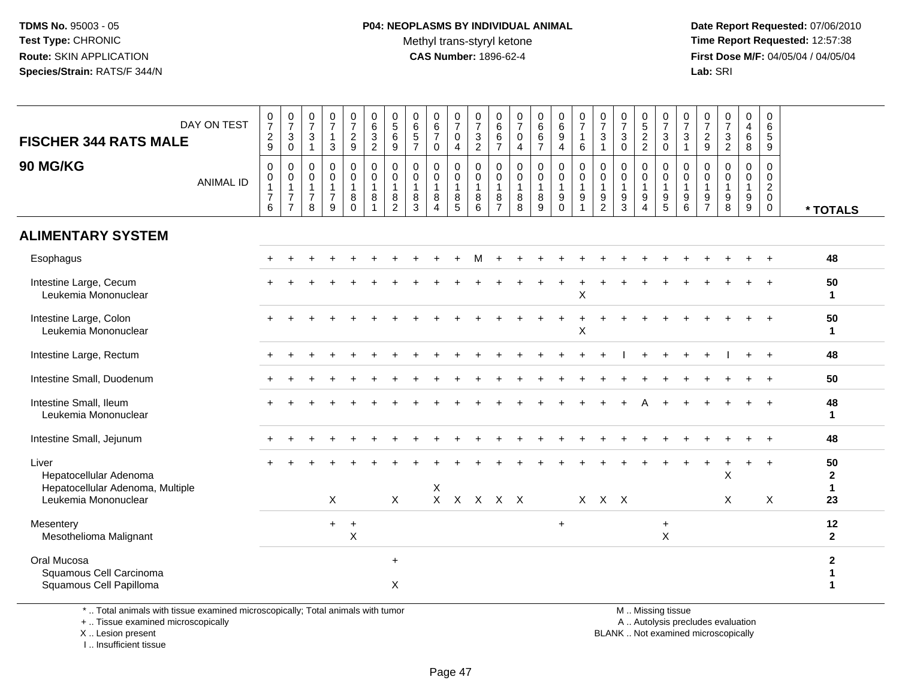**TDMS No.** 95003 - 05
**Test Type:** CHRONIC
**Route:** SKIN APPLICATION
**Species/Strain:** RATS/F 344/N

**P04: NEOPLASMS BY INDIVIDUAL ANIMAL**
Methyl trans-styryl ketone
**CAS Number:** 1896-62-4

**Date Report Requested:** 07/06/2010
**Time Report Requested:** 12:57:38
**First Dose M/F:** 04/05/04 / 04/05/04
**Lab:** SRI

**FISCHER 344 RATS MALE**

**90 MG/KG**

| DAY ON TEST | 0729 | 0730 | 0731 | 0713 | 0729 | 0632 | 0569 | 0657 | 0670 | 0704 | 0732 | 0667 | 0704 | 0667 | 0694 | 0716 | 0731 | 0730 | 0522 | 0730 | 0731 | 0729 | 0732 | 0468 | 0659 | |
|---|---|---|---|---|---|---|---|---|---|---|---|---|---|---|---|---|---|---|---|---|---|---|---|---|---|---|
| ANIMAL ID | 00176 | 00177 | 00178 | 00179 | 00180 | 00181 | 00182 | 00183 | 00184 | 00185 | 00186 | 00187 | 00188 | 00189 | 00190 | 00191 | 00192 | 00193 | 00194 | 00195 | 00196 | 00197 | 00198 | 00199 | 00200 | * TOTALS |
| **ALIMENTARY SYSTEM** | | | | | | | | | | | | | | | | | | | | | | | | | | |
| Esophagus | + | + | + | + | + | + | + | + | + | + | M | + | + | + | + | + | + | + | + | + | + | + | + | + | + | 48 |
| Intestine Large, Cecum | + | + | + | + | + | + | + | + | + | + | + | + | + | + | + | + | + | + | + | + | + | + | + | + | + | 50 |
| Leukemia Mononuclear | | | | | | | | | | | | | | | | X | | | | | | | | | | 1 |
| Intestine Large, Colon | + | + | + | + | + | + | + | + | + | + | + | + | + | + | + | + | + | + | + | + | + | + | + | + | + | 50 |
| Leukemia Mononuclear | | | | | | | | | | | | | | | | X | | | | | | | | | | 1 |
| Intestine Large, Rectum | + | + | + | + | + | + | + | + | + | + | + | + | + | + | + | + | + | I | + | + | + | + | I | + | + | 48 |
| Intestine Small, Duodenum | + | + | + | + | + | + | + | + | + | + | + | + | + | + | + | + | + | + | + | + | + | + | + | + | + | 50 |
| Intestine Small, Ileum | + | + | + | + | + | + | + | + | + | + | + | + | + | + | + | + | + | + | A | + | + | + | + | + | + | 48 |
| Leukemia Mononuclear | | | | | | | | | | | | | | | | | | | | | | | | | | 1 |
| Intestine Small, Jejunum | + | + | + | + | + | + | + | + | + | + | + | + | + | + | + | + | + | + | + | + | + | + | + | + | + | 48 |
| Liver | + | + | + | + | + | + | + | + | + | + | + | + | + | + | + | + | + | + | + | + | + | + | + | + | + | 50 |
| Hepatocellular Adenoma | | | | | | | | | | | | | | | | | | | | | | | X | | | 2 |
| Hepatocellular Adenoma, Multiple | | | | | | | | | X | | | | | | | | | | | | | | | | | 1 |
| Leukemia Mononuclear | | | | X | | | X | | X | X | X | X | X | | | X | X | X | | | | | X | | X | 23 |
| Mesentery | | | | + | + | | | | | | | | | | + | | | | | + | | | | | | 12 |
| Mesothelioma Malignant | | | | | X | | | | | | | | | | | | | | | X | | | | | | 2 |
| Oral Mucosa | | | | | | | + | | | | | | | | | | | | | | | | | | | 2 |
| Squamous Cell Carcinoma | | | | | | | | | | | | | | | | | | | | | | | | | | 1 |
| Squamous Cell Papilloma | | | | | | | X | | | | | | | | | | | | | | | | | | | 1 |

\* .. Total animals with tissue examined microscopically; Total animals with tumor
\+ .. Tissue examined microscopically
X .. Lesion present
I .. Insufficient tissue

M .. Missing tissue
A .. Autolysis precludes evaluation
BLANK .. Not examined microscopically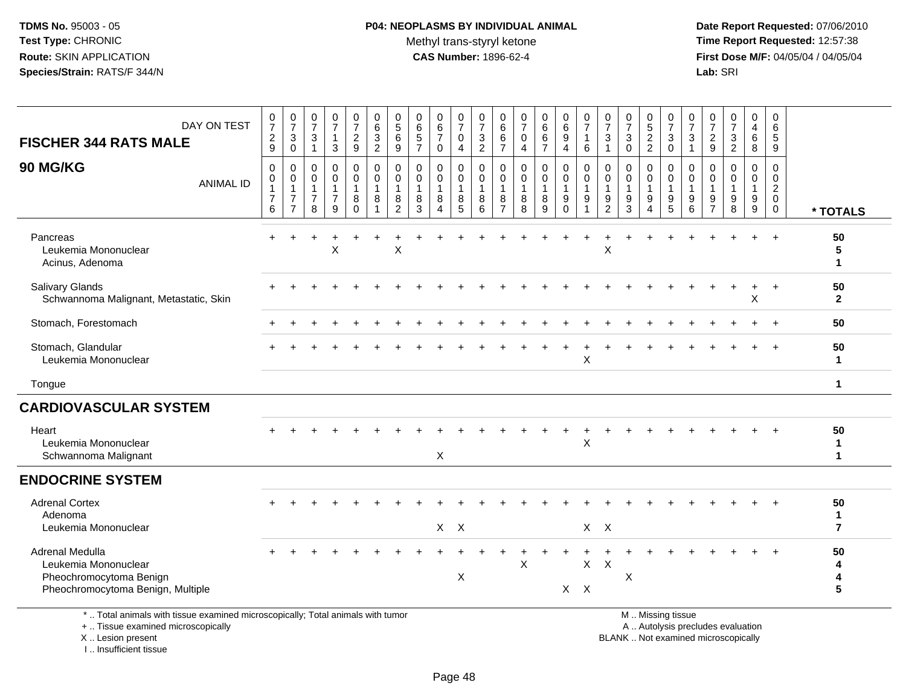**TDMS No.** 95003 - 05
**Test Type:** CHRONIC
**Route:** SKIN APPLICATION
**Species/Strain:** RATS/F 344/N

**P04: NEOPLASMS BY INDIVIDUAL ANIMAL**
Methyl trans-styryl ketone
**CAS Number:** 1896-62-4

**Date Report Requested:** 07/06/2010
**Time Report Requested:** 12:57:38
**First Dose M/F:** 04/05/04 / 04/05/04
**Lab:** SRI

| FISCHER 344 RATS MALE — DAY ON TEST | 0729 | 0730 | 0731 | 0713 | 0729 | 0632 | 0569 | 0657 | 0670 | 0704 | 0732 | 0667 | 0704 | 0667 | 0694 | 0716 | 0731 | 0730 | 0522 | 0730 | 0731 | 0729 | 0732 | 0468 | 0659 | |
|---|---|---|---|---|---|---|---|---|---|---|---|---|---|---|---|---|---|---|---|---|---|---|---|---|---|---|
| **90 MG/KG** — ANIMAL ID | 0176 | 0177 | 0178 | 0179 | 0180 | 0181 | 0182 | 0183 | 0184 | 0185 | 0186 | 0187 | 0188 | 0189 | 0190 | 0191 | 0192 | 0193 | 0194 | 0195 | 0196 | 0197 | 0198 | 0199 | 0200 | **\* TOTALS** |
| Pancreas | + | + | + | + | + | + | + | + | + | + | + | + | + | + | + | + | + | + | + | + | + | + | + | + | + | **50** |
| Leukemia Mononuclear | | | | X | | | X | | | | | | | | | | X | | | | | | | | | **5** |
| Acinus, Adenoma | | | | | | | | | | | | | | | | | | | | | | | | | | **1** |
| Salivary Glands | + | + | + | + | + | + | + | + | + | + | + | + | + | + | + | + | + | + | + | + | + | + | + | + | + | **50** |
| Schwannoma Malignant, Metastatic, Skin | | | | | | | | | | | | | | | | | | | | | | | | X | | **2** |
| Stomach, Forestomach | + | + | + | + | + | + | + | + | + | + | + | + | + | + | + | + | + | + | + | + | + | + | + | + | + | **50** |
| Stomach, Glandular | + | + | + | + | + | + | + | + | + | + | + | + | + | + | + | + | + | + | + | + | + | + | + | + | + | **50** |
| Leukemia Mononuclear | | | | | | | | | | | | | | | | X | | | | | | | | | | **1** |
| Tongue | | | | | | | | | | | | | | | | | | | | | | | | | | **1** |
| **CARDIOVASCULAR SYSTEM** | | | | | | | | | | | | | | | | | | | | | | | | | | |
| Heart | + | + | + | + | + | + | + | + | + | + | + | + | + | + | + | + | + | + | + | + | + | + | + | + | + | **50** |
| Leukemia Mononuclear | | | | | | | | | | | | | | | | X | | | | | | | | | | **1** |
| Schwannoma Malignant | | | | | | | | | X | | | | | | | | | | | | | | | | | **1** |
| **ENDOCRINE SYSTEM** | | | | | | | | | | | | | | | | | | | | | | | | | | |
| Adrenal Cortex | + | + | + | + | + | + | + | + | + | + | + | + | + | + | + | + | + | + | + | + | + | + | + | + | + | **50** |
| Adenoma | | | | | | | | | | | | | | | | | | | | | | | | | | **1** |
| Leukemia Mononuclear | | | | | | | | | X | X | | | | | | X | X | | | | | | | | | **7** |
| Adrenal Medulla | + | + | + | + | + | + | + | + | + | + | + | + | + | + | + | + | + | + | + | + | + | + | + | + | + | **50** |
| Leukemia Mononuclear | | | | | | | | | | | | | X | | | X | X | | | | | | | | | **4** |
| Pheochromocytoma Benign | | | | | | | | | | X | | | | | | | | X | | | | | | | | **4** |
| Pheochromocytoma Benign, Multiple | | | | | | | | | | | | | | | X | X | | | | | | | | | | **5** |

\* .. Total animals with tissue examined microscopically; Total animals with tumor
\+ .. Tissue examined microscopically
X .. Lesion present
I .. Insufficient tissue

M .. Missing tissue
A .. Autolysis precludes evaluation
BLANK .. Not examined microscopically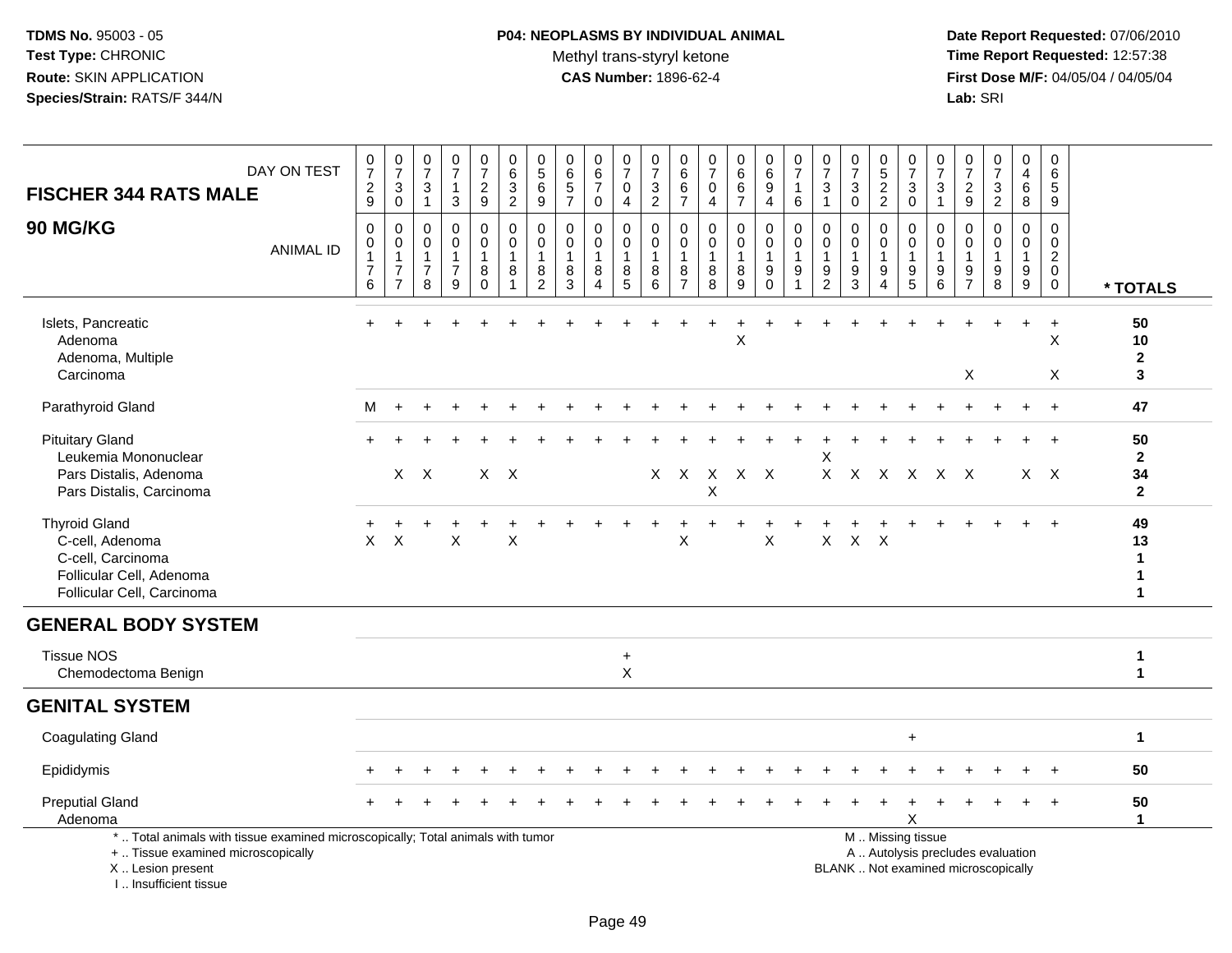**TDMS No.** 95003 - 05
**Test Type:** CHRONIC
**Route:** SKIN APPLICATION
**Species/Strain:** RATS/F 344/N

**P04: NEOPLASMS BY INDIVIDUAL ANIMAL**
Methyl trans-styryl ketone
**CAS Number:** 1896-62-4

**Date Report Requested:** 07/06/2010
**Time Report Requested:** 12:57:38
**First Dose M/F:** 04/05/04 / 04/05/04
**Lab:** SRI

| FISCHER 344 RATS MALE — DAY ON TEST | 0729 | 0730 | 0731 | 0713 | 0729 | 0632 | 0569 | 0657 | 0670 | 0704 | 0732 | 0667 | 0704 | 0667 | 0694 | 0716 | 0731 | 0730 | 0522 | 0730 | 0731 | 0729 | 0732 | 0468 | 0659 | |
|---|---|---|---|---|---|---|---|---|---|---|---|---|---|---|---|---|---|---|---|---|---|---|---|---|---|---|
| **90 MG/KG** — ANIMAL ID | 0176 | 0177 | 0178 | 0179 | 0180 | 0181 | 0182 | 0183 | 0184 | 0185 | 0186 | 0187 | 0188 | 0189 | 0190 | 0191 | 0192 | 0193 | 0194 | 0195 | 0196 | 0197 | 0198 | 0199 | 0200 | *** TOTALS** |
| Islets, Pancreatic | + | + | + | + | + | + | + | + | + | + | + | + | + | + | + | + | + | + | + | + | + | + | + | + | + | **50** |
| Adenoma | | | | | | | | | | | | | | X | | | | | | | | | | | X | **10** |
| Adenoma, Multiple | | | | | | | | | | | | | | | | | | | | | | | | | | **2** |
| Carcinoma | | | | | | | | | | | | | | | | | | | | | | X | | | X | **3** |
| Parathyroid Gland | M | + | + | + | + | + | + | + | + | + | + | + | + | + | + | + | + | + | + | + | + | + | + | + | + | **47** |
| Pituitary Gland | + | + | + | + | + | + | + | + | + | + | + | + | + | + | + | + | + | + | + | + | + | + | + | + | + | **50** |
| Leukemia Mononuclear | | | | | | | | | | | | | | | | | X | | | | | | | | | **2** |
| Pars Distalis, Adenoma | | X | X | | X | X | | | | | X | X | X | X | X | | X | X | X | X | X | X | | X | X | **34** |
| Pars Distalis, Carcinoma | | | | | | | | | | | | | X | | | | | | | | | | | | | **2** |
| Thyroid Gland | + | + | + | + | + | + | + | + | + | + | + | + | + | + | + | + | + | + | + | + | + | + | + | + | + | **49** |
| C-cell, Adenoma | X | X | | X | | X | | | | | | X | | | X | | X | X | X | | | | | | | **13** |
| C-cell, Carcinoma | | | | | | | | | | | | | | | | | | | | | | | | | | **1** |
| Follicular Cell, Adenoma | | | | | | | | | | | | | | | | | | | | | | | | | | **1** |
| Follicular Cell, Carcinoma | | | | | | | | | | | | | | | | | | | | | | | | | | **1** |
| **GENERAL BODY SYSTEM** | | | | | | | | | | | | | | | | | | | | | | | | | | |
| Tissue NOS | | | | | | | | | | + | | | | | | | | | | | | | | | | **1** |
| Chemodectoma Benign | | | | | | | | | | X | | | | | | | | | | | | | | | | **1** |
| **GENITAL SYSTEM** | | | | | | | | | | | | | | | | | | | | | | | | | | |
| Coagulating Gland | | | | | | | | | | | | | | | | | | | | + | | | | | | **1** |
| Epididymis | + | + | + | + | + | + | + | + | + | + | + | + | + | + | + | + | + | + | + | + | + | + | + | + | + | **50** |
| Preputial Gland | + | + | + | + | + | + | + | + | + | + | + | + | + | + | + | + | + | + | + | + | + | + | + | + | + | **50** |
| Adenoma | | | | | | | | | | | | | | | | | | | | X | | | | | | **1** |

\* .. Total animals with tissue examined microscopically; Total animals with tumor
\+ .. Tissue examined microscopically
X .. Lesion present
I .. Insufficient tissue

M .. Missing tissue
A .. Autolysis precludes evaluation
BLANK .. Not examined microscopically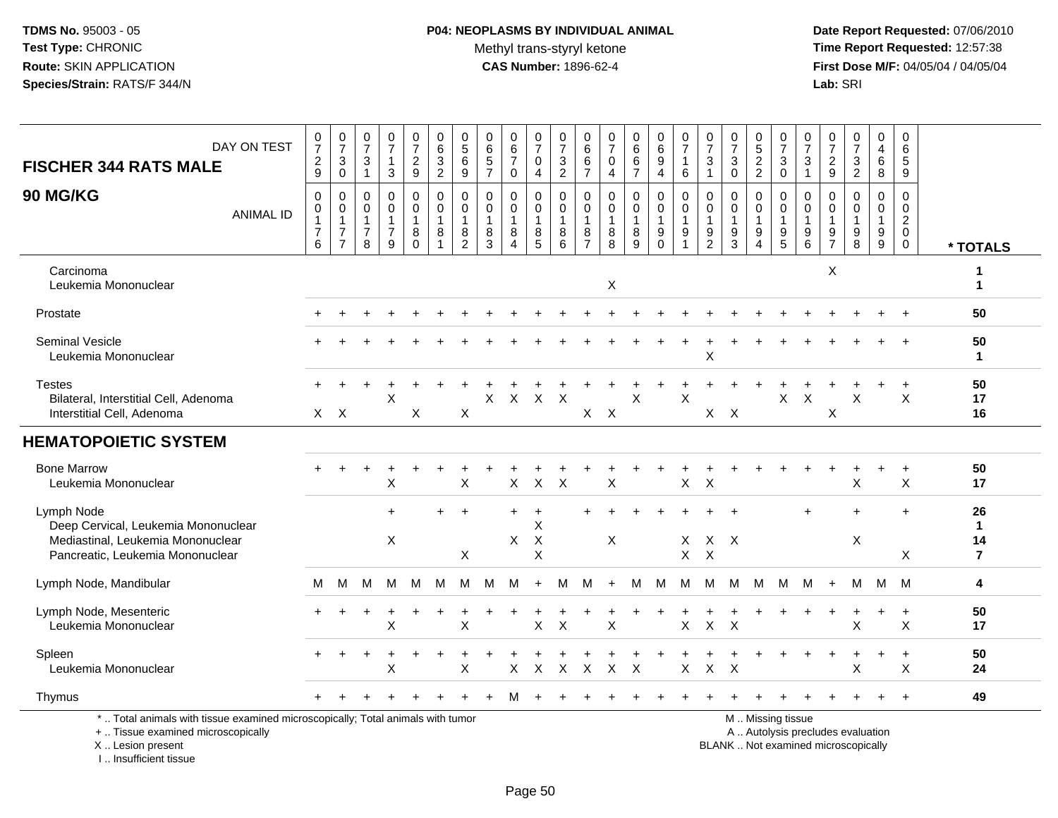TDMS No. 95003 - 05
Test Type: CHRONIC
Route: SKIN APPLICATION
Species/Strain: RATS/F 344/N

**P04: NEOPLASMS BY INDIVIDUAL ANIMAL**
Methyl trans-styryl ketone
**CAS Number:** 1896-62-4

Date Report Requested: 07/06/2010
Time Report Requested: 12:57:38
First Dose M/F: 04/05/04 / 04/05/04
Lab: SRI

| FISCHER 344 RATS MALE — DAY ON TEST | 0729 | 0730 | 0731 | 0713 | 0729 | 0632 | 0569 | 0657 | 0670 | 0704 | 0732 | 0667 | 0704 | 0667 | 0694 | 0716 | 0731 | 0730 | 0522 | 0730 | 0731 | 0729 | 0732 | 0468 | 0659 | |
|---|---|---|---|---|---|---|---|---|---|---|---|---|---|---|---|---|---|---|---|---|---|---|---|---|---|---|
| **90 MG/KG** — ANIMAL ID | 00176 | 00177 | 00178 | 00179 | 00180 | 00181 | 00182 | 00183 | 00184 | 00185 | 00186 | 00187 | 00188 | 00189 | 00190 | 00191 | 00192 | 00193 | 00194 | 00195 | 00196 | 00197 | 00198 | 00199 | 00200 | *** TOTALS** |
| Carcinoma | | | | | | | | | | | | | | | | | | | | | | X | | | | 1 |
| Leukemia Mononuclear | | | | | | | | | | | | | X | | | | | | | | | | | | | 1 |
| Prostate | + | + | + | + | + | + | + | + | + | + | + | + | + | + | + | + | + | + | + | + | + | + | + | + | + | 50 |
| Seminal Vesicle | + | + | + | + | + | + | + | + | + | + | + | + | + | + | + | + | + | + | + | + | + | + | + | + | + | 50 |
| Leukemia Mononuclear | | | | | | | | | | | | | | | | | X | | | | | | | | | 1 |
| Testes | + | + | + | + | + | + | + | + | + | + | + | + | + | + | + | + | + | + | + | + | + | + | + | + | + | 50 |
| Bilateral, Interstitial Cell, Adenoma | | | | X | | | | X | X | X | X | | | X | | X | | | | X | X | | X | | X | 17 |
| Interstitial Cell, Adenoma | X | X | | | X | | X | | | | | X | X | | | | X | X | | | | X | | | | 16 |
| **HEMATOPOIETIC SYSTEM** | | | | | | | | | | | | | | | | | | | | | | | | | | |
| Bone Marrow | + | + | + | + | + | + | + | + | + | + | + | + | + | + | + | + | + | + | + | + | + | + | + | + | + | 50 |
| Leukemia Mononuclear | | | | X | | | X | | X | X | X | | X | | | X | X | | | | | | X | | X | 17 |
| Lymph Node | | | | + | | + | + | | + | + | | + | + | + | + | + | + | + | | | + | | + | | + | 26 |
| Deep Cervical, Leukemia Mononuclear | | | | | | | | | | X | | | | | | | | | | | | | | | | 1 |
| Mediastinal, Leukemia Mononuclear | | | | X | | | | | X | X | | | X | | | X | X | X | | | | | X | | | 14 |
| Pancreatic, Leukemia Mononuclear | | | | | | | X | | | X | | | | | | X | X | | | | | | | | X | 7 |
| Lymph Node, Mandibular | M | M | M | M | M | M | M | M | M | + | M | M | + | M | M | M | M | M | M | M | M | + | M | M | M | 4 |
| Lymph Node, Mesenteric | + | + | + | + | + | + | + | + | + | + | + | + | + | + | + | + | + | + | + | + | + | + | + | + | + | 50 |
| Leukemia Mononuclear | | | | X | | | X | | | X | X | | X | | | X | X | X | | | | | X | | X | 17 |
| Spleen | + | + | + | + | + | + | + | + | + | + | + | + | + | + | + | + | + | + | + | + | + | + | + | + | + | 50 |
| Leukemia Mononuclear | | | | X | | | X | | X | X | X | X | X | X | | X | X | X | | | | | X | | X | 24 |
| Thymus | + | + | + | + | + | + | + | + | M | + | + | + | + | + | + | + | + | + | + | + | + | + | + | + | + | 49 |

* .. Total animals with tissue examined microscopically; Total animals with tumor
+ .. Tissue examined microscopically
X .. Lesion present
I .. Insufficient tissue

M .. Missing tissue
A .. Autolysis precludes evaluation
BLANK .. Not examined microscopically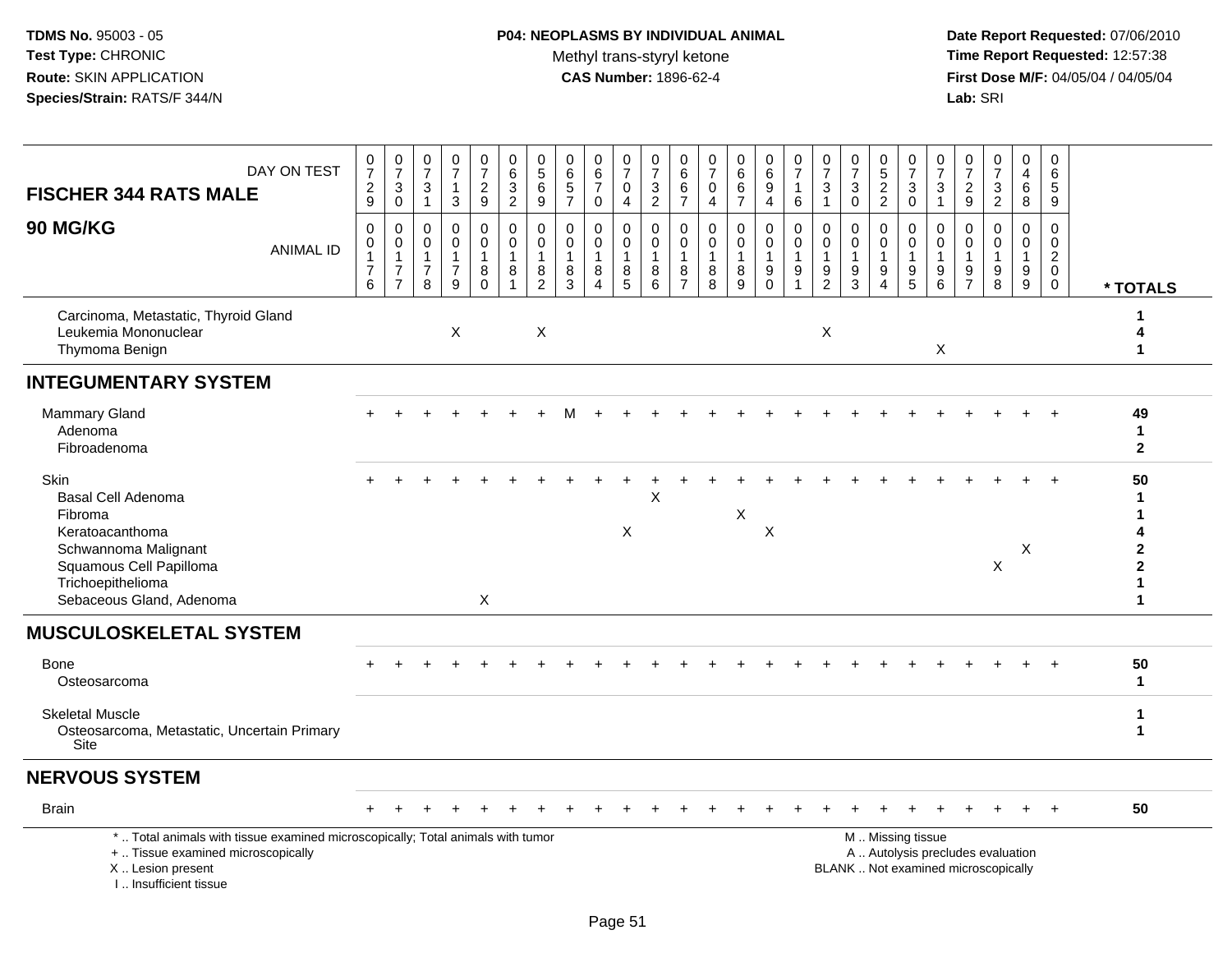**TDMS No.** 95003 - 05
**Test Type:** CHRONIC
**Route:** SKIN APPLICATION
**Species/Strain:** RATS/F 344/N

**P04: NEOPLASMS BY INDIVIDUAL ANIMAL**
Methyl trans-styryl ketone
**CAS Number:** 1896-62-4

**Date Report Requested:** 07/06/2010
**Time Report Requested:** 12:57:38
**First Dose M/F:** 04/05/04 / 04/05/04
**Lab:** SRI

| FISCHER 344 RATS MALE — DAY ON TEST | 0729 | 0730 | 0731 | 0713 | 0729 | 0632 | 0569 | 0657 | 0670 | 0704 | 0732 | 0667 | 0704 | 0667 | 0694 | 0716 | 0731 | 0730 | 0522 | 0730 | 0731 | 0729 | 0732 | 0468 | 0659 | |
|---|---|---|---|---|---|---|---|---|---|---|---|---|---|---|---|---|---|---|---|---|---|---|---|---|---|---|
| **90 MG/KG** — ANIMAL ID | 00176 | 00177 | 00178 | 00179 | 00180 | 00181 | 00182 | 00183 | 00184 | 00185 | 00186 | 00187 | 00188 | 00189 | 00190 | 00191 | 00192 | 00193 | 00194 | 00195 | 00196 | 00197 | 00198 | 00199 | 00200 | * TOTALS |
| Carcinoma, Metastatic, Thyroid Gland | | | | | | | | | | | | | | | | | | | | | | | | | | 1 |
| Leukemia Mononuclear | | | | X | | | X | | | | | | | | | | X | | | | | | | | | 4 |
| Thymoma Benign | | | | | | | | | | | | | | | | | | | | | X | | | | | 1 |
| **INTEGUMENTARY SYSTEM** | | | | | | | | | | | | | | | | | | | | | | | | | | |
| Mammary Gland | + | + | + | + | + | + | + | M | + | + | + | + | + | + | + | + | + | + | + | + | + | + | + | + | + | 49 |
| Adenoma | | | | | | | | | | | | | | | | | | | | | | | | | | 1 |
| Fibroadenoma | | | | | | | | | | | | | | | | | | | | | | | | | | 2 |
| Skin | + | + | + | + | + | + | + | + | + | + | + | + | + | + | + | + | + | + | + | + | + | + | + | + | + | 50 |
| Basal Cell Adenoma | | | | | | | | | | | X | | | | | | | | | | | | | | | 1 |
| Fibroma | | | | | | | | | | | | | | X | | | | | | | | | | | | 1 |
| Keratoacanthoma | | | | | | | | | | X | | | | | X | | | | | | | | | | | 4 |
| Schwannoma Malignant | | | | | | | | | | | | | | | | | | | | | | | | X | | 2 |
| Squamous Cell Papilloma | | | | | | | | | | | | | | | | | | | | | | | X | | | 2 |
| Trichoepithelioma | | | | | | | | | | | | | | | | | | | | | | | | | | 1 |
| Sebaceous Gland, Adenoma | | | | | X | | | | | | | | | | | | | | | | | | | | | 1 |
| **MUSCULOSKELETAL SYSTEM** | | | | | | | | | | | | | | | | | | | | | | | | | | |
| Bone | + | + | + | + | + | + | + | + | + | + | + | + | + | + | + | + | + | + | + | + | + | + | + | + | + | 50 |
| Osteosarcoma | | | | | | | | | | | | | | | | | | | | | | | | | | 1 |
| Skeletal Muscle | | | | | | | | | | | | | | | | | | | | | | | | | | 1 |
| Osteosarcoma, Metastatic, Uncertain Primary Site | | | | | | | | | | | | | | | | | | | | | | | | | | 1 |
| **NERVOUS SYSTEM** | | | | | | | | | | | | | | | | | | | | | | | | | | |
| Brain | + | + | + | + | + | + | + | + | + | + | + | + | + | + | + | + | + | + | + | + | + | + | + | + | + | 50 |

\* .. Total animals with tissue examined microscopically; Total animals with tumor
\+ .. Tissue examined microscopically
X .. Lesion present
I .. Insufficient tissue

M .. Missing tissue
A .. Autolysis precludes evaluation
BLANK .. Not examined microscopically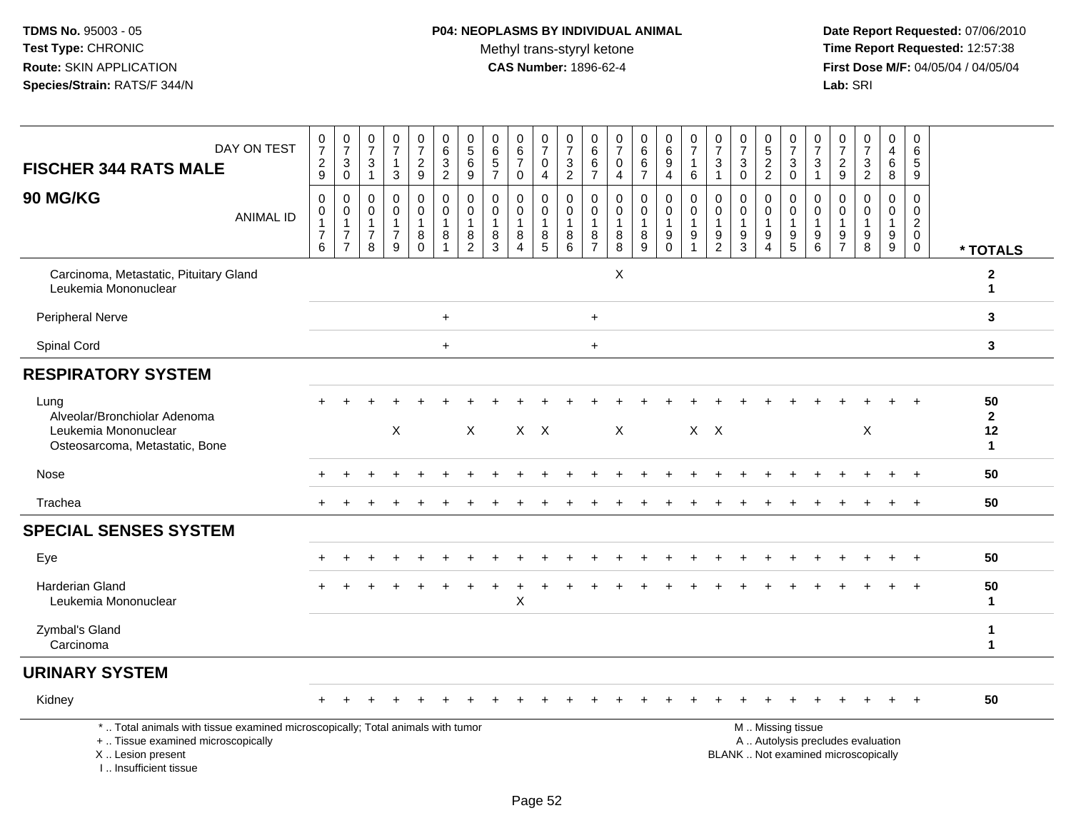**TDMS No.** 95003 - 05
**Test Type:** CHRONIC
**Route:** SKIN APPLICATION
**Species/Strain:** RATS/F 344/N

**P04: NEOPLASMS BY INDIVIDUAL ANIMAL**
Methyl trans-styryl ketone
**CAS Number:** 1896-62-4

**Date Report Requested:** 07/06/2010
**Time Report Requested:** 12:57:38
**First Dose M/F:** 04/05/04 / 04/05/04
**Lab:** SRI

**FISCHER 344 RATS MALE**

**90 MG/KG**

| DAY ON TEST | 0729 | 0730 | 0731 | 0713 | 0729 | 0632 | 0569 | 0657 | 0670 | 0704 | 0732 | 0667 | 0704 | 0667 | 0694 | 0716 | 0731 | 0730 | 0522 | 0730 | 0731 | 0729 | 0732 | 0468 | 0659 | |
|---|---|---|---|---|---|---|---|---|---|---|---|---|---|---|---|---|---|---|---|---|---|---|---|---|---|---|
| ANIMAL ID | 00176 | 00177 | 00178 | 00179 | 00180 | 00181 | 00182 | 00183 | 00184 | 00185 | 00186 | 00187 | 00188 | 00189 | 00190 | 00191 | 00192 | 00193 | 00194 | 00195 | 00196 | 00197 | 00198 | 00199 | 00200 | * TOTALS |
| Carcinoma, Metastatic, Pituitary Gland | | | | | | | | | | | | | X | | | | | | | | | | | | | 2 |
| Leukemia Mononuclear | | | | | | | | | | | | | | | | | | | | | | | | | | 1 |
| Peripheral Nerve | | | | | | + | | | | | | + | | | | | | | | | | | | | | 3 |
| Spinal Cord | | | | | | + | | | | | | + | | | | | | | | | | | | | | 3 |
| **RESPIRATORY SYSTEM** | | | | | | | | | | | | | | | | | | | | | | | | | | |
| Lung | + | + | + | + | + | + | + | + | + | + | + | + | + | + | + | + | + | + | + | + | + | + | + | + | + | 50 |
| Alveolar/Bronchiolar Adenoma | | | | | | | | | | | | | | | | | | | | | | | | | | 2 |
| Leukemia Mononuclear | | | | X | | | X | | X | X | | | X | | | X | X | | | | | | X | | | 12 |
| Osteosarcoma, Metastatic, Bone | | | | | | | | | | | | | | | | | | | | | | | | | | 1 |
| Nose | + | + | + | + | + | + | + | + | + | + | + | + | + | + | + | + | + | + | + | + | + | + | + | + | + | 50 |
| Trachea | + | + | + | + | + | + | + | + | + | + | + | + | + | + | + | + | + | + | + | + | + | + | + | + | + | 50 |
| **SPECIAL SENSES SYSTEM** | | | | | | | | | | | | | | | | | | | | | | | | | | |
| Eye | + | + | + | + | + | + | + | + | + | + | + | + | + | + | + | + | + | + | + | + | + | + | + | + | + | 50 |
| Harderian Gland | + | + | + | + | + | + | + | + | + | + | + | + | + | + | + | + | + | + | + | + | + | + | + | + | + | 50 |
| Leukemia Mononuclear | | | | | | | | | X | | | | | | | | | | | | | | | | | 1 |
| Zymbal's Gland | | | | | | | | | | | | | | | | | | | | | | | | | | 1 |
| Carcinoma | | | | | | | | | | | | | | | | | | | | | | | | | | 1 |
| **URINARY SYSTEM** | | | | | | | | | | | | | | | | | | | | | | | | | | |
| Kidney | + | + | + | + | + | + | + | + | + | + | + | + | + | + | + | + | + | + | + | + | + | + | + | + | + | 50 |

\* .. Total animals with tissue examined microscopically; Total animals with tumor
\+ .. Tissue examined microscopically
X .. Lesion present
I .. Insufficient tissue

M .. Missing tissue
A .. Autolysis precludes evaluation
BLANK .. Not examined microscopically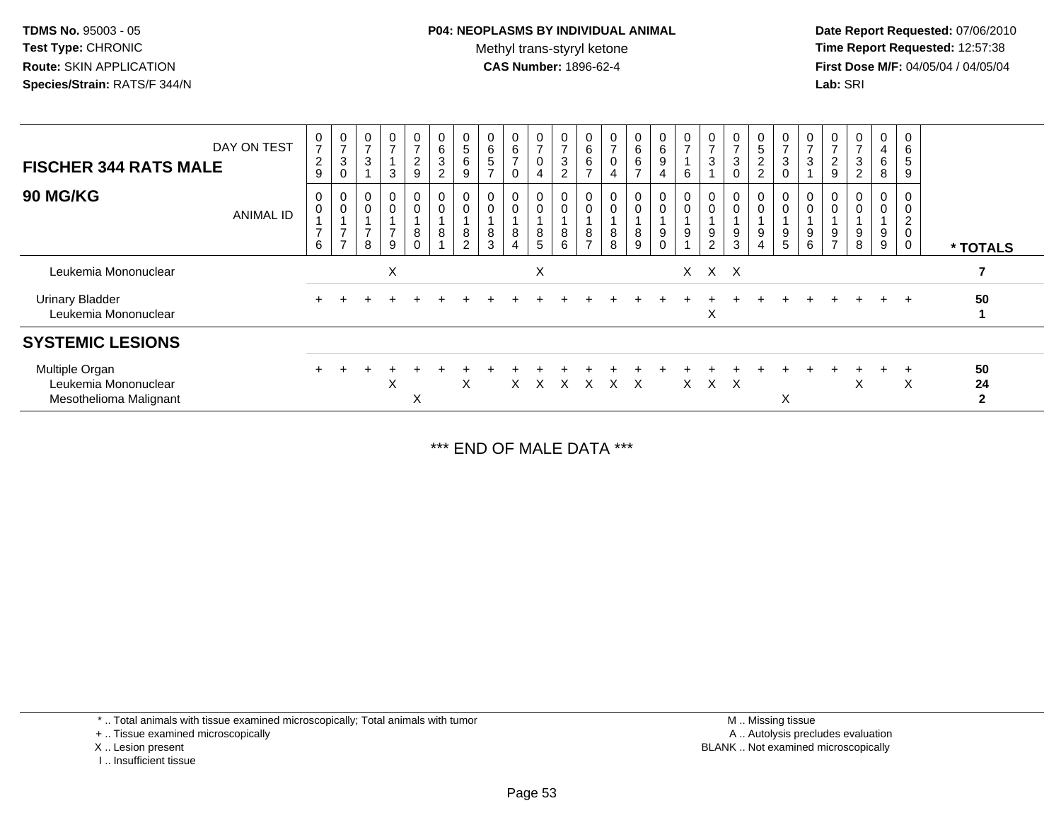TDMS No. 95003 - 05
Test Type: CHRONIC
Route: SKIN APPLICATION
Species/Strain: RATS/F 344/N

**P04: NEOPLASMS BY INDIVIDUAL ANIMAL**
Methyl trans-styryl ketone
**CAS Number:** 1896-62-4

Date Report Requested: 07/06/2010
Time Report Requested: 12:57:38
First Dose M/F: 04/05/04 / 04/05/04
Lab: SRI

## FISCHER 344 RATS MALE
## 90 MG/KG

| DAY ON TEST | 0729 | 0730 | 0731 | 0713 | 0729 | 0632 | 0569 | 0657 | 0670 | 0704 | 0732 | 0667 | 0704 | 0667 | 0694 | 0716 | 0731 | 0730 | 0522 | 0730 | 0731 | 0729 | 0732 | 0468 | 0659 | |
|---|---|---|---|---|---|---|---|---|---|---|---|---|---|---|---|---|---|---|---|---|---|---|---|---|---|---|
| **ANIMAL ID** | 0176 | 0177 | 0178 | 0179 | 0180 | 0181 | 0182 | 0183 | 0184 | 0185 | 0186 | 0187 | 0188 | 0189 | 0190 | 0191 | 0192 | 0193 | 0194 | 0195 | 0196 | 0197 | 0198 | 0199 | 0200 | **\* TOTALS** |
| Leukemia Mononuclear | | | | X | | | | | | X | | | | | | X | X | X | | | | | | | | **7** |
| Urinary Bladder | + | + | + | + | + | + | + | + | + | + | + | + | + | + | + | + | + | + | + | + | + | + | + | + | + | **50** |
| Leukemia Mononuclear | | | | | | | | | | | | | | | | | X | | | | | | | | | **1** |
| **SYSTEMIC LESIONS** | | | | | | | | | | | | | | | | | | | | | | | | | | |
| Multiple Organ | + | + | + | + | + | + | + | + | + | + | + | + | + | + | + | + | + | + | + | + | + | + | + | + | + | **50** |
| Leukemia Mononuclear | | | | X | | | X | | X | X | X | X | X | X | | X | X | X | | | | | X | | X | **24** |
| Mesothelioma Malignant | | | | | X | | | | | | | | | | | | | | | X | | | | | | **2** |

\*\*\* END OF MALE DATA \*\*\*

\* .. Total animals with tissue examined microscopically; Total animals with tumor
\+ .. Tissue examined microscopically
X .. Lesion present
I .. Insufficient tissue

M .. Missing tissue
A .. Autolysis precludes evaluation
BLANK .. Not examined microscopically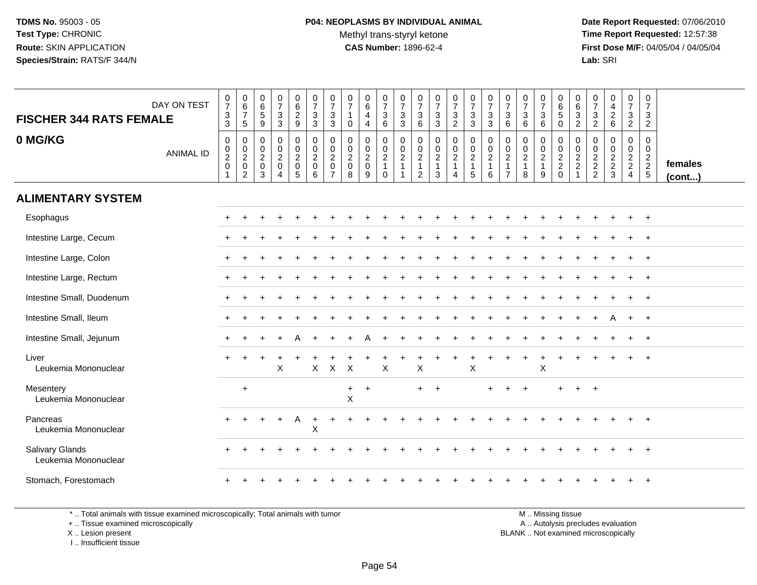**TDMS No.** 95003 - 05
**Test Type:** CHRONIC
**Route:** SKIN APPLICATION
**Species/Strain:** RATS/F 344/N

**P04: NEOPLASMS BY INDIVIDUAL ANIMAL**
Methyl trans-styryl ketone
**CAS Number:** 1896-62-4

**Date Report Requested:** 07/06/2010
**Time Report Requested:** 12:57:38
**First Dose M/F:** 04/05/04 / 04/05/04
**Lab:** SRI

| FISCHER 344 RATS FEMALE 0 MG/KG | DAY ON TEST | 0733 | 0675 | 0659 | 0733 | 0629 | 0733 | 0733 | 0710 | 0644 | 0736 | 0733 | 0736 | 0733 | 0732 | 0733 | 0733 | 0736 | 0736 | 0736 | 0650 | 0632 | 0732 | 0426 | 0732 | 0732 | |
|---|---|---|---|---|---|---|---|---|---|---|---|---|---|---|---|---|---|---|---|---|---|---|---|---|---|---|---|
| | ANIMAL ID | 00201 | 00202 | 00203 | 00204 | 00205 | 00206 | 00207 | 00208 | 00209 | 00210 | 00211 | 00212 | 00213 | 00214 | 00215 | 00216 | 00217 | 00218 | 00219 | 00220 | 00221 | 00222 | 00223 | 00224 | 00225 | females (cont...) |
| **ALIMENTARY SYSTEM** | | | | | | | | | | | | | | | | | | | | | | | | | | | |
| Esophagus | | + | + | + | + | + | + | + | + | + | + | + | + | + | + | + | + | + | + | + | + | + | + | + | + | + | |
| Intestine Large, Cecum | | + | + | + | + | + | + | + | + | + | + | + | + | + | + | + | + | + | + | + | + | + | + | + | + | + | |
| Intestine Large, Colon | | + | + | + | + | + | + | + | + | + | + | + | + | + | + | + | + | + | + | + | + | + | + | + | + | + | |
| Intestine Large, Rectum | | + | + | + | + | + | + | + | + | + | + | + | + | + | + | + | + | + | + | + | + | + | + | + | + | + | |
| Intestine Small, Duodenum | | + | + | + | + | + | + | + | + | + | + | + | + | + | + | + | + | + | + | + | + | + | + | + | + | + | |
| Intestine Small, Ileum | | + | + | + | + | + | + | + | + | + | + | + | + | + | + | + | + | + | + | + | + | + | + | A | + | + | |
| Intestine Small, Jejunum | | + | + | + | + | A | + | + | + | A | + | + | + | + | + | + | + | + | + | + | + | + | + | + | + | + | |
| Liver | | + | + | + | + | + | + | + | + | + | + | + | + | + | + | + | + | + | + | + | + | + | + | + | + | + | |
| Leukemia Mononuclear | | | | | X | | X | X | X | | X | | X | | | X | | | | X | | | | | | | |
| Mesentery | | | + | | | | | | + | + | | | + | + | | | + | + | + | | + | + | + | | | | |
| Leukemia Mononuclear | | | | | | | | | X | | | | | | | | | | | | | | | | | | |
| Pancreas | | + | + | + | + | A | + | + | + | + | + | + | + | + | + | + | + | + | + | + | + | + | + | + | + | + | |
| Leukemia Mononuclear | | | | | | | X | | | | | | | | | | | | | | | | | | | | |
| Salivary Glands | | + | + | + | + | + | + | + | + | + | + | + | + | + | + | + | + | + | + | + | + | + | + | + | + | + | |
| Leukemia Mononuclear | | | | | | | | | | | | | | | | | | | | | | | | | | | |
| Stomach, Forestomach | | + | + | + | + | + | + | + | + | + | + | + | + | + | + | + | + | + | + | + | + | + | + | + | + | + | |

\* .. Total animals with tissue examined microscopically; Total animals with tumor
\+ .. Tissue examined microscopically
X .. Lesion present
I .. Insufficient tissue

M .. Missing tissue
A .. Autolysis precludes evaluation
BLANK .. Not examined microscopically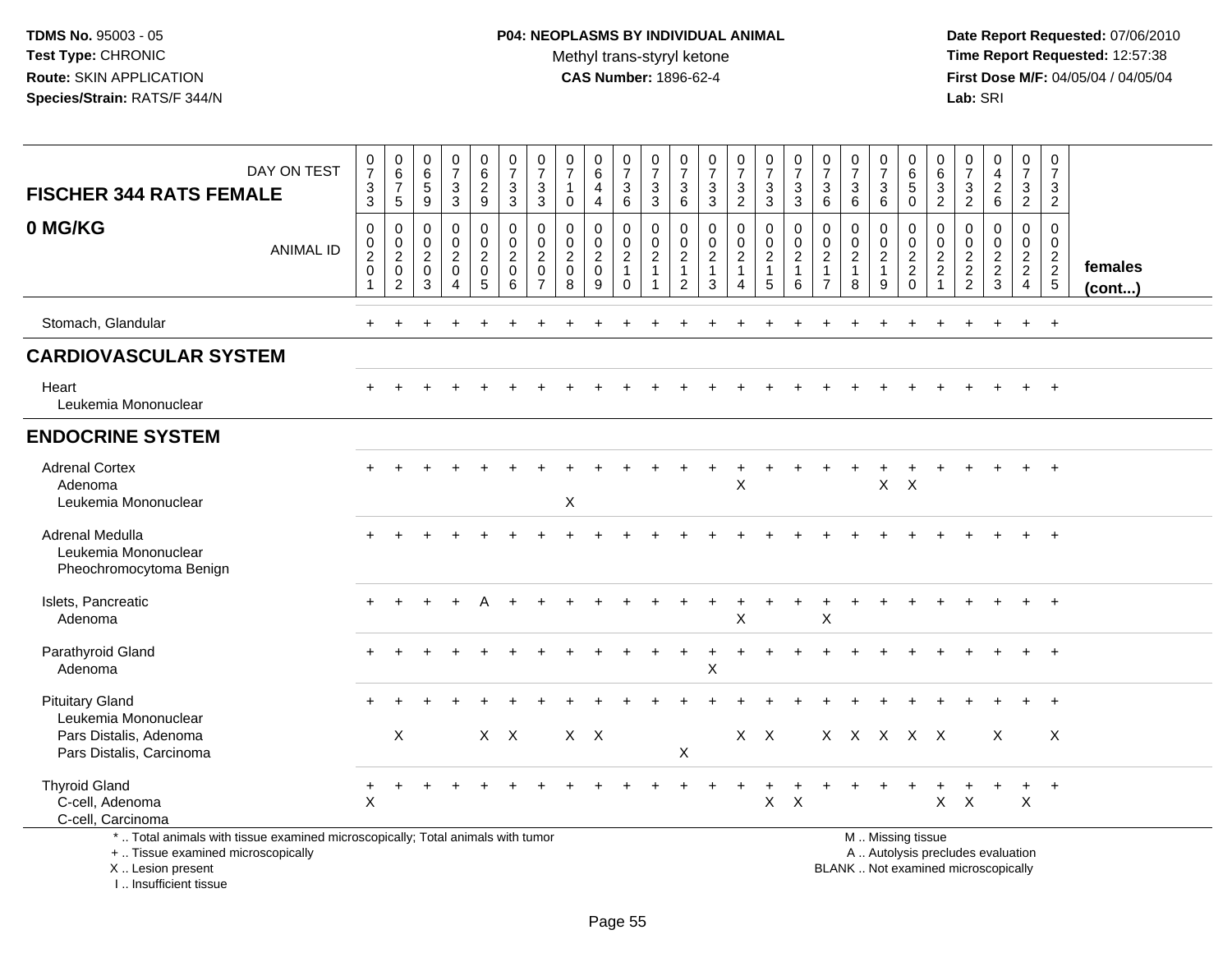TDMS No. 95003 - 05
Test Type: CHRONIC
Route: SKIN APPLICATION
Species/Strain: RATS/F 344/N

**P04: NEOPLASMS BY INDIVIDUAL ANIMAL**
Methyl trans-styryl ketone
**CAS Number:** 1896-62-4

Date Report Requested: 07/06/2010
Time Report Requested: 12:57:38
First Dose M/F: 04/05/04 / 04/05/04
Lab: SRI

## FISCHER 344 RATS FEMALE
## 0 MG/KG

| DAY ON TEST | 0733 | 0675 | 0659 | 0733 | 0629 | 0733 | 0733 | 0710 | 0644 | 0736 | 0733 | 0736 | 0733 | 0732 | 0733 | 0733 | 0736 | 0736 | 0736 | 0650 | 0632 | 0732 | 0426 | 0732 | 0732 | |
|---|---|---|---|---|---|---|---|---|---|---|---|---|---|---|---|---|---|---|---|---|---|---|---|---|---|---|
| **ANIMAL ID** | 00201 | 00202 | 00203 | 00204 | 00205 | 00206 | 00207 | 00208 | 00209 | 00210 | 00211 | 00212 | 00213 | 00214 | 00215 | 00216 | 00217 | 00218 | 00219 | 00220 | 00221 | 00222 | 00223 | 00224 | 00225 | **females (cont...)** |
| Stomach, Glandular | + | + | + | + | + | + | + | + | + | + | + | + | + | + | + | + | + | + | + | + | + | + | + | + | + | |
| **CARDIOVASCULAR SYSTEM** | | | | | | | | | | | | | | | | | | | | | | | | | | |
| Heart | + | + | + | + | + | + | + | + | + | + | + | + | + | + | + | + | + | + | + | + | + | + | + | + | + | |
| Leukemia Mononuclear | | | | | | | | | | | | | | | | | | | | | | | | | | |
| **ENDOCRINE SYSTEM** | | | | | | | | | | | | | | | | | | | | | | | | | | |
| Adrenal Cortex | + | + | + | + | + | + | + | + | + | + | + | + | + | + | + | + | + | + | + | + | + | + | + | + | + | |
| Adenoma | | | | | | | | | | | | | | X | | | | | X | X | | | | | | |
| Leukemia Mononuclear | | | | | | | | X | | | | | | | | | | | | | | | | | | |
| Adrenal Medulla | + | + | + | + | + | + | + | + | + | + | + | + | + | + | + | + | + | + | + | + | + | + | + | + | + | |
| Leukemia Mononuclear | | | | | | | | | | | | | | | | | | | | | | | | | | |
| Pheochromocytoma Benign | | | | | | | | | | | | | | | | | | | | | | | | | | |
| Islets, Pancreatic | + | + | + | + | A | + | + | + | + | + | + | + | + | + | + | + | + | + | + | + | + | + | + | + | + | |
| Adenoma | | | | | | | | | | | | | | X | | | X | | | | | | | | | |
| Parathyroid Gland | + | + | + | + | + | + | + | + | + | + | + | + | + | + | + | + | + | + | + | + | + | + | + | + | + | |
| Adenoma | | | | | | | | | | | | | X | | | | | | | | | | | | | |
| Pituitary Gland | + | + | + | + | + | + | + | + | + | + | + | + | + | + | + | + | + | + | + | + | + | + | + | + | + | |
| Leukemia Mononuclear | | | | | | | | | | | | | | | | | | | | | | | | | | |
| Pars Distalis, Adenoma | | X | | | X | X | | X | X | | | | | X | X | | X | X | X | X | X | | X | | X | |
| Pars Distalis, Carcinoma | | | | | | | | | | | | X | | | | | | | | | | | | | | |
| Thyroid Gland | + | + | + | + | + | + | + | + | + | + | + | + | + | + | + | + | + | + | + | + | + | + | + | + | + | |
| C-cell, Adenoma | X | | | | | | | | | | | | | | X | X | | | | | X | X | | X | | |
| C-cell, Carcinoma | | | | | | | | | | | | | | | | | | | | | | | | | | |

\* .. Total animals with tissue examined microscopically; Total animals with tumor
\+ .. Tissue examined microscopically
X .. Lesion present
I .. Insufficient tissue

M .. Missing tissue
A .. Autolysis precludes evaluation
BLANK .. Not examined microscopically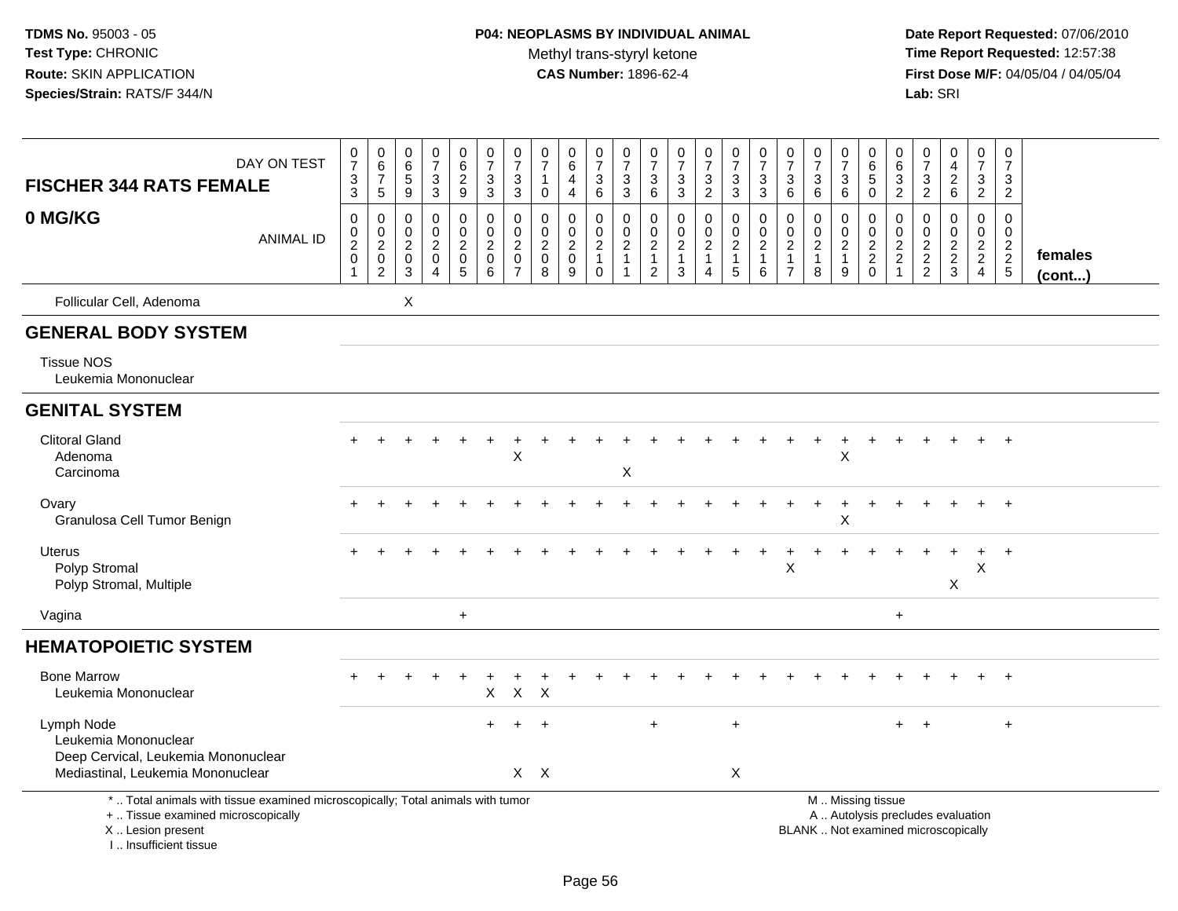**TDMS No.** 95003 - 05
**Test Type:** CHRONIC
**Route:** SKIN APPLICATION
**Species/Strain:** RATS/F 344/N

**P04: NEOPLASMS BY INDIVIDUAL ANIMAL**
Methyl trans-styryl ketone
**CAS Number:** 1896-62-4

**Date Report Requested:** 07/06/2010
**Time Report Requested:** 12:57:38
**First Dose M/F:** 04/05/04 / 04/05/04
**Lab:** SRI

| FISCHER 344 RATS FEMALE — DAY ON TEST | 0733 | 0675 | 0659 | 0733 | 0629 | 0733 | 0733 | 0710 | 0644 | 0736 | 0733 | 0736 | 0733 | 0732 | 0733 | 0733 | 0736 | 0736 | 0736 | 0650 | 0632 | 0732 | 0426 | 0732 | 0732 | |
|---|---|---|---|---|---|---|---|---|---|---|---|---|---|---|---|---|---|---|---|---|---|---|---|---|---|---|
| **0 MG/KG** — ANIMAL ID | 00201 | 00202 | 00203 | 00204 | 00205 | 00206 | 00207 | 00208 | 00209 | 00210 | 00211 | 00212 | 00213 | 00214 | 00215 | 00216 | 00217 | 00218 | 00219 | 00220 | 00221 | 00222 | 00223 | 00224 | 00225 | **females (cont...)** |
| Follicular Cell, Adenoma | | | X | | | | | | | | | | | | | | | | | | | | | | | |
| **GENERAL BODY SYSTEM** | | | | | | | | | | | | | | | | | | | | | | | | | | |
| Tissue NOS | | | | | | | | | | | | | | | | | | | | | | | | | | |
| Leukemia Mononuclear | | | | | | | | | | | | | | | | | | | | | | | | | | |
| **GENITAL SYSTEM** | | | | | | | | | | | | | | | | | | | | | | | | | | |
| Clitoral Gland | + | + | + | + | + | + | + | + | + | + | + | + | + | + | + | + | + | + | + | + | + | + | + | + | + | |
| Adenoma | | | | | | | X | | | | | | | | | | | | X | | | | | | | |
| Carcinoma | | | | | | | | | | | X | | | | | | | | | | | | | | | |
| Ovary | + | + | + | + | + | + | + | + | + | + | + | + | + | + | + | + | + | + | + | + | + | + | + | + | + | |
| Granulosa Cell Tumor Benign | | | | | | | | | | | | | | | | | | | X | | | | | | | |
| Uterus | + | + | + | + | + | + | + | + | + | + | + | + | + | + | + | + | + | + | + | + | + | + | + | + | + | |
| Polyp Stromal | | | | | | | | | | | | | | | | | X | | | | | | | X | | |
| Polyp Stromal, Multiple | | | | | | | | | | | | | | | | | | | | | | | X | | | |
| Vagina | | | | | + | | | | | | | | | | | | | | | | + | | | | | |
| **HEMATOPOIETIC SYSTEM** | | | | | | | | | | | | | | | | | | | | | | | | | | |
| Bone Marrow | + | + | + | + | + | + | + | + | + | + | + | + | + | + | + | + | + | + | + | + | + | + | + | + | + | |
| Leukemia Mononuclear | | | | | | X | X | X | | | | | | | | | | | | | | | | | | |
| Lymph Node | | | | | | + | + | + | | | | + | | | + | | | | | | + | + | | | + | |
| Leukemia Mononuclear | | | | | | | | | | | | | | | | | | | | | | | | | | |
| Deep Cervical, Leukemia Mononuclear | | | | | | | | | | | | | | | | | | | | | | | | | | |
| Mediastinal, Leukemia Mononuclear | | | | | | | X | X | | | | | | | X | | | | | | | | | | | |

\* .. Total animals with tissue examined microscopically; Total animals with tumor
\+ .. Tissue examined microscopically
X .. Lesion present
I .. Insufficient tissue

M .. Missing tissue
A .. Autolysis precludes evaluation
BLANK .. Not examined microscopically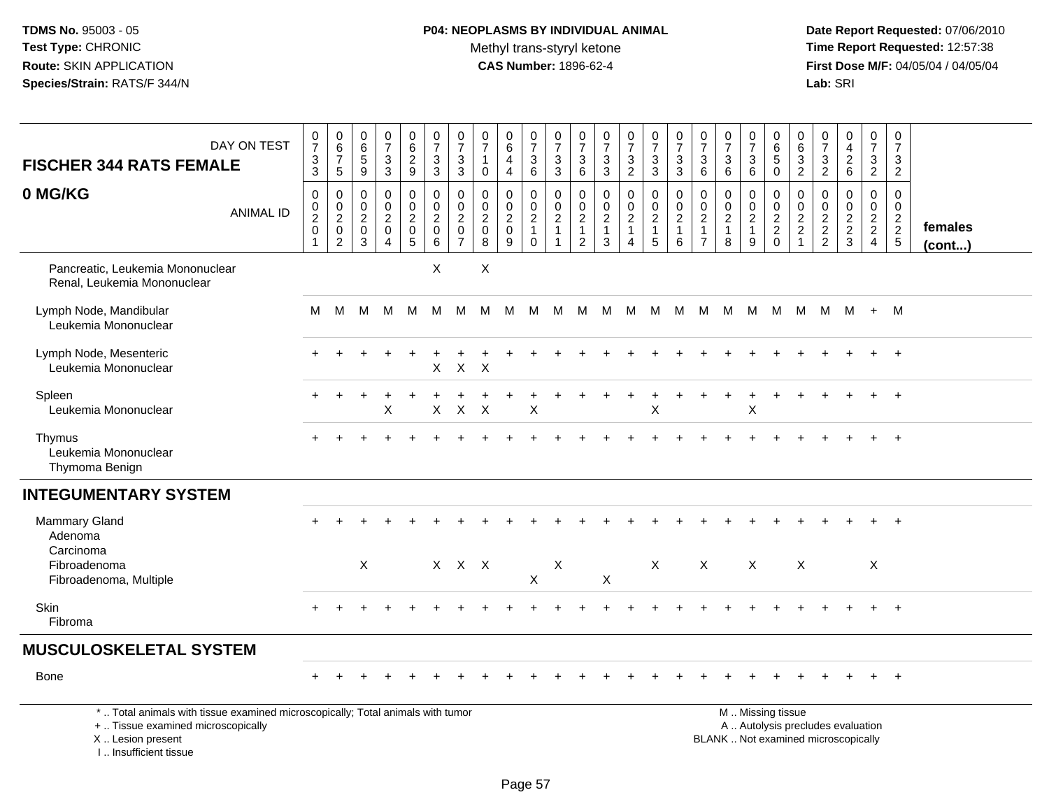**TDMS No.** 95003 - 05
**Test Type:** CHRONIC
**Route:** SKIN APPLICATION
**Species/Strain:** RATS/F 344/N

**P04: NEOPLASMS BY INDIVIDUAL ANIMAL**
Methyl trans-styryl ketone
**CAS Number:** 1896-62-4

**Date Report Requested:** 07/06/2010
**Time Report Requested:** 12:57:38
**First Dose M/F:** 04/05/04 / 04/05/04
**Lab:** SRI

| FISCHER 344 RATS FEMALE 0 MG/KG — DAY ON TEST | 0733 | 0675 | 0659 | 0733 | 0629 | 0733 | 0733 | 0710 | 0644 | 0736 | 0733 | 0736 | 0733 | 0732 | 0733 | 0733 | 0736 | 0736 | 0736 | 0650 | 0632 | 0732 | 0426 | 0732 | 0732 | |
|---|---|---|---|---|---|---|---|---|---|---|---|---|---|---|---|---|---|---|---|---|---|---|---|---|---|---|
| ANIMAL ID | 00201 | 00202 | 00203 | 00204 | 00205 | 00206 | 00207 | 00208 | 00209 | 00210 | 00211 | 00212 | 00213 | 00214 | 00215 | 00216 | 00217 | 00218 | 00219 | 00220 | 00221 | 00222 | 00223 | 00224 | 00225 | females (cont...) |
| Pancreatic, Leukemia Mononuclear | | | | | | X | | X | | | | | | | | | | | | | | | | | | |
| Renal, Leukemia Mononuclear | | | | | | | | | | | | | | | | | | | | | | | | | | |
| Lymph Node, Mandibular | M | M | M | M | M | M | M | M | M | M | M | M | M | M | M | M | M | M | M | M | M | M | M | + | M | |
| Leukemia Mononuclear | | | | | | | | | | | | | | | | | | | | | | | | | | |
| Lymph Node, Mesenteric | + | + | + | + | + | + | + | + | + | + | + | + | + | + | + | + | + | + | + | + | + | + | + | + | + | |
| Leukemia Mononuclear | | | | | | X | X | X | | | | | | | | | | | | | | | | | | |
| Spleen | + | + | + | + | + | + | + | + | + | + | + | + | + | + | + | + | + | + | + | + | + | + | + | + | + | |
| Leukemia Mononuclear | | | | X | | X | X | X | | X | | | | | X | | | | X | | | | | | | |
| Thymus | + | + | + | + | + | + | + | + | + | + | + | + | + | + | + | + | + | + | + | + | + | + | + | + | + | |
| Leukemia Mononuclear | | | | | | | | | | | | | | | | | | | | | | | | | | |
| Thymoma Benign | | | | | | | | | | | | | | | | | | | | | | | | | | |
| **INTEGUMENTARY SYSTEM** | | | | | | | | | | | | | | | | | | | | | | | | | | |
| Mammary Gland | + | + | + | + | + | + | + | + | + | + | + | + | + | + | + | + | + | + | + | + | + | + | + | + | + | |
| Adenoma | | | | | | | | | | | | | | | | | | | | | | | | | | |
| Carcinoma | | | | | | | | | | | | | | | | | | | | | | | | | | |
| Fibroadenoma | | | X | | | X | X | X | | | X | | | | X | | X | | X | | X | | | X | | |
| Fibroadenoma, Multiple | | | | | | | | | | X | | | X | | | | | | | | | | | | | |
| Skin | + | + | + | + | + | + | + | + | + | + | + | + | + | + | + | + | + | + | + | + | + | + | + | + | + | |
| Fibroma | | | | | | | | | | | | | | | | | | | | | | | | | | |
| **MUSCULOSKELETAL SYSTEM** | | | | | | | | | | | | | | | | | | | | | | | | | | |
| Bone | + | + | + | + | + | + | + | + | + | + | + | + | + | + | + | + | + | + | + | + | + | + | + | + | + | |

\* .. Total animals with tissue examined microscopically; Total animals with tumor
\+ .. Tissue examined microscopically
X .. Lesion present
I .. Insufficient tissue

M .. Missing tissue
A .. Autolysis precludes evaluation
BLANK .. Not examined microscopically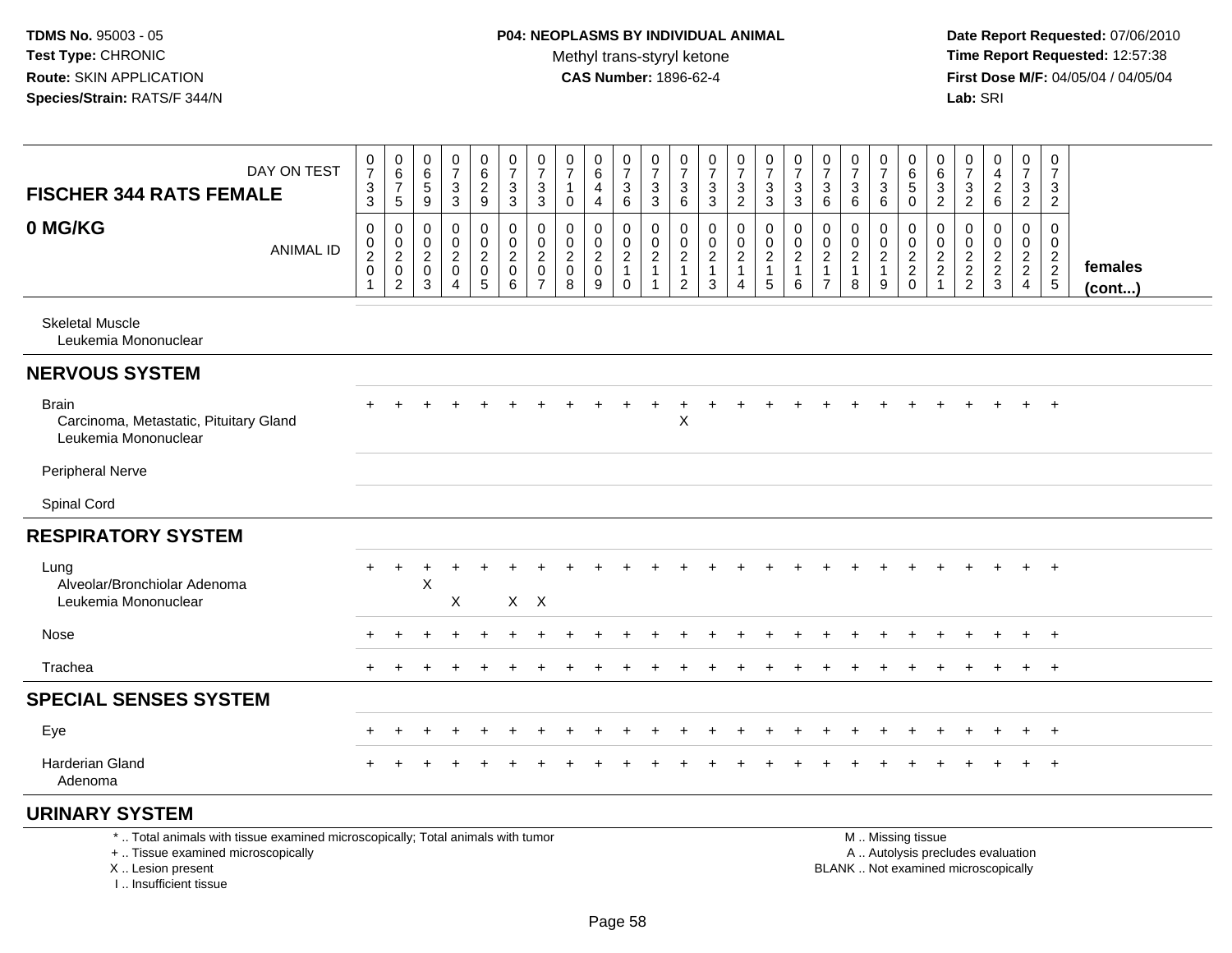**TDMS No.** 95003 - 05
**Test Type:** CHRONIC
**Route:** SKIN APPLICATION
**Species/Strain:** RATS/F 344/N

**P04: NEOPLASMS BY INDIVIDUAL ANIMAL**
Methyl trans-styryl ketone
**CAS Number:** 1896-62-4

**Date Report Requested:** 07/06/2010
**Time Report Requested:** 12:57:38
**First Dose M/F:** 04/05/04 / 04/05/04
**Lab:** SRI

| FISCHER 344 RATS FEMALE — DAY ON TEST | 0733 | 0675 | 0659 | 0733 | 0629 | 0733 | 0733 | 0710 | 0644 | 0736 | 0733 | 0736 | 0733 | 0732 | 0733 | 0733 | 0736 | 0736 | 0736 | 0650 | 0632 | 0732 | 0426 | 0732 | 0732 | |
|---|---|---|---|---|---|---|---|---|---|---|---|---|---|---|---|---|---|---|---|---|---|---|---|---|---|---|
| **0 MG/KG** — ANIMAL ID | 00201 | 00202 | 00203 | 00204 | 00205 | 00206 | 00207 | 00208 | 00209 | 00210 | 00211 | 00212 | 00213 | 00214 | 00215 | 00216 | 00217 | 00218 | 00219 | 00220 | 00221 | 00222 | 00223 | 00224 | 00225 | **females (cont...)** |
| Skeletal Muscle | | | | | | | | | | | | | | | | | | | | | | | | | | |
| Leukemia Mononuclear | | | | | | | | | | | | | | | | | | | | | | | | | | |
| **NERVOUS SYSTEM** | | | | | | | | | | | | | | | | | | | | | | | | | | |
| Brain | + | + | + | + | + | + | + | + | + | + | + | + | + | + | + | + | + | + | + | + | + | + | + | + | + | |
| Carcinoma, Metastatic, Pituitary Gland | | | | | | | | | | | | X | | | | | | | | | | | | | | |
| Leukemia Mononuclear | | | | | | | | | | | | | | | | | | | | | | | | | | |
| Peripheral Nerve | | | | | | | | | | | | | | | | | | | | | | | | | | |
| Spinal Cord | | | | | | | | | | | | | | | | | | | | | | | | | | |
| **RESPIRATORY SYSTEM** | | | | | | | | | | | | | | | | | | | | | | | | | | |
| Lung | + | + | + | + | + | + | + | + | + | + | + | + | + | + | + | + | + | + | + | + | + | + | + | + | + | |
| Alveolar/Bronchiolar Adenoma | | | X | | | | | | | | | | | | | | | | | | | | | | | |
| Leukemia Mononuclear | | | | X | | X | X | | | | | | | | | | | | | | | | | | | |
| Nose | + | + | + | + | + | + | + | + | + | + | + | + | + | + | + | + | + | + | + | + | + | + | + | + | + | |
| Trachea | + | + | + | + | + | + | + | + | + | + | + | + | + | + | + | + | + | + | + | + | + | + | + | + | + | |
| **SPECIAL SENSES SYSTEM** | | | | | | | | | | | | | | | | | | | | | | | | | | |
| Eye | + | + | + | + | + | + | + | + | + | + | + | + | + | + | + | + | + | + | + | + | + | + | + | + | + | |
| Harderian Gland | + | + | + | + | + | + | + | + | + | + | + | + | + | + | + | + | + | + | + | + | + | + | + | + | + | |
| Adenoma | | | | | | | | | | | | | | | | | | | | | | | | | | |
| **URINARY SYSTEM** | | | | | | | | | | | | | | | | | | | | | | | | | | |

* .. Total animals with tissue examined microscopically; Total animals with tumor
+ .. Tissue examined microscopically
X .. Lesion present
I .. Insufficient tissue

M .. Missing tissue
A .. Autolysis precludes evaluation
BLANK .. Not examined microscopically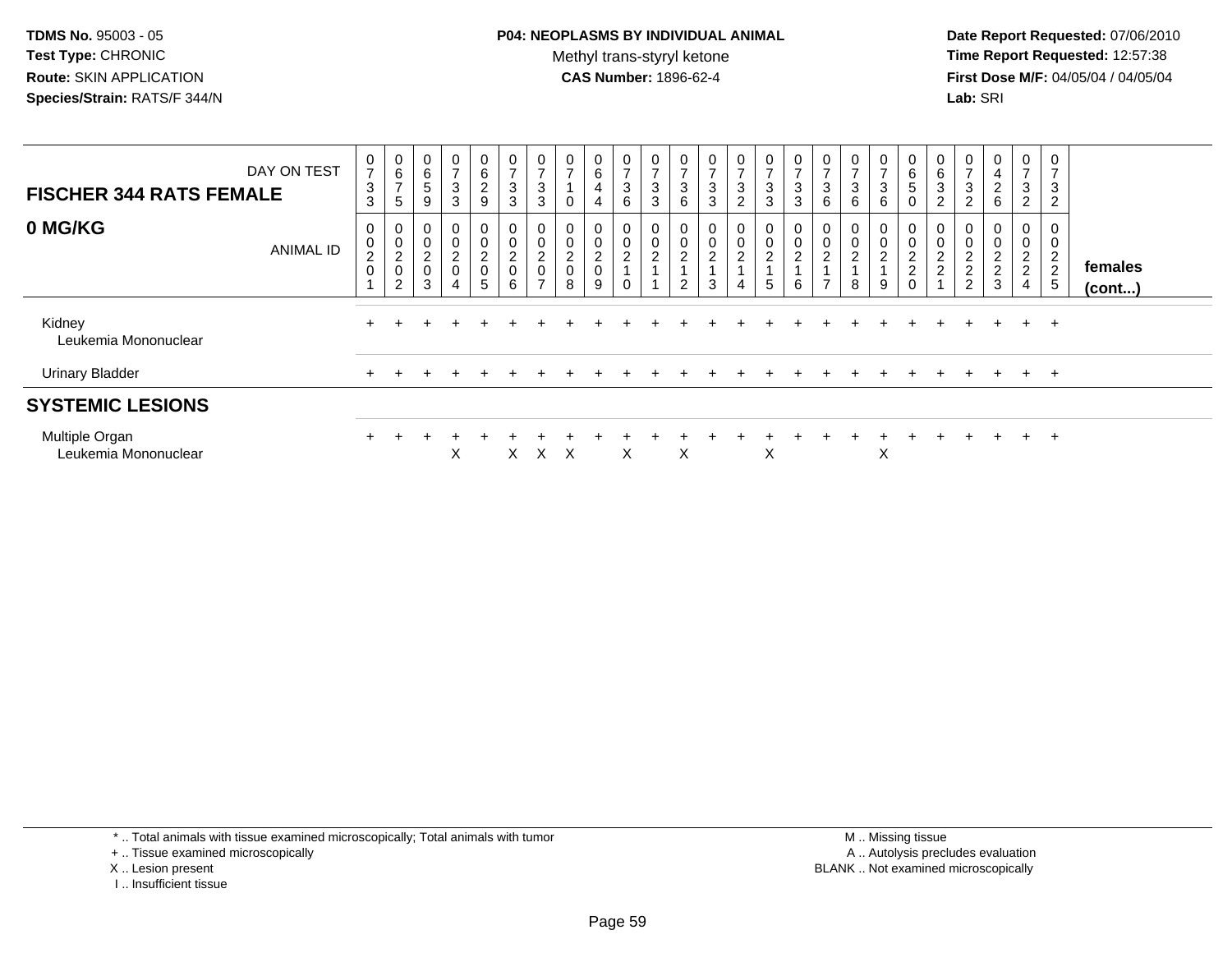**TDMS No.** 95003 - 05
**Test Type:** CHRONIC
**Route:** SKIN APPLICATION
**Species/Strain:** RATS/F 344/N

**P04: NEOPLASMS BY INDIVIDUAL ANIMAL**
Methyl trans-styryl ketone
**CAS Number:** 1896-62-4

**Date Report Requested:** 07/06/2010
**Time Report Requested:** 12:57:38
**First Dose M/F:** 04/05/04 / 04/05/04
**Lab:** SRI

| FISCHER 344 RATS FEMALE — DAY ON TEST | 0733 | 0675 | 0659 | 0733 | 0629 | 0733 | 0733 | 0710 | 0644 | 0736 | 0733 | 0736 | 0733 | 0732 | 0733 | 0733 | 0736 | 0736 | 0736 | 0650 | 0632 | 0732 | 0426 | 0732 | 0732 | |
|---|---|---|---|---|---|---|---|---|---|---|---|---|---|---|---|---|---|---|---|---|---|---|---|---|---|---|
| **0 MG/KG** — ANIMAL ID | 00201 | 00202 | 00203 | 00204 | 00205 | 00206 | 00207 | 00208 | 00209 | 00210 | 00211 | 00212 | 00213 | 00214 | 00215 | 00216 | 00217 | 00218 | 00219 | 00220 | 00221 | 00222 | 00223 | 00224 | 00225 | **females (cont...)** |
| Kidney | + | + | + | + | + | + | + | + | + | + | + | + | + | + | + | + | + | + | + | + | + | + | + | + | + | |
| Leukemia Mononuclear | | | | | | | | | | | | | | | | | | | | | | | | | | |
| Urinary Bladder | + | + | + | + | + | + | + | + | + | + | + | + | + | + | + | + | + | + | + | + | + | + | + | + | + | |
| **SYSTEMIC LESIONS** | | | | | | | | | | | | | | | | | | | | | | | | | | |
| Multiple Organ | + | + | + | + | + | + | + | + | + | + | + | + | + | + | + | + | + | + | + | + | + | + | + | + | + | |
| Leukemia Mononuclear | | | | X | | X | X | X | | X | | X | | | X | | | | X | | | | | | | |

\* .. Total animals with tissue examined microscopically; Total animals with tumor
\+ .. Tissue examined microscopically
X .. Lesion present
I .. Insufficient tissue

M .. Missing tissue
A .. Autolysis precludes evaluation
BLANK .. Not examined microscopically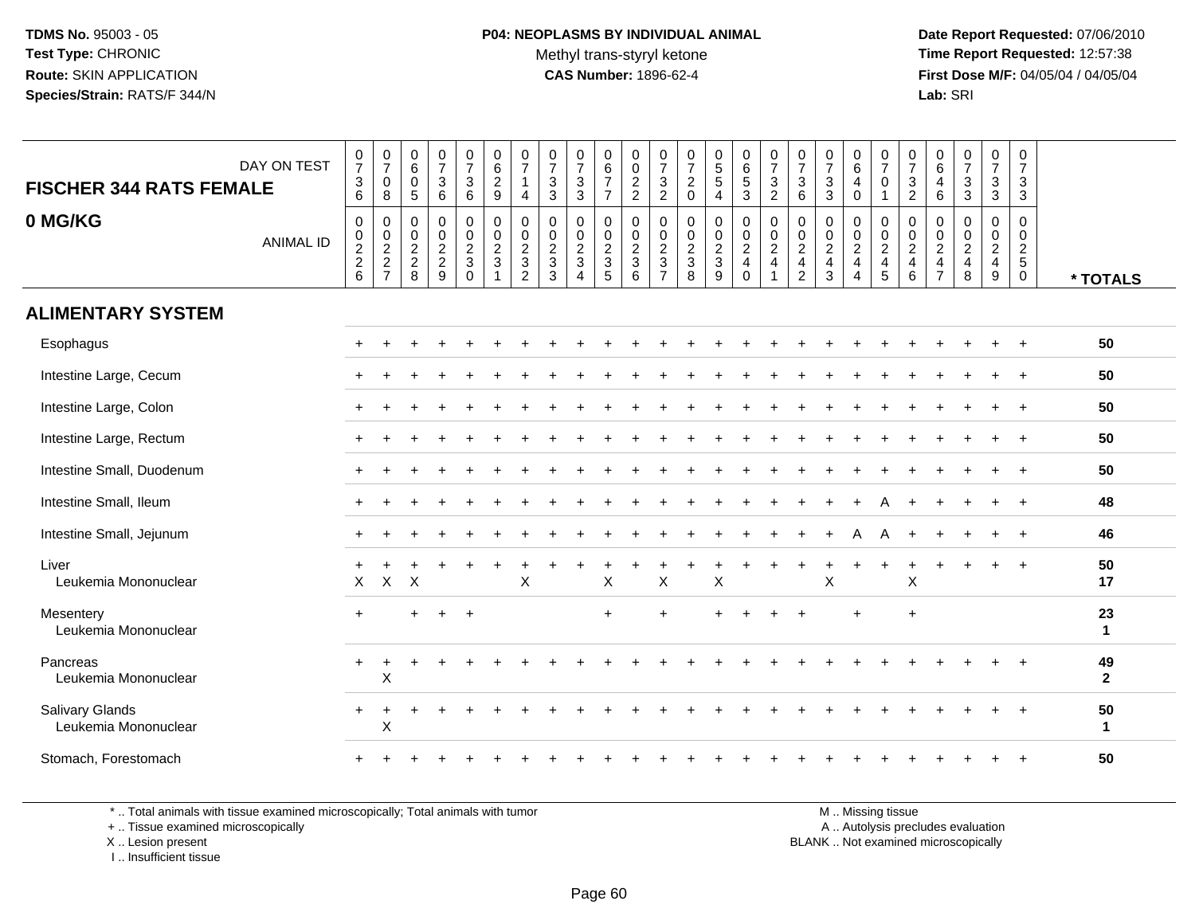**TDMS No.** 95003 - 05
**Test Type:** CHRONIC
**Route:** SKIN APPLICATION
**Species/Strain:** RATS/F 344/N

**P04: NEOPLASMS BY INDIVIDUAL ANIMAL**
Methyl trans-styryl ketone
**CAS Number:** 1896-62-4

**Date Report Requested:** 07/06/2010
**Time Report Requested:** 12:57:38
**First Dose M/F:** 04/05/04 / 04/05/04
**Lab:** SRI

**FISCHER 344 RATS FEMALE**

**0 MG/KG**

| DAY ON TEST | 0736 | 0708 | 0605 | 0736 | 0736 | 0629 | 0714 | 0733 | 0733 | 0677 | 0022 | 0732 | 0720 | 0554 | 0653 | 0732 | 0736 | 0733 | 0640 | 0701 | 0732 | 0646 | 0733 | 0733 | 0733 | |
|---|---|---|---|---|---|---|---|---|---|---|---|---|---|---|---|---|---|---|---|---|---|---|---|---|---|---|
| ANIMAL ID | 0226 | 0227 | 0228 | 0229 | 0230 | 0231 | 0232 | 0233 | 0234 | 0235 | 0236 | 0237 | 0238 | 0239 | 0240 | 0241 | 0242 | 0243 | 0244 | 0245 | 0246 | 0247 | 0248 | 0249 | 0250 | * TOTALS |
| **ALIMENTARY SYSTEM** | | | | | | | | | | | | | | | | | | | | | | | | | | |
| Esophagus | + | + | + | + | + | + | + | + | + | + | + | + | + | + | + | + | + | + | + | + | + | + | + | + | + | 50 |
| Intestine Large, Cecum | + | + | + | + | + | + | + | + | + | + | + | + | + | + | + | + | + | + | + | + | + | + | + | + | + | 50 |
| Intestine Large, Colon | + | + | + | + | + | + | + | + | + | + | + | + | + | + | + | + | + | + | + | + | + | + | + | + | + | 50 |
| Intestine Large, Rectum | + | + | + | + | + | + | + | + | + | + | + | + | + | + | + | + | + | + | + | + | + | + | + | + | + | 50 |
| Intestine Small, Duodenum | + | + | + | + | + | + | + | + | + | + | + | + | + | + | + | + | + | + | + | + | + | + | + | + | + | 50 |
| Intestine Small, Ileum | + | + | + | + | + | + | + | + | + | + | + | + | + | + | + | + | + | + | + | A | + | + | + | + | + | 48 |
| Intestine Small, Jejunum | + | + | + | + | + | + | + | + | + | + | + | + | + | + | + | + | + | + | A | A | + | + | + | + | + | 46 |
| Liver | + | + | + | + | + | + | + | + | + | + | + | + | + | + | + | + | + | + | + | + | + | + | + | + | + | 50 |
| Leukemia Mononuclear | X | X | X | | | | X | | | X | | X | | X | | | | X | | | X | | | | | 17 |
| Mesentery | + | | + | + | + | | | | | + | | + | | + | + | + | + | | + | | + | | | | | 23 |
| Leukemia Mononuclear | | | | | | | | | | | | | | | | | | | | | | | | | | 1 |
| Pancreas | + | + | + | + | + | + | + | + | + | + | + | + | + | + | + | + | + | + | + | + | + | + | + | + | + | 49 |
| Leukemia Mononuclear | | X | | | | | | | | | | | | | | | | | | | | | | | | 2 |
| Salivary Glands | + | + | + | + | + | + | + | + | + | + | + | + | + | + | + | + | + | + | + | + | + | + | + | + | + | 50 |
| Leukemia Mononuclear | | X | | | | | | | | | | | | | | | | | | | | | | | | 1 |
| Stomach, Forestomach | + | + | + | + | + | + | + | + | + | + | + | + | + | + | + | + | + | + | + | + | + | + | + | + | + | 50 |

\* .. Total animals with tissue examined microscopically; Total animals with tumor
\+ .. Tissue examined microscopically
X .. Lesion present
I .. Insufficient tissue

M .. Missing tissue
A .. Autolysis precludes evaluation
BLANK .. Not examined microscopically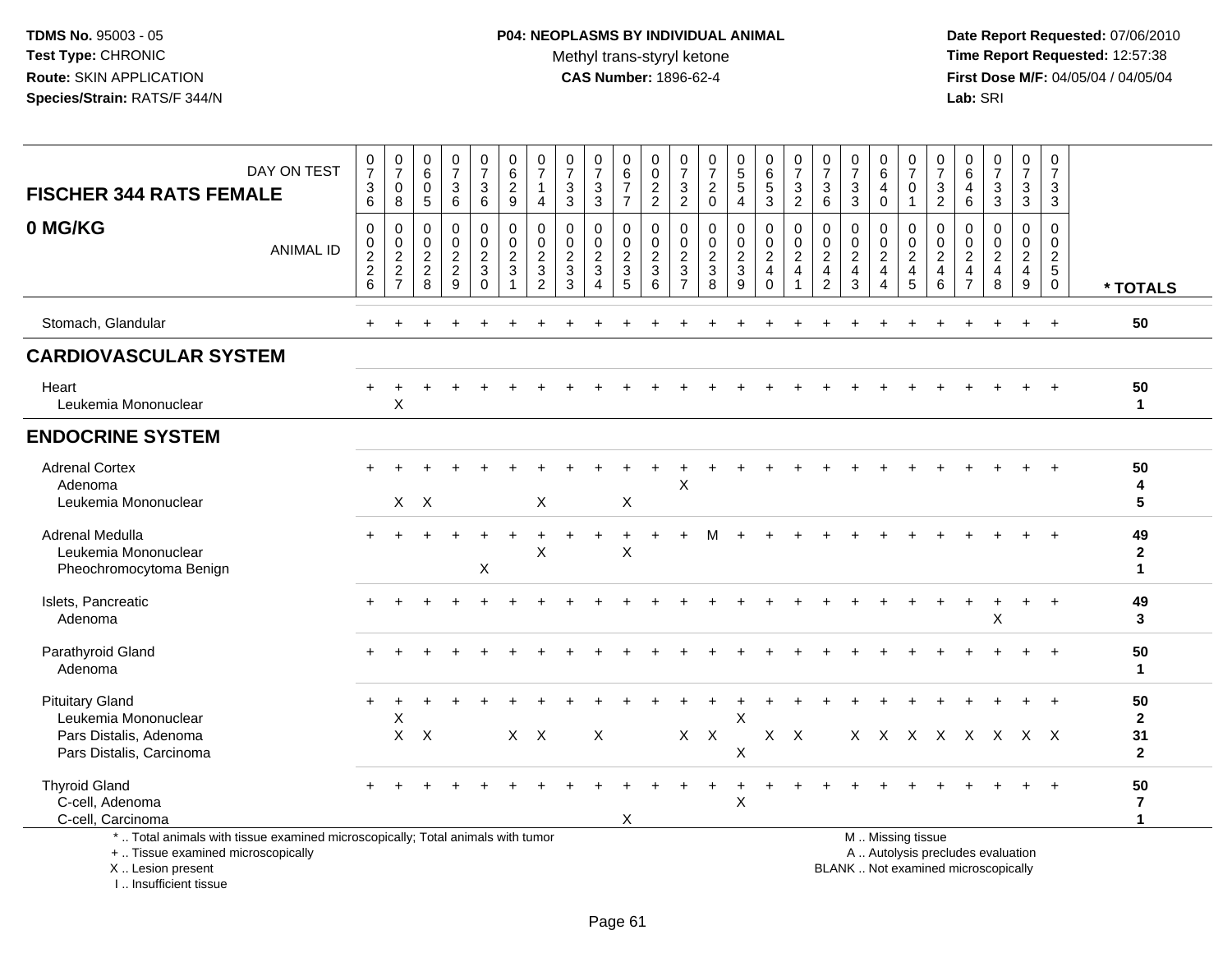**TDMS No.** 95003 - 05
**Test Type:** CHRONIC
**Route:** SKIN APPLICATION
**Species/Strain:** RATS/F 344/N

**P04: NEOPLASMS BY INDIVIDUAL ANIMAL**
Methyl trans-styryl ketone
**CAS Number:** 1896-62-4

**Date Report Requested:** 07/06/2010
**Time Report Requested:** 12:57:38
**First Dose M/F:** 04/05/04 / 04/05/04
**Lab:** SRI

## FISCHER 344 RATS FEMALE
## 0 MG/KG

| DAY ON TEST | 0736 | 0708 | 0605 | 0736 | 0736 | 0629 | 0714 | 0733 | 0733 | 0677 | 0022 | 0732 | 0720 | 0554 | 0653 | 0732 | 0736 | 0733 | 0640 | 0701 | 0732 | 0646 | 0733 | 0733 | 0733 | |
|---|---|---|---|---|---|---|---|---|---|---|---|---|---|---|---|---|---|---|---|---|---|---|---|---|---|---|
| **ANIMAL ID** | 00226 | 00227 | 00228 | 00229 | 00230 | 00231 | 00232 | 00233 | 00234 | 00235 | 00236 | 00237 | 00238 | 00239 | 00240 | 00241 | 00242 | 00243 | 00244 | 00245 | 00246 | 00247 | 00248 | 00249 | 00250 | *** TOTALS** |
| Stomach, Glandular | + | + | + | + | + | + | + | + | + | + | + | + | + | + | + | + | + | + | + | + | + | + | + | + | + | 50 |
| **CARDIOVASCULAR SYSTEM** | | | | | | | | | | | | | | | | | | | | | | | | | | |
| Heart | + | + | + | + | + | + | + | + | + | + | + | + | + | + | + | + | + | + | + | + | + | + | + | + | + | 50 |
| Leukemia Mononuclear | | X | | | | | | | | | | | | | | | | | | | | | | | | 1 |
| **ENDOCRINE SYSTEM** | | | | | | | | | | | | | | | | | | | | | | | | | | |
| Adrenal Cortex | + | + | + | + | + | + | + | + | + | + | + | + | + | + | + | + | + | + | + | + | + | + | + | + | + | 50 |
| Adenoma | | | | | | | | | | | | X | | | | | | | | | | | | | | 4 |
| Leukemia Mononuclear | | X | X | | | | X | | | X | | | | | | | | | | | | | | | | 5 |
| Adrenal Medulla | + | + | + | + | + | + | + | + | + | + | + | + | M | + | + | + | + | + | + | + | + | + | + | + | + | 49 |
| Leukemia Mononuclear | | | | | | | X | | | X | | | | | | | | | | | | | | | | 2 |
| Pheochromocytoma Benign | | | | | X | | | | | | | | | | | | | | | | | | | | | 1 |
| Islets, Pancreatic | + | + | + | + | + | + | + | + | + | + | + | + | + | + | + | + | + | + | + | + | + | + | + | + | + | 49 |
| Adenoma | | | | | | | | | | | | | | | | | | | | | | | X | | | 3 |
| Parathyroid Gland | + | + | + | + | + | + | + | + | + | + | + | + | + | + | + | + | + | + | + | + | + | + | + | + | + | 50 |
| Adenoma | | | | | | | | | | | | | | | | | | | | | | | | | | 1 |
| Pituitary Gland | + | + | + | + | + | + | + | + | + | + | + | + | + | + | + | + | + | + | + | + | + | + | + | + | + | 50 |
| Leukemia Mononuclear | | X | | | | | | | | | | | | X | | | | | | | | | | | | 2 |
| Pars Distalis, Adenoma | | X | X | | | X | X | | X | | | X | X | | X | X | | X | X | X | X | X | X | X | X | 31 |
| Pars Distalis, Carcinoma | | | | | | | | | | | | | | X | | | | | | | | | | | | 2 |
| Thyroid Gland | + | + | + | + | + | + | + | + | + | + | + | + | + | + | + | + | + | + | + | + | + | + | + | + | + | 50 |
| C-cell, Adenoma | | | | | | | | | | | | | | X | | | | | | | | | | | | 7 |
| C-cell, Carcinoma | | | | | | | | | | X | | | | | | | | | | | | | | | | 1 |

\* .. Total animals with tissue examined microscopically; Total animals with tumor
\+ .. Tissue examined microscopically
X .. Lesion present
I .. Insufficient tissue

M .. Missing tissue
A .. Autolysis precludes evaluation
BLANK .. Not examined microscopically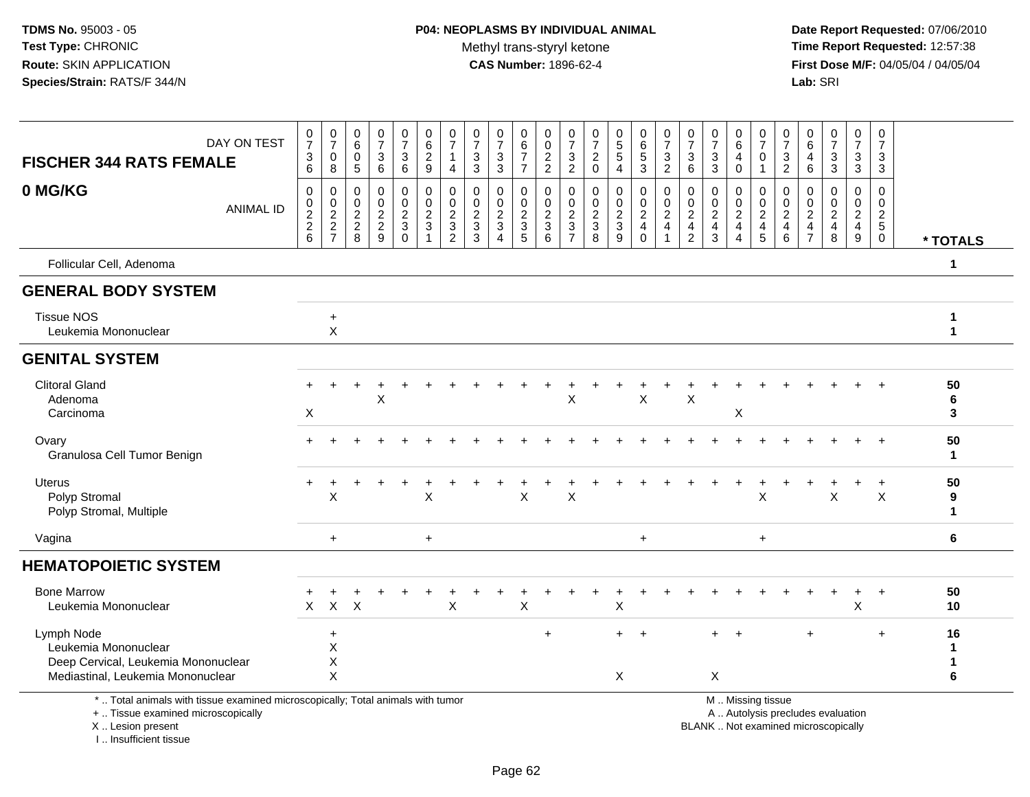**TDMS No.** 95003 - 05
**Test Type:** CHRONIC
**Route:** SKIN APPLICATION
**Species/Strain:** RATS/F 344/N

**P04: NEOPLASMS BY INDIVIDUAL ANIMAL**
Methyl trans-styryl ketone
**CAS Number:** 1896-62-4

**Date Report Requested:** 07/06/2010
**Time Report Requested:** 12:57:38
**First Dose M/F:** 04/05/04 / 04/05/04
**Lab:** SRI

| FISCHER 344 RATS FEMALE — 0 MG/KG | | | | | | | | | | | | | | | | | | | | | | | | | | |
|---|---|---|---|---|---|---|---|---|---|---|---|---|---|---|---|---|---|---|---|---|---|---|---|---|---|---|
| DAY ON TEST | 0736 | 0708 | 0605 | 0736 | 0736 | 0629 | 0714 | 0733 | 0733 | 0677 | 0022 | 0732 | 0720 | 0554 | 0653 | 0732 | 0736 | 0733 | 0640 | 0701 | 0732 | 0646 | 0733 | 0733 | 0733 | |
| ANIMAL ID | 00226 | 00227 | 00228 | 00229 | 00230 | 00231 | 00232 | 00233 | 00234 | 00235 | 00236 | 00237 | 00238 | 00239 | 00240 | 00241 | 00242 | 00243 | 00244 | 00245 | 00246 | 00247 | 00248 | 00249 | 00250 | * TOTALS |
| Follicular Cell, Adenoma | | | | | | | | | | | | | | | | | | | | | | | | | | 1 |
| **GENERAL BODY SYSTEM** | | | | | | | | | | | | | | | | | | | | | | | | | | |
| Tissue NOS | | + | | | | | | | | | | | | | | | | | | | | | | | | 1 |
| Leukemia Mononuclear | | X | | | | | | | | | | | | | | | | | | | | | | | | 1 |
| **GENITAL SYSTEM** | | | | | | | | | | | | | | | | | | | | | | | | | | |
| Clitoral Gland | + | + | + | + | + | + | + | + | + | + | + | + | + | + | + | + | + | + | + | + | + | + | + | + | + | 50 |
| Adenoma | | | | X | | | | | | | | X | | | X | | X | | | | | | | | | 6 |
| Carcinoma | X | | | | | | | | | | | | | | | | | | X | | | | | | | 3 |
| Ovary | + | + | + | + | + | + | + | + | + | + | + | + | + | + | + | + | + | + | + | + | + | + | + | + | + | 50 |
| Granulosa Cell Tumor Benign | | | | | | | | | | | | | | | | | | | | | | | | | | 1 |
| Uterus | + | + | + | + | + | + | + | + | + | + | + | + | + | + | + | + | + | + | + | + | + | + | + | + | + | 50 |
| Polyp Stromal | | X | | | | X | | | | X | | X | | | | | | | | X | | | X | | X | 9 |
| Polyp Stromal, Multiple | | | | | | | | | | | | | | | | | | | | | | | | | | 1 |
| Vagina | | + | | | | + | | | | | | | | | + | | | | | + | | | | | | 6 |
| **HEMATOPOIETIC SYSTEM** | | | | | | | | | | | | | | | | | | | | | | | | | | |
| Bone Marrow | + | + | + | + | + | + | + | + | + | + | + | + | + | + | + | + | + | + | + | + | + | + | + | + | + | 50 |
| Leukemia Mononuclear | X | X | X | | | | X | | | X | | | | X | | | | | | | | | | X | | 10 |
| Lymph Node | | + | | | | | | | | | + | | | + | + | | | + | + | | | + | | | + | 16 |
| Leukemia Mononuclear | | X | | | | | | | | | | | | | | | | | | | | | | | | 1 |
| Deep Cervical, Leukemia Mononuclear | | X | | | | | | | | | | | | | | | | | | | | | | | | 1 |
| Mediastinal, Leukemia Mononuclear | | X | | | | | | | | | | | | X | | | | X | | | | | | | | 6 |

\* .. Total animals with tissue examined microscopically; Total animals with tumor
\+ .. Tissue examined microscopically
X .. Lesion present
I .. Insufficient tissue

M .. Missing tissue
A .. Autolysis precludes evaluation
BLANK .. Not examined microscopically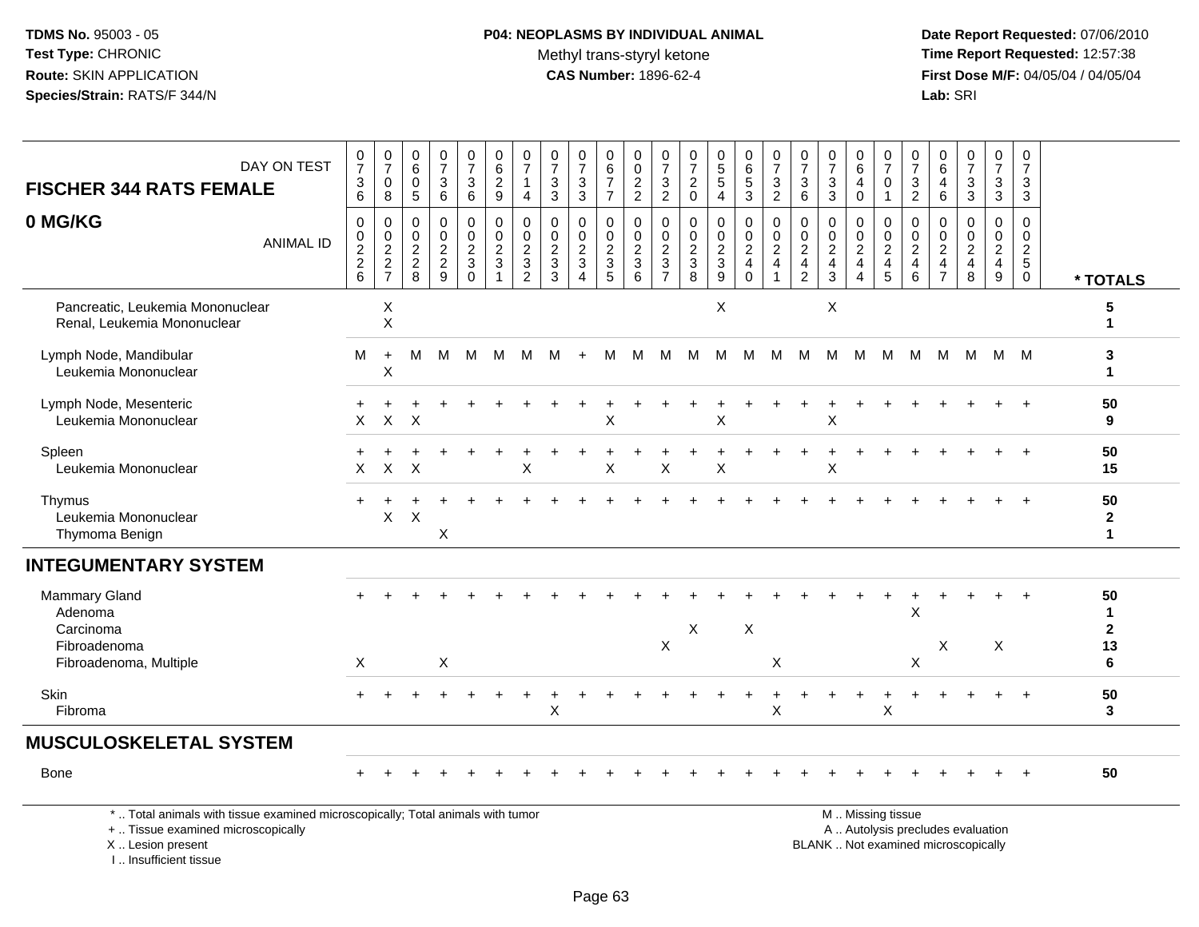**TDMS No.** 95003 - 05
**Test Type:** CHRONIC
**Route:** SKIN APPLICATION
**Species/Strain:** RATS/F 344/N

**P04: NEOPLASMS BY INDIVIDUAL ANIMAL**
Methyl trans-styryl ketone
**CAS Number:** 1896-62-4

**Date Report Requested:** 07/06/2010
**Time Report Requested:** 12:57:38
**First Dose M/F:** 04/05/04 / 04/05/04
**Lab:** SRI

| **FISCHER 344 RATS FEMALE** DAY ON TEST | 0736 | 0708 | 0605 | 0736 | 0736 | 0629 | 0714 | 0733 | 0733 | 0677 | 0022 | 0732 | 0720 | 0554 | 0653 | 0732 | 0736 | 0733 | 0640 | 0701 | 0732 | 0646 | 0733 | 0733 | 0733 | |
|---|---|---|---|---|---|---|---|---|---|---|---|---|---|---|---|---|---|---|---|---|---|---|---|---|---|---|
| **0 MG/KG** ANIMAL ID | 0226 | 0227 | 0228 | 0229 | 0230 | 0231 | 0232 | 0233 | 0234 | 0235 | 0236 | 0237 | 0238 | 0239 | 0240 | 0241 | 0242 | 0243 | 0244 | 0245 | 0246 | 0247 | 0248 | 0249 | 0250 | *** TOTALS** |
| Pancreatic, Leukemia Mononuclear | | X | | | | | | | | | | | | X | | | | X | | | | | | | | 5 |
| Renal, Leukemia Mononuclear | | X | | | | | | | | | | | | | | | | | | | | | | | | 1 |
| Lymph Node, Mandibular | M | + | M | M | M | M | M | M | + | M | M | M | M | M | M | M | M | M | M | M | M | M | M | M | M | 3 |
| Leukemia Mononuclear | | X | | | | | | | | | | | | | | | | | | | | | | | | 1 |
| Lymph Node, Mesenteric | + | + | + | + | + | + | + | + | + | + | + | + | + | + | + | + | + | + | + | + | + | + | + | + | + | 50 |
| Leukemia Mononuclear | X | X | X | | | | | | | X | | | | X | | | | X | | | | | | | | 9 |
| Spleen | + | + | + | + | + | + | + | + | + | + | + | + | + | + | + | + | + | + | + | + | + | + | + | + | + | 50 |
| Leukemia Mononuclear | X | X | X | | | | X | | | X | | X | | X | | | | X | | | | | | | | 15 |
| Thymus | + | + | + | + | + | + | + | + | + | + | + | + | + | + | + | + | + | + | + | + | + | + | + | + | + | 50 |
| Leukemia Mononuclear | | X | X | | | | | | | | | | | | | | | | | | | | | | | 2 |
| Thymoma Benign | | | | X | | | | | | | | | | | | | | | | | | | | | | 1 |
| **INTEGUMENTARY SYSTEM** | | | | | | | | | | | | | | | | | | | | | | | | | | |
| Mammary Gland | + | + | + | + | + | + | + | + | + | + | + | + | + | + | + | + | + | + | + | + | + | + | + | + | + | 50 |
| Adenoma | | | | | | | | | | | | | | | | | | | | | X | | | | | 1 |
| Carcinoma | | | | | | | | | | | | | X | | X | | | | | | | | | | | 2 |
| Fibroadenoma | | | | | | | | | | | | X | | | | | | | | | | X | | X | | 13 |
| Fibroadenoma, Multiple | X | | | X | | | | | | | | | | | | X | | | | | X | | | | | 6 |
| Skin | + | + | + | + | + | + | + | + | + | + | + | + | + | + | + | + | + | + | + | + | + | + | + | + | + | 50 |
| Fibroma | | | | | | | | X | | | | | | | | X | | | | X | | | | | | 3 |
| **MUSCULOSKELETAL SYSTEM** | | | | | | | | | | | | | | | | | | | | | | | | | | |
| Bone | + | + | + | + | + | + | + | + | + | + | + | + | + | + | + | + | + | + | + | + | + | + | + | + | + | 50 |

\* .. Total animals with tissue examined microscopically; Total animals with tumor
\+ .. Tissue examined microscopically
X .. Lesion present
I .. Insufficient tissue

M .. Missing tissue
A .. Autolysis precludes evaluation
BLANK .. Not examined microscopically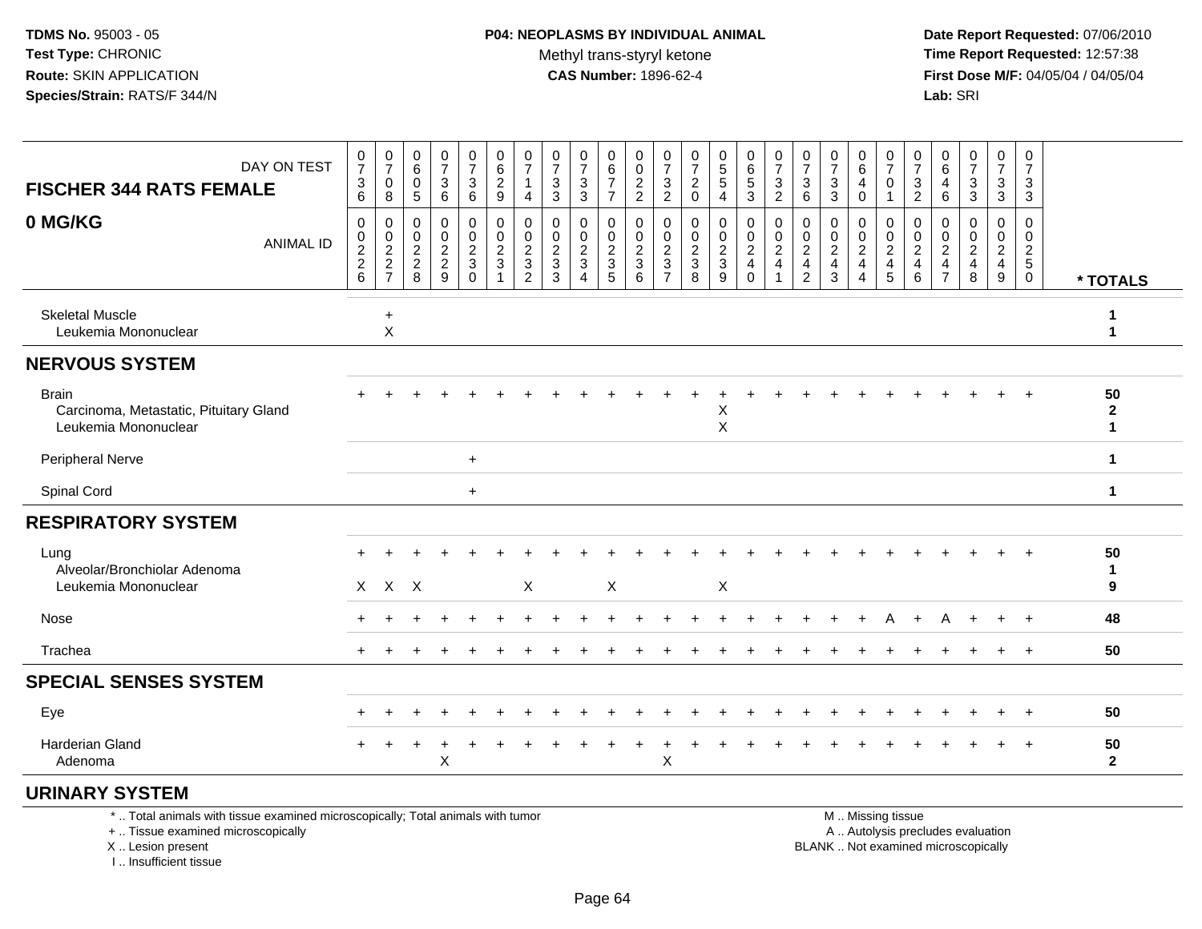**TDMS No.** 95003 - 05
**Test Type:** CHRONIC
**Route:** SKIN APPLICATION
**Species/Strain:** RATS/F 344/N

**P04: NEOPLASMS BY INDIVIDUAL ANIMAL**
Methyl trans-styryl ketone
**CAS Number:** 1896-62-4

**Date Report Requested:** 07/06/2010
**Time Report Requested:** 12:57:38
**First Dose M/F:** 04/05/04 / 04/05/04
**Lab:** SRI

| FISCHER 344 RATS FEMALE — DAY ON TEST | 0736 | 0708 | 0605 | 0736 | 0736 | 0629 | 0714 | 0733 | 0733 | 0677 | 0022 | 0732 | 0720 | 0554 | 0653 | 0732 | 0736 | 0733 | 0640 | 0701 | 0732 | 0646 | 0733 | 0733 | 0733 | |
|---|---|---|---|---|---|---|---|---|---|---|---|---|---|---|---|---|---|---|---|---|---|---|---|---|---|---|
| **0 MG/KG** — ANIMAL ID | 0226 | 0227 | 0228 | 0229 | 0230 | 0231 | 0232 | 0233 | 0234 | 0235 | 0236 | 0237 | 0238 | 0239 | 0240 | 0241 | 0242 | 0243 | 0244 | 0245 | 0246 | 0247 | 0248 | 0249 | 0250 | *** TOTALS** |
| Skeletal Muscle | | + | | | | | | | | | | | | | | | | | | | | | | | | 1 |
| Leukemia Mononuclear | | X | | | | | | | | | | | | | | | | | | | | | | | | 1 |
| **NERVOUS SYSTEM** | | | | | | | | | | | | | | | | | | | | | | | | | | |
| Brain | + | + | + | + | + | + | + | + | + | + | + | + | + | + | + | + | + | + | + | + | + | + | + | + | + | 50 |
| Carcinoma, Metastatic, Pituitary Gland | | | | | | | | | | | | | | X | | | | | | | | | | | | 2 |
| Leukemia Mononuclear | | | | | | | | | | | | | | X | | | | | | | | | | | | 1 |
| Peripheral Nerve | | | | | + | | | | | | | | | | | | | | | | | | | | | 1 |
| Spinal Cord | | | | | + | | | | | | | | | | | | | | | | | | | | | 1 |
| **RESPIRATORY SYSTEM** | | | | | | | | | | | | | | | | | | | | | | | | | | |
| Lung | + | + | + | + | + | + | + | + | + | + | + | + | + | + | + | + | + | + | + | + | + | + | + | + | + | 50 |
| Alveolar/Bronchiolar Adenoma | | | | | | | | | | | | | | | | | | | | | | | | | | 1 |
| Leukemia Mononuclear | X | X | X | | | | X | | | X | | | | X | | | | | | | | | | | | 9 |
| Nose | + | + | + | + | + | + | + | + | + | + | + | + | + | + | + | + | + | + | + | A | + | A | + | + | + | 48 |
| Trachea | + | + | + | + | + | + | + | + | + | + | + | + | + | + | + | + | + | + | + | + | + | + | + | + | + | 50 |
| **SPECIAL SENSES SYSTEM** | | | | | | | | | | | | | | | | | | | | | | | | | | |
| Eye | + | + | + | + | + | + | + | + | + | + | + | + | + | + | + | + | + | + | + | + | + | + | + | + | + | 50 |
| Harderian Gland | + | + | + | + | + | + | + | + | + | + | + | + | + | + | + | + | + | + | + | + | + | + | + | + | + | 50 |
| Adenoma | | | | X | | | | | | | | X | | | | | | | | | | | | | | 2 |
| **URINARY SYSTEM** | | | | | | | | | | | | | | | | | | | | | | | | | | |

\* .. Total animals with tissue examined microscopically; Total animals with tumor
\+ .. Tissue examined microscopically
X .. Lesion present
I .. Insufficient tissue

M .. Missing tissue
A .. Autolysis precludes evaluation
BLANK .. Not examined microscopically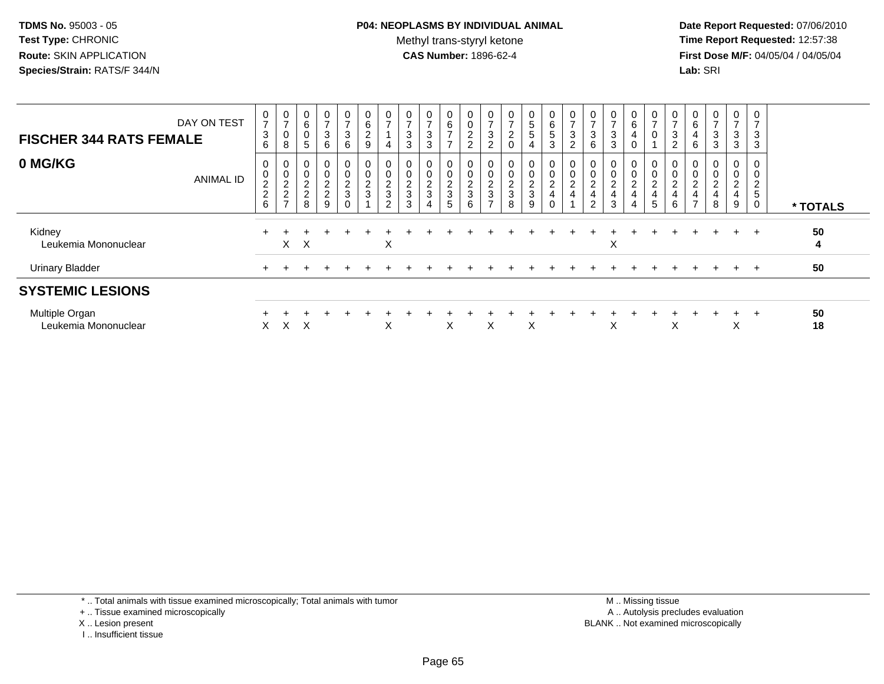**TDMS No.** 95003 - 05
**Test Type:** CHRONIC
**Route:** SKIN APPLICATION
**Species/Strain:** RATS/F 344/N

**P04: NEOPLASMS BY INDIVIDUAL ANIMAL**
Methyl trans-styryl ketone
**CAS Number:** 1896-62-4

**Date Report Requested:** 07/06/2010
**Time Report Requested:** 12:57:38
**First Dose M/F:** 04/05/04 / 04/05/04
**Lab:** SRI

| FISCHER 344 RATS FEMALE — DAY ON TEST | 0736 | 0708 | 0605 | 0736 | 0736 | 0629 | 0714 | 0733 | 0733 | 0677 | 0022 | 0732 | 0720 | 0554 | 0653 | 0732 | 0736 | 0733 | 0640 | 0701 | 0732 | 0646 | 0733 | 0733 | 0733 | |
|---|---|---|---|---|---|---|---|---|---|---|---|---|---|---|---|---|---|---|---|---|---|---|---|---|---|---|
| **0 MG/KG** — ANIMAL ID | 0026 | 0027 | 0028 | 0029 | 0030 | 0031 | 0032 | 0033 | 0034 | 0035 | 0036 | 0037 | 0038 | 0039 | 0040 | 0041 | 0042 | 0043 | 0044 | 0045 | 0046 | 0047 | 0048 | 0049 | 0050 | *** TOTALS** |
| Kidney | + | + | + | + | + | + | + | + | + | + | + | + | + | + | + | + | + | + | + | + | + | + | + | + | + | 50 |
| Leukemia Mononuclear | | X | X | | | | X | | | | | | | | | | | X | | | | | | | | 4 |
| Urinary Bladder | + | + | + | + | + | + | + | + | + | + | + | + | + | + | + | + | + | + | + | + | + | + | + | + | + | 50 |
| **SYSTEMIC LESIONS** | | | | | | | | | | | | | | | | | | | | | | | | | | |
| Multiple Organ | + | + | + | + | + | + | + | + | + | + | + | + | + | + | + | + | + | + | + | + | + | + | + | + | + | 50 |
| Leukemia Mononuclear | X | X | X | | | | X | | | X | | X | | X | | | | X | | | X | | | X | | 18 |

* .. Total animals with tissue examined microscopically; Total animals with tumor
+ .. Tissue examined microscopically
X .. Lesion present
I .. Insufficient tissue

M .. Missing tissue
A .. Autolysis precludes evaluation
BLANK .. Not examined microscopically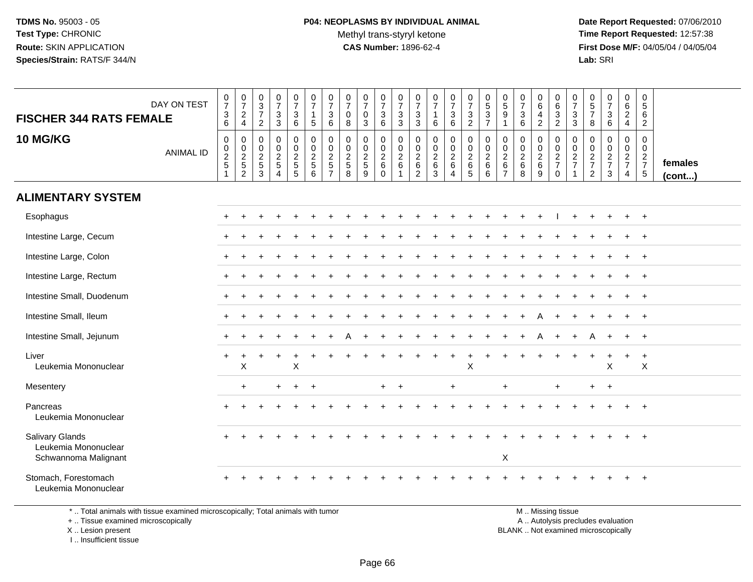**TDMS No.** 95003 - 05
**Test Type:** CHRONIC
**Route:** SKIN APPLICATION
**Species/Strain:** RATS/F 344/N

**P04: NEOPLASMS BY INDIVIDUAL ANIMAL**
Methyl trans-styryl ketone
**CAS Number:** 1896-62-4

**Date Report Requested:** 07/06/2010
**Time Report Requested:** 12:57:38
**First Dose M/F:** 04/05/04 / 04/05/04
**Lab:** SRI

## FISCHER 344 RATS FEMALE
## 10 MG/KG

| DAY ON TEST | 0736 | 0724 | 0372 | 0733 | 0736 | 0715 | 0736 | 0708 | 0703 | 0736 | 0733 | 0733 | 0716 | 0736 | 0732 | 0537 | 0591 | 0736 | 0642 | 0632 | 0733 | 0578 | 0736 | 0624 | 0562 | |
|---|---|---|---|---|---|---|---|---|---|---|---|---|---|---|---|---|---|---|---|---|---|---|---|---|---|---|
| **ANIMAL ID** | 00251 | 00252 | 00253 | 00254 | 00255 | 00256 | 00257 | 00258 | 00259 | 00260 | 00261 | 00262 | 00263 | 00264 | 00265 | 00266 | 00267 | 00268 | 00269 | 00270 | 00271 | 00272 | 00273 | 00274 | 00275 | **females (cont...)** |
| **ALIMENTARY SYSTEM** | | | | | | | | | | | | | | | | | | | | | | | | | | |
| Esophagus | + | + | + | + | + | + | + | + | + | + | + | + | + | + | + | + | + | + | + | I | + | + | + | + | + | |
| Intestine Large, Cecum | + | + | + | + | + | + | + | + | + | + | + | + | + | + | + | + | + | + | + | + | + | + | + | + | + | |
| Intestine Large, Colon | + | + | + | + | + | + | + | + | + | + | + | + | + | + | + | + | + | + | + | + | + | + | + | + | + | |
| Intestine Large, Rectum | + | + | + | + | + | + | + | + | + | + | + | + | + | + | + | + | + | + | + | + | + | + | + | + | + | |
| Intestine Small, Duodenum | + | + | + | + | + | + | + | + | + | + | + | + | + | + | + | + | + | + | + | + | + | + | + | + | + | |
| Intestine Small, Ileum | + | + | + | + | + | + | + | + | + | + | + | + | + | + | + | + | + | + | A | + | + | + | + | + | + | |
| Intestine Small, Jejunum | + | + | + | + | + | + | + | A | + | + | + | + | + | + | + | + | + | + | A | + | + | A | + | + | + | |
| Liver | + | + | + | + | + | + | + | + | + | + | + | + | + | + | + | + | + | + | + | + | + | + | + | + | + | |
| Leukemia Mononuclear | | X | | | X | | | | | | | | | | X | | | | | | | | X | | X | |
| Mesentery | | + | | + | + | + | | | | + | + | | | + | | | + | | | + | | + | + | | | |
| Pancreas | + | + | + | + | + | + | + | + | + | + | + | + | + | + | + | + | + | + | + | + | + | + | + | + | + | |
| Leukemia Mononuclear | | | | | | | | | | | | | | | | | | | | | | | | | | |
| Salivary Glands | + | + | + | + | + | + | + | + | + | + | + | + | + | + | + | + | + | + | + | + | + | + | + | + | + | |
| Leukemia Mononuclear | | | | | | | | | | | | | | | | | | | | | | | | | | |
| Schwannoma Malignant | | | | | | | | | | | | | | | | | X | | | | | | | | | |
| Stomach, Forestomach | + | + | + | + | + | + | + | + | + | + | + | + | + | + | + | + | + | + | + | + | + | + | + | + | + | |
| Leukemia Mononuclear | | | | | | | | | | | | | | | | | | | | | | | | | | |

\* .. Total animals with tissue examined microscopically; Total animals with tumor
+ .. Tissue examined microscopically
X .. Lesion present
I .. Insufficient tissue

M .. Missing tissue
A .. Autolysis precludes evaluation
BLANK .. Not examined microscopically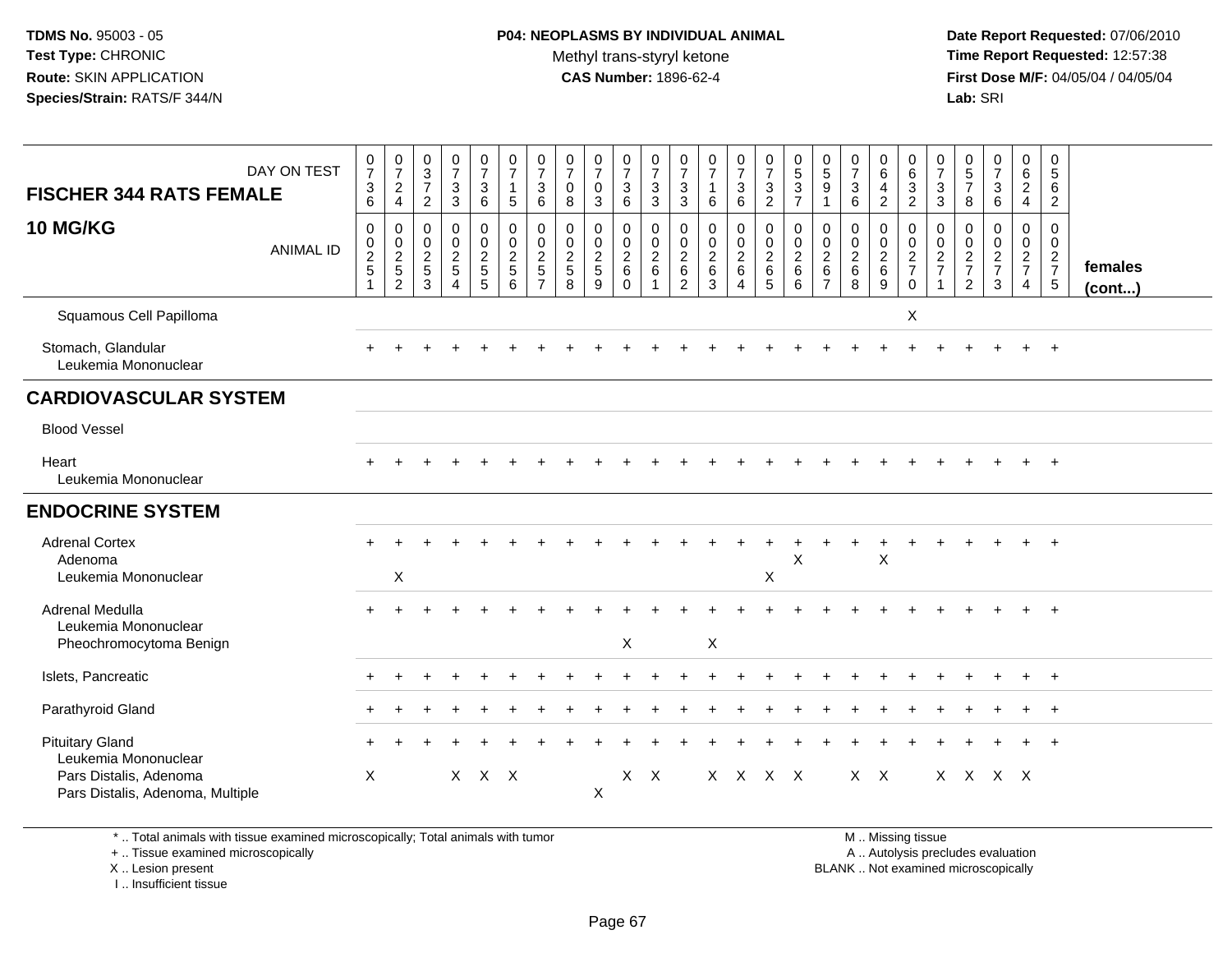TDMS No. 95003 - 05
Test Type: CHRONIC
Route: SKIN APPLICATION
Species/Strain: RATS/F 344/N

**P04: NEOPLASMS BY INDIVIDUAL ANIMAL**
Methyl trans-styryl ketone
**CAS Number:** 1896-62-4

Date Report Requested: 07/06/2010
Time Report Requested: 12:57:38
First Dose M/F: 04/05/04 / 04/05/04
Lab: SRI

| FISCHER 344 RATS FEMALE — DAY ON TEST | 0736 | 0724 | 0372 | 0733 | 0736 | 0715 | 0736 | 0708 | 0703 | 0736 | 0733 | 0733 | 0716 | 0736 | 0732 | 0537 | 0591 | 0736 | 0642 | 0632 | 0733 | 0578 | 0736 | 0624 | 0562 | |
|---|---|---|---|---|---|---|---|---|---|---|---|---|---|---|---|---|---|---|---|---|---|---|---|---|---|---|
| **10 MG/KG** — ANIMAL ID | 0000251 | 0000252 | 0000253 | 0000254 | 0000255 | 0000256 | 0000257 | 0000258 | 0000259 | 0000260 | 0000261 | 0000262 | 0000263 | 0000264 | 0000265 | 0000266 | 0000267 | 0000268 | 0000269 | 0000270 | 0000271 | 0000272 | 0000273 | 0000274 | 0000275 | **females (cont...)** |
| Squamous Cell Papilloma | | | | | | | | | | | | | | | | | | | | X | | | | | | |
| Stomach, Glandular | + | + | + | + | + | + | + | + | + | + | + | + | + | + | + | + | + | + | + | + | + | + | + | + | + | |
| Leukemia Mononuclear | | | | | | | | | | | | | | | | | | | | | | | | | | |
| **CARDIOVASCULAR SYSTEM** | | | | | | | | | | | | | | | | | | | | | | | | | | |
| Blood Vessel | | | | | | | | | | | | | | | | | | | | | | | | | | |
| Heart | + | + | + | + | + | + | + | + | + | + | + | + | + | + | + | + | + | + | + | + | + | + | + | + | + | |
| Leukemia Mononuclear | | | | | | | | | | | | | | | | | | | | | | | | | | |
| **ENDOCRINE SYSTEM** | | | | | | | | | | | | | | | | | | | | | | | | | | |
| Adrenal Cortex | + | + | + | + | + | + | + | + | + | + | + | + | + | + | + | + | + | + | + | + | + | + | + | + | + | |
| Adenoma | | | | | | | | | | | | | | | | X | | | X | | | | | | | |
| Leukemia Mononuclear | | X | | | | | | | | | | | | | X | | | | | | | | | | | |
| Adrenal Medulla | + | + | + | + | + | + | + | + | + | + | + | + | + | + | + | + | + | + | + | + | + | + | + | + | + | |
| Leukemia Mononuclear | | | | | | | | | | | | | | | | | | | | | | | | | | |
| Pheochromocytoma Benign | | | | | | | | | | X | | | X | | | | | | | | | | | | | |
| Islets, Pancreatic | + | + | + | + | + | + | + | + | + | + | + | + | + | + | + | + | + | + | + | + | + | + | + | + | + | |
| Parathyroid Gland | + | + | + | + | + | + | + | + | + | + | + | + | + | + | + | + | + | + | + | + | + | + | + | + | + | |
| Pituitary Gland | + | + | + | + | + | + | + | + | + | + | + | + | + | + | + | + | + | + | + | + | + | + | + | + | + | |
| Leukemia Mononuclear | | | | | | | | | | | | | | | | | | | | | | | | | | |
| Pars Distalis, Adenoma | X | | | X | X | X | | | | X | X | | X | X | X | X | | X | X | | X | X | X | X | | |
| Pars Distalis, Adenoma, Multiple | | | | | | | | | X | | | | | | | | | | | | | | | | | |

\* .. Total animals with tissue examined microscopically; Total animals with tumor
\+ .. Tissue examined microscopically
X .. Lesion present
I .. Insufficient tissue

M .. Missing tissue
A .. Autolysis precludes evaluation
BLANK .. Not examined microscopically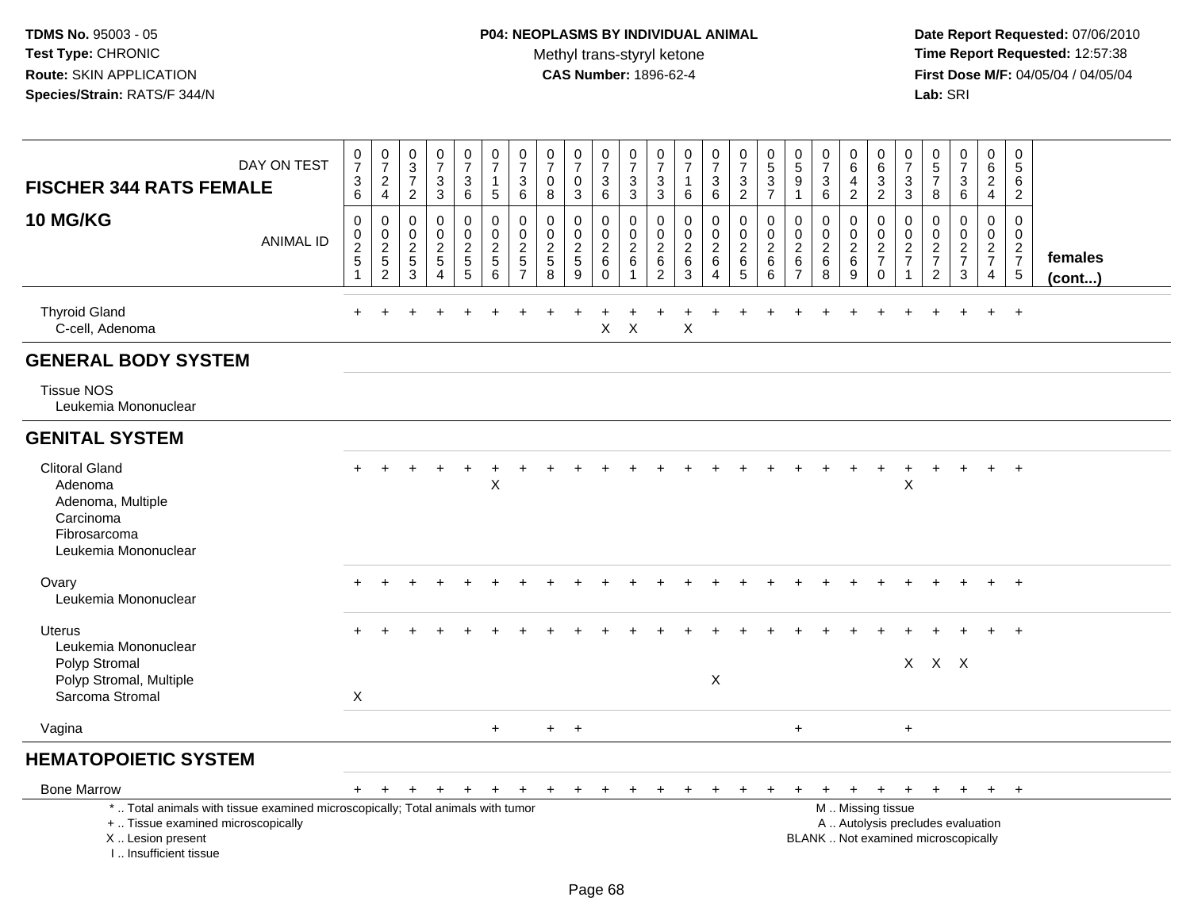**TDMS No.** 95003 - 05
**Test Type:** CHRONIC
**Route:** SKIN APPLICATION
**Species/Strain:** RATS/F 344/N

**P04: NEOPLASMS BY INDIVIDUAL ANIMAL**
Methyl trans-styryl ketone
**CAS Number:** 1896-62-4

**Date Report Requested:** 07/06/2010
**Time Report Requested:** 12:57:38
**First Dose M/F:** 04/05/04 / 04/05/04
**Lab:** SRI

| FISCHER 344 RATS FEMALE 10 MG/KG — DAY ON TEST | 0736 | 0724 | 0372 | 0733 | 0736 | 0715 | 0736 | 0708 | 0703 | 0736 | 0733 | 0733 | 0716 | 0736 | 0732 | 0537 | 0591 | 0736 | 0642 | 0632 | 0733 | 0578 | 0736 | 0624 | 0562 | |
|---|---|---|---|---|---|---|---|---|---|---|---|---|---|---|---|---|---|---|---|---|---|---|---|---|---|---|
| ANIMAL ID | 00251 | 00252 | 00253 | 00254 | 00255 | 00256 | 00257 | 00258 | 00259 | 00260 | 00261 | 00262 | 00263 | 00264 | 00265 | 00266 | 00267 | 00268 | 00269 | 00270 | 00271 | 00272 | 00273 | 00274 | 00275 | females (cont...) |
| Thyroid Gland | + | + | + | + | + | + | + | + | + | + | + | + | + | + | + | + | + | + | + | + | + | + | + | + | + | |
| C-cell, Adenoma | | | | | | | | | | X | X | | X | | | | | | | | | | | | | |
| **GENERAL BODY SYSTEM** | | | | | | | | | | | | | | | | | | | | | | | | | | |
| Tissue NOS | | | | | | | | | | | | | | | | | | | | | | | | | | |
| Leukemia Mononuclear | | | | | | | | | | | | | | | | | | | | | | | | | | |
| **GENITAL SYSTEM** | | | | | | | | | | | | | | | | | | | | | | | | | | |
| Clitoral Gland | + | + | + | + | + | + | + | + | + | + | + | + | + | + | + | + | + | + | + | + | + | + | + | + | + | |
| Adenoma | | | | | | X | | | | | | | | | | | | | | | X | | | | | |
| Adenoma, Multiple | | | | | | | | | | | | | | | | | | | | | | | | | | |
| Carcinoma | | | | | | | | | | | | | | | | | | | | | | | | | | |
| Fibrosarcoma | | | | | | | | | | | | | | | | | | | | | | | | | | |
| Leukemia Mononuclear | | | | | | | | | | | | | | | | | | | | | | | | | | |
| Ovary | + | + | + | + | + | + | + | + | + | + | + | + | + | + | + | + | + | + | + | + | + | + | + | + | + | |
| Leukemia Mononuclear | | | | | | | | | | | | | | | | | | | | | | | | | | |
| Uterus | + | + | + | + | + | + | + | + | + | + | + | + | + | + | + | + | + | + | + | + | + | + | + | + | + | |
| Leukemia Mononuclear | | | | | | | | | | | | | | | | | | | | | | | | | | |
| Polyp Stromal | | | | | | | | | | | | | | | | | | | | | X | X | X | | | |
| Polyp Stromal, Multiple | | | | | | | | | | | | | | X | | | | | | | | | | | | |
| Sarcoma Stromal | X | | | | | | | | | | | | | | | | | | | | | | | | | |
| Vagina | | | | | | + | | + | + | | | | | | | | + | | | | + | | | | | |
| **HEMATOPOIETIC SYSTEM** | | | | | | | | | | | | | | | | | | | | | | | | | | |
| Bone Marrow | + | + | + | + | + | + | + | + | + | + | + | + | + | + | + | + | + | + | + | + | + | + | + | + | + | |

\* .. Total animals with tissue examined microscopically; Total animals with tumor
\+ .. Tissue examined microscopically
X .. Lesion present
I .. Insufficient tissue

M .. Missing tissue
A .. Autolysis precludes evaluation
BLANK .. Not examined microscopically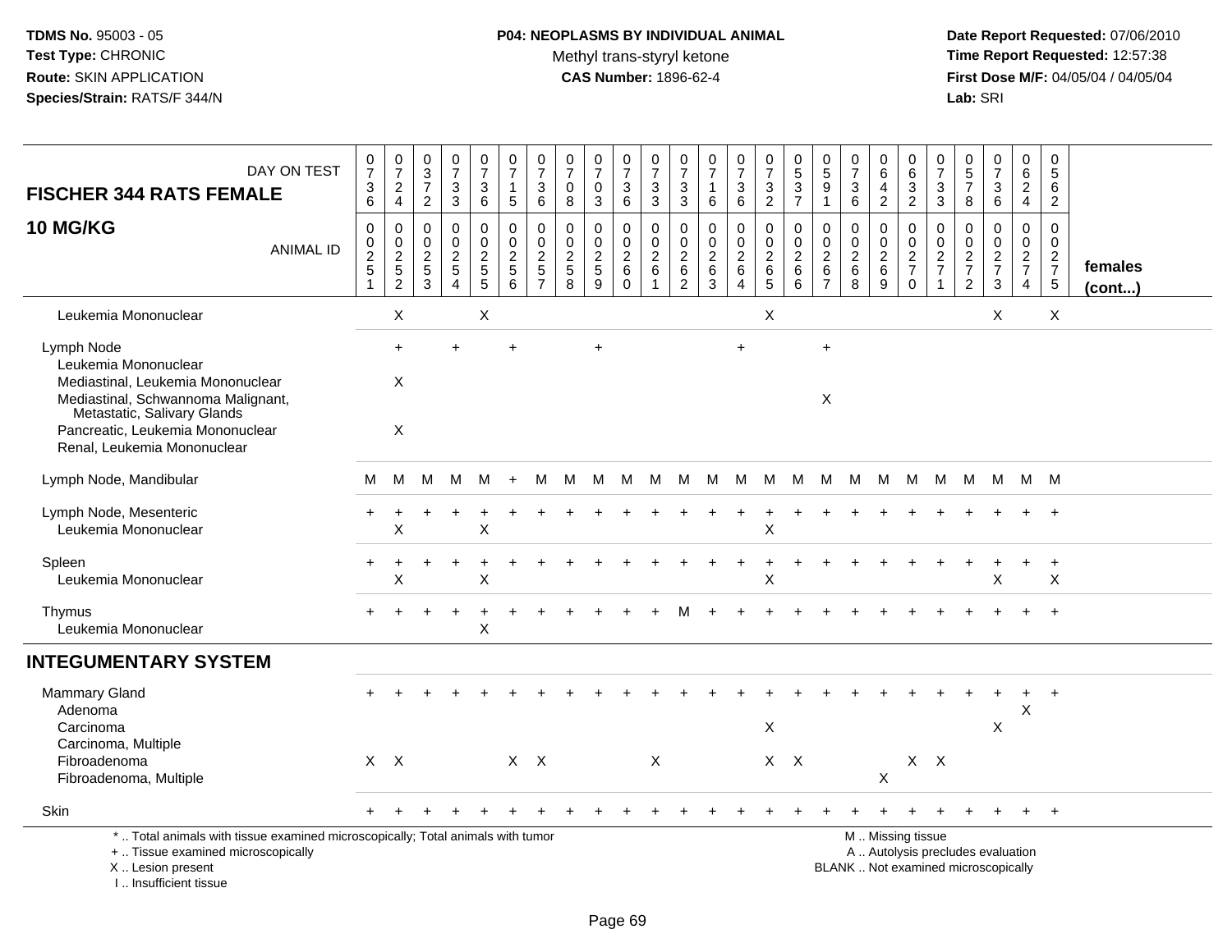TDMS No. 95003 - 05
Test Type: CHRONIC
Route: SKIN APPLICATION
Species/Strain: RATS/F 344/N

**P04: NEOPLASMS BY INDIVIDUAL ANIMAL**
Methyl trans-styryl ketone
**CAS Number:** 1896-62-4

Date Report Requested: 07/06/2010
Time Report Requested: 12:57:38
First Dose M/F: 04/05/04 / 04/05/04
Lab: SRI

| FISCHER 344 RATS FEMALE 10 MG/KG — DAY ON TEST | 0736 | 0724 | 0372 | 0733 | 0736 | 0715 | 0736 | 0708 | 0703 | 0736 | 0733 | 0733 | 0716 | 0736 | 0732 | 0537 | 0591 | 0736 | 0642 | 0632 | 0733 | 0578 | 0736 | 0624 | 0562 | |
|---|---|---|---|---|---|---|---|---|---|---|---|---|---|---|---|---|---|---|---|---|---|---|---|---|---|---|
| ANIMAL ID | 00251 | 00252 | 00253 | 00254 | 00255 | 00256 | 00257 | 00258 | 00259 | 00260 | 00261 | 00262 | 00263 | 00264 | 00265 | 00266 | 00267 | 00268 | 00269 | 00270 | 00271 | 00272 | 00273 | 00274 | 00275 | females (cont...) |
| Leukemia Mononuclear | | X | | | X | | | | | | | | | | X | | | | | | | | X | | X | |
| Lymph Node | | + | | + | | + | | | + | | | | | + | | | + | | | | | | | | | |
| Leukemia Mononuclear | | | | | | | | | | | | | | | | | | | | | | | | | | |
| Mediastinal, Leukemia Mononuclear | | X | | | | | | | | | | | | | | | | | | | | | | | | |
| Mediastinal, Schwannoma Malignant, Metastatic, Salivary Glands | | | | | | | | | | | | | | | | | X | | | | | | | | | |
| Pancreatic, Leukemia Mononuclear | | X | | | | | | | | | | | | | | | | | | | | | | | | |
| Renal, Leukemia Mononuclear | | | | | | | | | | | | | | | | | | | | | | | | | | |
| Lymph Node, Mandibular | M | M | M | M | M | + | M | M | M | M | M | M | M | M | M | M | M | M | M | M | M | M | M | M | M | |
| Lymph Node, Mesenteric | + | + | + | + | + | + | + | + | + | + | + | + | + | + | + | + | + | + | + | + | + | + | + | + | + | |
| Leukemia Mononuclear | | X | | | X | | | | | | | | | | X | | | | | | | | | | | |
| Spleen | + | + | + | + | + | + | + | + | + | + | + | + | + | + | + | + | + | + | + | + | + | + | + | + | + | |
| Leukemia Mononuclear | | X | | | X | | | | | | | | | | X | | | | | | | | X | | X | |
| Thymus | + | + | + | + | + | + | + | + | + | + | + | M | + | + | + | + | + | + | + | + | + | + | + | + | + | |
| Leukemia Mononuclear | | | | | X | | | | | | | | | | | | | | | | | | | | | |
| **INTEGUMENTARY SYSTEM** | | | | | | | | | | | | | | | | | | | | | | | | | | |
| Mammary Gland | + | + | + | + | + | + | + | + | + | + | + | + | + | + | + | + | + | + | + | + | + | + | + | + | + | |
| Adenoma | | | | | | | | | | | | | | | | | | | | | | | | X | | |
| Carcinoma | | | | | | | | | | | | | | | X | | | | | | | | X | | | |
| Carcinoma, Multiple | | | | | | | | | | | | | | | | | | | | | | | | | | |
| Fibroadenoma | X | X | | | | X | X | | | | X | | | | X | X | | | | X | X | | | | | |
| Fibroadenoma, Multiple | | | | | | | | | | | | | | | | | | | X | | | | | | | |
| Skin | + | + | + | + | + | + | + | + | + | + | + | + | + | + | + | + | + | + | + | + | + | + | + | + | + | |

\* .. Total animals with tissue examined microscopically; Total animals with tumor
\+ .. Tissue examined microscopically
X .. Lesion present
I .. Insufficient tissue

M .. Missing tissue
A .. Autolysis precludes evaluation
BLANK .. Not examined microscopically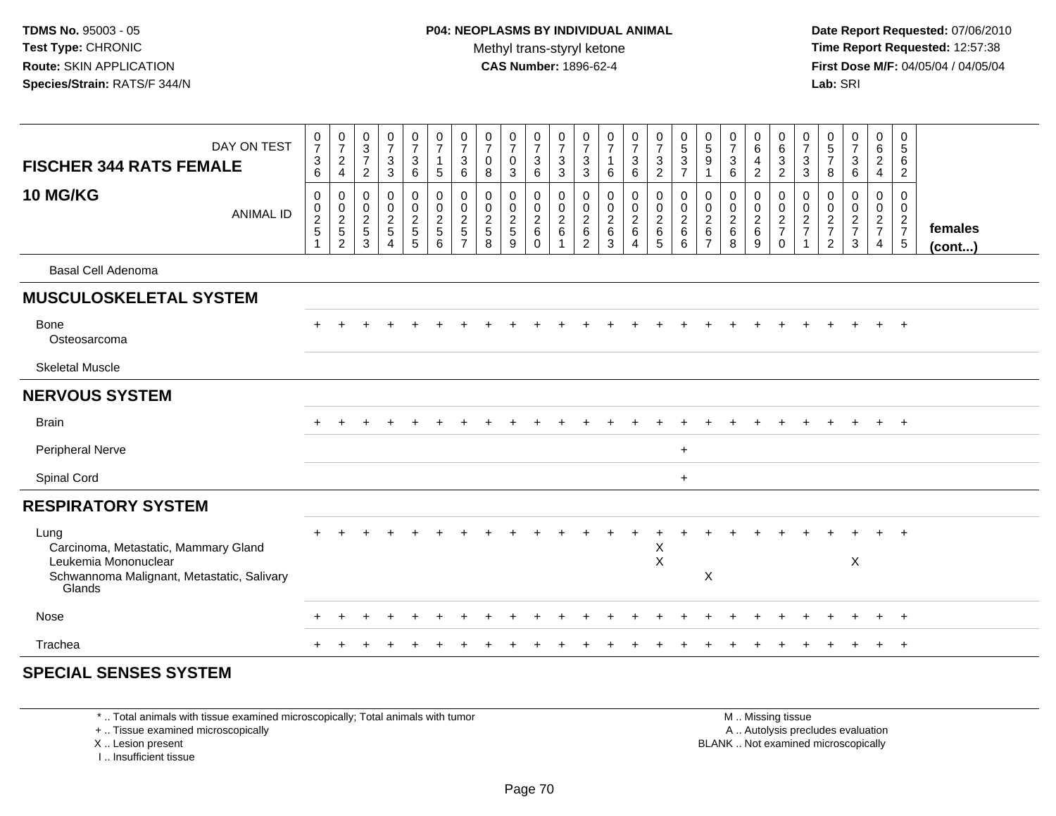**TDMS No.** 95003 - 05
**Test Type:** CHRONIC
**Route:** SKIN APPLICATION
**Species/Strain:** RATS/F 344/N

**P04: NEOPLASMS BY INDIVIDUAL ANIMAL**
Methyl trans-styryl ketone
**CAS Number:** 1896-62-4

**Date Report Requested:** 07/06/2010
**Time Report Requested:** 12:57:38
**First Dose M/F:** 04/05/04 / 04/05/04
**Lab:** SRI

| FISCHER 344 RATS FEMALE 10 MG/KG — DAY ON TEST | 0736 | 0724 | 0372 | 0733 | 0736 | 0715 | 0736 | 0708 | 0703 | 0736 | 0733 | 0733 | 0716 | 0736 | 0732 | 0537 | 0591 | 0736 | 0642 | 0632 | 0733 | 0578 | 0736 | 0624 | 0562 | |
|---|---|---|---|---|---|---|---|---|---|---|---|---|---|---|---|---|---|---|---|---|---|---|---|---|---|---|
| ANIMAL ID | 0251 | 0252 | 0253 | 0254 | 0255 | 0256 | 0257 | 0258 | 0259 | 0260 | 0261 | 0262 | 0263 | 0264 | 0265 | 0266 | 0267 | 0268 | 0269 | 0270 | 0271 | 0272 | 0273 | 0274 | 0275 | females (cont...) |
| Basal Cell Adenoma | | | | | | | | | | | | | | | | | | | | | | | | | | |
| **MUSCULOSKELETAL SYSTEM** | | | | | | | | | | | | | | | | | | | | | | | | | | |
| Bone | + | + | + | + | + | + | + | + | + | + | + | + | + | + | + | + | + | + | + | + | + | + | + | + | + | |
| Osteosarcoma | | | | | | | | | | | | | | | | | | | | | | | | | | |
| Skeletal Muscle | | | | | | | | | | | | | | | | | | | | | | | | | | |
| **NERVOUS SYSTEM** | | | | | | | | | | | | | | | | | | | | | | | | | | |
| Brain | + | + | + | + | + | + | + | + | + | + | + | + | + | + | + | + | + | + | + | + | + | + | + | + | + | |
| Peripheral Nerve | | | | | | | | | | | | | | | | + | | | | | | | | | | |
| Spinal Cord | | | | | | | | | | | | | | | | + | | | | | | | | | | |
| **RESPIRATORY SYSTEM** | | | | | | | | | | | | | | | | | | | | | | | | | | |
| Lung | + | + | + | + | + | + | + | + | + | + | + | + | + | + | + | + | + | + | + | + | + | + | + | + | + | |
| Carcinoma, Metastatic, Mammary Gland | | | | | | | | | | | | | | | X | | | | | | | | | | | |
| Leukemia Mononuclear | | | | | | | | | | | | | | | X | | | | | | | | X | | | |
| Schwannoma Malignant, Metastatic, Salivary Glands | | | | | | | | | | | | | | | | | X | | | | | | | | | |
| Nose | + | + | + | + | + | + | + | + | + | + | + | + | + | + | + | + | + | + | + | + | + | + | + | + | + | |
| Trachea | + | + | + | + | + | + | + | + | + | + | + | + | + | + | + | + | + | + | + | + | + | + | + | + | + | |
| **SPECIAL SENSES SYSTEM** | | | | | | | | | | | | | | | | | | | | | | | | | | |

\* .. Total animals with tissue examined microscopically; Total animals with tumor
\+ .. Tissue examined microscopically
X .. Lesion present
I .. Insufficient tissue

M .. Missing tissue
A .. Autolysis precludes evaluation
BLANK .. Not examined microscopically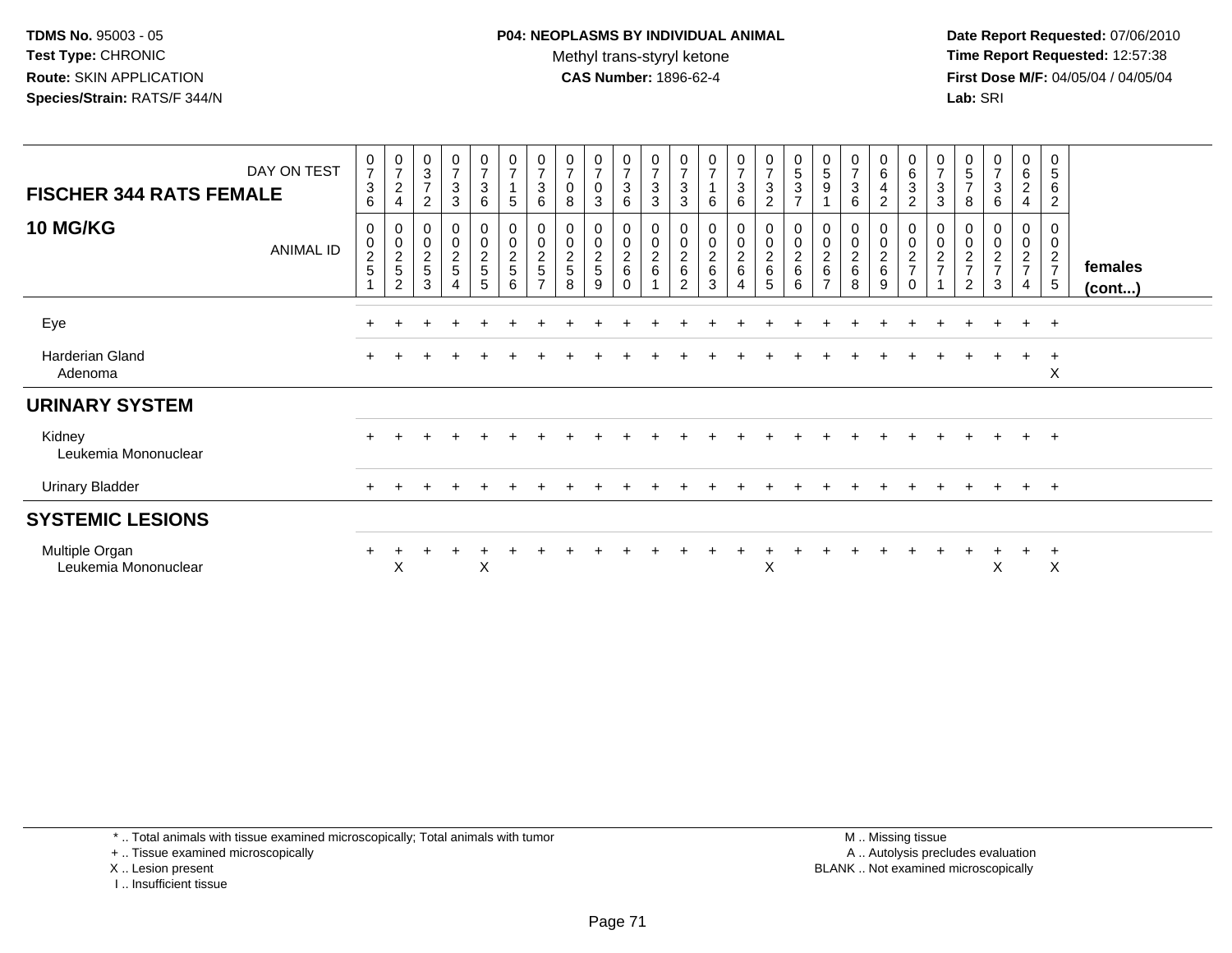**TDMS No.** 95003 - 05
**Test Type:** CHRONIC
**Route:** SKIN APPLICATION
**Species/Strain:** RATS/F 344/N

**P04: NEOPLASMS BY INDIVIDUAL ANIMAL**
Methyl trans-styryl ketone
**CAS Number:** 1896-62-4

**Date Report Requested:** 07/06/2010
**Time Report Requested:** 12:57:38
**First Dose M/F:** 04/05/04 / 04/05/04
**Lab:** SRI

| FISCHER 344 RATS FEMALE — DAY ON TEST | 0736 | 0724 | 0372 | 0733 | 0736 | 0715 | 0736 | 0708 | 0703 | 0736 | 0733 | 0733 | 0716 | 0736 | 0732 | 0537 | 0591 | 0736 | 0642 | 0632 | 0733 | 0578 | 0736 | 0624 | 0562 | |
|---|---|---|---|---|---|---|---|---|---|---|---|---|---|---|---|---|---|---|---|---|---|---|---|---|---|---|
| **10 MG/KG** — ANIMAL ID | 00251 | 00252 | 00253 | 00254 | 00255 | 00256 | 00257 | 00258 | 00259 | 00260 | 00261 | 00262 | 00263 | 00264 | 00265 | 00266 | 00267 | 00268 | 00269 | 00270 | 00271 | 00272 | 00273 | 00274 | 00275 | **females (cont...)** |
| Eye | + | + | + | + | + | + | + | + | + | + | + | + | + | + | + | + | + | + | + | + | + | + | + | + | + | |
| Harderian Gland | + | + | + | + | + | + | + | + | + | + | + | + | + | + | + | + | + | + | + | + | + | + | + | + | + | |
| Adenoma | | | | | | | | | | | | | | | | | | | | | | | | | X | |
| **URINARY SYSTEM** | | | | | | | | | | | | | | | | | | | | | | | | | | |
| Kidney | + | + | + | + | + | + | + | + | + | + | + | + | + | + | + | + | + | + | + | + | + | + | + | + | + | |
| Leukemia Mononuclear | | | | | | | | | | | | | | | | | | | | | | | | | | |
| Urinary Bladder | + | + | + | + | + | + | + | + | + | + | + | + | + | + | + | + | + | + | + | + | + | + | + | + | + | |
| **SYSTEMIC LESIONS** | | | | | | | | | | | | | | | | | | | | | | | | | | |
| Multiple Organ | + | + | + | + | + | + | + | + | + | + | + | + | + | + | + | + | + | + | + | + | + | + | + | + | + | |
| Leukemia Mononuclear | | X | | | X | | | | | | | | | | X | | | | | | | | X | | X | |

\* .. Total animals with tissue examined microscopically; Total animals with tumor
\+ .. Tissue examined microscopically
X .. Lesion present
I .. Insufficient tissue

M .. Missing tissue
A .. Autolysis precludes evaluation
BLANK .. Not examined microscopically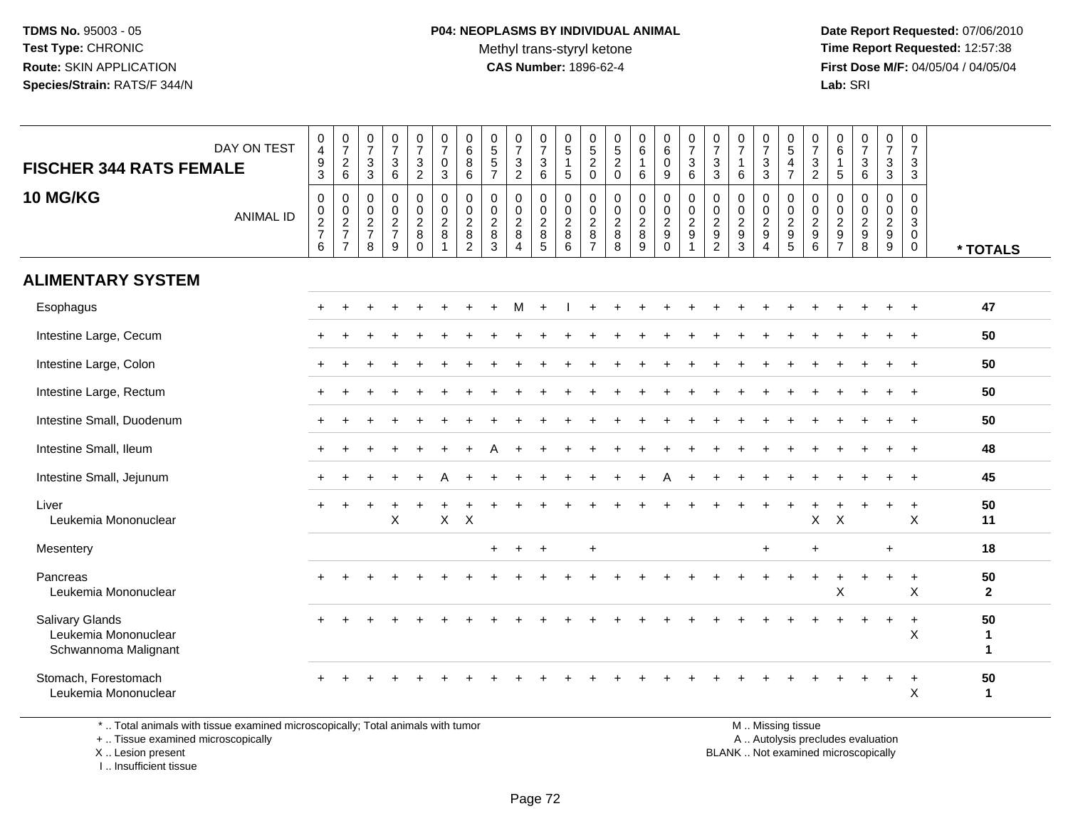TDMS No. 95003 - 05
Test Type: CHRONIC
Route: SKIN APPLICATION
Species/Strain: RATS/F 344/N

**P04: NEOPLASMS BY INDIVIDUAL ANIMAL**
Methyl trans-styryl ketone
**CAS Number:** 1896-62-4

Date Report Requested: 07/06/2010
Time Report Requested: 12:57:38
First Dose M/F: 04/05/04 / 04/05/04
Lab: SRI

| FISCHER 344 RATS FEMALE 10 MG/KG — DAY ON TEST | 0493 | 0726 | 0733 | 0736 | 0732 | 0703 | 0686 | 0557 | 0732 | 0736 | 0515 | 0520 | 0520 | 0616 | 0609 | 0736 | 0733 | 0716 | 0733 | 0547 | 0732 | 0615 | 0736 | 0733 | 0733 | |
|---|---|---|---|---|---|---|---|---|---|---|---|---|---|---|---|---|---|---|---|---|---|---|---|---|---|---|
| **ANIMAL ID** | 0276 | 0277 | 0278 | 0279 | 0280 | 0281 | 0282 | 0283 | 0284 | 0285 | 0286 | 0287 | 0288 | 0289 | 0290 | 0291 | 0292 | 0293 | 0294 | 0295 | 0296 | 0297 | 0298 | 0299 | 0300 | *** TOTALS** |
| **ALIMENTARY SYSTEM** | | | | | | | | | | | | | | | | | | | | | | | | | | |
| Esophagus | + | + | + | + | + | + | + | + | M | + | I | + | + | + | + | + | + | + | + | + | + | + | + | + | + | 47 |
| Intestine Large, Cecum | + | + | + | + | + | + | + | + | + | + | + | + | + | + | + | + | + | + | + | + | + | + | + | + | + | 50 |
| Intestine Large, Colon | + | + | + | + | + | + | + | + | + | + | + | + | + | + | + | + | + | + | + | + | + | + | + | + | + | 50 |
| Intestine Large, Rectum | + | + | + | + | + | + | + | + | + | + | + | + | + | + | + | + | + | + | + | + | + | + | + | + | + | 50 |
| Intestine Small, Duodenum | + | + | + | + | + | + | + | + | + | + | + | + | + | + | + | + | + | + | + | + | + | + | + | + | + | 50 |
| Intestine Small, Ileum | + | + | + | + | + | + | + | A | + | + | + | + | + | + | + | + | + | + | + | + | + | + | + | + | + | 48 |
| Intestine Small, Jejunum | + | + | + | + | + | A | + | + | + | + | + | + | + | + | A | + | + | + | + | + | + | + | + | + | + | 45 |
| Liver | + | + | + | + | + | + | + | + | + | + | + | + | + | + | + | + | + | + | + | + | + | + | + | + | + | 50 |
| Leukemia Mononuclear | | | | X | | X | X | | | | | | | | | | | | | | X | X | | | X | 11 |
| Mesentery | | | | | | | | + | + | + | | + | | | | | | | + | | + | | | + | | 18 |
| Pancreas | + | + | + | + | + | + | + | + | + | + | + | + | + | + | + | + | + | + | + | + | + | + | + | + | + | 50 |
| Leukemia Mononuclear | | | | | | | | | | | | | | | | | | | | | | X | | | X | 2 |
| Salivary Glands | + | + | + | + | + | + | + | + | + | + | + | + | + | + | + | + | + | + | + | + | + | + | + | + | + | 50 |
| Leukemia Mononuclear | | | | | | | | | | | | | | | | | | | | | | | | | X | 1 |
| Schwannoma Malignant | | | | | | | | | | | | | | | | | | | | | | | | | | 1 |
| Stomach, Forestomach | + | + | + | + | + | + | + | + | + | + | + | + | + | + | + | + | + | + | + | + | + | + | + | + | + | 50 |
| Leukemia Mononuclear | | | | | | | | | | | | | | | | | | | | | | | | | X | 1 |

\* .. Total animals with tissue examined microscopically; Total animals with tumor
\+ .. Tissue examined microscopically
X .. Lesion present
I .. Insufficient tissue

M .. Missing tissue
A .. Autolysis precludes evaluation
BLANK .. Not examined microscopically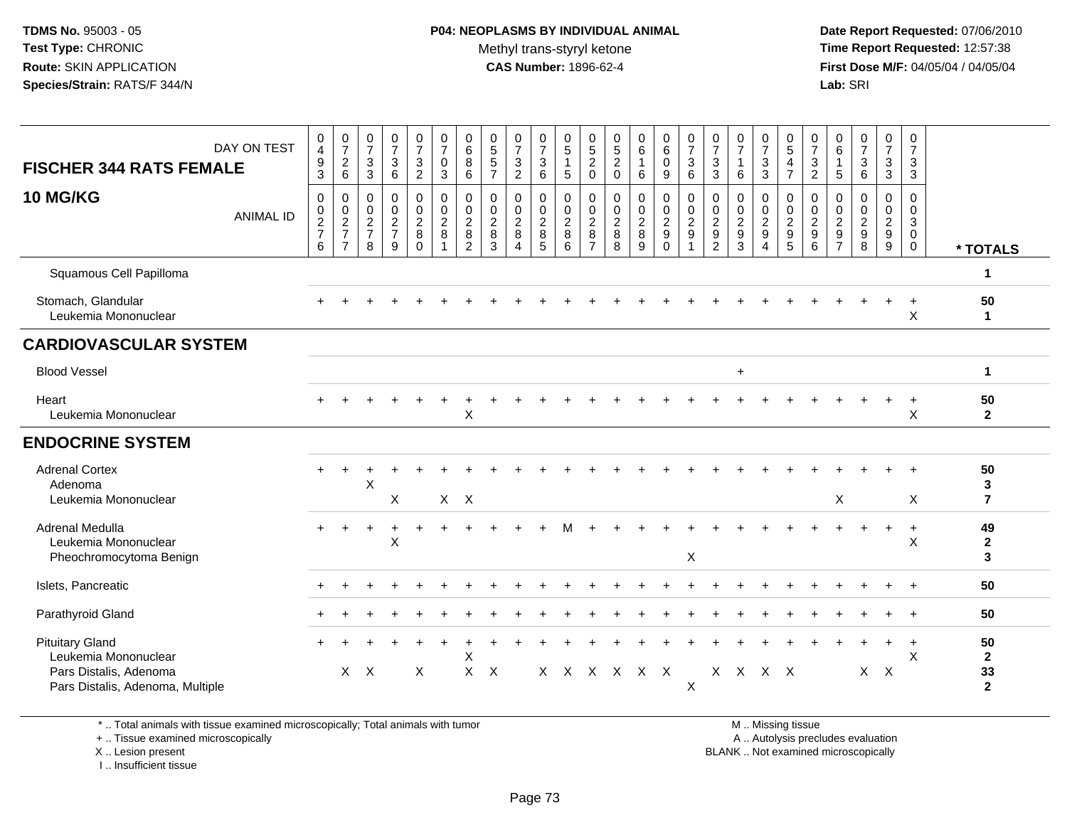**TDMS No.** 95003 - 05
**Test Type:** CHRONIC
**Route:** SKIN APPLICATION
**Species/Strain:** RATS/F 344/N

**P04: NEOPLASMS BY INDIVIDUAL ANIMAL**
Methyl trans-styryl ketone
**CAS Number:** 1896-62-4

**Date Report Requested:** 07/06/2010
**Time Report Requested:** 12:57:38
**First Dose M/F:** 04/05/04 / 04/05/04
**Lab:** SRI

| FISCHER 344 RATS FEMALE 10 MG/KG — DAY ON TEST | 0493 | 0726 | 0733 | 0736 | 0732 | 0703 | 0686 | 0557 | 0732 | 0736 | 0515 | 0520 | 0520 | 0616 | 0609 | 0736 | 0733 | 0716 | 0733 | 0547 | 0732 | 0615 | 0736 | 0733 | 0733 | |
|---|---|---|---|---|---|---|---|---|---|---|---|---|---|---|---|---|---|---|---|---|---|---|---|---|---|---|
| ANIMAL ID | 00276 | 00277 | 00278 | 00279 | 00280 | 00281 | 00282 | 00283 | 00284 | 00285 | 00286 | 00287 | 00288 | 00289 | 00290 | 00291 | 00292 | 00293 | 00294 | 00295 | 00296 | 00297 | 00298 | 00299 | 00300 | * TOTALS |
| Squamous Cell Papilloma | | | | | | | | | | | | | | | | | | | | | | | | | | 1 |
| Stomach, Glandular | + | + | + | + | + | + | + | + | + | + | + | + | + | + | + | + | + | + | + | + | + | + | + | + | + | 50 |
| Leukemia Mononuclear | | | | | | | | | | | | | | | | | | | | | | | | | X | 1 |
| **CARDIOVASCULAR SYSTEM** | | | | | | | | | | | | | | | | | | | | | | | | | | |
| Blood Vessel | | | | | | | | | | | | | | | | | | + | | | | | | | | 1 |
| Heart | + | + | + | + | + | + | + | + | + | + | + | + | + | + | + | + | + | + | + | + | + | + | + | + | + | 50 |
| Leukemia Mononuclear | | | | | | | X | | | | | | | | | | | | | | | | | | X | 2 |
| **ENDOCRINE SYSTEM** | | | | | | | | | | | | | | | | | | | | | | | | | | |
| Adrenal Cortex | + | + | + | + | + | + | + | + | + | + | + | + | + | + | + | + | + | + | + | + | + | + | + | + | + | 50 |
| Adenoma | | | X | | | | | | | | | | | | | | | | | | | | | | | 3 |
| Leukemia Mononuclear | | | | X | | X | X | | | | | | | | | | | | | | | X | | | X | 7 |
| Adrenal Medulla | + | + | + | + | + | + | + | + | + | + | M | + | + | + | + | + | + | + | + | + | + | + | + | + | + | 49 |
| Leukemia Mononuclear | | | | X | | | | | | | | | | | | | | | | | | | | | X | 2 |
| Pheochromocytoma Benign | | | | | | | | | | | | | | | | X | | | | | | | | | | 3 |
| Islets, Pancreatic | + | + | + | + | + | + | + | + | + | + | + | + | + | + | + | + | + | + | + | + | + | + | + | + | + | 50 |
| Parathyroid Gland | + | + | + | + | + | + | + | + | + | + | + | + | + | + | + | + | + | + | + | + | + | + | + | + | + | 50 |
| Pituitary Gland | + | + | + | + | + | + | + | + | + | + | + | + | + | + | + | + | + | + | + | + | + | + | + | + | + | 50 |
| Leukemia Mononuclear | | | | | | | X | | | | | | | | | | | | | | | | | | X | 2 |
| Pars Distalis, Adenoma | | X | X | | X | | X | X | | X | X | X | X | X | X | | X | X | X | X | | | X | X | | 33 |
| Pars Distalis, Adenoma, Multiple | | | | | | | | | | | | | | | | X | | | | | | | | | | 2 |

\* .. Total animals with tissue examined microscopically; Total animals with tumor
\+ .. Tissue examined microscopically
X .. Lesion present
I .. Insufficient tissue

M .. Missing tissue
A .. Autolysis precludes evaluation
BLANK .. Not examined microscopically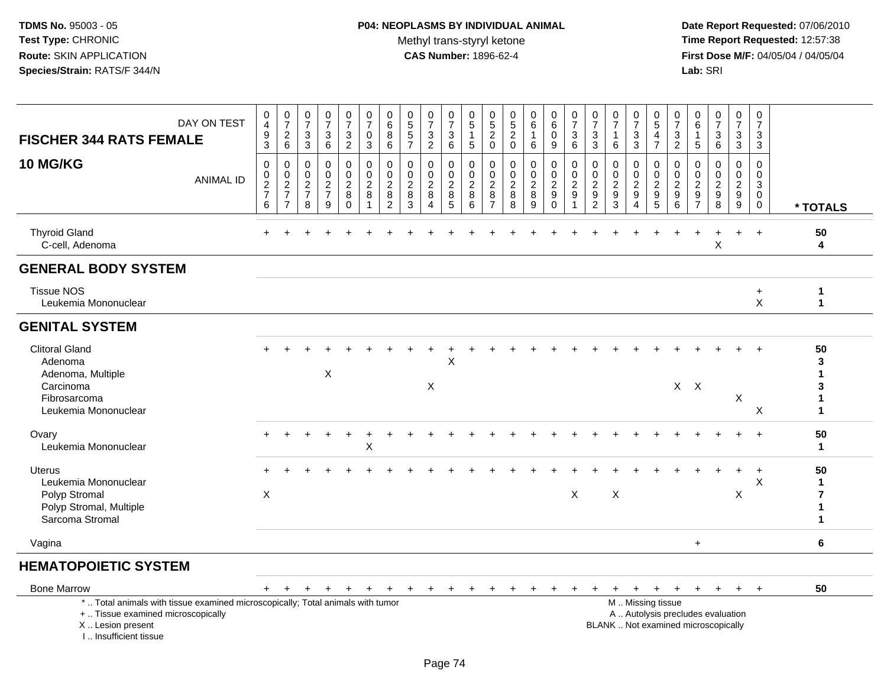**TDMS No.** 95003 - 05
**Test Type:** CHRONIC
**Route:** SKIN APPLICATION
**Species/Strain:** RATS/F 344/N

**P04: NEOPLASMS BY INDIVIDUAL ANIMAL**
Methyl trans-styryl ketone
**CAS Number:** 1896-62-4

**Date Report Requested:** 07/06/2010
**Time Report Requested:** 12:57:38
**First Dose M/F:** 04/05/04 / 04/05/04
**Lab:** SRI

| FISCHER 344 RATS FEMALE — DAY ON TEST | 0493 | 0726 | 0733 | 0736 | 0732 | 0703 | 0686 | 0557 | 0732 | 0736 | 0515 | 0520 | 0520 | 0616 | 0609 | 0736 | 0733 | 0716 | 0733 | 0547 | 0732 | 0615 | 0736 | 0733 | 0733 | |
|---|---|---|---|---|---|---|---|---|---|---|---|---|---|---|---|---|---|---|---|---|---|---|---|---|---|---|
| **10 MG/KG** — ANIMAL ID | 0276 | 0277 | 0278 | 0279 | 0280 | 0281 | 0282 | 0283 | 0284 | 0285 | 0286 | 0287 | 0288 | 0289 | 0290 | 0291 | 0292 | 0293 | 0294 | 0295 | 0296 | 0297 | 0298 | 0299 | 0300 | * TOTALS |
| Thyroid Gland | + | + | + | + | + | + | + | + | + | + | + | + | + | + | + | + | + | + | + | + | + | + | + | + | + | 50 |
| C-cell, Adenoma | | | | | | | | | | | | | | | | | | | | | | | X | | | 4 |
| **GENERAL BODY SYSTEM** | | | | | | | | | | | | | | | | | | | | | | | | | | |
| Tissue NOS | | | | | | | | | | | | | | | | | | | | | | | | | + | 1 |
| Leukemia Mononuclear | | | | | | | | | | | | | | | | | | | | | | | | | X | 1 |
| **GENITAL SYSTEM** | | | | | | | | | | | | | | | | | | | | | | | | | | |
| Clitoral Gland | + | + | + | + | + | + | + | + | + | + | + | + | + | + | + | + | + | + | + | + | + | + | + | + | + | 50 |
| Adenoma | | | | | | | | | | X | | | | | | | | | | | | | | | | 3 |
| Adenoma, Multiple | | | | X | | | | | | | | | | | | | | | | | | | | | | 1 |
| Carcinoma | | | | | | | | | X | | | | | | | | | | | | X | X | | | | 3 |
| Fibrosarcoma | | | | | | | | | | | | | | | | | | | | | | | | X | | 1 |
| Leukemia Mononuclear | | | | | | | | | | | | | | | | | | | | | | | | | X | 1 |
| Ovary | + | + | + | + | + | + | + | + | + | + | + | + | + | + | + | + | + | + | + | + | + | + | + | + | + | 50 |
| Leukemia Mononuclear | | | | | | X | | | | | | | | | | | | | | | | | | | | 1 |
| Uterus | + | + | + | + | + | + | + | + | + | + | + | + | + | + | + | + | + | + | + | + | + | + | + | + | + | 50 |
| Leukemia Mononuclear | | | | | | | | | | | | | | | | | | | | | | | | | X | 1 |
| Polyp Stromal | X | | | | | | | | | | | | | | | X | | X | | | | | | X | | 7 |
| Polyp Stromal, Multiple | | | | | | | | | | | | | | | | | | | | | | | | | | 1 |
| Sarcoma Stromal | | | | | | | | | | | | | | | | | | | | | | | | | | 1 |
| Vagina | | | | | | | | | | | | | | | | | | | | | | + | | | | 6 |
| **HEMATOPOIETIC SYSTEM** | | | | | | | | | | | | | | | | | | | | | | | | | | |
| Bone Marrow | + | + | + | + | + | + | + | + | + | + | + | + | + | + | + | + | + | + | + | + | + | + | + | + | + | 50 |

\* .. Total animals with tissue examined microscopically; Total animals with tumor
+ .. Tissue examined microscopically
X .. Lesion present
I .. Insufficient tissue

M .. Missing tissue
A .. Autolysis precludes evaluation
BLANK .. Not examined microscopically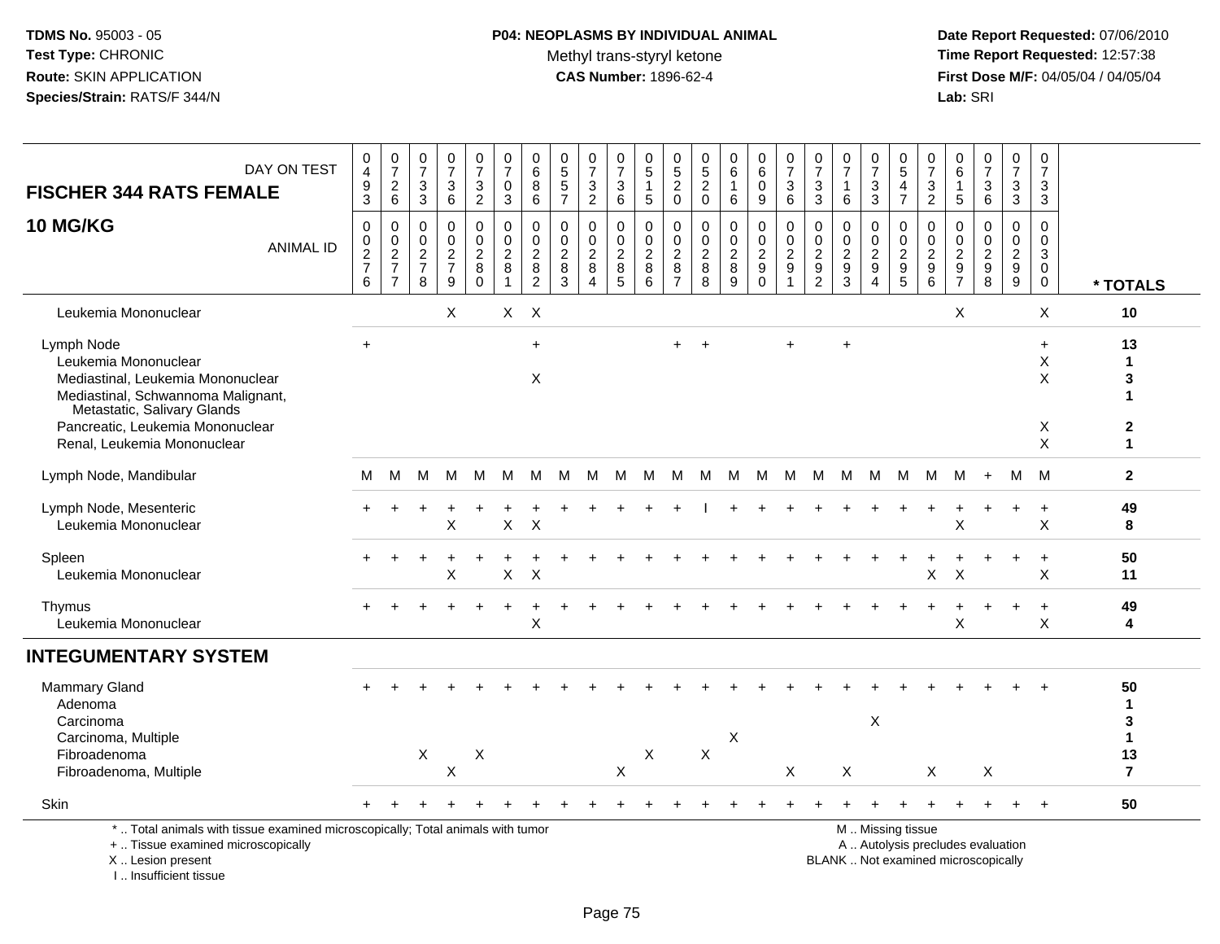TDMS No. 95003 - 05
Test Type: CHRONIC
Route: SKIN APPLICATION
Species/Strain: RATS/F 344/N

**P04: NEOPLASMS BY INDIVIDUAL ANIMAL**
Methyl trans-styryl ketone
**CAS Number:** 1896-62-4

Date Report Requested: 07/06/2010
Time Report Requested: 12:57:38
First Dose M/F: 04/05/04 / 04/05/04
Lab: SRI

| FISCHER 344 RATS FEMALE 10 MG/KG — DAY ON TEST | 0493 | 0726 | 0733 | 0736 | 0732 | 0703 | 0686 | 0557 | 0732 | 0736 | 0515 | 0520 | 0520 | 0616 | 0609 | 0736 | 0733 | 0716 | 0733 | 0547 | 0732 | 0615 | 0736 | 0733 | 0733 | |
|---|---|---|---|---|---|---|---|---|---|---|---|---|---|---|---|---|---|---|---|---|---|---|---|---|---|---|
| **ANIMAL ID** | 0276 | 0277 | 0278 | 0279 | 0280 | 0281 | 0282 | 0283 | 0284 | 0285 | 0286 | 0287 | 0288 | 0289 | 0290 | 0291 | 0292 | 0293 | 0294 | 0295 | 0296 | 0297 | 0298 | 0299 | 0300 | *** TOTALS** |
| Leukemia Mononuclear | | | | X | | X | X | | | | | | | | | | | | | | | X | | | X | **10** |
| Lymph Node | + | | | | | | + | | | | | + | + | | | + | | + | | | | | | | + | **13** |
| Leukemia Mononuclear | | | | | | | | | | | | | | | | | | | | | | | | | X | **1** |
| Mediastinal, Leukemia Mononuclear | | | | | | | X | | | | | | | | | | | | | | | | | | X | **3** |
| Mediastinal, Schwannoma Malignant, Metastatic, Salivary Glands | | | | | | | | | | | | | | | | | | | | | | | | | | **1** |
| Pancreatic, Leukemia Mononuclear | | | | | | | | | | | | | | | | | | | | | | | | | X | **2** |
| Renal, Leukemia Mononuclear | | | | | | | | | | | | | | | | | | | | | | | | | X | **1** |
| Lymph Node, Mandibular | M | M | M | M | M | M | M | M | M | M | M | M | M | M | M | M | M | M | M | M | M | M | M | + | M | **2** |
| Lymph Node, Mesenteric | + | + | + | + | + | + | + | + | + | + | + | + | I | + | + | + | + | + | + | + | + | + | + | + | + | **49** |
| Leukemia Mononuclear | | | | X | | X | X | | | | | | | | | | | | | | | X | | | X | **8** |
| Spleen | + | + | + | + | + | + | + | + | + | + | + | + | + | + | + | + | + | + | + | + | + | + | + | + | + | **50** |
| Leukemia Mononuclear | | | | X | | X | X | | | | | | | | | | | | | | X | X | | | X | **11** |
| Thymus | + | + | + | + | + | + | + | + | + | + | + | + | + | + | + | + | + | + | + | + | + | + | + | + | + | **49** |
| Leukemia Mononuclear | | | | | | | X | | | | | | | | | | | | | | | X | | | X | **4** |
| **INTEGUMENTARY SYSTEM** | | | | | | | | | | | | | | | | | | | | | | | | | | |
| Mammary Gland | + | + | + | + | + | + | + | + | + | + | + | + | + | + | + | + | + | + | + | + | + | + | + | + | + | **50** |
| Adenoma | | | | | | | | | | | | | | | | | | | | | | | | | | **1** |
| Carcinoma | | | | | | | | | | | | | | | | | | | X | | | | | | | **3** |
| Carcinoma, Multiple | | | | | | | | | | | | | | X | | | | | | | | | | | | **1** |
| Fibroadenoma | | | X | | X | | | | | | X | | X | | | | | | | | | | | | | **13** |
| Fibroadenoma, Multiple | | | | X | | | | | | X | | | | | | X | | X | | | X | | X | | | **7** |
| Skin | + | + | + | + | + | + | + | + | + | + | + | + | + | + | + | + | + | + | + | + | + | + | + | + | + | **50** |

\* .. Total animals with tissue examined microscopically; Total animals with tumor
\+ .. Tissue examined microscopically
X .. Lesion present
I .. Insufficient tissue

M .. Missing tissue
A .. Autolysis precludes evaluation
BLANK .. Not examined microscopically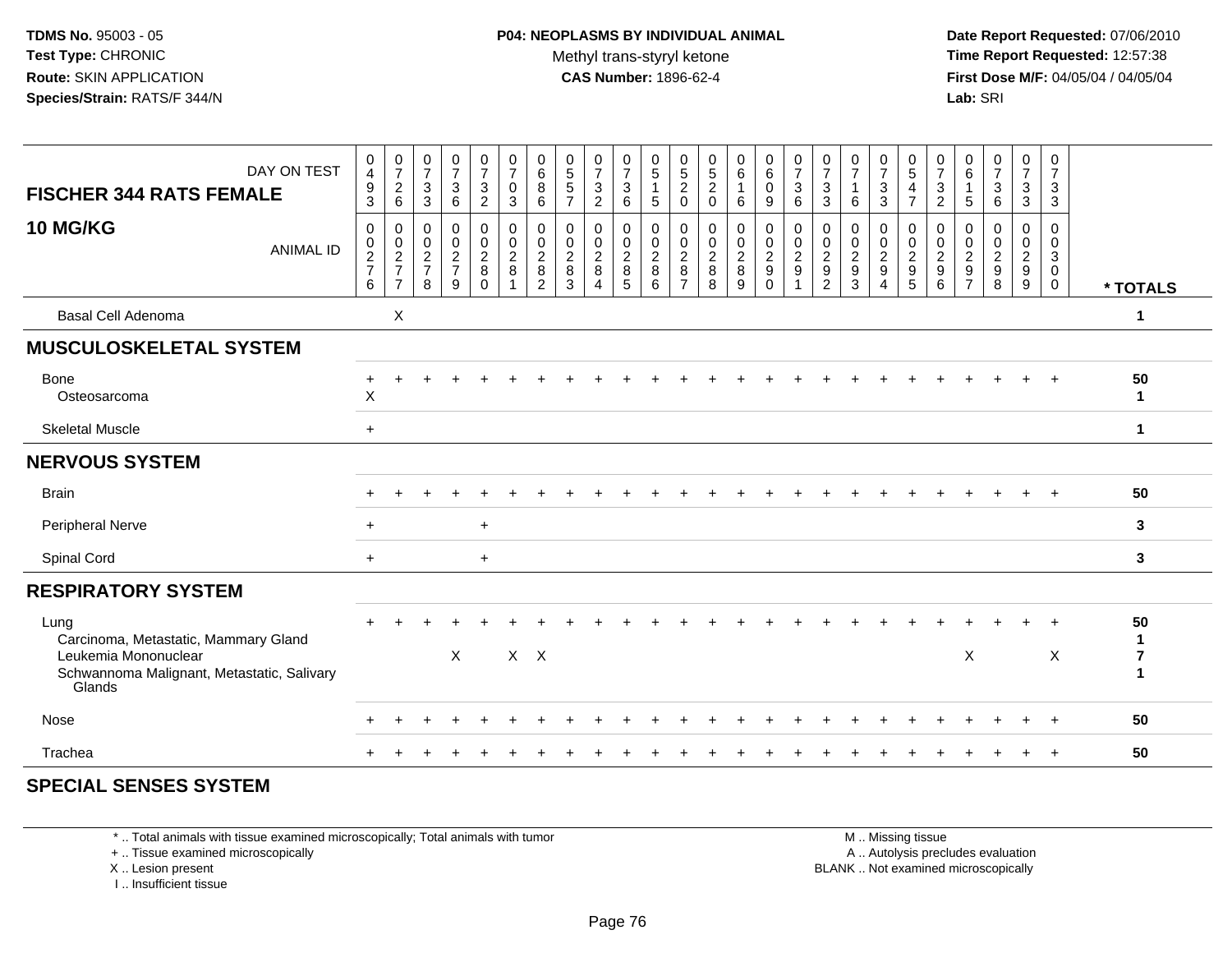**TDMS No.** 95003 - 05
**Test Type:** CHRONIC
**Route:** SKIN APPLICATION
**Species/Strain:** RATS/F 344/N

**P04: NEOPLASMS BY INDIVIDUAL ANIMAL**
Methyl trans-styryl ketone
**CAS Number:** 1896-62-4

**Date Report Requested:** 07/06/2010
**Time Report Requested:** 12:57:38
**First Dose M/F:** 04/05/04 / 04/05/04
**Lab:** SRI

## FISCHER 344 RATS FEMALE — 10 MG/KG

| DAY ON TEST | 0493 | 0726 | 0733 | 0736 | 0732 | 0703 | 0686 | 0557 | 0732 | 0736 | 0515 | 0520 | 0520 | 0616 | 0609 | 0736 | 0733 | 0716 | 0733 | 0547 | 0732 | 0615 | 0736 | 0733 | 0733 | |
|---|---|---|---|---|---|---|---|---|---|---|---|---|---|---|---|---|---|---|---|---|---|---|---|---|---|---|
| **ANIMAL ID** | 0276 | 0277 | 0278 | 0279 | 0280 | 0281 | 0282 | 0283 | 0284 | 0285 | 0286 | 0287 | 0288 | 0289 | 0290 | 0291 | 0292 | 0293 | 0294 | 0295 | 0296 | 0297 | 0298 | 0299 | 0300 | **\* TOTALS** |
| Basal Cell Adenoma | | X | | | | | | | | | | | | | | | | | | | | | | | | 1 |
| **MUSCULOSKELETAL SYSTEM** | | | | | | | | | | | | | | | | | | | | | | | | | | |
| Bone | + | + | + | + | + | + | + | + | + | + | + | + | + | + | + | + | + | + | + | + | + | + | + | + | + | 50 |
| Osteosarcoma | X | | | | | | | | | | | | | | | | | | | | | | | | | 1 |
| Skeletal Muscle | + | | | | | | | | | | | | | | | | | | | | | | | | | 1 |
| **NERVOUS SYSTEM** | | | | | | | | | | | | | | | | | | | | | | | | | | |
| Brain | + | + | + | + | + | + | + | + | + | + | + | + | + | + | + | + | + | + | + | + | + | + | + | + | + | 50 |
| Peripheral Nerve | + | | | | + | | | | | | | | | | | | | | | | | | | | | 3 |
| Spinal Cord | + | | | | + | | | | | | | | | | | | | | | | | | | | | 3 |
| **RESPIRATORY SYSTEM** | | | | | | | | | | | | | | | | | | | | | | | | | | |
| Lung | + | + | + | + | + | + | + | + | + | + | + | + | + | + | + | + | + | + | + | + | + | + | + | + | + | 50 |
| Carcinoma, Metastatic, Mammary Gland | | | | | | | | | | | | | | | | | | | | | | | | | | 1 |
| Leukemia Mononuclear | | | | X | | X | X | | | | | | | | | | | | | | | X | | | X | 7 |
| Schwannoma Malignant, Metastatic, Salivary Glands | | | | | | | | | | | | | | | | | | | | | | | | | | 1 |
| Nose | + | + | + | + | + | + | + | + | + | + | + | + | + | + | + | + | + | + | + | + | + | + | + | + | + | 50 |
| Trachea | + | + | + | + | + | + | + | + | + | + | + | + | + | + | + | + | + | + | + | + | + | + | + | + | + | 50 |

## SPECIAL SENSES SYSTEM

\* .. Total animals with tissue examined microscopically; Total animals with tumor
\+ .. Tissue examined microscopically
X .. Lesion present
I .. Insufficient tissue

M .. Missing tissue
A .. Autolysis precludes evaluation
BLANK .. Not examined microscopically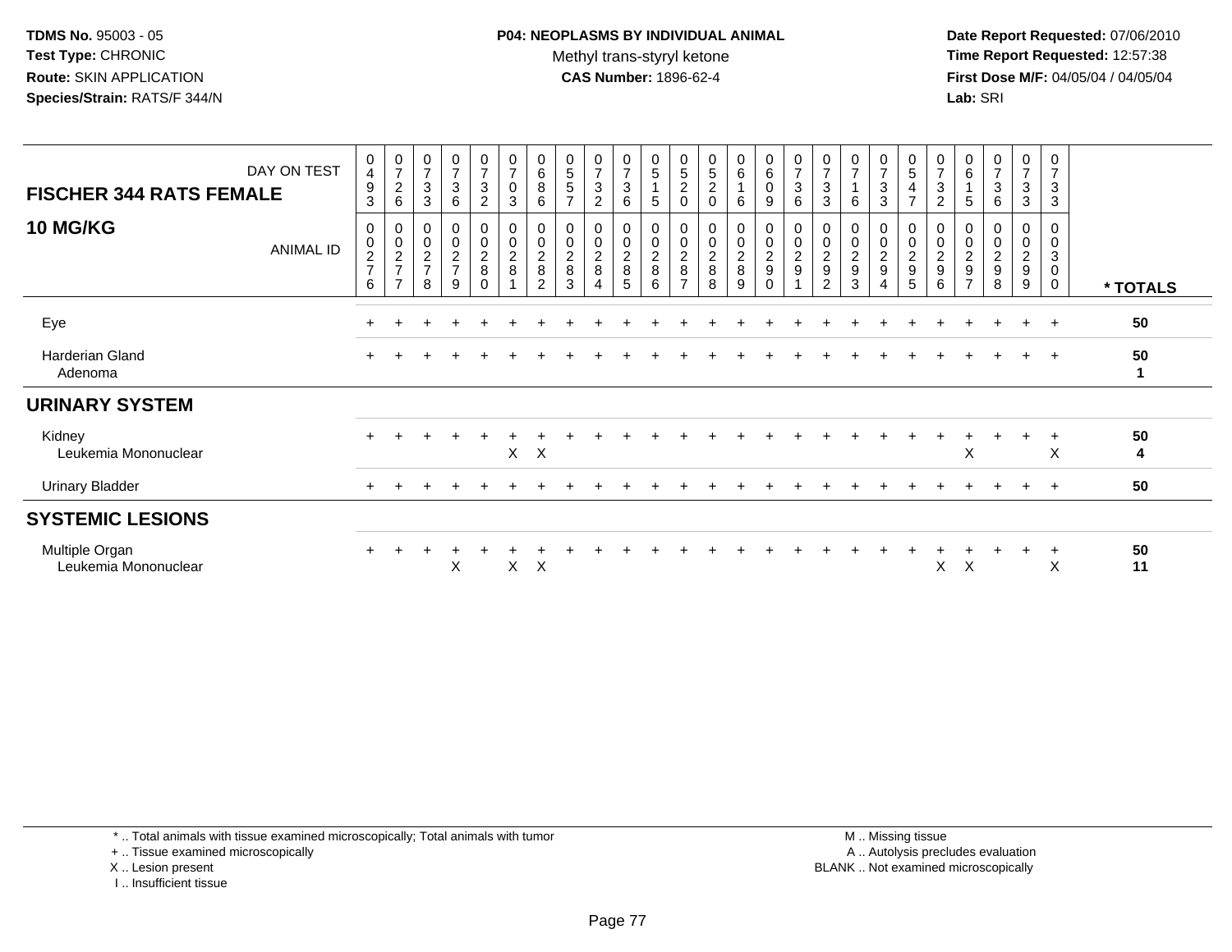**TDMS No.** 95003 - 05
**Test Type:** CHRONIC
**Route:** SKIN APPLICATION
**Species/Strain:** RATS/F 344/N

**P04: NEOPLASMS BY INDIVIDUAL ANIMAL**
Methyl trans-styryl ketone
**CAS Number:** 1896-62-4

**Date Report Requested:** 07/06/2010
**Time Report Requested:** 12:57:38
**First Dose M/F:** 04/05/04 / 04/05/04
**Lab:** SRI

| FISCHER 344 RATS FEMALE — DAY ON TEST | 0493 | 0726 | 0733 | 0736 | 0732 | 0703 | 0686 | 0557 | 0732 | 0736 | 0515 | 0520 | 0520 | 0616 | 0609 | 0736 | 0733 | 0716 | 0733 | 0547 | 0732 | 0615 | 0736 | 0733 | 0733 | |
|---|---|---|---|---|---|---|---|---|---|---|---|---|---|---|---|---|---|---|---|---|---|---|---|---|---|---|
| **10 MG/KG** — ANIMAL ID | 00276 | 00277 | 00278 | 00279 | 00280 | 00281 | 00282 | 00283 | 00284 | 00285 | 00286 | 00287 | 00288 | 00289 | 00290 | 00291 | 00292 | 00293 | 00294 | 00295 | 00296 | 00297 | 00298 | 00299 | 00300 | * TOTALS |
| Eye | + | + | + | + | + | + | + | + | + | + | + | + | + | + | + | + | + | + | + | + | + | + | + | + | + | 50 |
| Harderian Gland | + | + | + | + | + | + | + | + | + | + | + | + | + | + | + | + | + | + | + | + | + | + | + | + | + | 50 |
| Adenoma | | | | | | | | | | | | | | | | | | | | | | | | | | 1 |
| **URINARY SYSTEM** | | | | | | | | | | | | | | | | | | | | | | | | | | |
| Kidney | + | + | + | + | + | + | + | + | + | + | + | + | + | + | + | + | + | + | + | + | + | + | + | + | + | 50 |
| Leukemia Mononuclear | | | | | | X | X | | | | | | | | | | | | | | | X | | | X | 4 |
| Urinary Bladder | + | + | + | + | + | + | + | + | + | + | + | + | + | + | + | + | + | + | + | + | + | + | + | + | + | 50 |
| **SYSTEMIC LESIONS** | | | | | | | | | | | | | | | | | | | | | | | | | | |
| Multiple Organ | + | + | + | + | + | + | + | + | + | + | + | + | + | + | + | + | + | + | + | + | + | + | + | + | + | 50 |
| Leukemia Mononuclear | | | | X | | X | X | | | | | | | | | | | | | | X | X | | | X | 11 |

* .. Total animals with tissue examined microscopically; Total animals with tumor
+ .. Tissue examined microscopically
X .. Lesion present
I .. Insufficient tissue

M .. Missing tissue
A .. Autolysis precludes evaluation
BLANK .. Not examined microscopically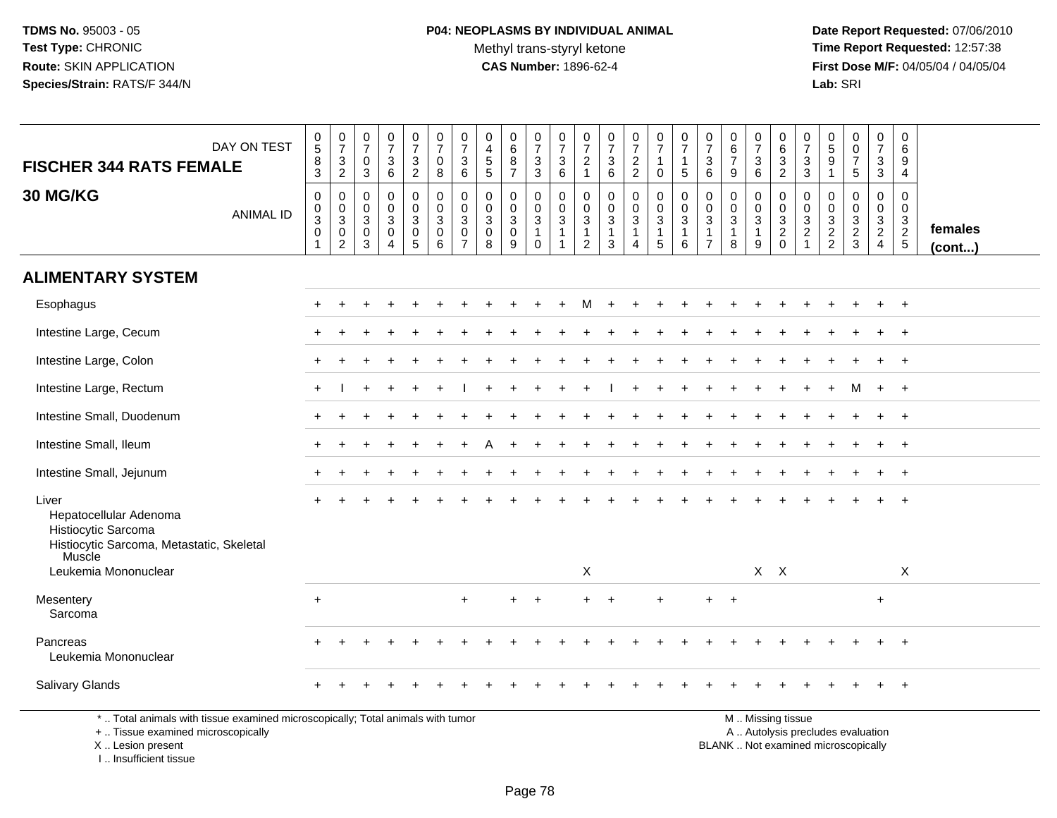**TDMS No.** 95003 - 05
**Test Type:** CHRONIC
**Route:** SKIN APPLICATION
**Species/Strain:** RATS/F 344/N

**P04: NEOPLASMS BY INDIVIDUAL ANIMAL**
Methyl trans-styryl ketone
**CAS Number:** 1896-62-4

**Date Report Requested:** 07/06/2010
**Time Report Requested:** 12:57:38
**First Dose M/F:** 04/05/04 / 04/05/04
**Lab:** SRI

| FISCHER 344 RATS FEMALE 30 MG/KG | | | | | | | | | | | | | | | | | | | | | | | | | | |
|---|---|---|---|---|---|---|---|---|---|---|---|---|---|---|---|---|---|---|---|---|---|---|---|---|---|---|
| DAY ON TEST | 0583 | 0732 | 0703 | 0736 | 0732 | 0708 | 0736 | 0455 | 0687 | 0733 | 0736 | 0721 | 0736 | 0722 | 0710 | 0715 | 0736 | 0679 | 0736 | 0632 | 0733 | 0591 | 0075 | 0733 | 0694 | |
| ANIMAL ID | 00301 | 00302 | 00303 | 00304 | 00305 | 00306 | 00307 | 00308 | 00309 | 00310 | 00311 | 00312 | 00313 | 00314 | 00315 | 00316 | 00317 | 00318 | 00319 | 00320 | 00321 | 00322 | 00323 | 00324 | 00325 | females (cont...) |
| **ALIMENTARY SYSTEM** | | | | | | | | | | | | | | | | | | | | | | | | | | |
| Esophagus | + | + | + | + | + | + | + | + | + | + | + | M | + | + | + | + | + | + | + | + | + | + | + | + | + | |
| Intestine Large, Cecum | + | + | + | + | + | + | + | + | + | + | + | + | + | + | + | + | + | + | + | + | + | + | + | + | + | |
| Intestine Large, Colon | + | + | + | + | + | + | + | + | + | + | + | + | + | + | + | + | + | + | + | + | + | + | + | + | + | |
| Intestine Large, Rectum | + | I | + | + | + | + | I | + | + | + | + | + | I | + | + | + | + | + | + | + | + | + | M | + | + | |
| Intestine Small, Duodenum | + | + | + | + | + | + | + | + | + | + | + | + | + | + | + | + | + | + | + | + | + | + | + | + | + | |
| Intestine Small, Ileum | + | + | + | + | + | + | + | A | + | + | + | + | + | + | + | + | + | + | + | + | + | + | + | + | + | |
| Intestine Small, Jejunum | + | + | + | + | + | + | + | + | + | + | + | + | + | + | + | + | + | + | + | + | + | + | + | + | + | |
| Liver | + | + | + | + | + | + | + | + | + | + | + | + | + | + | + | + | + | + | + | + | + | + | + | + | + | |
| Hepatocellular Adenoma | | | | | | | | | | | | | | | | | | | | | | | | | | |
| Histiocytic Sarcoma | | | | | | | | | | | | | | | | | | | | | | | | | | |
| Histiocytic Sarcoma, Metastatic, Skeletal Muscle | | | | | | | | | | | | | | | | | | | | | | | | | | |
| Leukemia Mononuclear | | | | | | | | | | | | X | | | | | | | X | X | | | | | X | |
| Mesentery | + | | | | | | + | | + | + | | + | + | | + | | + | + | | | | | | + | | |
| Sarcoma | | | | | | | | | | | | | | | | | | | | | | | | | | |
| Pancreas | + | + | + | + | + | + | + | + | + | + | + | + | + | + | + | + | + | + | + | + | + | + | + | + | + | |
| Leukemia Mononuclear | | | | | | | | | | | | | | | | | | | | | | | | | | |
| Salivary Glands | + | + | + | + | + | + | + | + | + | + | + | + | + | + | + | + | + | + | + | + | + | + | + | + | + | |

\* .. Total animals with tissue examined microscopically; Total animals with tumor
\+ .. Tissue examined microscopically
X .. Lesion present
I .. Insufficient tissue

M .. Missing tissue
A .. Autolysis precludes evaluation
BLANK .. Not examined microscopically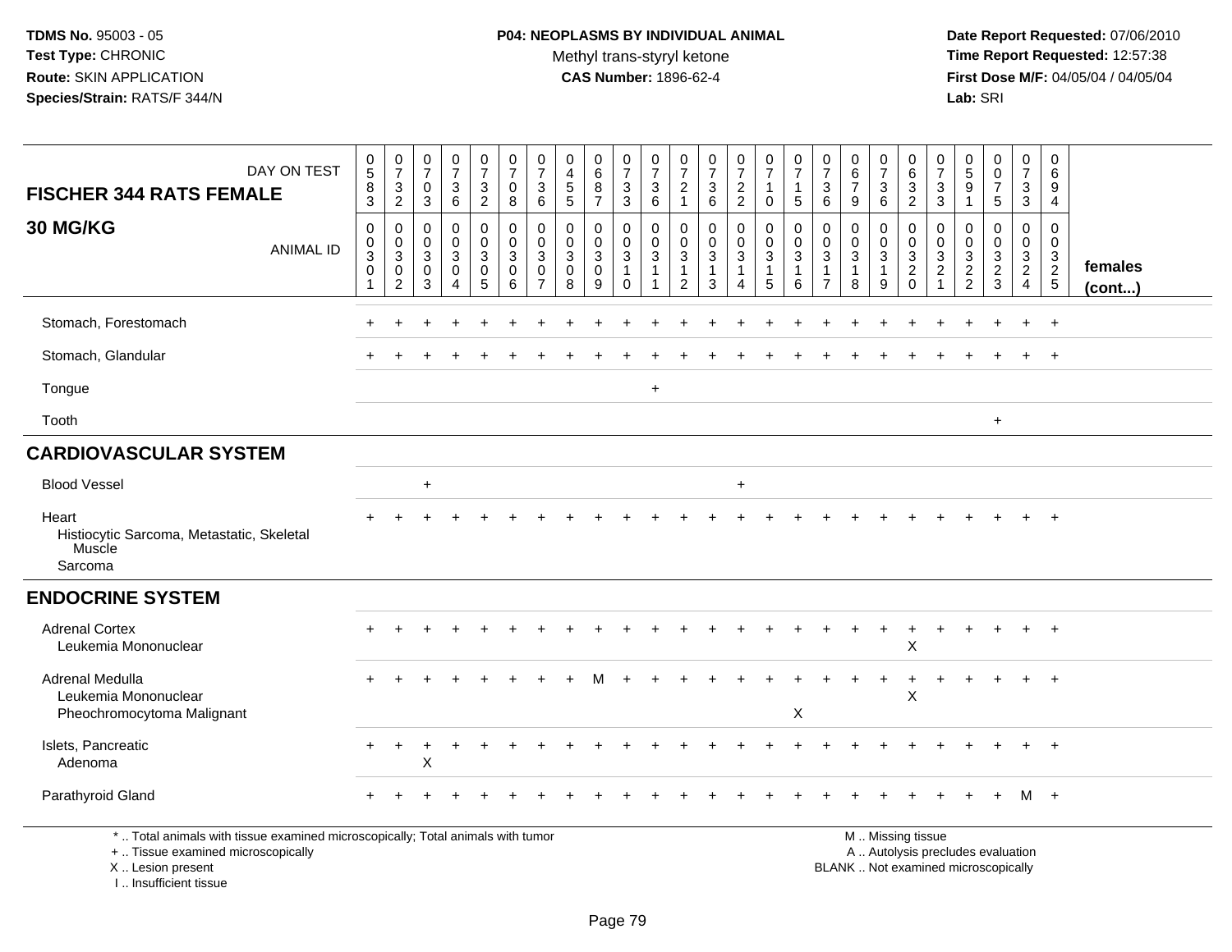**TDMS No.** 95003 - 05
**Test Type:** CHRONIC
**Route:** SKIN APPLICATION
**Species/Strain:** RATS/F 344/N

**P04: NEOPLASMS BY INDIVIDUAL ANIMAL**
Methyl trans-styryl ketone
**CAS Number:** 1896-62-4

**Date Report Requested:** 07/06/2010
**Time Report Requested:** 12:57:38
**First Dose M/F:** 04/05/04 / 04/05/04
**Lab:** SRI

| FISCHER 344 RATS FEMALE — DAY ON TEST | 0583 | 0732 | 0703 | 0736 | 0732 | 0708 | 0736 | 0455 | 0687 | 0733 | 0736 | 0721 | 0736 | 0722 | 0710 | 0715 | 0736 | 0679 | 0736 | 0632 | 0733 | 0591 | 0075 | 0733 | 0694 | |
|---|---|---|---|---|---|---|---|---|---|---|---|---|---|---|---|---|---|---|---|---|---|---|---|---|---|---|
| **30 MG/KG** — ANIMAL ID | 00301 | 00302 | 00303 | 00304 | 00305 | 00306 | 00307 | 00308 | 00309 | 00310 | 00311 | 00312 | 00313 | 00314 | 00315 | 00316 | 00317 | 00318 | 00319 | 00320 | 00321 | 00322 | 00323 | 00324 | 00325 | **females (cont...)** |
| Stomach, Forestomach | + | + | + | + | + | + | + | + | + | + | + | + | + | + | + | + | + | + | + | + | + | + | + | + | + | |
| Stomach, Glandular | + | + | + | + | + | + | + | + | + | + | + | + | + | + | + | + | + | + | + | + | + | + | + | + | + | |
| Tongue | | | | | | | | | | | + | | | | | | | | | | | | | | | |
| Tooth | | | | | | | | | | | | | | | | | | | | | | | + | | | |
| **CARDIOVASCULAR SYSTEM** | | | | | | | | | | | | | | | | | | | | | | | | | | |
| Blood Vessel | | | + | | | | | | | | | | | + | | | | | | | | | | | | |
| Heart | + | + | + | + | + | + | + | + | + | + | + | + | + | + | + | + | + | + | + | + | + | + | + | + | + | |
| Histiocytic Sarcoma, Metastatic, Skeletal Muscle | | | | | | | | | | | | | | | | | | | | | | | | | | |
| Sarcoma | | | | | | | | | | | | | | | | | | | | | | | | | | |
| **ENDOCRINE SYSTEM** | | | | | | | | | | | | | | | | | | | | | | | | | | |
| Adrenal Cortex | + | + | + | + | + | + | + | + | + | + | + | + | + | + | + | + | + | + | + | + | + | + | + | + | + | |
| Leukemia Mononuclear | | | | | | | | | | | | | | | | | | | | X | | | | | | |
| Adrenal Medulla | + | + | + | + | + | + | + | + | M | + | + | + | + | + | + | + | + | + | + | + | + | + | + | + | + | |
| Leukemia Mononuclear | | | | | | | | | | | | | | | | | | | | X | | | | | | |
| Pheochromocytoma Malignant | | | | | | | | | | | | | | | | X | | | | | | | | | | |
| Islets, Pancreatic | + | + | + | + | + | + | + | + | + | + | + | + | + | + | + | + | + | + | + | + | + | + | + | + | + | |
| Adenoma | | | X | | | | | | | | | | | | | | | | | | | | | | | |
| Parathyroid Gland | + | + | + | + | + | + | + | + | + | + | + | + | + | + | + | + | + | + | + | + | + | + | + | M | + | |

\* .. Total animals with tissue examined microscopically; Total animals with tumor
+ .. Tissue examined microscopically
X .. Lesion present
I .. Insufficient tissue

M .. Missing tissue
A .. Autolysis precludes evaluation
BLANK .. Not examined microscopically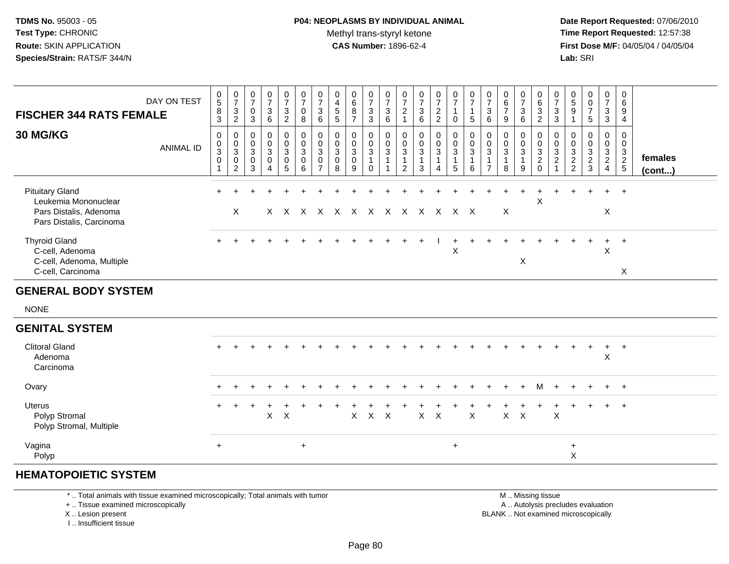TDMS No. 95003 - 05
Test Type: CHRONIC
Route: SKIN APPLICATION
Species/Strain: RATS/F 344/N

**P04: NEOPLASMS BY INDIVIDUAL ANIMAL**
Methyl trans-styryl ketone
**CAS Number:** 1896-62-4

Date Report Requested: 07/06/2010
Time Report Requested: 12:57:38
First Dose M/F: 04/05/04 / 04/05/04
Lab: SRI

| FISCHER 344 RATS FEMALE 30 MG/KG | | | | | | | | | | | | | | | | | | | | | | | | | | |
|---|---|---|---|---|---|---|---|---|---|---|---|---|---|---|---|---|---|---|---|---|---|---|---|---|---|---|
| DAY ON TEST | 0583 | 0732 | 0703 | 0736 | 0732 | 0708 | 0736 | 0455 | 0687 | 0733 | 0736 | 0721 | 0736 | 0722 | 0710 | 0715 | 0736 | 0679 | 0736 | 0632 | 0733 | 0591 | 0075 | 0733 | 0694 | |
| ANIMAL ID | 00301 | 00302 | 00303 | 00304 | 00305 | 00306 | 00307 | 00308 | 00309 | 00310 | 00311 | 00312 | 00313 | 00314 | 00315 | 00316 | 00317 | 00318 | 00319 | 00320 | 00321 | 00322 | 00323 | 00324 | 00325 | females (cont...) |
| Pituitary Gland | + | + | + | + | + | + | + | + | + | + | + | + | + | + | + | + | + | + | + | + | + | + | + | + | + | |
| Leukemia Mononuclear | | | | | | | | | | | | | | | | | | | | X | | | | | | |
| Pars Distalis, Adenoma | | X | | X | X | X | X | X | X | X | X | X | X | X | X | X | | X | | | | | | X | | |
| Pars Distalis, Carcinoma | | | | | | | | | | | | | | | | | | | | | | | | | | |
| Thyroid Gland | + | + | + | + | + | + | + | + | + | + | + | + | + | I | + | + | + | + | + | + | + | + | + | + | + | |
| C-cell, Adenoma | | | | | | | | | | | | | | | X | | | | | | | | | X | | |
| C-cell, Adenoma, Multiple | | | | | | | | | | | | | | | | | | | X | | | | | | | |
| C-cell, Carcinoma | | | | | | | | | | | | | | | | | | | | | | | | | X | |
| **GENERAL BODY SYSTEM** | | | | | | | | | | | | | | | | | | | | | | | | | | |
| NONE | | | | | | | | | | | | | | | | | | | | | | | | | | |
| **GENITAL SYSTEM** | | | | | | | | | | | | | | | | | | | | | | | | | | |
| Clitoral Gland | + | + | + | + | + | + | + | + | + | + | + | + | + | + | + | + | + | + | + | + | + | + | + | + | + | |
| Adenoma | | | | | | | | | | | | | | | | | | | | | | | | X | | |
| Carcinoma | | | | | | | | | | | | | | | | | | | | | | | | | | |
| Ovary | + | + | + | + | + | + | + | + | + | + | + | + | + | + | + | + | + | + | + | M | + | + | + | + | + | |
| Uterus | + | + | + | + | + | + | + | + | + | + | + | + | + | + | + | + | + | + | + | + | + | + | + | + | + | |
| Polyp Stromal | | | | X | X | | | | X | X | X | | X | X | | X | | X | X | | X | | | | | |
| Polyp Stromal, Multiple | | | | | | | | | | | | | | | | | | | | | | | | | | |
| Vagina | + | | | | | + | | | | | | | | | + | | | | | | | + | | | | |
| Polyp | | | | | | | | | | | | | | | | | | | | | | X | | | | |
| **HEMATOPOIETIC SYSTEM** | | | | | | | | | | | | | | | | | | | | | | | | | | |

\* .. Total animals with tissue examined microscopically; Total animals with tumor
\+ .. Tissue examined microscopically
X .. Lesion present
I .. Insufficient tissue

M .. Missing tissue
A .. Autolysis precludes evaluation
BLANK .. Not examined microscopically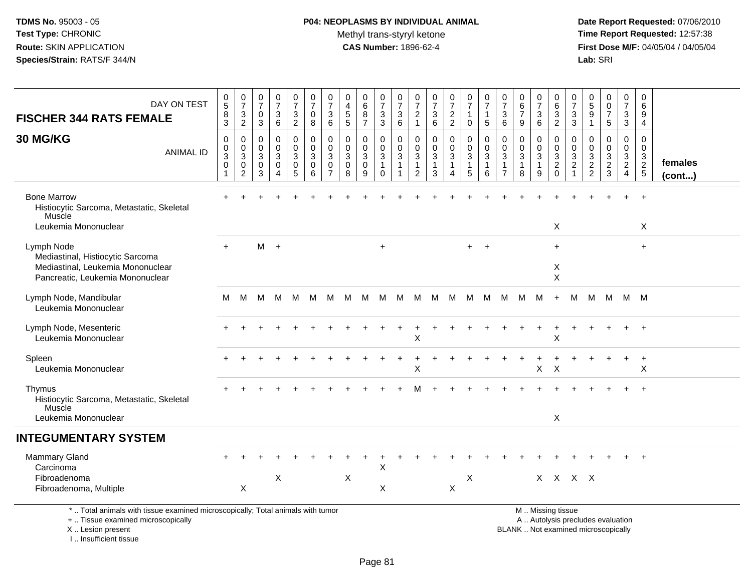**FISCHER 344 RATS FEMALE**

**30 MG/KG**

| DAY ON TEST | 0583 | 0732 | 0703 | 0736 | 0732 | 0708 | 0736 | 0455 | 0687 | 0733 | 0736 | 0721 | 0736 | 0722 | 0710 | 0715 | 0736 | 0679 | 0736 | 0632 | 0733 | 0591 | 0075 | 0733 | 0694 | |
|---|---|---|---|---|---|---|---|---|---|---|---|---|---|---|---|---|---|---|---|---|---|---|---|---|---|---|
| **ANIMAL ID** | 00301 | 00302 | 00303 | 00304 | 00305 | 00306 | 00307 | 00308 | 00309 | 00310 | 00311 | 00312 | 00313 | 00314 | 00315 | 00316 | 00317 | 00318 | 00319 | 00320 | 00321 | 00322 | 00323 | 00324 | 00325 | **females (cont...)** |
| Bone Marrow | + | + | + | + | + | + | + | + | + | + | + | + | + | + | + | + | + | + | + | + | + | + | + | + | + | |
| Histiocytic Sarcoma, Metastatic, Skeletal Muscle | | | | | | | | | | | | | | | | | | | | | | | | | | |
| Leukemia Mononuclear | | | | | | | | | | | | | | | | | | | | X | | | | | X | |
| Lymph Node | + | | M | + | | | | | | + | | | | | + | + | | | | + | | | | | + | |
| Mediastinal, Histiocytic Sarcoma | | | | | | | | | | | | | | | | | | | | | | | | | | |
| Mediastinal, Leukemia Mononuclear | | | | | | | | | | | | | | | | | | | | X | | | | | | |
| Pancreatic, Leukemia Mononuclear | | | | | | | | | | | | | | | | | | | | X | | | | | | |
| Lymph Node, Mandibular | M | M | M | M | M | M | M | M | M | M | M | M | M | M | M | M | M | M | M | + | M | M | M | M | M | |
| Leukemia Mononuclear | | | | | | | | | | | | | | | | | | | | | | | | | | |
| Lymph Node, Mesenteric | + | + | + | + | + | + | + | + | + | + | + | + | + | + | + | + | + | + | + | + | + | + | + | + | + | |
| Leukemia Mononuclear | | | | | | | | | | | | X | | | | | | | | X | | | | | | |
| Spleen | + | + | + | + | + | + | + | + | + | + | + | + | + | + | + | + | + | + | + | + | + | + | + | + | + | |
| Leukemia Mononuclear | | | | | | | | | | | | X | | | | | | | X | X | | | | | X | |
| Thymus | + | + | + | + | + | + | + | + | + | + | + | M | + | + | + | + | + | + | + | + | + | + | + | + | + | |
| Histiocytic Sarcoma, Metastatic, Skeletal Muscle | | | | | | | | | | | | | | | | | | | | | | | | | | |
| Leukemia Mononuclear | | | | | | | | | | | | | | | | | | | | X | | | | | | |
| **INTEGUMENTARY SYSTEM** | | | | | | | | | | | | | | | | | | | | | | | | | | |
| Mammary Gland | + | + | + | + | + | + | + | + | + | + | + | + | + | + | + | + | + | + | + | + | + | + | + | + | + | |
| Carcinoma | | | | | | | | | | X | | | | | | | | | | | | | | | | |
| Fibroadenoma | | | | X | | | | X | | | | | | | X | | | | X | X | X | X | | | | |
| Fibroadenoma, Multiple | | X | | | | | | | | X | | | | X | | | | | | | | | | | | |

\* .. Total animals with tissue examined microscopically; Total animals with tumor
\+ .. Tissue examined microscopically
X .. Lesion present
I .. Insufficient tissue

M .. Missing tissue
A .. Autolysis precludes evaluation
BLANK .. Not examined microscopically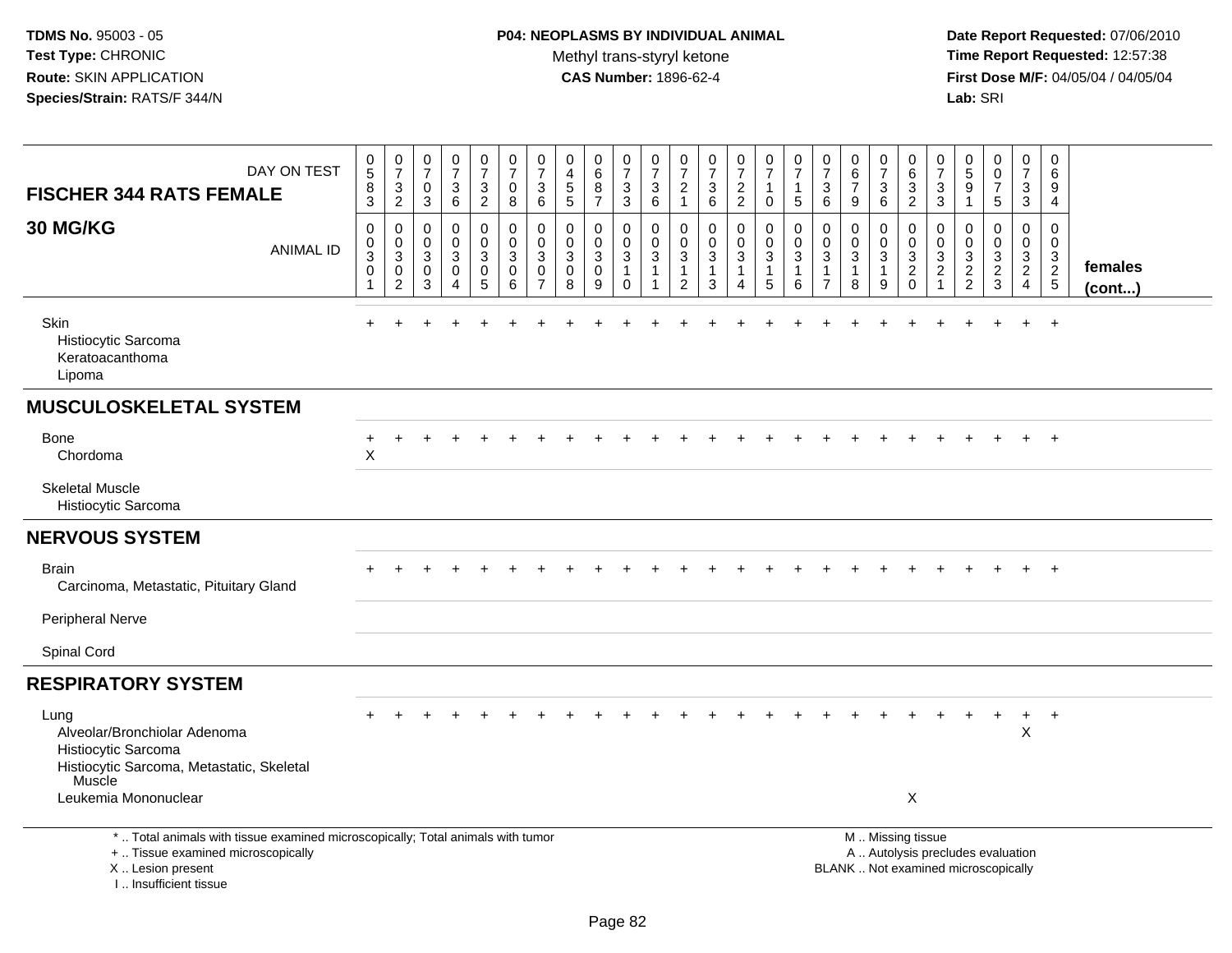**TDMS No.** 95003 - 05
**Test Type:** CHRONIC
**Route:** SKIN APPLICATION
**Species/Strain:** RATS/F 344/N

**P04: NEOPLASMS BY INDIVIDUAL ANIMAL**
Methyl trans-styryl ketone
**CAS Number:** 1896-62-4

**Date Report Requested:** 07/06/2010
**Time Report Requested:** 12:57:38
**First Dose M/F:** 04/05/04 / 04/05/04
**Lab:** SRI

| FISCHER 344 RATS FEMALE — DAY ON TEST | 0583 | 0732 | 0703 | 0736 | 0732 | 0708 | 0736 | 0455 | 0687 | 0733 | 0736 | 0721 | 0736 | 0722 | 0710 | 0715 | 0736 | 0679 | 0736 | 0632 | 0733 | 0591 | 0075 | 0733 | 0694 | |
|---|---|---|---|---|---|---|---|---|---|---|---|---|---|---|---|---|---|---|---|---|---|---|---|---|---|---|
| **30 MG/KG** — ANIMAL ID | 00301 | 00302 | 00303 | 00304 | 00305 | 00306 | 00307 | 00308 | 00309 | 00310 | 00311 | 00312 | 00313 | 00314 | 00315 | 00316 | 00317 | 00318 | 00319 | 00320 | 00321 | 00322 | 00323 | 00324 | 00325 | **females (cont...)** |
| Skin | + | + | + | + | + | + | + | + | + | + | + | + | + | + | + | + | + | + | + | + | + | + | + | + | + | |
| Histiocytic Sarcoma | | | | | | | | | | | | | | | | | | | | | | | | | | |
| Keratoacanthoma | | | | | | | | | | | | | | | | | | | | | | | | | | |
| Lipoma | | | | | | | | | | | | | | | | | | | | | | | | | | |
| **MUSCULOSKELETAL SYSTEM** | | | | | | | | | | | | | | | | | | | | | | | | | | |
| Bone | + | + | + | + | + | + | + | + | + | + | + | + | + | + | + | + | + | + | + | + | + | + | + | + | + | |
| Chordoma | X | | | | | | | | | | | | | | | | | | | | | | | | | |
| Skeletal Muscle | | | | | | | | | | | | | | | | | | | | | | | | | | |
| Histiocytic Sarcoma | | | | | | | | | | | | | | | | | | | | | | | | | | |
| **NERVOUS SYSTEM** | | | | | | | | | | | | | | | | | | | | | | | | | | |
| Brain | + | + | + | + | + | + | + | + | + | + | + | + | + | + | + | + | + | + | + | + | + | + | + | + | + | |
| Carcinoma, Metastatic, Pituitary Gland | | | | | | | | | | | | | | | | | | | | | | | | | | |
| Peripheral Nerve | | | | | | | | | | | | | | | | | | | | | | | | | | |
| Spinal Cord | | | | | | | | | | | | | | | | | | | | | | | | | | |
| **RESPIRATORY SYSTEM** | | | | | | | | | | | | | | | | | | | | | | | | | | |
| Lung | + | + | + | + | + | + | + | + | + | + | + | + | + | + | + | + | + | + | + | + | + | + | + | + | + | |
| Alveolar/Bronchiolar Adenoma | | | | | | | | | | | | | | | | | | | | | | | | X | | |
| Histiocytic Sarcoma | | | | | | | | | | | | | | | | | | | | | | | | | | |
| Histiocytic Sarcoma, Metastatic, Skeletal Muscle | | | | | | | | | | | | | | | | | | | | | | | | | | |
| Leukemia Mononuclear | | | | | | | | | | | | | | | | | | | | X | | | | | | |

\* .. Total animals with tissue examined microscopically; Total animals with tumor
\+ .. Tissue examined microscopically
X .. Lesion present
I .. Insufficient tissue

M .. Missing tissue
A .. Autolysis precludes evaluation
BLANK .. Not examined microscopically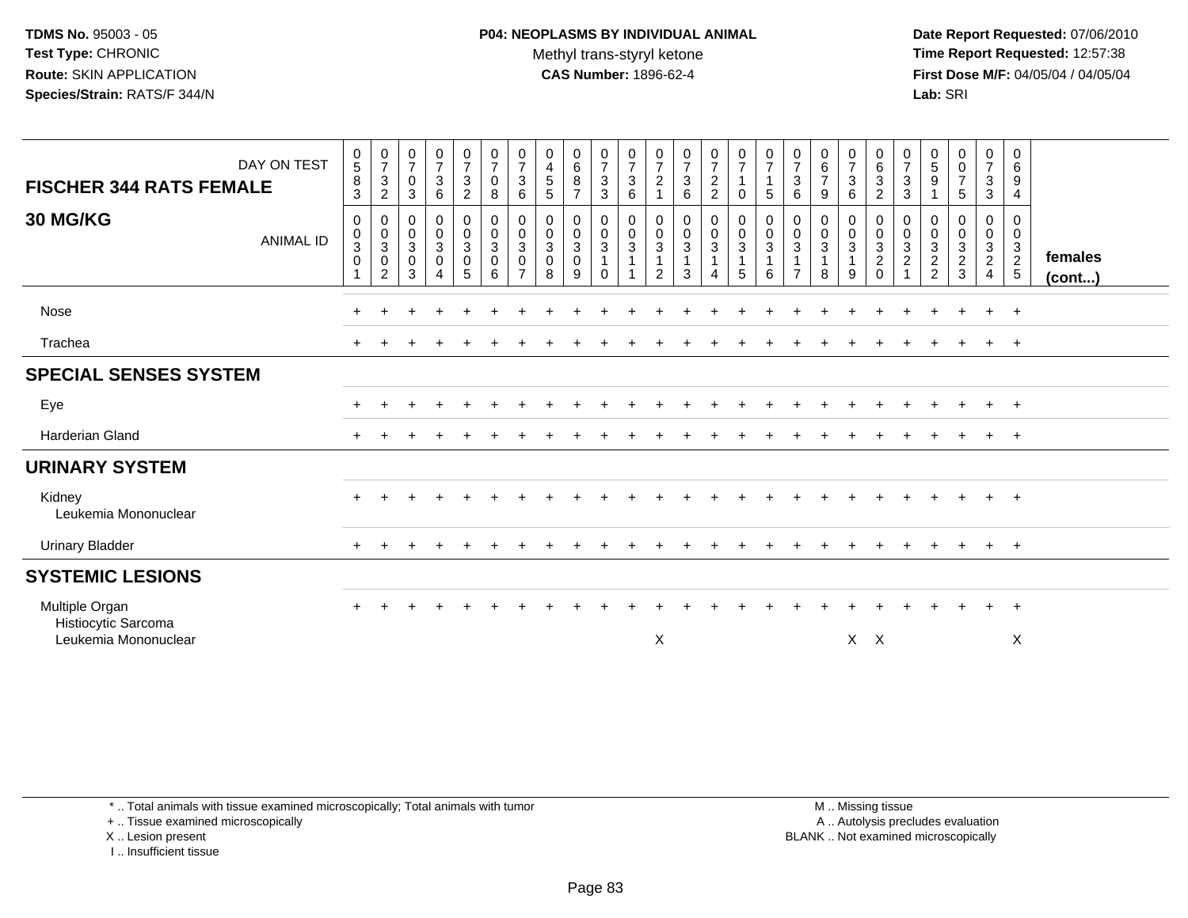**TDMS No.** 95003 - 05
**Test Type:** CHRONIC
**Route:** SKIN APPLICATION
**Species/Strain:** RATS/F 344/N

**P04: NEOPLASMS BY INDIVIDUAL ANIMAL**
Methyl trans-styryl ketone
**CAS Number:** 1896-62-4

**Date Report Requested:** 07/06/2010
**Time Report Requested:** 12:57:38
**First Dose M/F:** 04/05/04 / 04/05/04
**Lab:** SRI

| FISCHER 344 RATS FEMALE — 30 MG/KG | | | | | | | | | | | | | | | | | | | | | | | | | | |
|---|---|---|---|---|---|---|---|---|---|---|---|---|---|---|---|---|---|---|---|---|---|---|---|---|---|---|
| DAY ON TEST | 0583 | 0732 | 0703 | 0736 | 0732 | 0708 | 0736 | 0455 | 0687 | 0733 | 0736 | 0721 | 0736 | 0722 | 0710 | 0715 | 0736 | 0679 | 0736 | 0632 | 0733 | 0591 | 0075 | 0733 | 0694 | |
| ANIMAL ID | 00301 | 00302 | 00303 | 00304 | 00305 | 00306 | 00307 | 00308 | 00309 | 00310 | 00311 | 00312 | 00313 | 00314 | 00315 | 00316 | 00317 | 00318 | 00319 | 00320 | 00321 | 00322 | 00323 | 00324 | 00325 | females (cont...) |
| Nose | + | + | + | + | + | + | + | + | + | + | + | + | + | + | + | + | + | + | + | + | + | + | + | + | + | |
| Trachea | + | + | + | + | + | + | + | + | + | + | + | + | + | + | + | + | + | + | + | + | + | + | + | + | + | |
| **SPECIAL SENSES SYSTEM** | | | | | | | | | | | | | | | | | | | | | | | | | | |
| Eye | + | + | + | + | + | + | + | + | + | + | + | + | + | + | + | + | + | + | + | + | + | + | + | + | + | |
| Harderian Gland | + | + | + | + | + | + | + | + | + | + | + | + | + | + | + | + | + | + | + | + | + | + | + | + | + | |
| **URINARY SYSTEM** | | | | | | | | | | | | | | | | | | | | | | | | | | |
| Kidney | + | + | + | + | + | + | + | + | + | + | + | + | + | + | + | + | + | + | + | + | + | + | + | + | + | |
| Leukemia Mononuclear | | | | | | | | | | | | | | | | | | | | | | | | | | |
| Urinary Bladder | + | + | + | + | + | + | + | + | + | + | + | + | + | + | + | + | + | + | + | + | + | + | + | + | + | |
| **SYSTEMIC LESIONS** | | | | | | | | | | | | | | | | | | | | | | | | | | |
| Multiple Organ | + | + | + | + | + | + | + | + | + | + | + | + | + | + | + | + | + | + | + | + | + | + | + | + | + | |
| Histiocytic Sarcoma | | | | | | | | | | | | | | | | | | | | | | | | | | |
| Leukemia Mononuclear | | | | | | | | | | | | X | | | | | | | X | X | | | | | X | |

\* .. Total animals with tissue examined microscopically; Total animals with tumor
\+ .. Tissue examined microscopically
X .. Lesion present
I .. Insufficient tissue

M .. Missing tissue
A .. Autolysis precludes evaluation
BLANK .. Not examined microscopically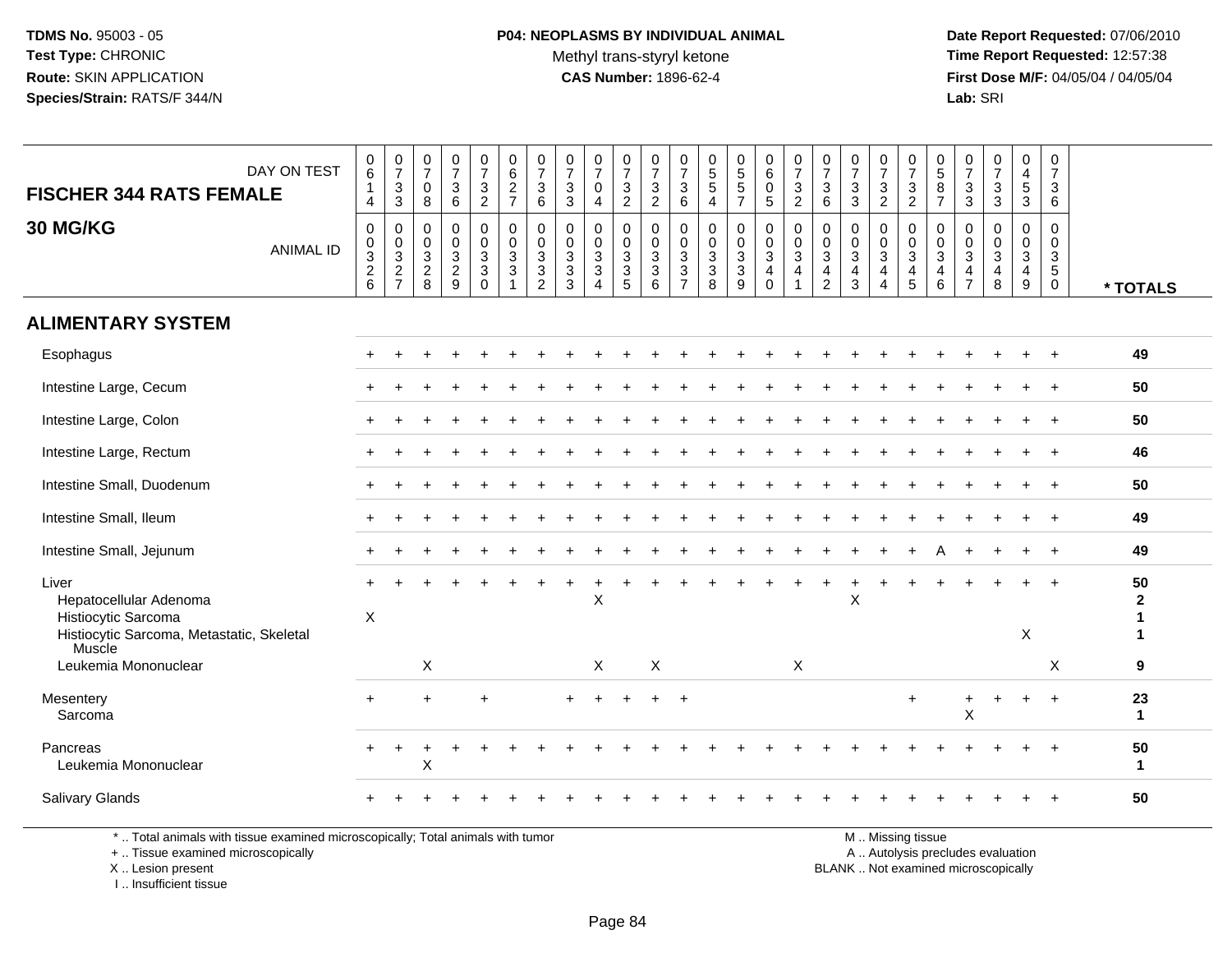**TDMS No.** 95003 - 05
**Test Type:** CHRONIC
**Route:** SKIN APPLICATION
**Species/Strain:** RATS/F 344/N

**P04: NEOPLASMS BY INDIVIDUAL ANIMAL**
Methyl trans-styryl ketone
**CAS Number:** 1896-62-4

**Date Report Requested:** 07/06/2010
**Time Report Requested:** 12:57:38
**First Dose M/F:** 04/05/04 / 04/05/04
**Lab:** SRI

**FISCHER 344 RATS FEMALE**
**30 MG/KG**

| DAY ON TEST | 0614 | 0733 | 0708 | 0736 | 0732 | 0627 | 0736 | 0733 | 0704 | 0732 | 0732 | 0736 | 0554 | 0557 | 0605 | 0732 | 0736 | 0733 | 0732 | 0732 | 0587 | 0733 | 0733 | 0453 | 0736 | |
|---|---|---|---|---|---|---|---|---|---|---|---|---|---|---|---|---|---|---|---|---|---|---|---|---|---|---|
| ANIMAL ID | 0326 | 0327 | 0328 | 0329 | 0330 | 0331 | 0332 | 0333 | 0334 | 0335 | 0336 | 0337 | 0338 | 0339 | 0340 | 0341 | 0342 | 0343 | 0344 | 0345 | 0346 | 0347 | 0348 | 0349 | 0350 | * TOTALS |
| **ALIMENTARY SYSTEM** | | | | | | | | | | | | | | | | | | | | | | | | | | |
| Esophagus | + | + | + | + | + | + | + | + | + | + | + | + | + | + | + | + | + | + | + | + | + | + | + | + | + | 49 |
| Intestine Large, Cecum | + | + | + | + | + | + | + | + | + | + | + | + | + | + | + | + | + | + | + | + | + | + | + | + | + | 50 |
| Intestine Large, Colon | + | + | + | + | + | + | + | + | + | + | + | + | + | + | + | + | + | + | + | + | + | + | + | + | + | 50 |
| Intestine Large, Rectum | + | + | + | + | + | + | + | + | + | + | + | + | + | + | + | + | + | + | + | + | + | + | + | + | + | 46 |
| Intestine Small, Duodenum | + | + | + | + | + | + | + | + | + | + | + | + | + | + | + | + | + | + | + | + | + | + | + | + | + | 50 |
| Intestine Small, Ileum | + | + | + | + | + | + | + | + | + | + | + | + | + | + | + | + | + | + | + | + | + | + | + | + | + | 49 |
| Intestine Small, Jejunum | + | + | + | + | + | + | + | + | + | + | + | + | + | + | + | + | + | + | + | + | A | + | + | + | + | 49 |
| Liver | + | + | + | + | + | + | + | + | + | + | + | + | + | + | + | + | + | + | + | + | + | + | + | + | + | 50 |
| Hepatocellular Adenoma | | | | | | | | | X | | | | | | | | | X | | | | | | | | 2 |
| Histiocytic Sarcoma | X | | | | | | | | | | | | | | | | | | | | | | | | | 1 |
| Histiocytic Sarcoma, Metastatic, Skeletal Muscle | | | | | | | | | | | | | | | | | | | | | | | | X | | 1 |
| Leukemia Mononuclear | | | X | | | | | | X | | X | | | | | X | | | | | | | | | X | 9 |
| Mesentery | + | | + | | + | | | + | + | + | + | + | | | | | | | | + | | + | + | + | + | 23 |
| Sarcoma | | | | | | | | | | | | | | | | | | | | | | X | | | | 1 |
| Pancreas | + | + | + | + | + | + | + | + | + | + | + | + | + | + | + | + | + | + | + | + | + | + | + | + | + | 50 |
| Leukemia Mononuclear | | | X | | | | | | | | | | | | | | | | | | | | | | | 1 |
| Salivary Glands | + | + | + | + | + | + | + | + | + | + | + | + | + | + | + | + | + | + | + | + | + | + | + | + | + | 50 |

* .. Total animals with tissue examined microscopically; Total animals with tumor
+ .. Tissue examined microscopically
X .. Lesion present
I .. Insufficient tissue

M .. Missing tissue
A .. Autolysis precludes evaluation
BLANK .. Not examined microscopically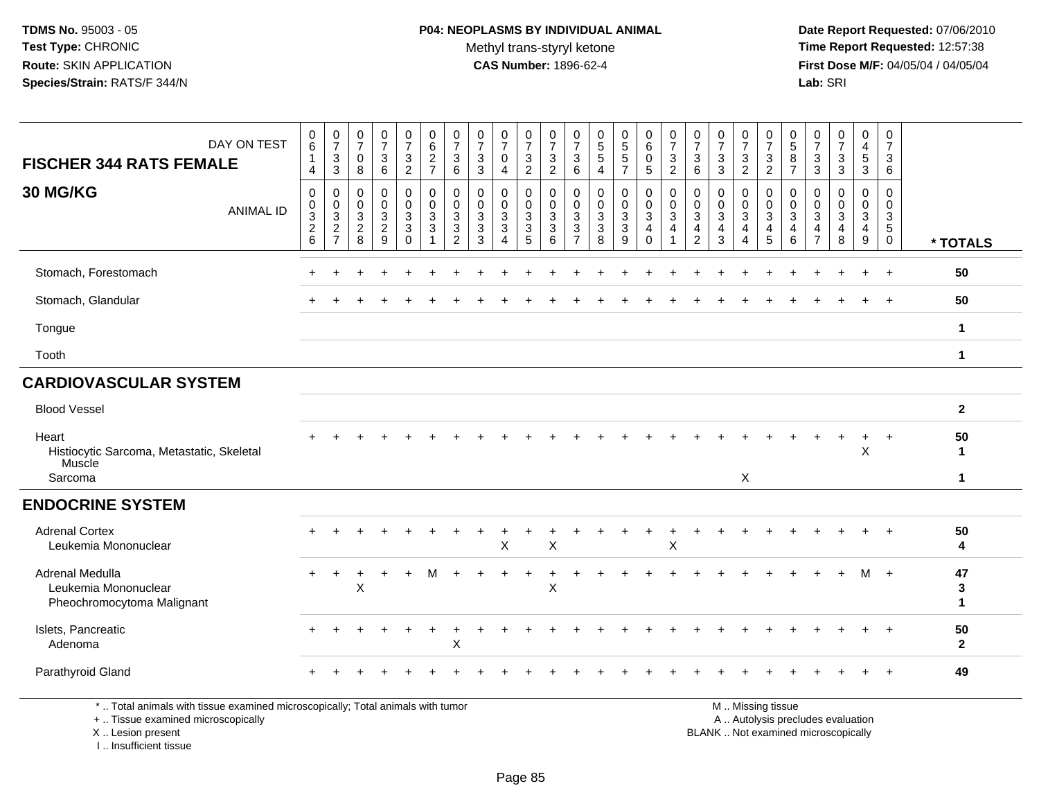**TDMS No.** 95003 - 05
**Test Type:** CHRONIC
**Route:** SKIN APPLICATION
**Species/Strain:** RATS/F 344/N

**P04: NEOPLASMS BY INDIVIDUAL ANIMAL**
Methyl trans-styryl ketone
**CAS Number:** 1896-62-4

**Date Report Requested:** 07/06/2010
**Time Report Requested:** 12:57:38
**First Dose M/F:** 04/05/04 / 04/05/04
**Lab:** SRI

| FISCHER 344 RATS FEMALE 30 MG/KG — DAY ON TEST | 0614 | 0733 | 0708 | 0736 | 0732 | 0627 | 0736 | 0733 | 0704 | 0732 | 0732 | 0736 | 0554 | 0557 | 0605 | 0732 | 0736 | 0733 | 0732 | 0732 | 0587 | 0733 | 0733 | 0453 | 0736 | |
|---|---|---|---|---|---|---|---|---|---|---|---|---|---|---|---|---|---|---|---|---|---|---|---|---|---|---|
| ANIMAL ID | 00326 | 00327 | 00328 | 00329 | 00330 | 00331 | 00332 | 00333 | 00334 | 00335 | 00336 | 00337 | 00338 | 00339 | 00340 | 00341 | 00342 | 00343 | 00344 | 00345 | 00346 | 00347 | 00348 | 00349 | 00350 | * TOTALS |
| Stomach, Forestomach | + | + | + | + | + | + | + | + | + | + | + | + | + | + | + | + | + | + | + | + | + | + | + | + | + | 50 |
| Stomach, Glandular | + | + | + | + | + | + | + | + | + | + | + | + | + | + | + | + | + | + | + | + | + | + | + | + | + | 50 |
| Tongue | | | | | | | | | | | | | | | | | | | | | | | | | | 1 |
| Tooth | | | | | | | | | | | | | | | | | | | | | | | | | | 1 |
| **CARDIOVASCULAR SYSTEM** | | | | | | | | | | | | | | | | | | | | | | | | | | |
| Blood Vessel | | | | | | | | | | | | | | | | | | | | | | | | | | 2 |
| Heart | + | + | + | + | + | + | + | + | + | + | + | + | + | + | + | + | + | + | + | + | + | + | + | + | + | 50 |
| Histiocytic Sarcoma, Metastatic, Skeletal Muscle | | | | | | | | | | | | | | | | | | | | | | | | X | | 1 |
| Sarcoma | | | | | | | | | | | | | | | | | | | X | | | | | | | 1 |
| **ENDOCRINE SYSTEM** | | | | | | | | | | | | | | | | | | | | | | | | | | |
| Adrenal Cortex | + | + | + | + | + | + | + | + | + | + | + | + | + | + | + | + | + | + | + | + | + | + | + | + | + | 50 |
| Leukemia Mononuclear | | | | | | | | | X | | X | | | | | X | | | | | | | | | | 4 |
| Adrenal Medulla | + | + | + | + | + | M | + | + | + | + | + | + | + | + | + | + | + | + | + | + | + | + | + | M | + | 47 |
| Leukemia Mononuclear | | | X | | | | | | | | X | | | | | | | | | | | | | | | 3 |
| Pheochromocytoma Malignant | | | | | | | | | | | | | | | | | | | | | | | | | | 1 |
| Islets, Pancreatic | + | + | + | + | + | + | + | + | + | + | + | + | + | + | + | + | + | + | + | + | + | + | + | + | + | 50 |
| Adenoma | | | | | | | X | | | | | | | | | | | | | | | | | | | 2 |
| Parathyroid Gland | + | + | + | + | + | + | + | + | + | + | + | + | + | + | + | + | + | + | + | + | + | + | + | + | + | 49 |

\* .. Total animals with tissue examined microscopically; Total animals with tumor
\+ .. Tissue examined microscopically
X .. Lesion present
I .. Insufficient tissue

M .. Missing tissue
A .. Autolysis precludes evaluation
BLANK .. Not examined microscopically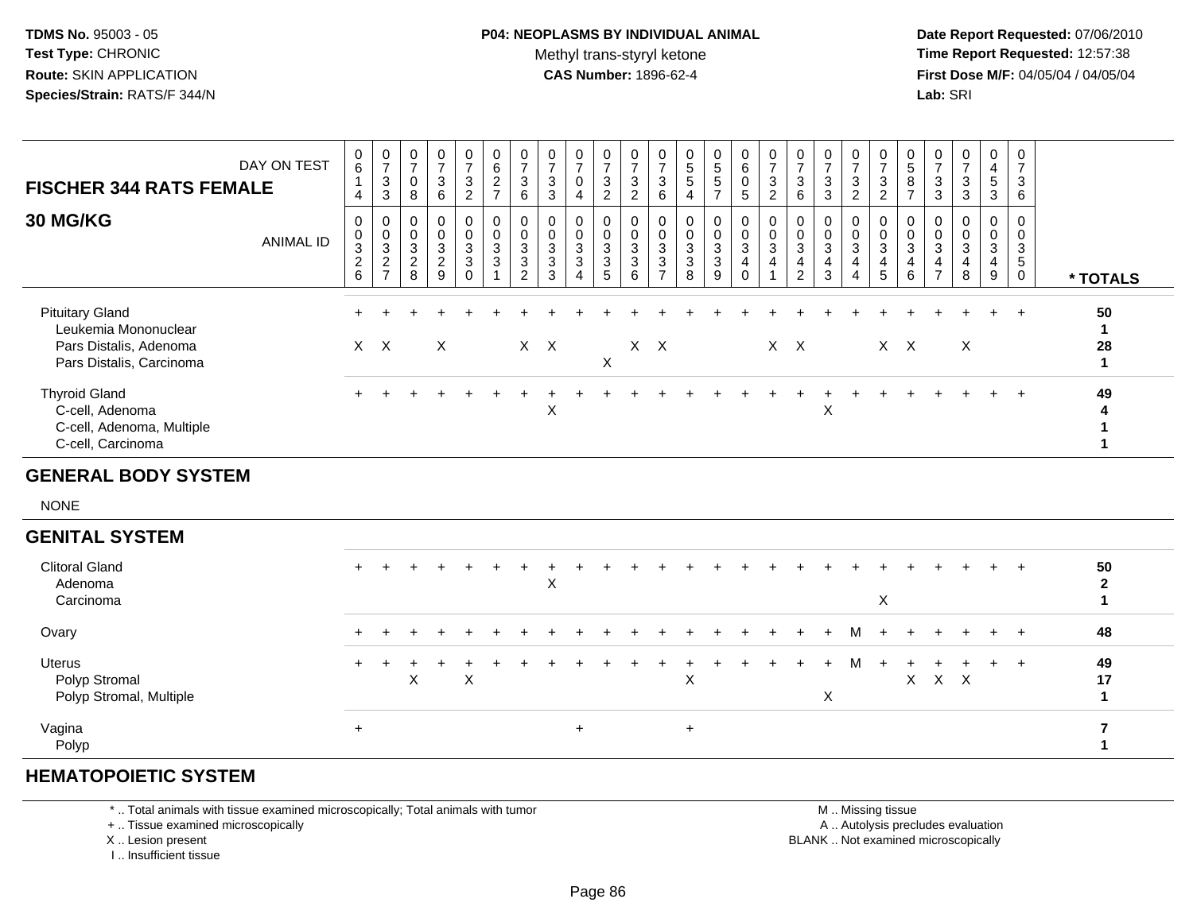**TDMS No.** 95003 - 05
**Test Type:** CHRONIC
**Route:** SKIN APPLICATION
**Species/Strain:** RATS/F 344/N

**P04: NEOPLASMS BY INDIVIDUAL ANIMAL**
Methyl trans-styryl ketone
**CAS Number:** 1896-62-4

**Date Report Requested:** 07/06/2010
**Time Report Requested:** 12:57:38
**First Dose M/F:** 04/05/04 / 04/05/04
**Lab:** SRI

## FISCHER 344 RATS FEMALE 30 MG/KG

| DAY ON TEST | 0614 | 0733 | 0708 | 0736 | 0732 | 0627 | 0736 | 0733 | 0704 | 0732 | 0732 | 0736 | 0554 | 0557 | 0605 | 0732 | 0736 | 0733 | 0732 | 0732 | 0587 | 0733 | 0733 | 0453 | 0736 | |
|---|---|---|---|---|---|---|---|---|---|---|---|---|---|---|---|---|---|---|---|---|---|---|---|---|---|---|
| **ANIMAL ID** | 0000326 | 0000327 | 0000328 | 0000329 | 0000330 | 0000331 | 0000332 | 0000333 | 0000334 | 0000335 | 0000336 | 0000337 | 0000338 | 0000339 | 0000340 | 0000341 | 0000342 | 0000343 | 0000344 | 0000345 | 0000346 | 0000347 | 0000348 | 0000349 | 0000350 | *** TOTALS** |
| Pituitary Gland | + | + | + | + | + | + | + | + | + | + | + | + | + | + | + | + | + | + | + | + | + | + | + | + | + | **50** |
| Leukemia Mononuclear | | | | | | | | | | | | | | | | | | | | | | | | | | **1** |
| Pars Distalis, Adenoma | X | X | | X | | | X | X | | | X | X | | | | X | X | | | X | X | | X | | | **28** |
| Pars Distalis, Carcinoma | | | | | | | | | | X | | | | | | | | | | | | | | | | **1** |
| Thyroid Gland | + | + | + | + | + | + | + | + | + | + | + | + | + | + | + | + | + | + | + | + | + | + | + | + | + | **49** |
| C-cell, Adenoma | | | | | | | | X | | | | | | | | | | X | | | | | | | | **4** |
| C-cell, Adenoma, Multiple | | | | | | | | | | | | | | | | | | | | | | | | | | **1** |
| C-cell, Carcinoma | | | | | | | | | | | | | | | | | | | | | | | | | | **1** |
| **GENERAL BODY SYSTEM** | | | | | | | | | | | | | | | | | | | | | | | | | | |
| NONE | | | | | | | | | | | | | | | | | | | | | | | | | | |
| **GENITAL SYSTEM** | | | | | | | | | | | | | | | | | | | | | | | | | | |
| Clitoral Gland | + | + | + | + | + | + | + | + | + | + | + | + | + | + | + | + | + | + | + | + | + | + | + | + | + | **50** |
| Adenoma | | | | | | | | X | | | | | | | | | | | | | | | | | | **2** |
| Carcinoma | | | | | | | | | | | | | | | | | | | | X | | | | | | **1** |
| Ovary | + | + | + | + | + | + | + | + | + | + | + | + | + | + | + | + | + | + | M | + | + | + | + | + | + | **48** |
| Uterus | + | + | + | + | + | + | + | + | + | + | + | + | + | + | + | + | + | + | M | + | + | + | + | + | + | **49** |
| Polyp Stromal | | | X | | X | | | | | | | | X | | | | | | | | X | X | X | | | **17** |
| Polyp Stromal, Multiple | | | | | | | | | | | | | | | | | | X | | | | | | | | **1** |
| Vagina | + | | | | | | | | + | | | | + | | | | | | | | | | | | | **7** |
| Polyp | | | | | | | | | | | | | | | | | | | | | | | | | | **1** |
| **HEMATOPOIETIC SYSTEM** | | | | | | | | | | | | | | | | | | | | | | | | | | |

\* .. Total animals with tissue examined microscopically; Total animals with tumor
\+ .. Tissue examined microscopically
X .. Lesion present
I .. Insufficient tissue

M .. Missing tissue
A .. Autolysis precludes evaluation
BLANK .. Not examined microscopically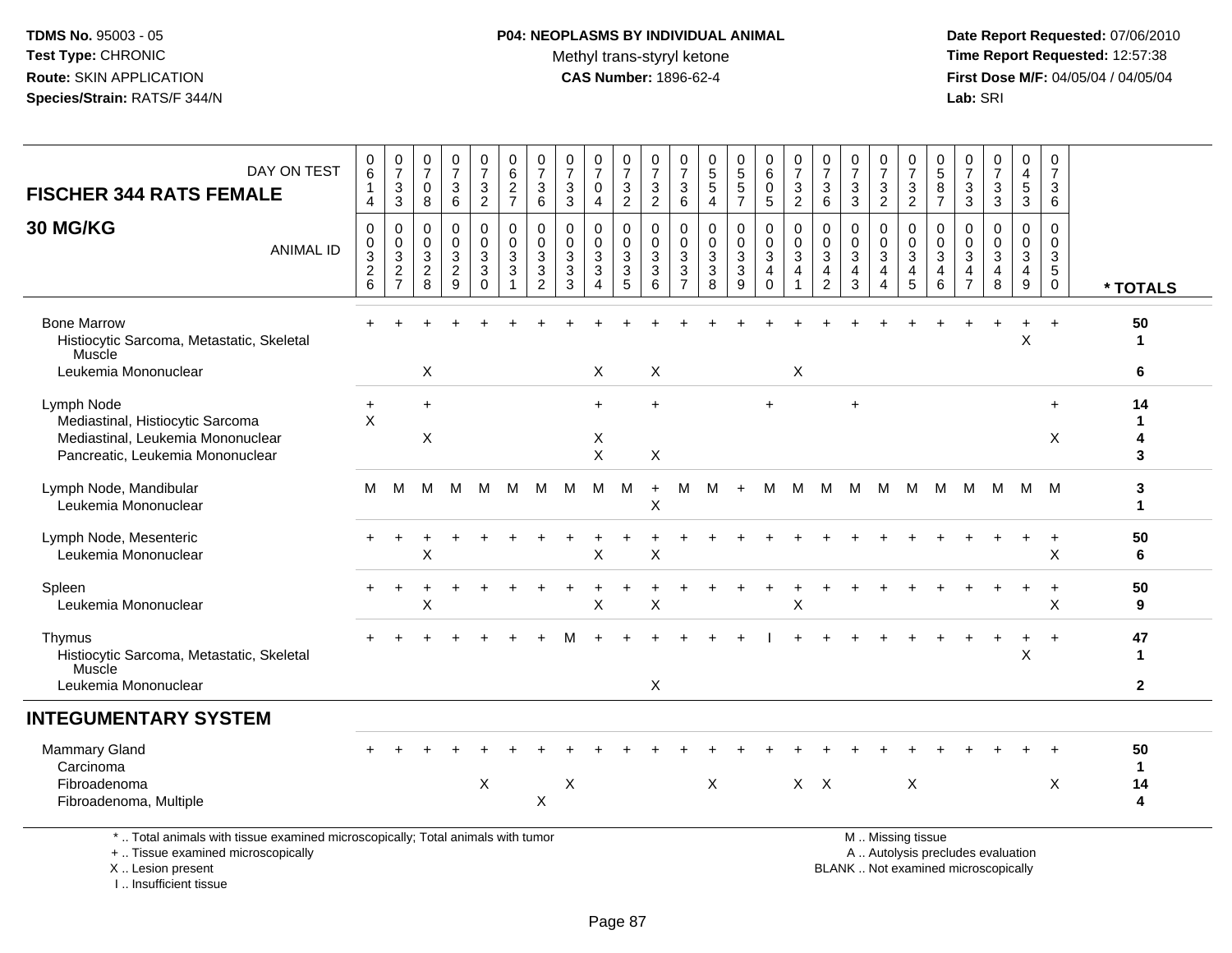**TDMS No.** 95003 - 05
**Test Type:** CHRONIC
**Route:** SKIN APPLICATION
**Species/Strain:** RATS/F 344/N

**P04: NEOPLASMS BY INDIVIDUAL ANIMAL**
Methyl trans-styryl ketone
**CAS Number:** 1896-62-4

**Date Report Requested:** 07/06/2010
**Time Report Requested:** 12:57:38
**First Dose M/F:** 04/05/04 / 04/05/04
**Lab:** SRI

## FISCHER 344 RATS FEMALE 30 MG/KG

| DAY ON TEST | 0614 | 0733 | 0708 | 0736 | 0732 | 0627 | 0736 | 0733 | 0704 | 0732 | 0732 | 0736 | 0554 | 0557 | 0605 | 0732 | 0736 | 0733 | 0732 | 0732 | 0587 | 0733 | 0733 | 0453 | 0736 | |
|---|---|---|---|---|---|---|---|---|---|---|---|---|---|---|---|---|---|---|---|---|---|---|---|---|---|---|
| **ANIMAL ID** | 00326 | 00327 | 00328 | 00329 | 00330 | 00331 | 00332 | 00333 | 00334 | 00335 | 00336 | 00337 | 00338 | 00339 | 00340 | 00341 | 00342 | 00343 | 00344 | 00345 | 00346 | 00347 | 00348 | 00349 | 00350 | *** TOTALS** |
| Bone Marrow | + | + | + | + | + | + | + | + | + | + | + | + | + | + | + | + | + | + | + | + | + | + | + | + | + | **50** |
| Histiocytic Sarcoma, Metastatic, Skeletal Muscle | | | | | | | | | | | | | | | | | | | | | | | | X | | **1** |
| Leukemia Mononuclear | | | X | | | | | | X | | X | | | | | X | | | | | | | | | | **6** |
| Lymph Node | + | | + | | | | | | + | | + | | | | + | | | + | | | | | | | + | **14** |
| Mediastinal, Histiocytic Sarcoma | X | | | | | | | | | | | | | | | | | | | | | | | | | **1** |
| Mediastinal, Leukemia Mononuclear | | | X | | | | | | X | | | | | | | | | | | | | | | | X | **4** |
| Pancreatic, Leukemia Mononuclear | | | | | | | | | X | | X | | | | | | | | | | | | | | | **3** |
| Lymph Node, Mandibular | M | M | M | M | M | M | M | M | M | M | + | M | M | + | M | M | M | M | M | M | M | M | M | M | M | **3** |
| Leukemia Mononuclear | | | | | | | | | | | X | | | | | | | | | | | | | | | **1** |
| Lymph Node, Mesenteric | + | + | + | + | + | + | + | + | + | + | + | + | + | + | + | + | + | + | + | + | + | + | + | + | + | **50** |
| Leukemia Mononuclear | | | X | | | | | | X | | X | | | | | | | | | | | | | | X | **6** |
| Spleen | + | + | + | + | + | + | + | + | + | + | + | + | + | + | + | + | + | + | + | + | + | + | + | + | + | **50** |
| Leukemia Mononuclear | | | X | | | | | | X | | X | | | | | X | | | | | | | | | X | **9** |
| Thymus | + | + | + | + | + | + | + | M | + | + | + | + | + | + | I | + | + | + | + | + | + | + | + | + | + | **47** |
| Histiocytic Sarcoma, Metastatic, Skeletal Muscle | | | | | | | | | | | | | | | | | | | | | | | | X | | **1** |
| Leukemia Mononuclear | | | | | | | | | | | X | | | | | | | | | | | | | | | **2** |
| **INTEGUMENTARY SYSTEM** | | | | | | | | | | | | | | | | | | | | | | | | | | |
| Mammary Gland | + | + | + | + | + | + | + | + | + | + | + | + | + | + | + | + | + | + | + | + | + | + | + | + | + | **50** |
| Carcinoma | | | | | | | | | | | | | | | | | | | | | | | | | | **1** |
| Fibroadenoma | | | | | X | | | X | | | | | X | | | X | X | | | X | | | | | X | **14** |
| Fibroadenoma, Multiple | | | | | | | X | | | | | | | | | | | | | | | | | | | **4** |

\* .. Total animals with tissue examined microscopically; Total animals with tumor
\+ .. Tissue examined microscopically
X .. Lesion present
I .. Insufficient tissue

M .. Missing tissue
A .. Autolysis precludes evaluation
BLANK .. Not examined microscopically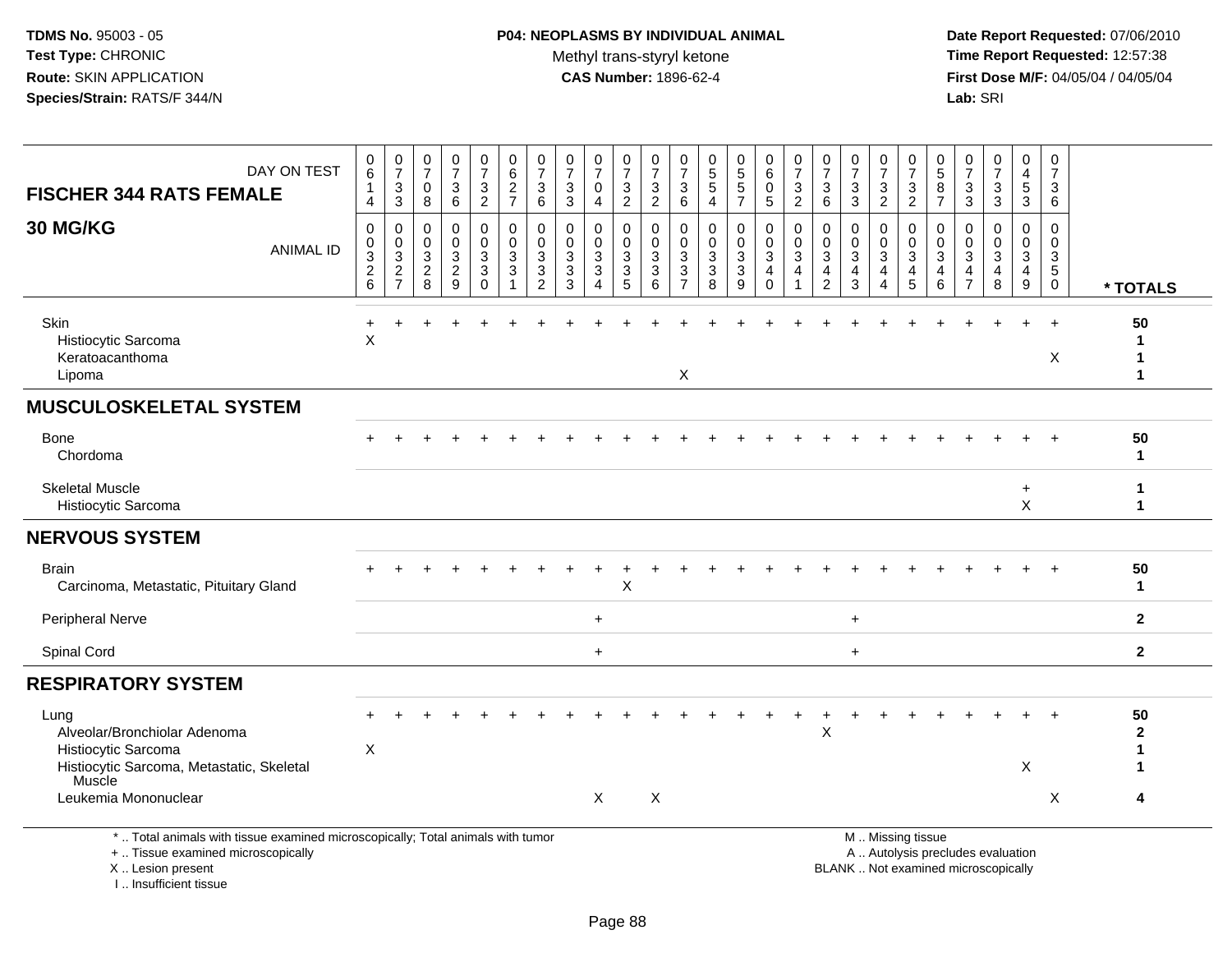**TDMS No.** 95003 - 05
**Test Type:** CHRONIC
**Route:** SKIN APPLICATION
**Species/Strain:** RATS/F 344/N

**P04: NEOPLASMS BY INDIVIDUAL ANIMAL**
Methyl trans-styryl ketone
**CAS Number:** 1896-62-4

**Date Report Requested:** 07/06/2010
**Time Report Requested:** 12:57:38
**First Dose M/F:** 04/05/04 / 04/05/04
**Lab:** SRI

| FISCHER 344 RATS FEMALE 30 MG/KG — DAY ON TEST | 0614 | 0733 | 0708 | 0736 | 0732 | 0627 | 0736 | 0733 | 0704 | 0732 | 0732 | 0736 | 0554 | 0557 | 0605 | 0732 | 0736 | 0733 | 0732 | 0732 | 0587 | 0733 | 0733 | 0453 | 0736 | |
|---|---|---|---|---|---|---|---|---|---|---|---|---|---|---|---|---|---|---|---|---|---|---|---|---|---|---|
| **ANIMAL ID** | 0326 | 0327 | 0328 | 0329 | 0330 | 0331 | 0332 | 0333 | 0334 | 0335 | 0336 | 0337 | 0338 | 0339 | 0340 | 0341 | 0342 | 0343 | 0344 | 0345 | 0346 | 0347 | 0348 | 0349 | 0350 | *** TOTALS** |
| Skin | + | + | + | + | + | + | + | + | + | + | + | + | + | + | + | + | + | + | + | + | + | + | + | + | + | 50 |
| Histiocytic Sarcoma | X | | | | | | | | | | | | | | | | | | | | | | | | | 1 |
| Keratoacanthoma | | | | | | | | | | | | | | | | | | | | | | | | | X | 1 |
| Lipoma | | | | | | | | | | | | X | | | | | | | | | | | | | | 1 |
| **MUSCULOSKELETAL SYSTEM** | | | | | | | | | | | | | | | | | | | | | | | | | | |
| Bone | + | + | + | + | + | + | + | + | + | + | + | + | + | + | + | + | + | + | + | + | + | + | + | + | + | 50 |
| Chordoma | | | | | | | | | | | | | | | | | | | | | | | | | | 1 |
| Skeletal Muscle | | | | | | | | | | | | | | | | | | | | | | | | + | | 1 |
| Histiocytic Sarcoma | | | | | | | | | | | | | | | | | | | | | | | | X | | 1 |
| **NERVOUS SYSTEM** | | | | | | | | | | | | | | | | | | | | | | | | | | |
| Brain | + | + | + | + | + | + | + | + | + | + | + | + | + | + | + | + | + | + | + | + | + | + | + | + | + | 50 |
| Carcinoma, Metastatic, Pituitary Gland | | | | | | | | | | X | | | | | | | | | | | | | | | | 1 |
| Peripheral Nerve | | | | | | | | | + | | | | | | | | | + | | | | | | | | 2 |
| Spinal Cord | | | | | | | | | + | | | | | | | | | + | | | | | | | | 2 |
| **RESPIRATORY SYSTEM** | | | | | | | | | | | | | | | | | | | | | | | | | | |
| Lung | + | + | + | + | + | + | + | + | + | + | + | + | + | + | + | + | + | + | + | + | + | + | + | + | + | 50 |
| Alveolar/Bronchiolar Adenoma | | | | | | | | | | | | | | | | | X | | | | | | | | | 2 |
| Histiocytic Sarcoma | X | | | | | | | | | | | | | | | | | | | | | | | | | 1 |
| Histiocytic Sarcoma, Metastatic, Skeletal Muscle | | | | | | | | | | | | | | | | | | | | | | | | X | | 1 |
| Leukemia Mononuclear | | | | | | | | | X | | X | | | | | | | | | | | | | | X | 4 |

\* .. Total animals with tissue examined microscopically; Total animals with tumor
\+ .. Tissue examined microscopically
X .. Lesion present
I .. Insufficient tissue

M .. Missing tissue
A .. Autolysis precludes evaluation
BLANK .. Not examined microscopically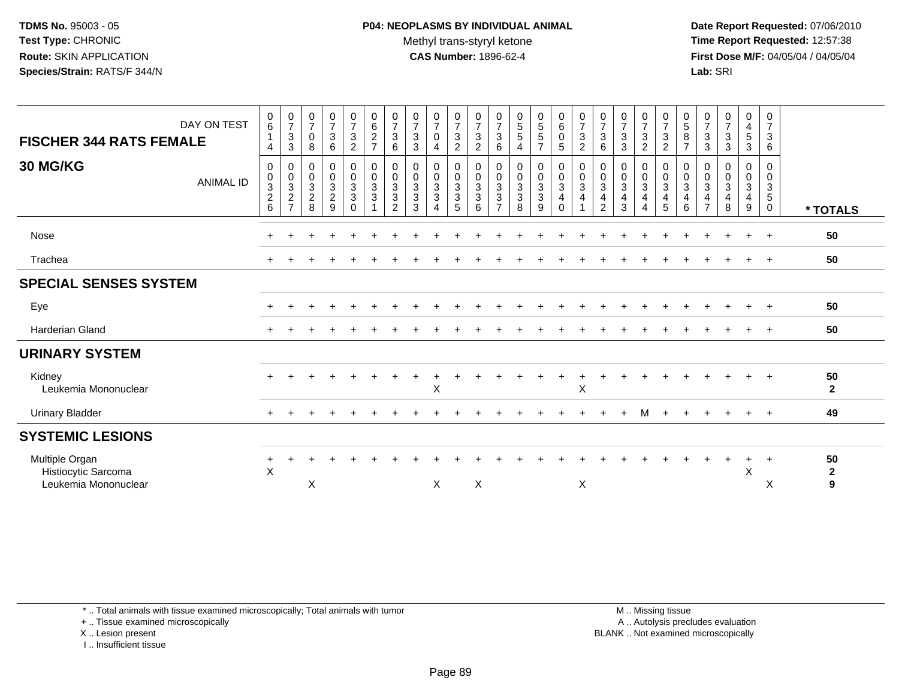**TDMS No.** 95003 - 05
**Test Type:** CHRONIC
**Route:** SKIN APPLICATION
**Species/Strain:** RATS/F 344/N

**P04: NEOPLASMS BY INDIVIDUAL ANIMAL**
Methyl trans-styryl ketone
**CAS Number:** 1896-62-4

**Date Report Requested:** 07/06/2010
**Time Report Requested:** 12:57:38
**First Dose M/F:** 04/05/04 / 04/05/04
**Lab:** SRI

## FISCHER 344 RATS FEMALE
## 30 MG/KG

| DAY ON TEST | 0614 | 0733 | 0708 | 0736 | 0732 | 0627 | 0736 | 0733 | 0704 | 0732 | 0732 | 0736 | 0554 | 0557 | 0605 | 0732 | 0736 | 0733 | 0732 | 0732 | 0587 | 0733 | 0733 | 0453 | 0736 | |
|---|---|---|---|---|---|---|---|---|---|---|---|---|---|---|---|---|---|---|---|---|---|---|---|---|---|---|
| **ANIMAL ID** | 00326 | 00327 | 00328 | 00329 | 00330 | 00331 | 00332 | 00333 | 00334 | 00335 | 00336 | 00337 | 00338 | 00339 | 00340 | 00341 | 00342 | 00343 | 00344 | 00345 | 00346 | 00347 | 00348 | 00349 | 00350 | *** TOTALS** |
| Nose | + | + | + | + | + | + | + | + | + | + | + | + | + | + | + | + | + | + | + | + | + | + | + | + | + | 50 |
| Trachea | + | + | + | + | + | + | + | + | + | + | + | + | + | + | + | + | + | + | + | + | + | + | + | + | + | 50 |
| **SPECIAL SENSES SYSTEM** | | | | | | | | | | | | | | | | | | | | | | | | | | |
| Eye | + | + | + | + | + | + | + | + | + | + | + | + | + | + | + | + | + | + | + | + | + | + | + | + | + | 50 |
| Harderian Gland | + | + | + | + | + | + | + | + | + | + | + | + | + | + | + | + | + | + | + | + | + | + | + | + | + | 50 |
| **URINARY SYSTEM** | | | | | | | | | | | | | | | | | | | | | | | | | | |
| Kidney | + | + | + | + | + | + | + | + | + | + | + | + | + | + | + | + | + | + | + | + | + | + | + | + | + | 50 |
| Leukemia Mononuclear | | | | | | | | | X | | | | | | | X | | | | | | | | | | 2 |
| Urinary Bladder | + | + | + | + | + | + | + | + | + | + | + | + | + | + | + | + | + | + | M | + | + | + | + | + | + | 49 |
| **SYSTEMIC LESIONS** | | | | | | | | | | | | | | | | | | | | | | | | | | |
| Multiple Organ | + | + | + | + | + | + | + | + | + | + | + | + | + | + | + | + | + | + | + | + | + | + | + | + | + | 50 |
| Histiocytic Sarcoma | X | | | | | | | | | | | | | | | | | | | | | | | X | | 2 |
| Leukemia Mononuclear | | | X | | | | | | X | | X | | | | | X | | | | | | | | | X | 9 |

\* .. Total animals with tissue examined microscopically; Total animals with tumor
\+ .. Tissue examined microscopically
X .. Lesion present
I .. Insufficient tissue

M .. Missing tissue
A .. Autolysis precludes evaluation
BLANK .. Not examined microscopically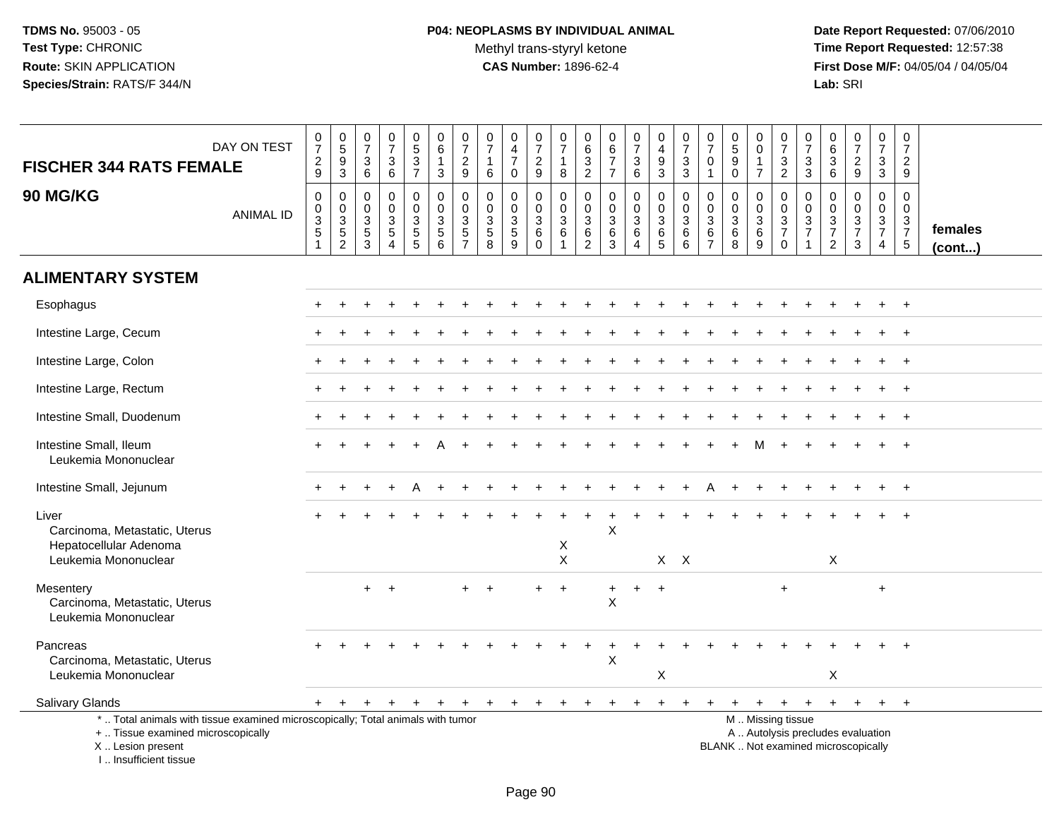TDMS No. 95003 - 05
Test Type: CHRONIC
Route: SKIN APPLICATION
Species/Strain: RATS/F 344/N

**P04: NEOPLASMS BY INDIVIDUAL ANIMAL**
Methyl trans-styryl ketone
**CAS Number:** 1896-62-4

Date Report Requested: 07/06/2010
Time Report Requested: 12:57:38
First Dose M/F: 04/05/04 / 04/05/04
Lab: SRI

| FISCHER 344 RATS FEMALE 90 MG/KG — DAY ON TEST | 0729 | 0593 | 0736 | 0736 | 0537 | 0613 | 0729 | 0716 | 0470 | 0729 | 0718 | 0632 | 0677 | 0736 | 0493 | 0733 | 0701 | 0590 | 0017 | 0732 | 0733 | 0636 | 0729 | 0733 | 0729 | |
|---|---|---|---|---|---|---|---|---|---|---|---|---|---|---|---|---|---|---|---|---|---|---|---|---|---|---|
| ANIMAL ID | 00351 | 00352 | 00353 | 00354 | 00355 | 00356 | 00357 | 00358 | 00359 | 00360 | 00361 | 00362 | 00363 | 00364 | 00365 | 00366 | 00367 | 00368 | 00369 | 00370 | 00371 | 00372 | 00373 | 00374 | 00375 | females (cont...) |
| **ALIMENTARY SYSTEM** | | | | | | | | | | | | | | | | | | | | | | | | | | |
| Esophagus | + | + | + | + | + | + | + | + | + | + | + | + | + | + | + | + | + | + | + | + | + | + | + | + | + | |
| Intestine Large, Cecum | + | + | + | + | + | + | + | + | + | + | + | + | + | + | + | + | + | + | + | + | + | + | + | + | + | |
| Intestine Large, Colon | + | + | + | + | + | + | + | + | + | + | + | + | + | + | + | + | + | + | + | + | + | + | + | + | + | |
| Intestine Large, Rectum | + | + | + | + | + | + | + | + | + | + | + | + | + | + | + | + | + | + | + | + | + | + | + | + | + | |
| Intestine Small, Duodenum | + | + | + | + | + | + | + | + | + | + | + | + | + | + | + | + | + | + | + | + | + | + | + | + | + | |
| Intestine Small, Ileum | + | + | + | + | + | A | + | + | + | + | + | + | + | + | + | + | + | + | M | + | + | + | + | + | + | |
| Leukemia Mononuclear | | | | | | | | | | | | | | | | | | | | | | | | | | |
| Intestine Small, Jejunum | + | + | + | + | A | + | + | + | + | + | + | + | + | + | + | + | A | + | + | + | + | + | + | + | + | |
| Liver | + | + | + | + | + | + | + | + | + | + | + | + | + | + | + | + | + | + | + | + | + | + | + | + | + | |
| Carcinoma, Metastatic, Uterus | | | | | | | | | | | | | X | | | | | | | | | | | | | |
| Hepatocellular Adenoma | | | | | | | | | | | X | | | | | | | | | | | | | | | |
| Leukemia Mononuclear | | | | | | | | | | | X | | | | X | X | | | | | | X | | | | |
| Mesentery | | | + | + | | | + | + | | + | + | | + | + | + | | | | | + | | | | + | | |
| Carcinoma, Metastatic, Uterus | | | | | | | | | | | | | X | | | | | | | | | | | | | |
| Leukemia Mononuclear | | | | | | | | | | | | | | | | | | | | | | | | | | |
| Pancreas | + | + | + | + | + | + | + | + | + | + | + | + | + | + | + | + | + | + | + | + | + | + | + | + | + | |
| Carcinoma, Metastatic, Uterus | | | | | | | | | | | | | X | | | | | | | | | | | | | |
| Leukemia Mononuclear | | | | | | | | | | | | | | | X | | | | | | | X | | | | |
| Salivary Glands | + | + | + | + | + | + | + | + | + | + | + | + | + | + | + | + | + | + | + | + | + | + | + | + | + | |

\* .. Total animals with tissue examined microscopically; Total animals with tumor
\+ .. Tissue examined microscopically
X .. Lesion present
I .. Insufficient tissue

M .. Missing tissue
A .. Autolysis precludes evaluation
BLANK .. Not examined microscopically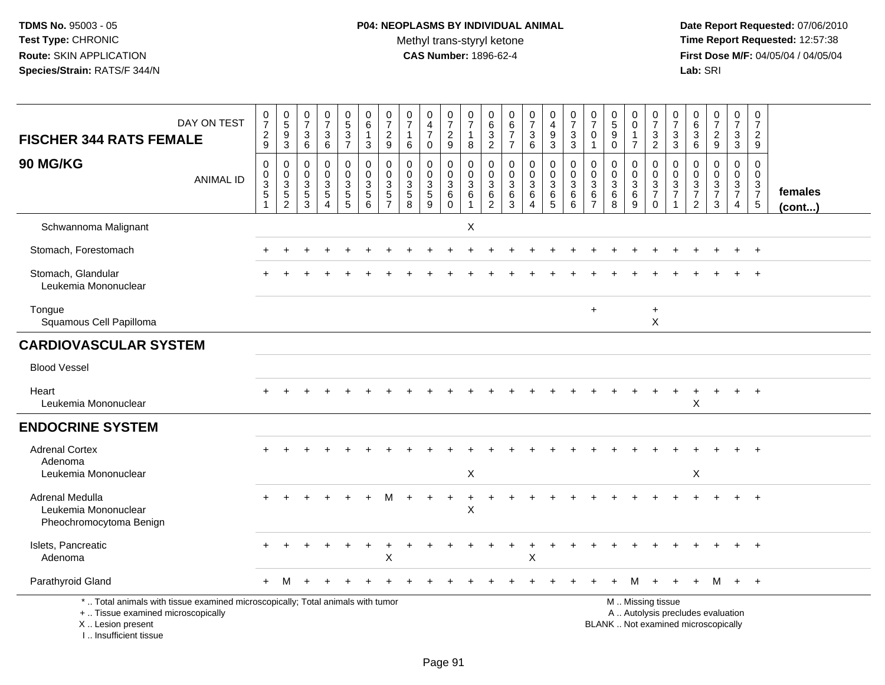**TDMS No.** 95003 - 05
**Test Type:** CHRONIC
**Route:** SKIN APPLICATION
**Species/Strain:** RATS/F 344/N

**P04: NEOPLASMS BY INDIVIDUAL ANIMAL**
Methyl trans-styryl ketone
**CAS Number:** 1896-62-4

**Date Report Requested:** 07/06/2010
**Time Report Requested:** 12:57:38
**First Dose M/F:** 04/05/04 / 04/05/04
**Lab:** SRI

| FISCHER 344 RATS FEMALE — DAY ON TEST | 0729 | 0593 | 0736 | 0736 | 0537 | 0613 | 0729 | 0716 | 0470 | 0729 | 0718 | 0632 | 0677 | 0736 | 0493 | 0733 | 0701 | 0590 | 0017 | 0732 | 0733 | 0636 | 0729 | 0733 | 0729 | |
|---|---|---|---|---|---|---|---|---|---|---|---|---|---|---|---|---|---|---|---|---|---|---|---|---|---|---|
| **90 MG/KG** — ANIMAL ID | 00351 | 00352 | 00353 | 00354 | 00355 | 00356 | 00357 | 00358 | 00359 | 00360 | 00361 | 00362 | 00363 | 00364 | 00365 | 00366 | 00367 | 00368 | 00369 | 00370 | 00371 | 00372 | 00373 | 00374 | 00375 | **females (cont...)** |
| Schwannoma Malignant | | | | | | | | | | | X | | | | | | | | | | | | | | | |
| Stomach, Forestomach | + | + | + | + | + | + | + | + | + | + | + | + | + | + | + | + | + | + | + | + | + | + | + | + | + | |
| Stomach, Glandular | + | + | + | + | + | + | + | + | + | + | + | + | + | + | + | + | + | + | + | + | + | + | + | + | + | |
| Leukemia Mononuclear | | | | | | | | | | | | | | | | | | | | | | | | | | |
| Tongue | | | | | | | | | | | | | | | | | + | | | + | | | | | | |
| Squamous Cell Papilloma | | | | | | | | | | | | | | | | | | | | X | | | | | | |
| **CARDIOVASCULAR SYSTEM** | | | | | | | | | | | | | | | | | | | | | | | | | | |
| Blood Vessel | | | | | | | | | | | | | | | | | | | | | | | | | | |
| Heart | + | + | + | + | + | + | + | + | + | + | + | + | + | + | + | + | + | + | + | + | + | + | + | + | + | |
| Leukemia Mononuclear | | | | | | | | | | | | | | | | | | | | | | X | | | | |
| **ENDOCRINE SYSTEM** | | | | | | | | | | | | | | | | | | | | | | | | | | |
| Adrenal Cortex | + | + | + | + | + | + | + | + | + | + | + | + | + | + | + | + | + | + | + | + | + | + | + | + | + | |
| Adenoma | | | | | | | | | | | | | | | | | | | | | | | | | | |
| Leukemia Mononuclear | | | | | | | | | | | X | | | | | | | | | | | X | | | | |
| Adrenal Medulla | + | + | + | + | + | + | M | + | + | + | + | + | + | + | + | + | + | + | + | + | + | + | + | + | + | |
| Leukemia Mononuclear | | | | | | | | | | | X | | | | | | | | | | | | | | | |
| Pheochromocytoma Benign | | | | | | | | | | | | | | | | | | | | | | | | | | |
| Islets, Pancreatic | + | + | + | + | + | + | + | + | + | + | + | + | + | + | + | + | + | + | + | + | + | + | + | + | + | |
| Adenoma | | | | | | | X | | | | | | | X | | | | | | | | | | | | |
| Parathyroid Gland | + | M | + | + | + | + | + | + | + | + | + | + | + | + | + | + | + | + | M | + | + | + | M | + | + | |

\* .. Total animals with tissue examined microscopically; Total animals with tumor
\+ .. Tissue examined microscopically
X .. Lesion present
I .. Insufficient tissue

M .. Missing tissue
A .. Autolysis precludes evaluation
BLANK .. Not examined microscopically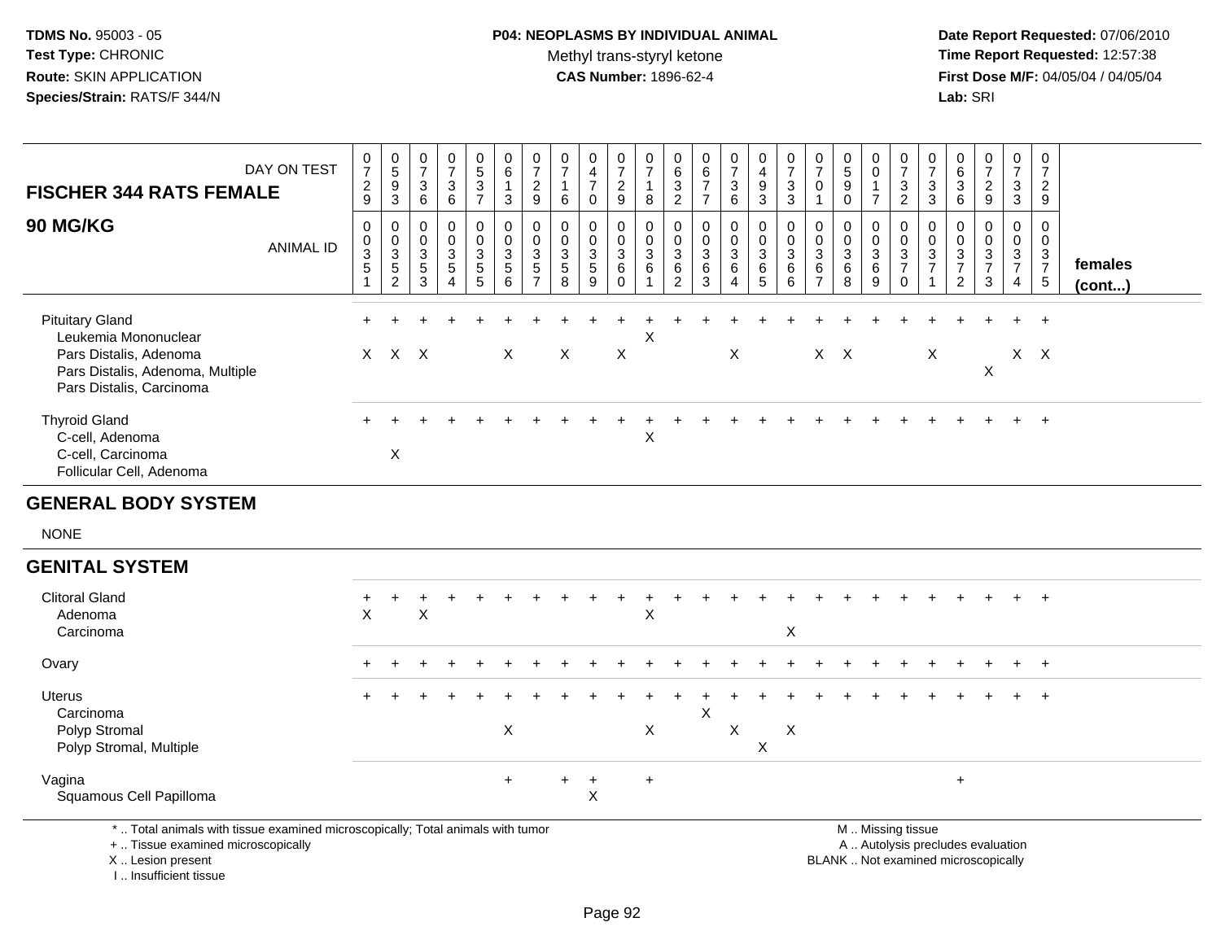**TDMS No.** 95003 - 05
**Test Type:** CHRONIC
**Route:** SKIN APPLICATION
**Species/Strain:** RATS/F 344/N

**P04: NEOPLASMS BY INDIVIDUAL ANIMAL**
Methyl trans-styryl ketone
**CAS Number:** 1896-62-4

**Date Report Requested:** 07/06/2010
**Time Report Requested:** 12:57:38
**First Dose M/F:** 04/05/04 / 04/05/04
**Lab:** SRI

| FISCHER 344 RATS FEMALE 90 MG/KG | DAY ON TEST | 0729 | 0593 | 0736 | 0736 | 0537 | 0613 | 0729 | 0716 | 0470 | 0729 | 0718 | 0632 | 0677 | 0736 | 0493 | 0733 | 0701 | 0590 | 0017 | 0732 | 0733 | 0636 | 0729 | 0733 | 0729 | females (cont...) |
|---|---|---|---|---|---|---|---|---|---|---|---|---|---|---|---|---|---|---|---|---|---|---|---|---|---|---|---|
| | ANIMAL ID | 00351 | 00352 | 00353 | 00354 | 00355 | 00356 | 00357 | 00358 | 00359 | 00360 | 00361 | 00362 | 00363 | 00364 | 00365 | 00366 | 00367 | 00368 | 00369 | 00370 | 00371 | 00372 | 00373 | 00374 | 00375 | |
| Pituitary Gland | | + | + | + | + | + | + | + | + | + | + | + | + | + | + | + | + | + | + | + | + | + | + | + | + | + | |
| Leukemia Mononuclear | | | | | | | | | | | | X | | | | | | | | | | | | | | | |
| Pars Distalis, Adenoma | | X | X | X | | | X | | X | | X | | | | X | | | X | X | | | X | | | X | X | |
| Pars Distalis, Adenoma, Multiple | | | | | | | | | | | | | | | | | | | | | | | | X | | | |
| Pars Distalis, Carcinoma | | | | | | | | | | | | | | | | | | | | | | | | | | | |
| Thyroid Gland | | + | + | + | + | + | + | + | + | + | + | + | + | + | + | + | + | + | + | + | + | + | + | + | + | + | |
| C-cell, Adenoma | | | | | | | | | | | | X | | | | | | | | | | | | | | | |
| C-cell, Carcinoma | | | X | | | | | | | | | | | | | | | | | | | | | | | | |
| Follicular Cell, Adenoma | | | | | | | | | | | | | | | | | | | | | | | | | | | |
| **GENERAL BODY SYSTEM** | | | | | | | | | | | | | | | | | | | | | | | | | | | |
| NONE | | | | | | | | | | | | | | | | | | | | | | | | | | | |
| **GENITAL SYSTEM** | | | | | | | | | | | | | | | | | | | | | | | | | | | |
| Clitoral Gland | | + | + | + | + | + | + | + | + | + | + | + | + | + | + | + | + | + | + | + | + | + | + | + | + | + | |
| Adenoma | | X | | X | | | | | | | | X | | | | | | | | | | | | | | | |
| Carcinoma | | | | | | | | | | | | | | | | | X | | | | | | | | | | |
| Ovary | | + | + | + | + | + | + | + | + | + | + | + | + | + | + | + | + | + | + | + | + | + | + | + | + | + | |
| Uterus | | + | + | + | + | + | + | + | + | + | + | + | + | + | + | + | + | + | + | + | + | + | + | + | + | + | |
| Carcinoma | | | | | | | | | | | | | | X | | | | | | | | | | | | | |
| Polyp Stromal | | | | | | | X | | | | | X | | | X | | X | | | | | | | | | | |
| Polyp Stromal, Multiple | | | | | | | | | | | | | | | | X | | | | | | | | | | | |
| Vagina | | | | | | | + | | + | + | | + | | | | | | | | | | | + | | | | |
| Squamous Cell Papilloma | | | | | | | | | | X | | | | | | | | | | | | | | | | | |

\* .. Total animals with tissue examined microscopically; Total animals with tumor
\+ .. Tissue examined microscopically
X .. Lesion present
I .. Insufficient tissue

M .. Missing tissue
A .. Autolysis precludes evaluation
BLANK .. Not examined microscopically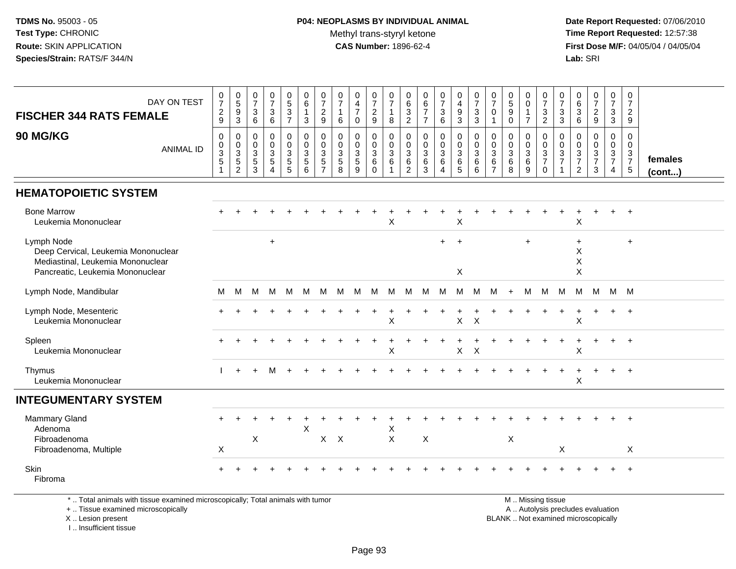**TDMS No.** 95003 - 05
**Test Type:** CHRONIC
**Route:** SKIN APPLICATION
**Species/Strain:** RATS/F 344/N

**P04: NEOPLASMS BY INDIVIDUAL ANIMAL**
Methyl trans-styryl ketone
**CAS Number:** 1896-62-4

**Date Report Requested:** 07/06/2010
**Time Report Requested:** 12:57:38
**First Dose M/F:** 04/05/04 / 04/05/04
**Lab:** SRI

## FISCHER 344 RATS FEMALE — 90 MG/KG

| DAY ON TEST | 729 | 593 | 736 | 736 | 537 | 613 | 729 | 716 | 470 | 729 | 718 | 632 | 677 | 736 | 493 | 733 | 701 | 590 | 017 | 732 | 733 | 636 | 729 | 733 | 729 | |
|---|---|---|---|---|---|---|---|---|---|---|---|---|---|---|---|---|---|---|---|---|---|---|---|---|---|---|
| **ANIMAL ID** | 0351 | 0352 | 0353 | 0354 | 0355 | 0356 | 0357 | 0358 | 0359 | 0360 | 0361 | 0362 | 0363 | 0364 | 0365 | 0366 | 0367 | 0368 | 0369 | 0370 | 0371 | 0372 | 0373 | 0374 | 0375 | **females (cont...)** |
| **HEMATOPOIETIC SYSTEM** | | | | | | | | | | | | | | | | | | | | | | | | | | |
| Bone Marrow | + | + | + | + | + | + | + | + | + | + | + | + | + | + | + | + | + | + | + | + | + | + | + | + | + | |
| Leukemia Mononuclear | | | | | | | | | | | X | | | | X | | | | | | | X | | | | |
| Lymph Node | | | | + | | | | | | | | | | + | + | | | | + | | | + | | | + | |
| Deep Cervical, Leukemia Mononuclear | | | | | | | | | | | | | | | | | | | | | | X | | | | |
| Mediastinal, Leukemia Mononuclear | | | | | | | | | | | | | | | | | | | | | | X | | | | |
| Pancreatic, Leukemia Mononuclear | | | | | | | | | | | | | | | X | | | | | | | X | | | | |
| Lymph Node, Mandibular | M | M | M | M | M | M | M | M | M | M | M | M | M | M | M | M | M | + | M | M | M | M | M | M | M | |
| Lymph Node, Mesenteric | + | + | + | + | + | + | + | + | + | + | + | + | + | + | + | + | + | + | + | + | + | + | + | + | + | |
| Leukemia Mononuclear | | | | | | | | | | | X | | | | X | X | | | | | | X | | | | |
| Spleen | + | + | + | + | + | + | + | + | + | + | + | + | + | + | + | + | + | + | + | + | + | + | + | + | + | |
| Leukemia Mononuclear | | | | | | | | | | | X | | | | X | X | | | | | | X | | | | |
| Thymus | I | + | + | M | + | + | + | + | + | + | + | + | + | + | + | + | + | + | + | + | + | + | + | + | + | |
| Leukemia Mononuclear | | | | | | | | | | | | | | | | | | | | | | X | | | | |
| **INTEGUMENTARY SYSTEM** | | | | | | | | | | | | | | | | | | | | | | | | | | |
| Mammary Gland | + | + | + | + | + | + | + | + | + | + | + | + | + | + | + | + | + | + | + | + | + | + | + | + | + | |
| Adenoma | | | | | | X | | | | | X | | | | | | | | | | | | | | | |
| Fibroadenoma | | | X | | | | X | X | | | X | | X | | | | | X | | | | | | | | |
| Fibroadenoma, Multiple | X | | | | | | | | | | | | | | | | | | | | X | | | | X | |
| Skin | + | + | + | + | + | + | + | + | + | + | + | + | + | + | + | + | + | + | + | + | + | + | + | + | + | |
| Fibroma | | | | | | | | | | | | | | | | | | | | | | | | | | |

\* .. Total animals with tissue examined microscopically; Total animals with tumor
\+ .. Tissue examined microscopically
X .. Lesion present
I .. Insufficient tissue

M .. Missing tissue
A .. Autolysis precludes evaluation
BLANK .. Not examined microscopically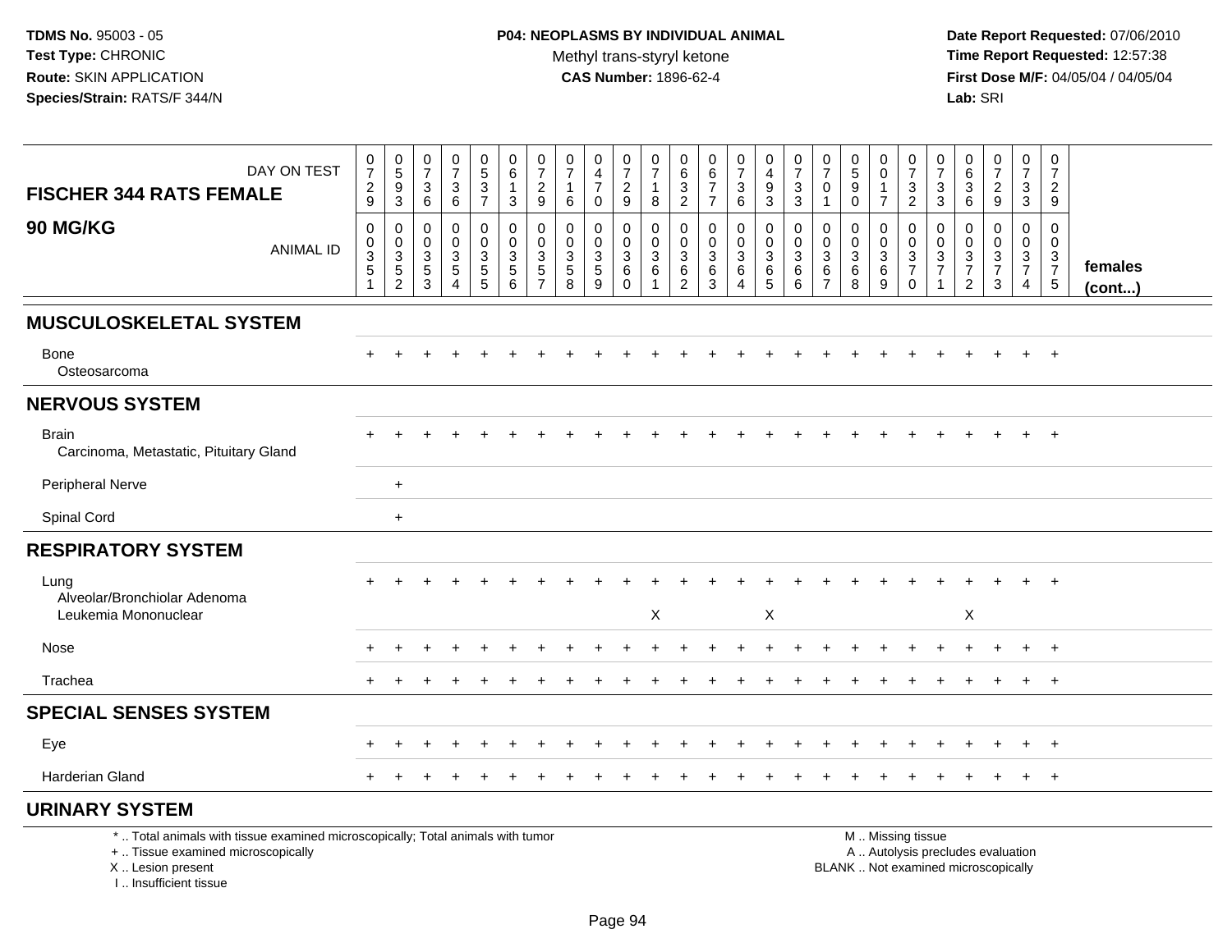TDMS No. 95003 - 05
Test Type: CHRONIC
Route: SKIN APPLICATION
Species/Strain: RATS/F 344/N

**P04: NEOPLASMS BY INDIVIDUAL ANIMAL**
Methyl trans-styryl ketone
**CAS Number:** 1896-62-4

Date Report Requested: 07/06/2010
Time Report Requested: 12:57:38
First Dose M/F: 04/05/04 / 04/05/04
Lab: SRI

| DAY ON TEST | 0729 | 0593 | 0736 | 0736 | 0537 | 0613 | 0729 | 0716 | 0470 | 0729 | 0718 | 0632 | 0677 | 0736 | 0493 | 0733 | 0701 | 0590 | 0017 | 0732 | 0733 | 0636 | 0729 | 0733 | 0729 | |
|---|---|---|---|---|---|---|---|---|---|---|---|---|---|---|---|---|---|---|---|---|---|---|---|---|---|---|
| **FISCHER 344 RATS FEMALE 90 MG/KG** ANIMAL ID | 00351 | 00352 | 00353 | 00354 | 00355 | 00356 | 00357 | 00358 | 00359 | 00360 | 00361 | 00362 | 00363 | 00364 | 00365 | 00366 | 00367 | 00368 | 00369 | 00370 | 00371 | 00372 | 00373 | 00374 | 00375 | **females (cont...)** |
| **MUSCULOSKELETAL SYSTEM** | | | | | | | | | | | | | | | | | | | | | | | | | | |
| Bone | + | + | + | + | + | + | + | + | + | + | + | + | + | + | + | + | + | + | + | + | + | + | + | + | + | |
| Osteosarcoma | | | | | | | | | | | | | | | | | | | | | | | | | | |
| **NERVOUS SYSTEM** | | | | | | | | | | | | | | | | | | | | | | | | | | |
| Brain | + | + | + | + | + | + | + | + | + | + | + | + | + | + | + | + | + | + | + | + | + | + | + | + | + | |
| Carcinoma, Metastatic, Pituitary Gland | | | | | | | | | | | | | | | | | | | | | | | | | | |
| Peripheral Nerve | | + | | | | | | | | | | | | | | | | | | | | | | | | |
| Spinal Cord | | + | | | | | | | | | | | | | | | | | | | | | | | | |
| **RESPIRATORY SYSTEM** | | | | | | | | | | | | | | | | | | | | | | | | | | |
| Lung | + | + | + | + | + | + | + | + | + | + | + | + | + | + | + | + | + | + | + | + | + | + | + | + | + | |
| Alveolar/Bronchiolar Adenoma | | | | | | | | | | | | | | | | | | | | | | | | | | |
| Leukemia Mononuclear | | | | | | | | | | | X | | | | X | | | | | | | X | | | | |
| Nose | + | + | + | + | + | + | + | + | + | + | + | + | + | + | + | + | + | + | + | + | + | + | + | + | + | |
| Trachea | + | + | + | + | + | + | + | + | + | + | + | + | + | + | + | + | + | + | + | + | + | + | + | + | + | |
| **SPECIAL SENSES SYSTEM** | | | | | | | | | | | | | | | | | | | | | | | | | | |
| Eye | + | + | + | + | + | + | + | + | + | + | + | + | + | + | + | + | + | + | + | + | + | + | + | + | + | |
| Harderian Gland | + | + | + | + | + | + | + | + | + | + | + | + | + | + | + | + | + | + | + | + | + | + | + | + | + | |
| **URINARY SYSTEM** | | | | | | | | | | | | | | | | | | | | | | | | | | |

\* .. Total animals with tissue examined microscopically; Total animals with tumor
\+ .. Tissue examined microscopically
X .. Lesion present
I .. Insufficient tissue

M .. Missing tissue
A .. Autolysis precludes evaluation
BLANK .. Not examined microscopically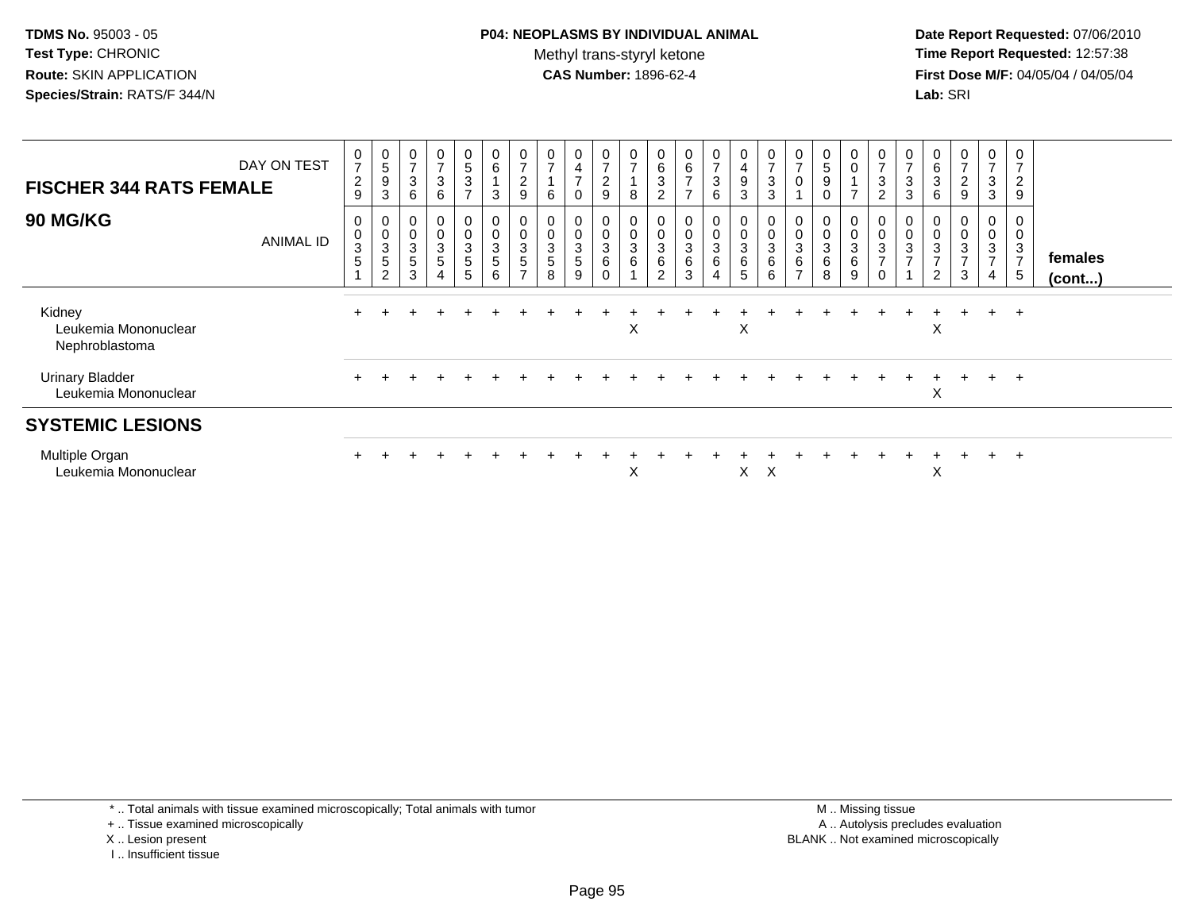**TDMS No.** 95003 - 05
**Test Type:** CHRONIC
**Route:** SKIN APPLICATION
**Species/Strain:** RATS/F 344/N

**P04: NEOPLASMS BY INDIVIDUAL ANIMAL**
Methyl trans-styryl ketone
**CAS Number:** 1896-62-4

**Date Report Requested:** 07/06/2010
**Time Report Requested:** 12:57:38
**First Dose M/F:** 04/05/04 / 04/05/04
**Lab:** SRI

| FISCHER 344 RATS FEMALE — DAY ON TEST | 0729 | 0593 | 0736 | 0736 | 0537 | 0613 | 0729 | 0716 | 0470 | 0729 | 0718 | 0632 | 0677 | 0736 | 0493 | 0733 | 0701 | 0590 | 0017 | 0732 | 0733 | 0636 | 0729 | 0733 | 0729 | |
|---|---|---|---|---|---|---|---|---|---|---|---|---|---|---|---|---|---|---|---|---|---|---|---|---|---|---|
| **90 MG/KG** — ANIMAL ID | 00351 | 00352 | 00353 | 00354 | 00355 | 00356 | 00357 | 00358 | 00359 | 00360 | 00361 | 00362 | 00363 | 00364 | 00365 | 00366 | 00367 | 00368 | 00369 | 00370 | 00371 | 00372 | 00373 | 00374 | 00375 | **females (cont...)** |
| Kidney | + | + | + | + | + | + | + | + | + | + | + | + | + | + | + | + | + | + | + | + | + | + | + | + | + | |
| Leukemia Mononuclear | | | | | | | | | | | X | | | | X | | | | | | | X | | | | |
| Nephroblastoma | | | | | | | | | | | | | | | | | | | | | | | | | | |
| Urinary Bladder | + | + | + | + | + | + | + | + | + | + | + | + | + | + | + | + | + | + | + | + | + | + | + | + | + | |
| Leukemia Mononuclear | | | | | | | | | | | | | | | | | | | | | | X | | | | |
| **SYSTEMIC LESIONS** | | | | | | | | | | | | | | | | | | | | | | | | | | |
| Multiple Organ | + | + | + | + | + | + | + | + | + | + | + | + | + | + | + | + | + | + | + | + | + | + | + | + | + | |
| Leukemia Mononuclear | | | | | | | | | | | X | | | | X | X | | | | | | X | | | | |

\* .. Total animals with tissue examined microscopically; Total animals with tumor
\+ .. Tissue examined microscopically
X .. Lesion present
I .. Insufficient tissue

M .. Missing tissue
A .. Autolysis precludes evaluation
BLANK .. Not examined microscopically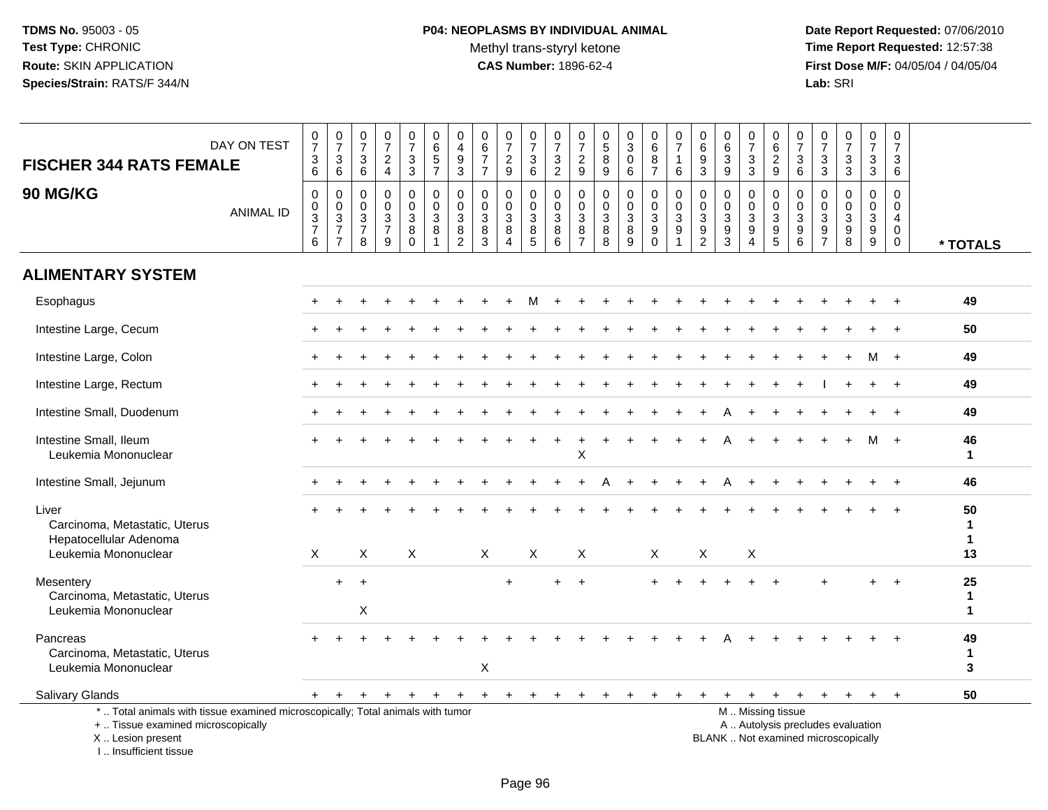**TDMS No.** 95003 - 05
**Test Type:** CHRONIC
**Route:** SKIN APPLICATION
**Species/Strain:** RATS/F 344/N

**P04: NEOPLASMS BY INDIVIDUAL ANIMAL**
Methyl trans-styryl ketone
**CAS Number:** 1896-62-4

**Date Report Requested:** 07/06/2010
**Time Report Requested:** 12:57:38
**First Dose M/F:** 04/05/04 / 04/05/04
**Lab:** SRI

| FISCHER 344 RATS FEMALE — DAY ON TEST | 0736 | 0736 | 0736 | 0724 | 0733 | 0657 | 0493 | 0677 | 0729 | 0736 | 0732 | 0729 | 0589 | 0306 | 0687 | 0716 | 0693 | 0639 | 0733 | 0629 | 0736 | 0733 | 0733 | 0733 | 0736 | |
|---|---|---|---|---|---|---|---|---|---|---|---|---|---|---|---|---|---|---|---|---|---|---|---|---|---|---|
| **90 MG/KG** — ANIMAL ID | 00376 | 00377 | 00378 | 00379 | 00380 | 00381 | 00382 | 00383 | 00384 | 00385 | 00386 | 00387 | 00388 | 00389 | 00390 | 00391 | 00392 | 00393 | 00394 | 00395 | 00396 | 00397 | 00398 | 00399 | 00400 | *** TOTALS** |
| **ALIMENTARY SYSTEM** | | | | | | | | | | | | | | | | | | | | | | | | | | |
| Esophagus | + | + | + | + | + | + | + | + | + | M | + | + | + | + | + | + | + | + | + | + | + | + | + | + | + | 49 |
| Intestine Large, Cecum | + | + | + | + | + | + | + | + | + | + | + | + | + | + | + | + | + | + | + | + | + | + | + | + | + | 50 |
| Intestine Large, Colon | + | + | + | + | + | + | + | + | + | + | + | + | + | + | + | + | + | + | + | + | + | + | + | M | + | 49 |
| Intestine Large, Rectum | + | + | + | + | + | + | + | + | + | + | + | + | + | + | + | + | + | + | + | + | + | I | + | + | + | 49 |
| Intestine Small, Duodenum | + | + | + | + | + | + | + | + | + | + | + | + | + | + | + | + | + | A | + | + | + | + | + | + | + | 49 |
| Intestine Small, Ileum | + | + | + | + | + | + | + | + | + | + | + | + | + | + | + | + | + | A | + | + | + | + | + | M | + | 46 |
| Leukemia Mononuclear | | | | | | | | | | | | X | | | | | | | | | | | | | | 1 |
| Intestine Small, Jejunum | + | + | + | + | + | + | + | + | + | + | + | + | A | + | + | + | + | A | + | + | + | + | + | + | + | 46 |
| Liver | + | + | + | + | + | + | + | + | + | + | + | + | + | + | + | + | + | + | + | + | + | + | + | + | + | 50 |
| Carcinoma, Metastatic, Uterus | | | | | | | | | | | | | | | | | | | | | | | | | | 1 |
| Hepatocellular Adenoma | | | | | | | | | | | | | | | | | | | | | | | | | | 1 |
| Leukemia Mononuclear | X | | X | | X | | | X | | X | | X | | | X | | X | | X | | | | | | | 13 |
| Mesentery | | + | + | | | | | | + | | + | + | | | + | + | + | + | + | + | | + | | + | + | 25 |
| Carcinoma, Metastatic, Uterus | | | | | | | | | | | | | | | | | | | | | | | | | | 1 |
| Leukemia Mononuclear | | | X | | | | | | | | | | | | | | | | | | | | | | | 1 |
| Pancreas | + | + | + | + | + | + | + | + | + | + | + | + | + | + | + | + | + | A | + | + | + | + | + | + | + | 49 |
| Carcinoma, Metastatic, Uterus | | | | | | | | | | | | | | | | | | | | | | | | | | 1 |
| Leukemia Mononuclear | | | | | | | | X | | | | | | | | | | | | | | | | | | 3 |
| Salivary Glands | + | + | + | + | + | + | + | + | + | + | + | + | + | + | + | + | + | + | + | + | + | + | + | + | + | 50 |

\* .. Total animals with tissue examined microscopically; Total animals with tumor
\+ .. Tissue examined microscopically
X .. Lesion present
I .. Insufficient tissue

M .. Missing tissue
A .. Autolysis precludes evaluation
BLANK .. Not examined microscopically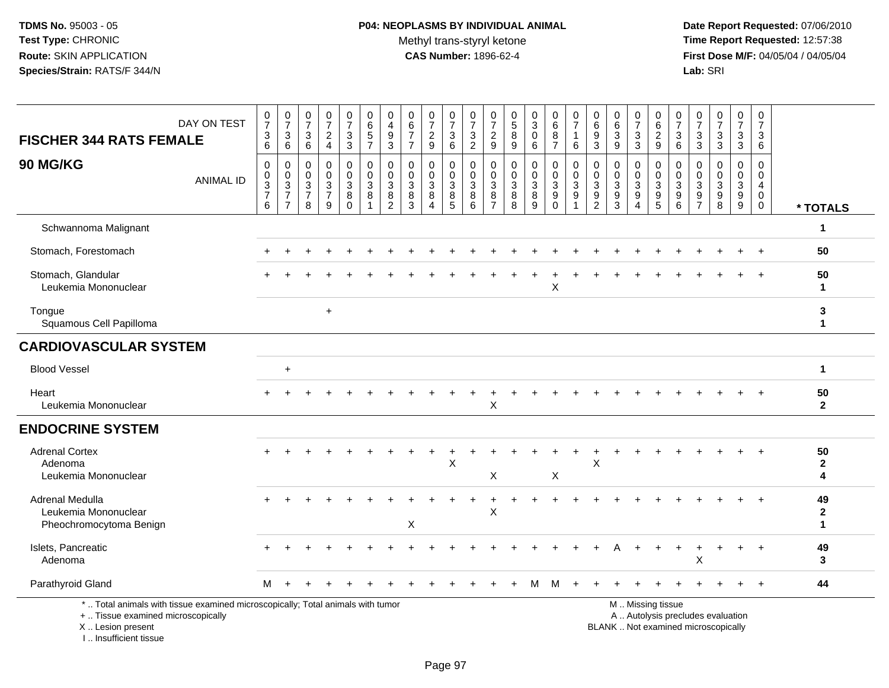**TDMS No.** 95003 - 05
**Test Type:** CHRONIC
**Route:** SKIN APPLICATION
**Species/Strain:** RATS/F 344/N

**P04: NEOPLASMS BY INDIVIDUAL ANIMAL**
Methyl trans-styryl ketone
**CAS Number:** 1896-62-4

**Date Report Requested:** 07/06/2010
**Time Report Requested:** 12:57:38
**First Dose M/F:** 04/05/04 / 04/05/04
**Lab:** SRI

## FISCHER 344 RATS FEMALE
## 90 MG/KG

| DAY ON TEST | 0736 | 0736 | 0736 | 0724 | 0733 | 0657 | 0493 | 0677 | 0729 | 0736 | 0732 | 0729 | 0589 | 0306 | 0687 | 0716 | 0693 | 0639 | 0733 | 0629 | 0736 | 0733 | 0733 | 0733 | 0736 | |
|---|---|---|---|---|---|---|---|---|---|---|---|---|---|---|---|---|---|---|---|---|---|---|---|---|---|---|
| **ANIMAL ID** | 0037 6 | 0037 7 | 0037 8 | 0037 9 | 0038 0 | 0038 1 | 0038 2 | 0038 3 | 0038 4 | 0038 5 | 0038 6 | 0038 7 | 0038 8 | 0038 9 | 0039 0 | 0039 1 | 0039 2 | 0039 3 | 0039 4 | 0039 5 | 0039 6 | 0039 7 | 0039 8 | 0039 9 | 0040 0 | **\* TOTALS** |
| Schwannoma Malignant | | | | | | | | | | | | | | | | | | | | | | | | | | 1 |
| Stomach, Forestomach | + | + | + | + | + | + | + | + | + | + | + | + | + | + | + | + | + | + | + | + | + | + | + | + | + | 50 |
| Stomach, Glandular | + | + | + | + | + | + | + | + | + | + | + | + | + | + | + | + | + | + | + | + | + | + | + | + | + | 50 |
| Leukemia Mononuclear | | | | | | | | | | | | | | | X | | | | | | | | | | | 1 |
| Tongue | | | | + | | | | | | | | | | | | | | | | | | | | | | 3 |
| Squamous Cell Papilloma | | | | | | | | | | | | | | | | | | | | | | | | | | 1 |
| **CARDIOVASCULAR SYSTEM** | | | | | | | | | | | | | | | | | | | | | | | | | | |
| Blood Vessel | | + | | | | | | | | | | | | | | | | | | | | | | | | 1 |
| Heart | + | + | + | + | + | + | + | + | + | + | + | + | + | + | + | + | + | + | + | + | + | + | + | + | + | 50 |
| Leukemia Mononuclear | | | | | | | | | | | | X | | | | | | | | | | | | | | 2 |
| **ENDOCRINE SYSTEM** | | | | | | | | | | | | | | | | | | | | | | | | | | |
| Adrenal Cortex | + | + | + | + | + | + | + | + | + | + | + | + | + | + | + | + | + | + | + | + | + | + | + | + | + | 50 |
| Adenoma | | | | | | | | | | X | | | | | | | X | | | | | | | | | 2 |
| Leukemia Mononuclear | | | | | | | | | | | | X | | | X | | | | | | | | | | | 4 |
| Adrenal Medulla | + | + | + | + | + | + | + | + | + | + | + | + | + | + | + | + | + | + | + | + | + | + | + | + | + | 49 |
| Leukemia Mononuclear | | | | | | | | | | | | X | | | | | | | | | | | | | | 2 |
| Pheochromocytoma Benign | | | | | | | | X | | | | | | | | | | | | | | | | | | 1 |
| Islets, Pancreatic | + | + | + | + | + | + | + | + | + | + | + | + | + | + | + | + | + | A | + | + | + | + | + | + | + | 49 |
| Adenoma | | | | | | | | | | | | | | | | | | | | | | X | | | | 3 |
| Parathyroid Gland | M | + | + | + | + | + | + | + | + | + | + | + | + | M | M | + | + | + | + | + | + | + | + | + | + | 44 |

\* .. Total animals with tissue examined microscopically; Total animals with tumor
\+ .. Tissue examined microscopically
X .. Lesion present
I .. Insufficient tissue

M .. Missing tissue
A .. Autolysis precludes evaluation
BLANK .. Not examined microscopically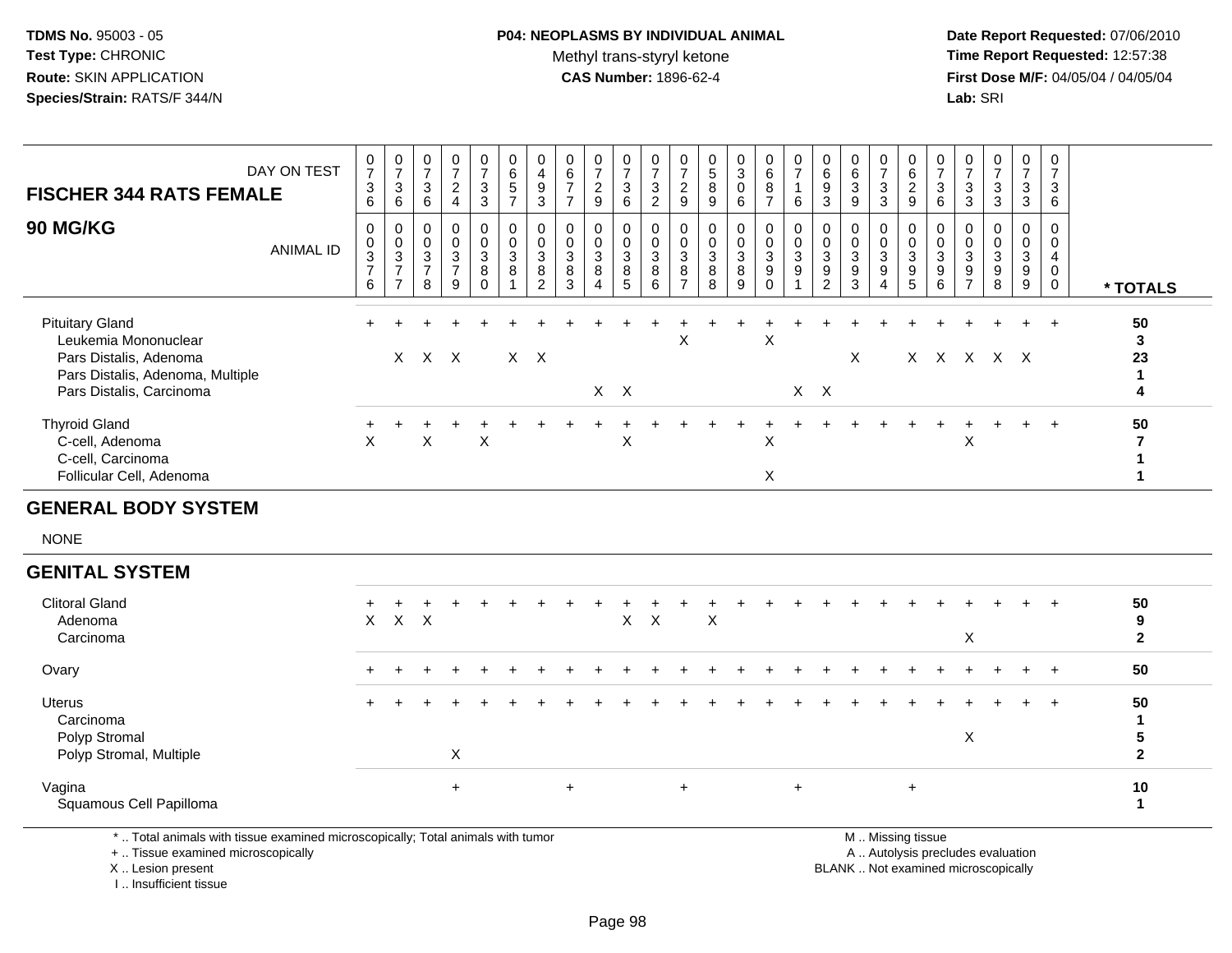**TDMS No.** 95003 - 05
**Test Type:** CHRONIC
**Route:** SKIN APPLICATION
**Species/Strain:** RATS/F 344/N

**P04: NEOPLASMS BY INDIVIDUAL ANIMAL**
Methyl trans-styryl ketone
**CAS Number:** 1896-62-4

**Date Report Requested:** 07/06/2010
**Time Report Requested:** 12:57:38
**First Dose M/F:** 04/05/04 / 04/05/04
**Lab:** SRI

| FISCHER 344 RATS FEMALE — DAY ON TEST | 0736 | 0736 | 0736 | 0724 | 0733 | 0657 | 0493 | 0677 | 0729 | 0736 | 0732 | 0729 | 0589 | 0306 | 0687 | 0716 | 0693 | 0639 | 0733 | 0629 | 0736 | 0733 | 0733 | 0733 | 0736 | |
|---|---|---|---|---|---|---|---|---|---|---|---|---|---|---|---|---|---|---|---|---|---|---|---|---|---|---|
| **90 MG/KG** — ANIMAL ID | 00376 | 00377 | 00378 | 00379 | 00380 | 00381 | 00382 | 00383 | 00384 | 00385 | 00386 | 00387 | 00388 | 00389 | 00390 | 00391 | 00392 | 00393 | 00394 | 00395 | 00396 | 00397 | 00398 | 00399 | 00400 | *** TOTALS** |
| Pituitary Gland | + | + | + | + | + | + | + | + | + | + | + | + | + | + | + | + | + | + | + | + | + | + | + | + | + | **50** |
| Leukemia Mononuclear | | | | | | | | | | | | X | | | X | | | | | | | | | | | **3** |
| Pars Distalis, Adenoma | | X | X | X | | X | X | | | | | | | | | | | X | | X | X | X | X | X | | **23** |
| Pars Distalis, Adenoma, Multiple | | | | | | | | | | | | | | | | | | | | | | | | | | **1** |
| Pars Distalis, Carcinoma | | | | | | | | | X | X | | | | | | X | X | | | | | | | | | **4** |
| Thyroid Gland | + | + | + | + | + | + | + | + | + | + | + | + | + | + | + | + | + | + | + | + | + | + | + | + | + | **50** |
| C-cell, Adenoma | X | | X | | X | | | | | X | | | | | X | | | | | | | X | | | | **7** |
| C-cell, Carcinoma | | | | | | | | | | | | | | | | | | | | | | | | | | **1** |
| Follicular Cell, Adenoma | | | | | | | | | | | | | | | X | | | | | | | | | | | **1** |
| **GENERAL BODY SYSTEM** | | | | | | | | | | | | | | | | | | | | | | | | | | |
| NONE | | | | | | | | | | | | | | | | | | | | | | | | | | |
| **GENITAL SYSTEM** | | | | | | | | | | | | | | | | | | | | | | | | | | |
| Clitoral Gland | + | + | + | + | + | + | + | + | + | + | + | + | + | + | + | + | + | + | + | + | + | + | + | + | + | **50** |
| Adenoma | X | X | X | | | | | | | X | X | | X | | | | | | | | | | | | | **9** |
| Carcinoma | | | | | | | | | | | | | | | | | | | | | | X | | | | **2** |
| Ovary | + | + | + | + | + | + | + | + | + | + | + | + | + | + | + | + | + | + | + | + | + | + | + | + | + | **50** |
| Uterus | + | + | + | + | + | + | + | + | + | + | + | + | + | + | + | + | + | + | + | + | + | + | + | + | + | **50** |
| Carcinoma | | | | | | | | | | | | | | | | | | | | | | | | | | **1** |
| Polyp Stromal | | | | | | | | | | | | | | | | | | | | | | X | | | | **5** |
| Polyp Stromal, Multiple | | | | X | | | | | | | | | | | | | | | | | | | | | | **2** |
| Vagina | | | | + | | | | + | | | | + | | | | + | | | | + | | | | | | **10** |
| Squamous Cell Papilloma | | | | | | | | | | | | | | | | | | | | | | | | | | **1** |

\* .. Total animals with tissue examined microscopically; Total animals with tumor
\+ .. Tissue examined microscopically
X .. Lesion present
I .. Insufficient tissue

M .. Missing tissue
A .. Autolysis precludes evaluation
BLANK .. Not examined microscopically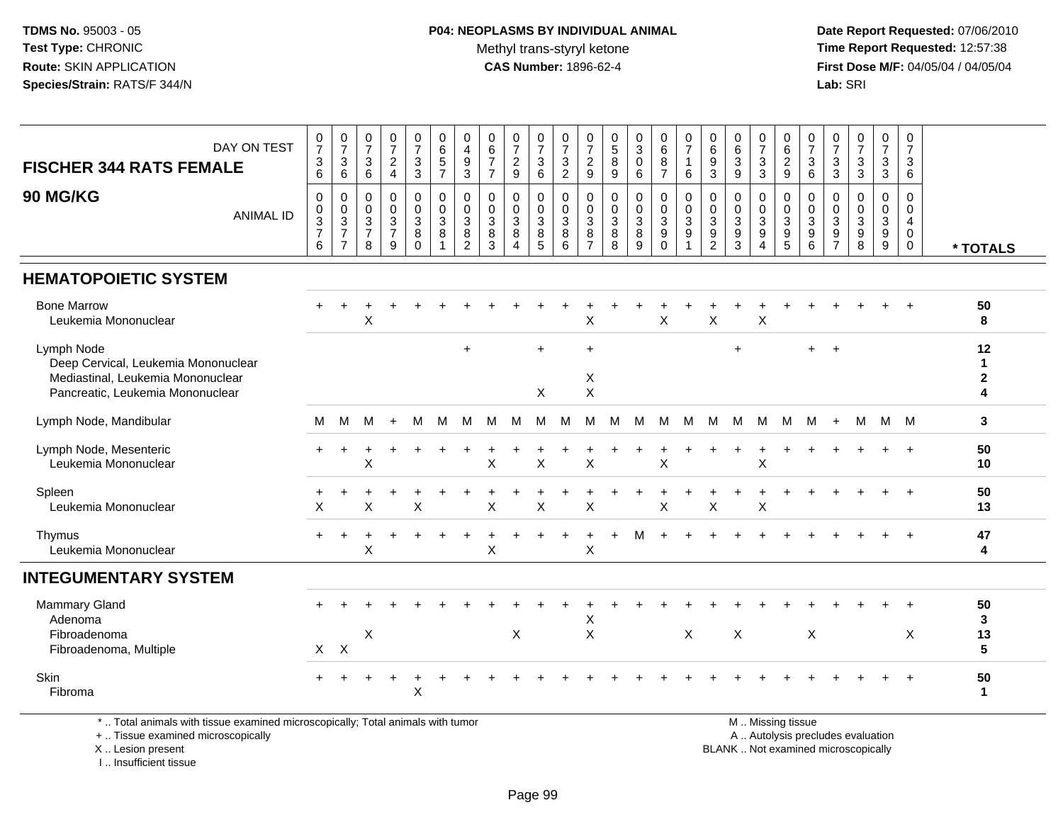**TDMS No.** 95003 - 05
**Test Type:** CHRONIC
**Route:** SKIN APPLICATION
**Species/Strain:** RATS/F 344/N

**P04: NEOPLASMS BY INDIVIDUAL ANIMAL**
Methyl trans-styryl ketone
**CAS Number:** 1896-62-4

**Date Report Requested:** 07/06/2010
**Time Report Requested:** 12:57:38
**First Dose M/F:** 04/05/04 / 04/05/04
**Lab:** SRI

## FISCHER 344 RATS FEMALE

## 90 MG/KG

| DAY ON TEST | 0736 | 0736 | 0736 | 0724 | 0733 | 0657 | 0493 | 0677 | 0729 | 0736 | 0732 | 0729 | 0589 | 0306 | 0687 | 0716 | 0693 | 0639 | 0733 | 0629 | 0736 | 0733 | 0733 | 0733 | 0736 | |
|---|---|---|---|---|---|---|---|---|---|---|---|---|---|---|---|---|---|---|---|---|---|---|---|---|---|---|
| **ANIMAL ID** | 0376 | 0377 | 0378 | 0379 | 0380 | 0381 | 0382 | 0383 | 0384 | 0385 | 0386 | 0387 | 0388 | 0389 | 0390 | 0391 | 0392 | 0393 | 0394 | 0395 | 0396 | 0397 | 0398 | 0399 | 0400 | *** TOTALS** |
| **HEMATOPOIETIC SYSTEM** | | | | | | | | | | | | | | | | | | | | | | | | | | |
| Bone Marrow | + | + | + | + | + | + | + | + | + | + | + | + | + | + | + | + | + | + | + | + | + | + | + | + | + | 50 |
| Leukemia Mononuclear | | | X | | | | | | | | | X | | | X | | X | | X | | | | | | | 8 |
| Lymph Node | | | | | | | + | | | + | | + | | | | | | + | | | + | + | | | | 12 |
| Deep Cervical, Leukemia Mononuclear | | | | | | | | | | | | | | | | | | | | | | | | | | 1 |
| Mediastinal, Leukemia Mononuclear | | | | | | | | | | | | X | | | | | | | | | | | | | | 2 |
| Pancreatic, Leukemia Mononuclear | | | | | | | | | | X | | X | | | | | | | | | | | | | | 4 |
| Lymph Node, Mandibular | M | M | M | + | M | M | M | M | M | M | M | M | M | M | M | M | M | M | M | M | M | + | M | M | M | 3 |
| Lymph Node, Mesenteric | + | + | + | + | + | + | + | + | + | + | + | + | + | + | + | + | + | + | + | + | + | + | + | + | + | 50 |
| Leukemia Mononuclear | | | X | | | | | X | | X | | X | | | X | | | | X | | | | | | | 10 |
| Spleen | + | + | + | + | + | + | + | + | + | + | + | + | + | + | + | + | + | + | + | + | + | + | + | + | + | 50 |
| Leukemia Mononuclear | X | | X | | X | | | X | | X | | X | | | X | | X | | X | | | | | | | 13 |
| Thymus | + | + | + | + | + | + | + | + | + | + | + | + | + | M | + | + | + | + | + | + | + | + | + | + | + | 47 |
| Leukemia Mononuclear | | | X | | | | | X | | | | X | | | | | | | | | | | | | | 4 |
| **INTEGUMENTARY SYSTEM** | | | | | | | | | | | | | | | | | | | | | | | | | | |
| Mammary Gland | + | + | + | + | + | + | + | + | + | + | + | + | + | + | + | + | + | + | + | + | + | + | + | + | + | 50 |
| Adenoma | | | | | | | | | | | | X | | | | | | | | | | | | | | 3 |
| Fibroadenoma | | | X | | | | | | X | | | X | | | | X | | X | | | X | | | | X | 13 |
| Fibroadenoma, Multiple | X | X | | | | | | | | | | | | | | | | | | | | | | | | 5 |
| Skin | + | + | + | + | + | + | + | + | + | + | + | + | + | + | + | + | + | + | + | + | + | + | + | + | + | 50 |
| Fibroma | | | | | X | | | | | | | | | | | | | | | | | | | | | 1 |

\* .. Total animals with tissue examined microscopically; Total animals with tumor
\+ .. Tissue examined microscopically
X .. Lesion present
I .. Insufficient tissue

M .. Missing tissue
A .. Autolysis precludes evaluation
BLANK .. Not examined microscopically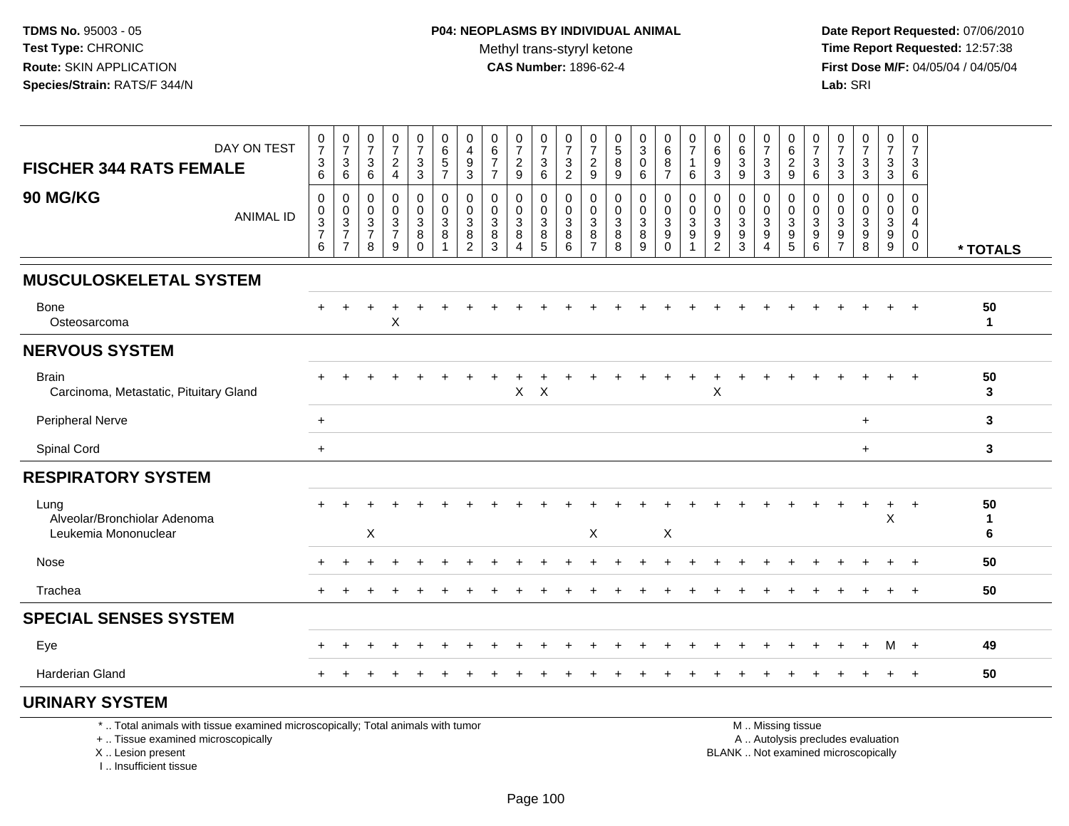**TDMS No.** 95003 - 05
**Test Type:** CHRONIC
**Route:** SKIN APPLICATION
**Species/Strain:** RATS/F 344/N

**P04: NEOPLASMS BY INDIVIDUAL ANIMAL**
Methyl trans-styryl ketone
**CAS Number:** 1896-62-4

**Date Report Requested:** 07/06/2010
**Time Report Requested:** 12:57:38
**First Dose M/F:** 04/05/04 / 04/05/04
**Lab:** SRI

| FISCHER 344 RATS FEMALE 90 MG/KG — DAY ON TEST | 0736 | 0736 | 0736 | 0724 | 0733 | 0657 | 0493 | 0677 | 0729 | 0736 | 0732 | 0729 | 0589 | 0306 | 0687 | 0716 | 0693 | 0639 | 0733 | 0629 | 0736 | 0733 | 0733 | 0733 | 0736 | |
|---|---|---|---|---|---|---|---|---|---|---|---|---|---|---|---|---|---|---|---|---|---|---|---|---|---|---|
| ANIMAL ID | 00376 | 00377 | 00378 | 00379 | 00380 | 00381 | 00382 | 00383 | 00384 | 00385 | 00386 | 00387 | 00388 | 00389 | 00390 | 00391 | 00392 | 00393 | 00394 | 00395 | 00396 | 00397 | 00398 | 00399 | 00400 | * TOTALS |
| **MUSCULOSKELETAL SYSTEM** | | | | | | | | | | | | | | | | | | | | | | | | | | |
| Bone | + | + | + | + | + | + | + | + | + | + | + | + | + | + | + | + | + | + | + | + | + | + | + | + | + | 50 |
| Osteosarcoma | | | | X | | | | | | | | | | | | | | | | | | | | | | 1 |
| **NERVOUS SYSTEM** | | | | | | | | | | | | | | | | | | | | | | | | | | |
| Brain | + | + | + | + | + | + | + | + | + | + | + | + | + | + | + | + | + | + | + | + | + | + | + | + | + | 50 |
| Carcinoma, Metastatic, Pituitary Gland | | | | | | | | | X | X | | | | | | | X | | | | | | | | | 3 |
| Peripheral Nerve | + | | | | | | | | | | | | | | | | | | | | | | + | | | 3 |
| Spinal Cord | + | | | | | | | | | | | | | | | | | | | | | | + | | | 3 |
| **RESPIRATORY SYSTEM** | | | | | | | | | | | | | | | | | | | | | | | | | | |
| Lung | + | + | + | + | + | + | + | + | + | + | + | + | + | + | + | + | + | + | + | + | + | + | + | + | + | 50 |
| Alveolar/Bronchiolar Adenoma | | | | | | | | | | | | | | | | | | | | | | | | X | | 1 |
| Leukemia Mononuclear | | | X | | | | | | | | | X | | | X | | | | | | | | | | | 6 |
| Nose | + | + | + | + | + | + | + | + | + | + | + | + | + | + | + | + | + | + | + | + | + | + | + | + | + | 50 |
| Trachea | + | + | + | + | + | + | + | + | + | + | + | + | + | + | + | + | + | + | + | + | + | + | + | + | + | 50 |
| **SPECIAL SENSES SYSTEM** | | | | | | | | | | | | | | | | | | | | | | | | | | |
| Eye | + | + | + | + | + | + | + | + | + | + | + | + | + | + | + | + | + | + | + | + | + | + | + | M | + | 49 |
| Harderian Gland | + | + | + | + | + | + | + | + | + | + | + | + | + | + | + | + | + | + | + | + | + | + | + | + | + | 50 |
| **URINARY SYSTEM** | | | | | | | | | | | | | | | | | | | | | | | | | | |

\* .. Total animals with tissue examined microscopically; Total animals with tumor
\+ .. Tissue examined microscopically
X .. Lesion present
I .. Insufficient tissue

M .. Missing tissue
A .. Autolysis precludes evaluation
BLANK .. Not examined microscopically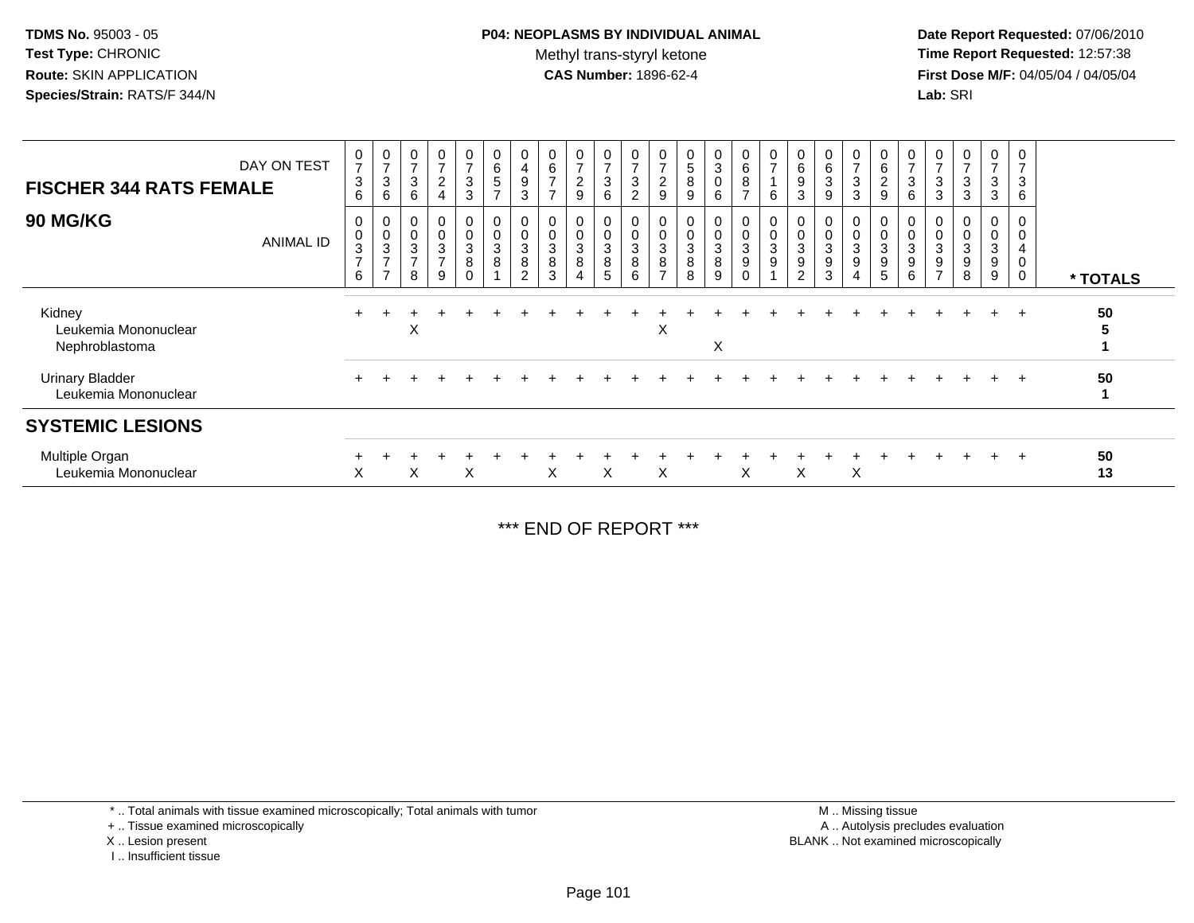**TDMS No.** 95003 - 05
**Test Type:** CHRONIC
**Route:** SKIN APPLICATION
**Species/Strain:** RATS/F 344/N

**P04: NEOPLASMS BY INDIVIDUAL ANIMAL**
Methyl trans-styryl ketone
**CAS Number:** 1896-62-4

**Date Report Requested:** 07/06/2010
**Time Report Requested:** 12:57:38
**First Dose M/F:** 04/05/04 / 04/05/04
**Lab:** SRI

| FISCHER 344 RATS FEMALE — DAY ON TEST | 0736 | 0736 | 0736 | 0724 | 0733 | 0657 | 0493 | 0677 | 0729 | 0736 | 0732 | 0729 | 0589 | 0306 | 0687 | 0716 | 0693 | 0639 | 0733 | 0629 | 0736 | 0733 | 0733 | 0733 | 0736 | |
|---|---|---|---|---|---|---|---|---|---|---|---|---|---|---|---|---|---|---|---|---|---|---|---|---|---|---|
| **90 MG/KG** — ANIMAL ID | 00376 | 00377 | 00378 | 00379 | 00380 | 00381 | 00382 | 00383 | 00384 | 00385 | 00386 | 00387 | 00388 | 00389 | 00390 | 00391 | 00392 | 00393 | 00394 | 00395 | 00396 | 00397 | 00398 | 00399 | 00400 | *** TOTALS** |
| Kidney | + | + | + | + | + | + | + | + | + | + | + | + | + | + | + | + | + | + | + | + | + | + | + | + | + | **50** |
| Leukemia Mononuclear | | | X | | | | | | | | | X | | | | | | | | | | | | | | **5** |
| Nephroblastoma | | | | | | | | | | | | | | X | | | | | | | | | | | | **1** |
| Urinary Bladder | + | + | + | + | + | + | + | + | + | + | + | + | + | + | + | + | + | + | + | + | + | + | + | + | + | **50** |
| Leukemia Mononuclear | | | | | | | | | | | | | | | | | | | | | | | | | | **1** |
| **SYSTEMIC LESIONS** | | | | | | | | | | | | | | | | | | | | | | | | | | |
| Multiple Organ | + | + | + | + | + | + | + | + | + | + | + | + | + | + | + | + | + | + | + | + | + | + | + | + | + | **50** |
| Leukemia Mononuclear | X | | X | | X | | | X | | X | | X | | | X | | X | | X | | | | | | | **13** |

*** END OF REPORT ***

* .. Total animals with tissue examined microscopically; Total animals with tumor
+ .. Tissue examined microscopically
X .. Lesion present
I .. Insufficient tissue

M .. Missing tissue
A .. Autolysis precludes evaluation
BLANK .. Not examined microscopically